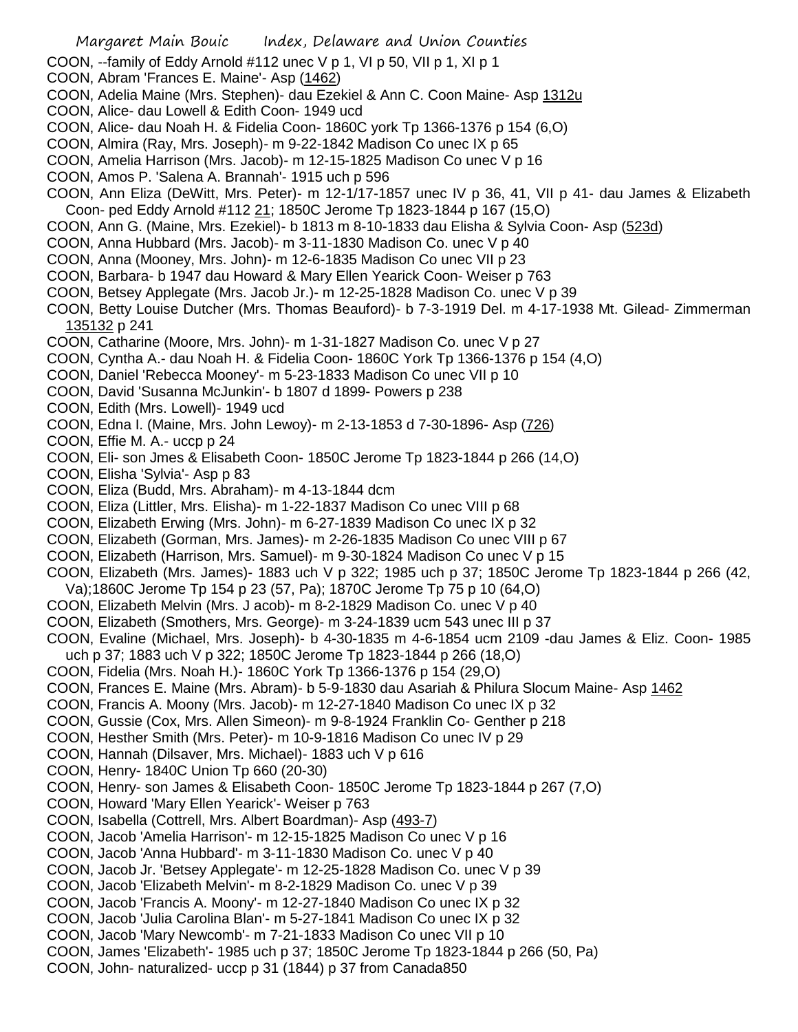COON, --family of Eddy Arnold #112 unec V p 1, VI p 50, VII p 1, XI p 1

COON, Abram 'Frances E. Maine'- Asp (1462)

COON, Adelia Maine (Mrs. Stephen)- dau Ezekiel & Ann C. Coon Maine- Asp 1312u

COON, Alice- dau Lowell & Edith Coon- 1949 ucd

COON, Alice- dau Noah H. & Fidelia Coon- 1860C york Tp 1366-1376 p 154 (6,O)

COON, Almira (Ray, Mrs. Joseph)- m 9-22-1842 Madison Co unec IX p 65

COON, Amelia Harrison (Mrs. Jacob)- m 12-15-1825 Madison Co unec V p 16

COON, Amos P. 'Salena A. Brannah'- 1915 uch p 596

COON, Ann Eliza (DeWitt, Mrs. Peter)- m 12-1/17-1857 unec IV p 36, 41, VII p 41- dau James & Elizabeth Coon- ped Eddy Arnold #112 21; 1850C Jerome Tp 1823-1844 p 167 (15,O)

COON, Ann G. (Maine, Mrs. Ezekiel)- b 1813 m 8-10-1833 dau Elisha & Sylvia Coon- Asp (523d)

COON, Anna Hubbard (Mrs. Jacob)- m 3-11-1830 Madison Co. unec V p 40

COON, Anna (Mooney, Mrs. John)- m 12-6-1835 Madison Co unec VII p 23

COON, Barbara- b 1947 dau Howard & Mary Ellen Yearick Coon- Weiser p 763

COON, Betsey Applegate (Mrs. Jacob Jr.)- m 12-25-1828 Madison Co. unec V p 39

COON, Betty Louise Dutcher (Mrs. Thomas Beauford)- b 7-3-1919 Del. m 4-17-1938 Mt. Gilead- Zimmerman 135132 p 241

COON, Catharine (Moore, Mrs. John)- m 1-31-1827 Madison Co. unec V p 27

COON, Cyntha A.- dau Noah H. & Fidelia Coon- 1860C York Tp 1366-1376 p 154 (4,O)

COON, Daniel 'Rebecca Mooney'- m 5-23-1833 Madison Co unec VII p 10

COON, David 'Susanna McJunkin'- b 1807 d 1899- Powers p 238

COON, Edith (Mrs. Lowell)- 1949 ucd

COON, Edna I. (Maine, Mrs. John Lewoy)- m 2-13-1853 d 7-30-1896- Asp (726)

COON, Effie M. A.- uccp p 24

COON, Eli- son Jmes & Elisabeth Coon- 1850C Jerome Tp 1823-1844 p 266 (14,O)

COON, Elisha 'Sylvia'- Asp p 83

COON, Eliza (Budd, Mrs. Abraham)- m 4-13-1844 dcm

COON, Eliza (Littler, Mrs. Elisha)- m 1-22-1837 Madison Co unec VIII p 68

COON, Elizabeth Erwing (Mrs. John)- m 6-27-1839 Madison Co unec IX p 32

COON, Elizabeth (Gorman, Mrs. James)- m 2-26-1835 Madison Co unec VIII p 67

COON, Elizabeth (Harrison, Mrs. Samuel)- m 9-30-1824 Madison Co unec V p 15

COON, Elizabeth (Mrs. James)- 1883 uch V p 322; 1985 uch p 37; 1850C Jerome Tp 1823-1844 p 266 (42, Va);1860C Jerome Tp 154 p 23 (57, Pa); 1870C Jerome Tp 75 p 10 (64,O)

COON, Elizabeth Melvin (Mrs. J acob)- m 8-2-1829 Madison Co. unec V p 40

COON, Elizabeth (Smothers, Mrs. George)- m 3-24-1839 ucm 543 unec III p 37

COON, Evaline (Michael, Mrs. Joseph)- b 4-30-1835 m 4-6-1854 ucm 2109 -dau James & Eliz. Coon- 1985 uch p 37; 1883 uch V p 322; 1850C Jerome Tp 1823-1844 p 266 (18,O)

COON, Fidelia (Mrs. Noah H.)- 1860C York Tp 1366-1376 p 154 (29,O)

COON, Frances E. Maine (Mrs. Abram)- b 5-9-1830 dau Asariah & Philura Slocum Maine- Asp 1462

COON, Francis A. Moony (Mrs. Jacob)- m 12-27-1840 Madison Co unec IX p 32

COON, Gussie (Cox, Mrs. Allen Simeon)- m 9-8-1924 Franklin Co- Genther p 218

COON, Hesther Smith (Mrs. Peter)- m 10-9-1816 Madison Co unec IV p 29

COON, Hannah (Dilsaver, Mrs. Michael)- 1883 uch V p 616

COON, Henry- 1840C Union Tp 660 (20-30)

COON, Henry- son James & Elisabeth Coon- 1850C Jerome Tp 1823-1844 p 267 (7,O)

COON, Howard 'Mary Ellen Yearick'- Weiser p 763

COON, Isabella (Cottrell, Mrs. Albert Boardman)- Asp (493-7)

COON, Jacob 'Amelia Harrison'- m 12-15-1825 Madison Co unec V p 16

COON, Jacob 'Anna Hubbard'- m 3-11-1830 Madison Co. unec V p 40

COON, Jacob Jr. 'Betsey Applegate'- m 12-25-1828 Madison Co. unec V p 39

COON, Jacob 'Elizabeth Melvin'- m 8-2-1829 Madison Co. unec V p 39

COON, Jacob 'Francis A. Moony'- m 12-27-1840 Madison Co unec IX p 32

COON, Jacob 'Julia Carolina Blan'- m 5-27-1841 Madison Co unec IX p 32

COON, Jacob 'Mary Newcomb'- m 7-21-1833 Madison Co unec VII p 10

COON, James 'Elizabeth'- 1985 uch p 37; 1850C Jerome Tp 1823-1844 p 266 (50, Pa)

COON, John- naturalized- uccp p 31 (1844) p 37 from Canada850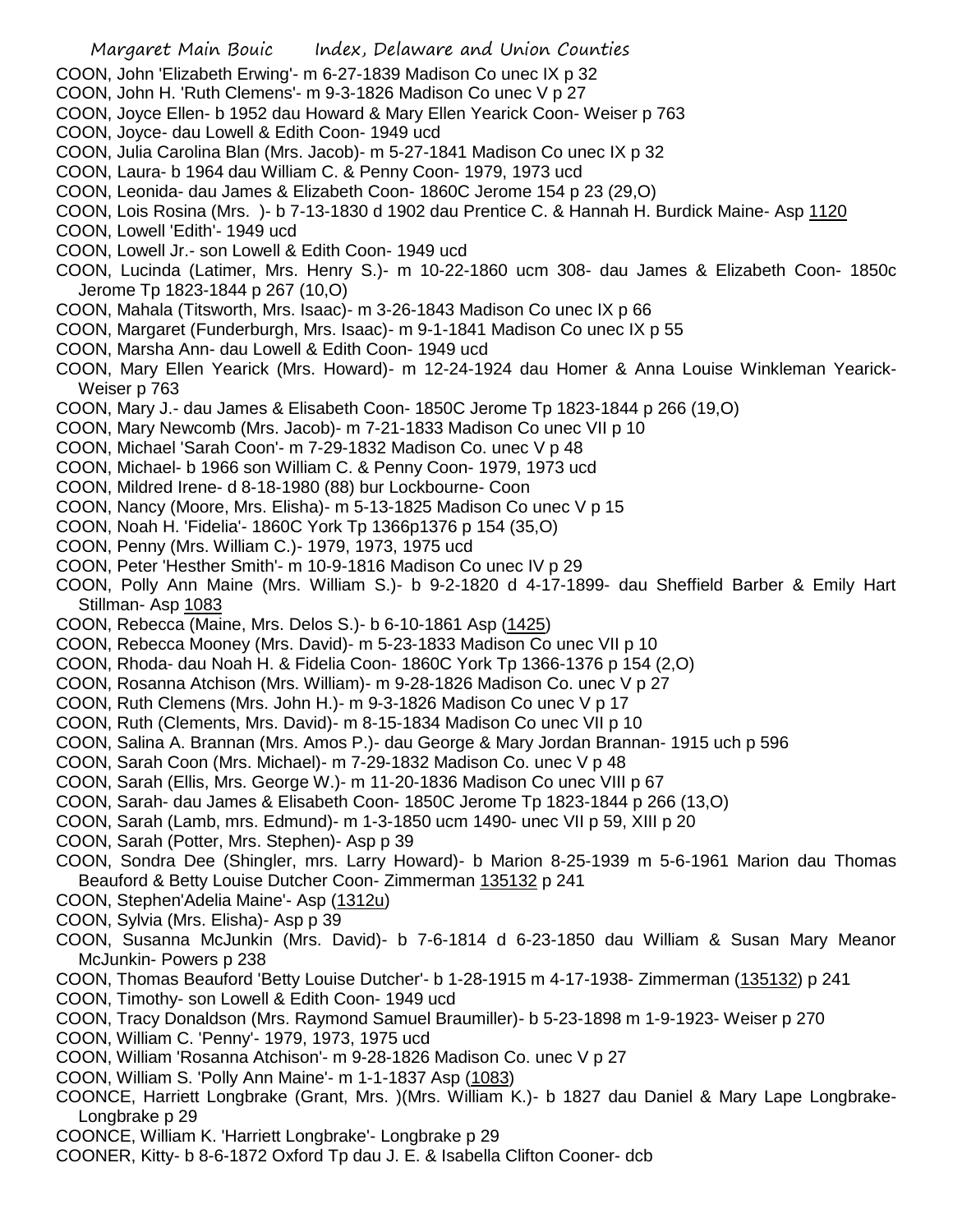COON, John 'Elizabeth Erwing'- m 6-27-1839 Madison Co unec IX p 32
COON, John H. 'Ruth Clemens'- m 9-3-1826 Madison Co unec V p 27
COON, Joyce Ellen- b 1952 dau Howard & Mary Ellen Yearick Coon- Weiser p 763
COON, Joyce- dau Lowell & Edith Coon- 1949 ucd
COON, Julia Carolina Blan (Mrs. Jacob)- m 5-27-1841 Madison Co unec IX p 32
COON, Laura- b 1964 dau William C. & Penny Coon- 1979, 1973 ucd
COON, Leonida- dau James & Elizabeth Coon- 1860C Jerome 154 p 23 (29,O)
COON, Lois Rosina (Mrs. )- b 7-13-1830 d 1902 dau Prentice C. & Hannah H. Burdick Maine- Asp 1120
COON, Lowell 'Edith'- 1949 ucd
COON, Lowell Jr.- son Lowell & Edith Coon- 1949 ucd
COON, Lucinda (Latimer, Mrs. Henry S.)- m 10-22-1860 ucm 308- dau James & Elizabeth Coon- 1850c Jerome Tp 1823-1844 p 267 (10,O)
COON, Mahala (Titsworth, Mrs. Isaac)- m 3-26-1843 Madison Co unec IX p 66
COON, Margaret (Funderburgh, Mrs. Isaac)- m 9-1-1841 Madison Co unec IX p 55
COON, Marsha Ann- dau Lowell & Edith Coon- 1949 ucd
COON, Mary Ellen Yearick (Mrs. Howard)- m 12-24-1924 dau Homer & Anna Louise Winkleman Yearick- Weiser p 763
COON, Mary J.- dau James & Elisabeth Coon- 1850C Jerome Tp 1823-1844 p 266 (19,O)
COON, Mary Newcomb (Mrs. Jacob)- m 7-21-1833 Madison Co unec VII p 10
COON, Michael 'Sarah Coon'- m 7-29-1832 Madison Co. unec V p 48
COON, Michael- b 1966 son William C. & Penny Coon- 1979, 1973 ucd
COON, Mildred Irene- d 8-18-1980 (88) bur Lockbourne- Coon
COON, Nancy (Moore, Mrs. Elisha)- m 5-13-1825 Madison Co unec V p 15
COON, Noah H. 'Fidelia'- 1860C York Tp 1366p1376 p 154 (35,O)
COON, Penny (Mrs. William C.)- 1979, 1973, 1975 ucd
COON, Peter 'Hesther Smith'- m 10-9-1816 Madison Co unec IV p 29
COON, Polly Ann Maine (Mrs. William S.)- b 9-2-1820 d 4-17-1899- dau Sheffield Barber & Emily Hart Stillman- Asp 1083
COON, Rebecca (Maine, Mrs. Delos S.)- b 6-10-1861 Asp (1425)
COON, Rebecca Mooney (Mrs. David)- m 5-23-1833 Madison Co unec VII p 10
COON, Rhoda- dau Noah H. & Fidelia Coon- 1860C York Tp 1366-1376 p 154 (2,O)
COON, Rosanna Atchison (Mrs. William)- m 9-28-1826 Madison Co. unec V p 27
COON, Ruth Clemens (Mrs. John H.)- m 9-3-1826 Madison Co unec V p 17
COON, Ruth (Clements, Mrs. David)- m 8-15-1834 Madison Co unec VII p 10
COON, Salina A. Brannan (Mrs. Amos P.)- dau George & Mary Jordan Brannan- 1915 uch p 596
COON, Sarah Coon (Mrs. Michael)- m 7-29-1832 Madison Co. unec V p 48
COON, Sarah (Ellis, Mrs. George W.)- m 11-20-1836 Madison Co unec VIII p 67
COON, Sarah- dau James & Elisabeth Coon- 1850C Jerome Tp 1823-1844 p 266 (13,O)
COON, Sarah (Lamb, mrs. Edmund)- m 1-3-1850 ucm 1490- unec VII p 59, XIII p 20
COON, Sarah (Potter, Mrs. Stephen)- Asp p 39
COON, Sondra Dee (Shingler, mrs. Larry Howard)- b Marion 8-25-1939 m 5-6-1961 Marion dau Thomas Beauford & Betty Louise Dutcher Coon- Zimmerman 135132 p 241
COON, Stephen'Adelia Maine'- Asp (1312u)
COON, Sylvia (Mrs. Elisha)- Asp p 39
COON, Susanna McJunkin (Mrs. David)- b 7-6-1814 d 6-23-1850 dau William & Susan Mary Meanor McJunkin- Powers p 238
COON, Thomas Beauford 'Betty Louise Dutcher'- b 1-28-1915 m 4-17-1938- Zimmerman (135132) p 241
COON, Timothy- son Lowell & Edith Coon- 1949 ucd
COON, Tracy Donaldson (Mrs. Raymond Samuel Braumiller)- b 5-23-1898 m 1-9-1923- Weiser p 270
COON, William C. 'Penny'- 1979, 1973, 1975 ucd
COON, William 'Rosanna Atchison'- m 9-28-1826 Madison Co. unec V p 27
COON, William S. 'Polly Ann Maine'- m 1-1-1837 Asp (1083)
COONCE, Harriett Longbrake (Grant, Mrs. )(Mrs. William K.)- b 1827 dau Daniel & Mary Lape Longbrake- Longbrake p 29
COONCE, William K. 'Harriett Longbrake'- Longbrake p 29
COONER, Kitty- b 8-6-1872 Oxford Tp dau J. E. & Isabella Clifton Cooner- dcb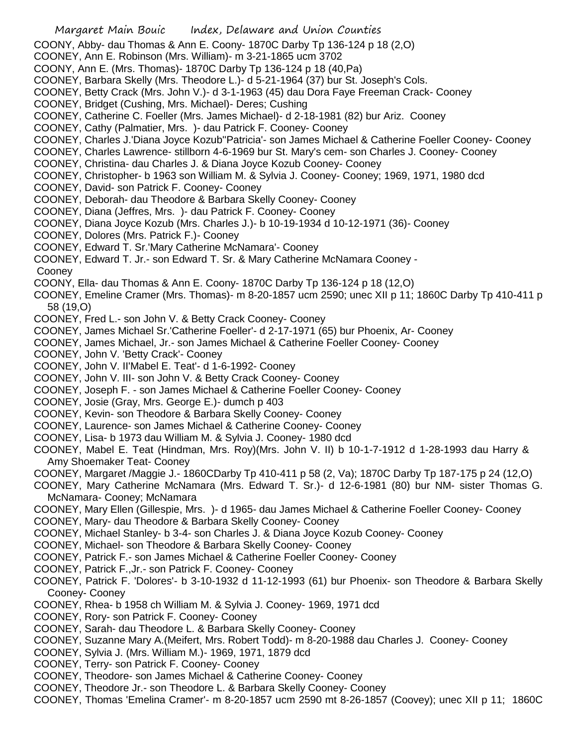COONY, Abby- dau Thomas & Ann E. Coony- 1870C Darby Tp 136-124 p 18 (2,O)
COONEY, Ann E. Robinson (Mrs. William)- m 3-21-1865 ucm 3702
COONY, Ann E. (Mrs. Thomas)- 1870C Darby Tp 136-124 p 18 (40,Pa)
COONEY, Barbara Skelly (Mrs. Theodore L.)- d 5-21-1964 (37) bur St. Joseph's Cols.
COONEY, Betty Crack (Mrs. John V.)- d 3-1-1963 (45) dau Dora Faye Freeman Crack- Cooney
COONEY, Bridget (Cushing, Mrs. Michael)- Deres; Cushing
COONEY, Catherine C. Foeller (Mrs. James Michael)- d 2-18-1981 (82) bur Ariz. Cooney
COONEY, Cathy (Palmatier, Mrs. )- dau Patrick F. Cooney- Cooney
COONEY, Charles J.'Diana Joyce Kozub''Patricia'- son James Michael & Catherine Foeller Cooney- Cooney
COONEY, Charles Lawrence- stillborn 4-6-1969 bur St. Mary's cem- son Charles J. Cooney- Cooney
COONEY, Christina- dau Charles J. & Diana Joyce Kozub Cooney- Cooney
COONEY, Christopher- b 1963 son William M. & Sylvia J. Cooney- Cooney; 1969, 1971, 1980 dcd
COONEY, David- son Patrick F. Cooney- Cooney
COONEY, Deborah- dau Theodore & Barbara Skelly Cooney- Cooney
COONEY, Diana (Jeffres, Mrs. )- dau Patrick F. Cooney- Cooney
COONEY, Diana Joyce Kozub (Mrs. Charles J.)- b 10-19-1934 d 10-12-1971 (36)- Cooney
COONEY, Dolores (Mrs. Patrick F.)- Cooney
COONEY, Edward T. Sr.'Mary Catherine McNamara'- Cooney
COONEY, Edward T. Jr.- son Edward T. Sr. & Mary Catherine McNamara Cooney - Cooney
COONY, Ella- dau Thomas & Ann E. Coony- 1870C Darby Tp 136-124 p 18 (12,O)
COONEY, Emeline Cramer (Mrs. Thomas)- m 8-20-1857 ucm 2590; unec XII p 11; 1860C Darby Tp 410-411 p 58 (19,O)
COONEY, Fred L.- son John V. & Betty Crack Cooney- Cooney
COONEY, James Michael Sr.'Catherine Foeller'- d 2-17-1971 (65) bur Phoenix, Ar- Cooney
COONEY, James Michael, Jr.- son James Michael & Catherine Foeller Cooney- Cooney
COONEY, John V. 'Betty Crack'- Cooney
COONEY, John V. II'Mabel E. Teat'- d 1-6-1992- Cooney
COONEY, John V. III- son John V. & Betty Crack Cooney- Cooney
COONEY, Joseph F. - son James Michael & Catherine Foeller Cooney- Cooney
COONEY, Josie (Gray, Mrs. George E.)- dumch p 403
COONEY, Kevin- son Theodore & Barbara Skelly Cooney- Cooney
COONEY, Laurence- son James Michael & Catherine Cooney- Cooney
COONEY, Lisa- b 1973 dau William M. & Sylvia J. Cooney- 1980 dcd
COONEY, Mabel E. Teat (Hindman, Mrs. Roy)(Mrs. John V. II) b 10-1-7-1912 d 1-28-1993 dau Harry & Amy Shoemaker Teat- Cooney
COONEY, Margaret /Maggie J.- 1860CDarby Tp 410-411 p 58 (2, Va); 1870C Darby Tp 187-175 p 24 (12,O)
COONEY, Mary Catherine McNamara (Mrs. Edward T. Sr.)- d 12-6-1981 (80) bur NM- sister Thomas G. McNamara- Cooney; McNamara
COONEY, Mary Ellen (Gillespie, Mrs. )- d 1965- dau James Michael & Catherine Foeller Cooney- Cooney
COONEY, Mary- dau Theodore & Barbara Skelly Cooney- Cooney
COONEY, Michael Stanley- b 3-4- son Charles J. & Diana Joyce Kozub Cooney- Cooney
COONEY, Michael- son Theodore & Barbara Skelly Cooney- Cooney
COONEY, Patrick F.- son James Michael & Catherine Foeller Cooney- Cooney
COONEY, Patrick F.,Jr.- son Patrick F. Cooney- Cooney
COONEY, Patrick F. 'Dolores'- b 3-10-1932 d 11-12-1993 (61) bur Phoenix- son Theodore & Barbara Skelly Cooney- Cooney
COONEY, Rhea- b 1958 ch William M. & Sylvia J. Cooney- 1969, 1971 dcd
COONEY, Rory- son Patrick F. Cooney- Cooney
COONEY, Sarah- dau Theodore L. & Barbara Skelly Cooney- Cooney
COONEY, Suzanne Mary A.(Meifert, Mrs. Robert Todd)- m 8-20-1988 dau Charles J. Cooney- Cooney
COONEY, Sylvia J. (Mrs. William M.)- 1969, 1971, 1879 dcd
COONEY, Terry- son Patrick F. Cooney- Cooney
COONEY, Theodore- son James Michael & Catherine Cooney- Cooney
COONEY, Theodore Jr.- son Theodore L. & Barbara Skelly Cooney- Cooney
COONEY, Thomas 'Emelina Cramer'- m 8-20-1857 ucm 2590 mt 8-26-1857 (Coovey); unec XII p 11; 1860C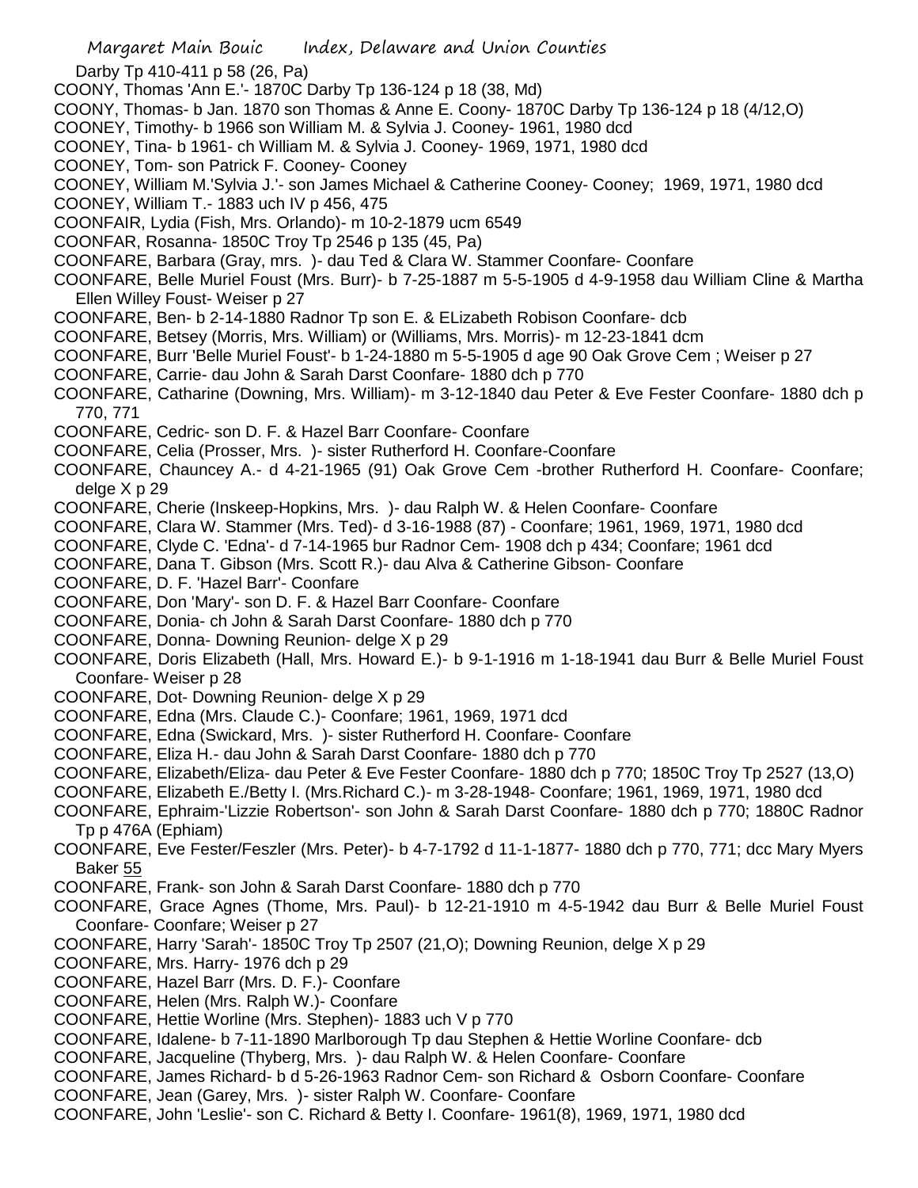Darby Tp 410-411 p 58 (26, Pa)

COONY, Thomas 'Ann E.'- 1870C Darby Tp 136-124 p 18 (38, Md)

COONY, Thomas- b Jan. 1870 son Thomas & Anne E. Coony- 1870C Darby Tp 136-124 p 18 (4/12,O)

COONEY, Timothy- b 1966 son William M. & Sylvia J. Cooney- 1961, 1980 dcd

COONEY, Tina- b 1961- ch William M. & Sylvia J. Cooney- 1969, 1971, 1980 dcd

COONEY, Tom- son Patrick F. Cooney- Cooney

COONEY, William M.'Sylvia J.'- son James Michael & Catherine Cooney- Cooney; 1969, 1971, 1980 dcd

COONEY, William T.- 1883 uch IV p 456, 475

COONFAIR, Lydia (Fish, Mrs. Orlando)- m 10-2-1879 ucm 6549

COONFAR, Rosanna- 1850C Troy Tp 2546 p 135 (45, Pa)

COONFARE, Barbara (Gray, mrs. )- dau Ted & Clara W. Stammer Coonfare- Coonfare

COONFARE, Belle Muriel Foust (Mrs. Burr)- b 7-25-1887 m 5-5-1905 d 4-9-1958 dau William Cline & Martha Ellen Willey Foust- Weiser p 27

COONFARE, Ben- b 2-14-1880 Radnor Tp son E. & ELizabeth Robison Coonfare- dcb

COONFARE, Betsey (Morris, Mrs. William) or (Williams, Mrs. Morris)- m 12-23-1841 dcm

COONFARE, Burr 'Belle Muriel Foust'- b 1-24-1880 m 5-5-1905 d age 90 Oak Grove Cem ; Weiser p 27

COONFARE, Carrie- dau John & Sarah Darst Coonfare- 1880 dch p 770

COONFARE, Catharine (Downing, Mrs. William)- m 3-12-1840 dau Peter & Eve Fester Coonfare- 1880 dch p 770, 771

COONFARE, Cedric- son D. F. & Hazel Barr Coonfare- Coonfare

COONFARE, Celia (Prosser, Mrs. )- sister Rutherford H. Coonfare-Coonfare

COONFARE, Chauncey A.- d 4-21-1965 (91) Oak Grove Cem -brother Rutherford H. Coonfare- Coonfare; delge X p 29

COONFARE, Cherie (Inskeep-Hopkins, Mrs. )- dau Ralph W. & Helen Coonfare- Coonfare

COONFARE, Clara W. Stammer (Mrs. Ted)- d 3-16-1988 (87) - Coonfare; 1961, 1969, 1971, 1980 dcd

COONFARE, Clyde C. 'Edna'- d 7-14-1965 bur Radnor Cem- 1908 dch p 434; Coonfare; 1961 dcd

COONFARE, Dana T. Gibson (Mrs. Scott R.)- dau Alva & Catherine Gibson- Coonfare

COONFARE, D. F. 'Hazel Barr'- Coonfare

COONFARE, Don 'Mary'- son D. F. & Hazel Barr Coonfare- Coonfare

COONFARE, Donia- ch John & Sarah Darst Coonfare- 1880 dch p 770

COONFARE, Donna- Downing Reunion- delge X p 29

COONFARE, Doris Elizabeth (Hall, Mrs. Howard E.)- b 9-1-1916 m 1-18-1941 dau Burr & Belle Muriel Foust Coonfare- Weiser p 28

COONFARE, Dot- Downing Reunion- delge X p 29

COONFARE, Edna (Mrs. Claude C.)- Coonfare; 1961, 1969, 1971 dcd

COONFARE, Edna (Swickard, Mrs. )- sister Rutherford H. Coonfare- Coonfare

COONFARE, Eliza H.- dau John & Sarah Darst Coonfare- 1880 dch p 770

COONFARE, Elizabeth/Eliza- dau Peter & Eve Fester Coonfare- 1880 dch p 770; 1850C Troy Tp 2527 (13,O)

COONFARE, Elizabeth E./Betty I. (Mrs.Richard C.)- m 3-28-1948- Coonfare; 1961, 1969, 1971, 1980 dcd

COONFARE, Ephraim-'Lizzie Robertson'- son John & Sarah Darst Coonfare- 1880 dch p 770; 1880C Radnor Tp p 476A (Ephiam)

COONFARE, Eve Fester/Feszler (Mrs. Peter)- b 4-7-1792 d 11-1-1877- 1880 dch p 770, 771; dcc Mary Myers Baker 55

COONFARE, Frank- son John & Sarah Darst Coonfare- 1880 dch p 770

COONFARE, Grace Agnes (Thome, Mrs. Paul)- b 12-21-1910 m 4-5-1942 dau Burr & Belle Muriel Foust Coonfare- Coonfare; Weiser p 27

COONFARE, Harry 'Sarah'- 1850C Troy Tp 2507 (21,O); Downing Reunion, delge X p 29

COONFARE, Mrs. Harry- 1976 dch p 29

COONFARE, Hazel Barr (Mrs. D. F.)- Coonfare

COONFARE, Helen (Mrs. Ralph W.)- Coonfare

COONFARE, Hettie Worline (Mrs. Stephen)- 1883 uch V p 770

COONFARE, Idalene- b 7-11-1890 Marlborough Tp dau Stephen & Hettie Worline Coonfare- dcb

COONFARE, Jacqueline (Thyberg, Mrs. )- dau Ralph W. & Helen Coonfare- Coonfare

COONFARE, James Richard- b d 5-26-1963 Radnor Cem- son Richard & Osborn Coonfare- Coonfare

COONFARE, Jean (Garey, Mrs. )- sister Ralph W. Coonfare- Coonfare

COONFARE, John 'Leslie'- son C. Richard & Betty I. Coonfare- 1961(8), 1969, 1971, 1980 dcd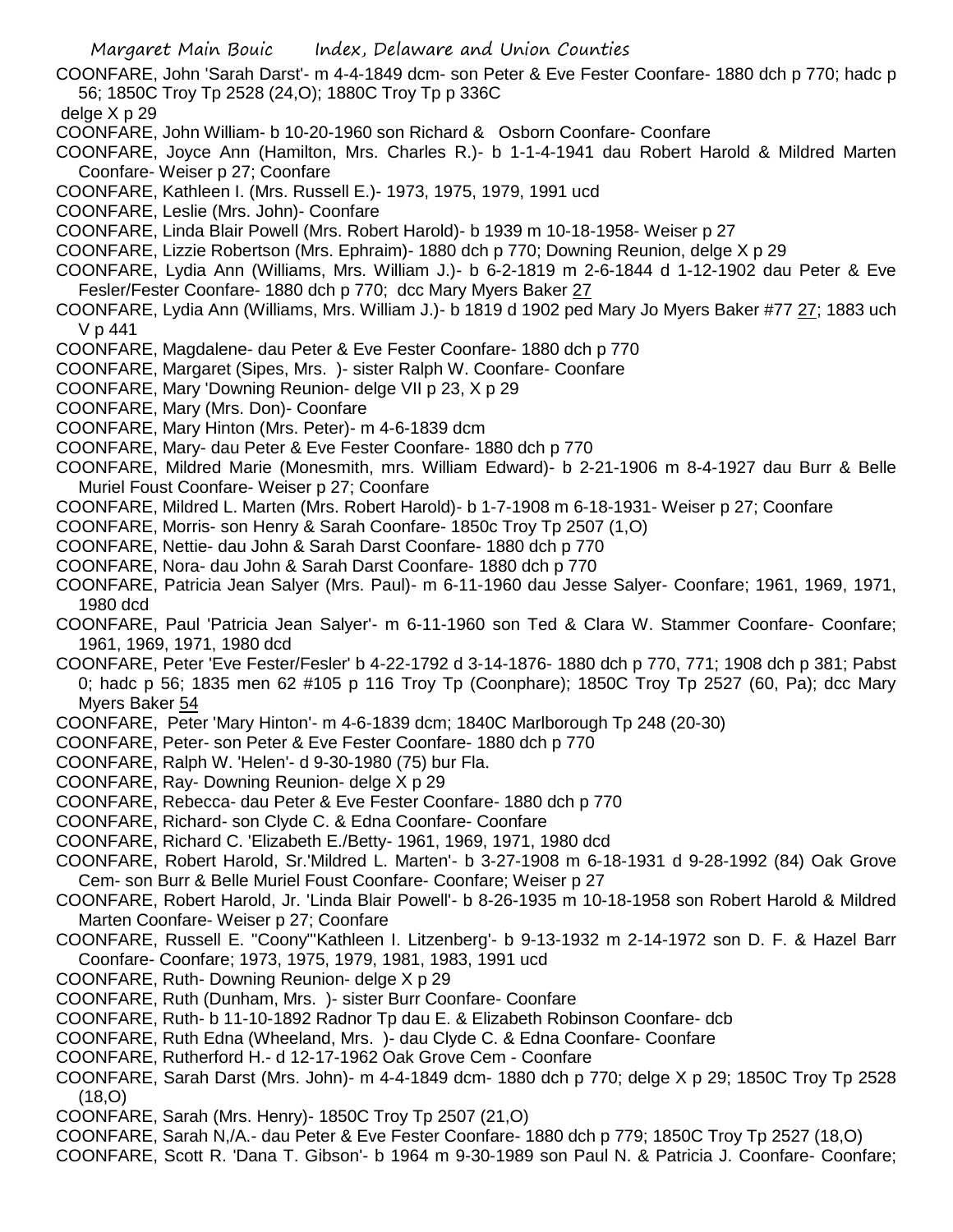COONFARE, John 'Sarah Darst'- m 4-4-1849 dcm- son Peter & Eve Fester Coonfare- 1880 dch p 770; hadc p 56; 1850C Troy Tp 2528 (24,O); 1880C Troy Tp p 336C
delge X p 29

COONFARE, John William- b 10-20-1960 son Richard & Osborn Coonfare- Coonfare

COONFARE, Joyce Ann (Hamilton, Mrs. Charles R.)- b 1-1-4-1941 dau Robert Harold & Mildred Marten Coonfare- Weiser p 27; Coonfare

COONFARE, Kathleen I. (Mrs. Russell E.)- 1973, 1975, 1979, 1991 ucd

COONFARE, Leslie (Mrs. John)- Coonfare

COONFARE, Linda Blair Powell (Mrs. Robert Harold)- b 1939 m 10-18-1958- Weiser p 27

COONFARE, Lizzie Robertson (Mrs. Ephraim)- 1880 dch p 770; Downing Reunion, delge X p 29

COONFARE, Lydia Ann (Williams, Mrs. William J.)- b 6-2-1819 m 2-6-1844 d 1-12-1902 dau Peter & Eve Fesler/Fester Coonfare- 1880 dch p 770; dcc Mary Myers Baker 27

COONFARE, Lydia Ann (Williams, Mrs. William J.)- b 1819 d 1902 ped Mary Jo Myers Baker #77 27; 1883 uch V p 441

COONFARE, Magdalene- dau Peter & Eve Fester Coonfare- 1880 dch p 770

COONFARE, Margaret (Sipes, Mrs. )- sister Ralph W. Coonfare- Coonfare

COONFARE, Mary 'Downing Reunion- delge VII p 23, X p 29

COONFARE, Mary (Mrs. Don)- Coonfare

COONFARE, Mary Hinton (Mrs. Peter)- m 4-6-1839 dcm

COONFARE, Mary- dau Peter & Eve Fester Coonfare- 1880 dch p 770

COONFARE, Mildred Marie (Monesmith, mrs. William Edward)- b 2-21-1906 m 8-4-1927 dau Burr & Belle Muriel Foust Coonfare- Weiser p 27; Coonfare

COONFARE, Mildred L. Marten (Mrs. Robert Harold)- b 1-7-1908 m 6-18-1931- Weiser p 27; Coonfare

COONFARE, Morris- son Henry & Sarah Coonfare- 1850c Troy Tp 2507 (1,O)

COONFARE, Nettie- dau John & Sarah Darst Coonfare- 1880 dch p 770

COONFARE, Nora- dau John & Sarah Darst Coonfare- 1880 dch p 770

COONFARE, Patricia Jean Salyer (Mrs. Paul)- m 6-11-1960 dau Jesse Salyer- Coonfare; 1961, 1969, 1971, 1980 dcd

COONFARE, Paul 'Patricia Jean Salyer'- m 6-11-1960 son Ted & Clara W. Stammer Coonfare- Coonfare; 1961, 1969, 1971, 1980 dcd

COONFARE, Peter 'Eve Fester/Fesler' b 4-22-1792 d 3-14-1876- 1880 dch p 770, 771; 1908 dch p 381; Pabst 0; hadc p 56; 1835 men 62 #105 p 116 Troy Tp (Coonphare); 1850C Troy Tp 2527 (60, Pa); dcc Mary Myers Baker 54

COONFARE, Peter 'Mary Hinton'- m 4-6-1839 dcm; 1840C Marlborough Tp 248 (20-30)

COONFARE, Peter- son Peter & Eve Fester Coonfare- 1880 dch p 770

COONFARE, Ralph W. 'Helen'- d 9-30-1980 (75) bur Fla.

COONFARE, Ray- Downing Reunion- delge X p 29

COONFARE, Rebecca- dau Peter & Eve Fester Coonfare- 1880 dch p 770

COONFARE, Richard- son Clyde C. & Edna Coonfare- Coonfare

COONFARE, Richard C. 'Elizabeth E./Betty- 1961, 1969, 1971, 1980 dcd

COONFARE, Robert Harold, Sr.'Mildred L. Marten'- b 3-27-1908 m 6-18-1931 d 9-28-1992 (84) Oak Grove Cem- son Burr & Belle Muriel Foust Coonfare- Coonfare; Weiser p 27

COONFARE, Robert Harold, Jr. 'Linda Blair Powell'- b 8-26-1935 m 10-18-1958 son Robert Harold & Mildred Marten Coonfare- Weiser p 27; Coonfare

COONFARE, Russell E. "Coony"'Kathleen I. Litzenberg'- b 9-13-1932 m 2-14-1972 son D. F. & Hazel Barr Coonfare- Coonfare; 1973, 1975, 1979, 1981, 1983, 1991 ucd

COONFARE, Ruth- Downing Reunion- delge X p 29

COONFARE, Ruth (Dunham, Mrs. )- sister Burr Coonfare- Coonfare

COONFARE, Ruth- b 11-10-1892 Radnor Tp dau E. & Elizabeth Robinson Coonfare- dcb

COONFARE, Ruth Edna (Wheeland, Mrs. )- dau Clyde C. & Edna Coonfare- Coonfare

COONFARE, Rutherford H.- d 12-17-1962 Oak Grove Cem - Coonfare

COONFARE, Sarah Darst (Mrs. John)- m 4-4-1849 dcm- 1880 dch p 770; delge X p 29; 1850C Troy Tp 2528 (18,O)

COONFARE, Sarah (Mrs. Henry)- 1850C Troy Tp 2507 (21,O)

COONFARE, Sarah N,/A.- dau Peter & Eve Fester Coonfare- 1880 dch p 779; 1850C Troy Tp 2527 (18,O)

COONFARE, Scott R. 'Dana T. Gibson'- b 1964 m 9-30-1989 son Paul N. & Patricia J. Coonfare- Coonfare;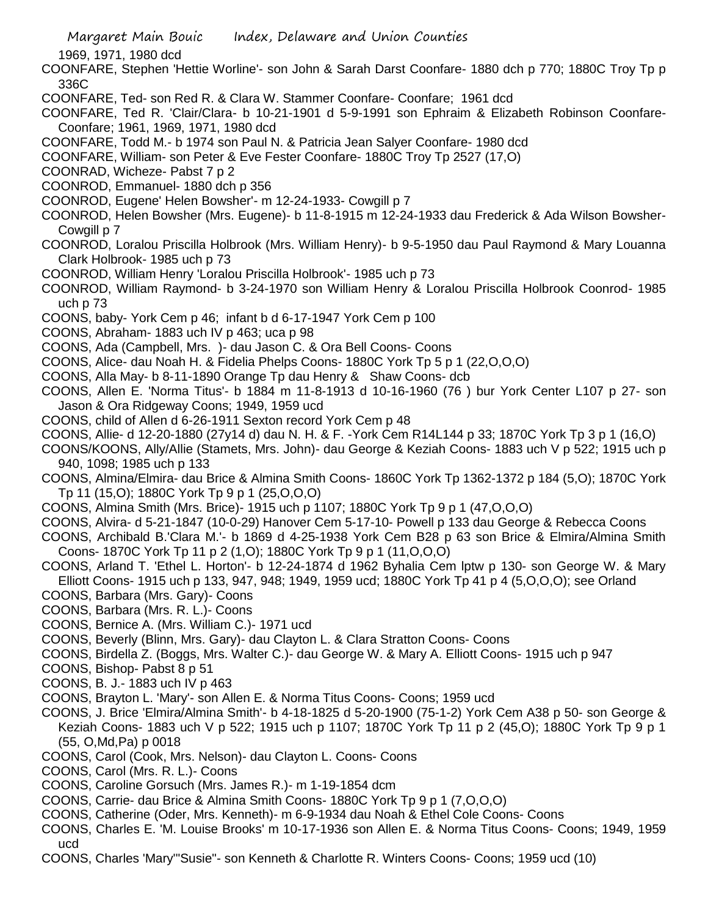1969, 1971, 1980 dcd

COONFARE, Stephen 'Hettie Worline'- son John & Sarah Darst Coonfare- 1880 dch p 770; 1880C Troy Tp p 336C

COONFARE, Ted- son Red R. & Clara W. Stammer Coonfare- Coonfare; 1961 dcd

COONFARE, Ted R. 'Clair/Clara- b 10-21-1901 d 5-9-1991 son Ephraim & Elizabeth Robinson Coonfare- Coonfare; 1961, 1969, 1971, 1980 dcd

COONFARE, Todd M.- b 1974 son Paul N. & Patricia Jean Salyer Coonfare- 1980 dcd

COONFARE, William- son Peter & Eve Fester Coonfare- 1880C Troy Tp 2527 (17,O)

COONRAD, Wicheze- Pabst 7 p 2

COONROD, Emmanuel- 1880 dch p 356

COONROD, Eugene' Helen Bowsher'- m 12-24-1933- Cowgill p 7

COONROD, Helen Bowsher (Mrs. Eugene)- b 11-8-1915 m 12-24-1933 dau Frederick & Ada Wilson Bowsher- Cowgill p 7

COONROD, Loralou Priscilla Holbrook (Mrs. William Henry)- b 9-5-1950 dau Paul Raymond & Mary Louanna Clark Holbrook- 1985 uch p 73

COONROD, William Henry 'Loralou Priscilla Holbrook'- 1985 uch p 73

COONROD, William Raymond- b 3-24-1970 son William Henry & Loralou Priscilla Holbrook Coonrod- 1985 uch p 73

COONS, baby- York Cem p 46; infant b d 6-17-1947 York Cem p 100

COONS, Abraham- 1883 uch IV p 463; uca p 98

COONS, Ada (Campbell, Mrs. )- dau Jason C. & Ora Bell Coons- Coons

COONS, Alice- dau Noah H. & Fidelia Phelps Coons- 1880C York Tp 5 p 1 (22,O,O,O)

COONS, Alla May- b 8-11-1890 Orange Tp dau Henry & Shaw Coons- dcb

COONS, Allen E. 'Norma Titus'- b 1884 m 11-8-1913 d 10-16-1960 (76 ) bur York Center L107 p 27- son Jason & Ora Ridgeway Coons; 1949, 1959 ucd

COONS, child of Allen d 6-26-1911 Sexton record York Cem p 48

COONS, Allie- d 12-20-1880 (27y14 d) dau N. H. & F. -York Cem R14L144 p 33; 1870C York Tp 3 p 1 (16,O)

COONS/KOONS, Ally/Allie (Stamets, Mrs. John)- dau George & Keziah Coons- 1883 uch V p 522; 1915 uch p 940, 1098; 1985 uch p 133

COONS, Almina/Elmira- dau Brice & Almina Smith Coons- 1860C York Tp 1362-1372 p 184 (5,O); 1870C York Tp 11 (15,O); 1880C York Tp 9 p 1 (25,O,O,O)

COONS, Almina Smith (Mrs. Brice)- 1915 uch p 1107; 1880C York Tp 9 p 1 (47,O,O,O)

COONS, Alvira- d 5-21-1847 (10-0-29) Hanover Cem 5-17-10- Powell p 133 dau George & Rebecca Coons

COONS, Archibald B.'Clara M.'- b 1869 d 4-25-1938 York Cem B28 p 63 son Brice & Elmira/Almina Smith Coons- 1870C York Tp 11 p 2 (1,O); 1880C York Tp 9 p 1 (11,O,O,O)

COONS, Arland T. 'Ethel L. Horton'- b 12-24-1874 d 1962 Byhalia Cem lptw p 130- son George W. & Mary Elliott Coons- 1915 uch p 133, 947, 948; 1949, 1959 ucd; 1880C York Tp 41 p 4 (5,O,O,O); see Orland

COONS, Barbara (Mrs. Gary)- Coons

COONS, Barbara (Mrs. R. L.)- Coons

COONS, Bernice A. (Mrs. William C.)- 1971 ucd

COONS, Beverly (Blinn, Mrs. Gary)- dau Clayton L. & Clara Stratton Coons- Coons

COONS, Birdella Z. (Boggs, Mrs. Walter C.)- dau George W. & Mary A. Elliott Coons- 1915 uch p 947

COONS, Bishop- Pabst 8 p 51

COONS, B. J.- 1883 uch IV p 463

COONS, Brayton L. 'Mary'- son Allen E. & Norma Titus Coons- Coons; 1959 ucd

COONS, J. Brice 'Elmira/Almina Smith'- b 4-18-1825 d 5-20-1900 (75-1-2) York Cem A38 p 50- son George & Keziah Coons- 1883 uch V p 522; 1915 uch p 1107; 1870C York Tp 11 p 2 (45,O); 1880C York Tp 9 p 1 (55, O,Md,Pa) p 0018

COONS, Carol (Cook, Mrs. Nelson)- dau Clayton L. Coons- Coons

COONS, Carol (Mrs. R. L.)- Coons

COONS, Caroline Gorsuch (Mrs. James R.)- m 1-19-1854 dcm

COONS, Carrie- dau Brice & Almina Smith Coons- 1880C York Tp 9 p 1 (7,O,O,O)

COONS, Catherine (Oder, Mrs. Kenneth)- m 6-9-1934 dau Noah & Ethel Cole Coons- Coons

COONS, Charles E. 'M. Louise Brooks' m 10-17-1936 son Allen E. & Norma Titus Coons- Coons; 1949, 1959 ucd

COONS, Charles 'Mary'"Susie"- son Kenneth & Charlotte R. Winters Coons- Coons; 1959 ucd (10)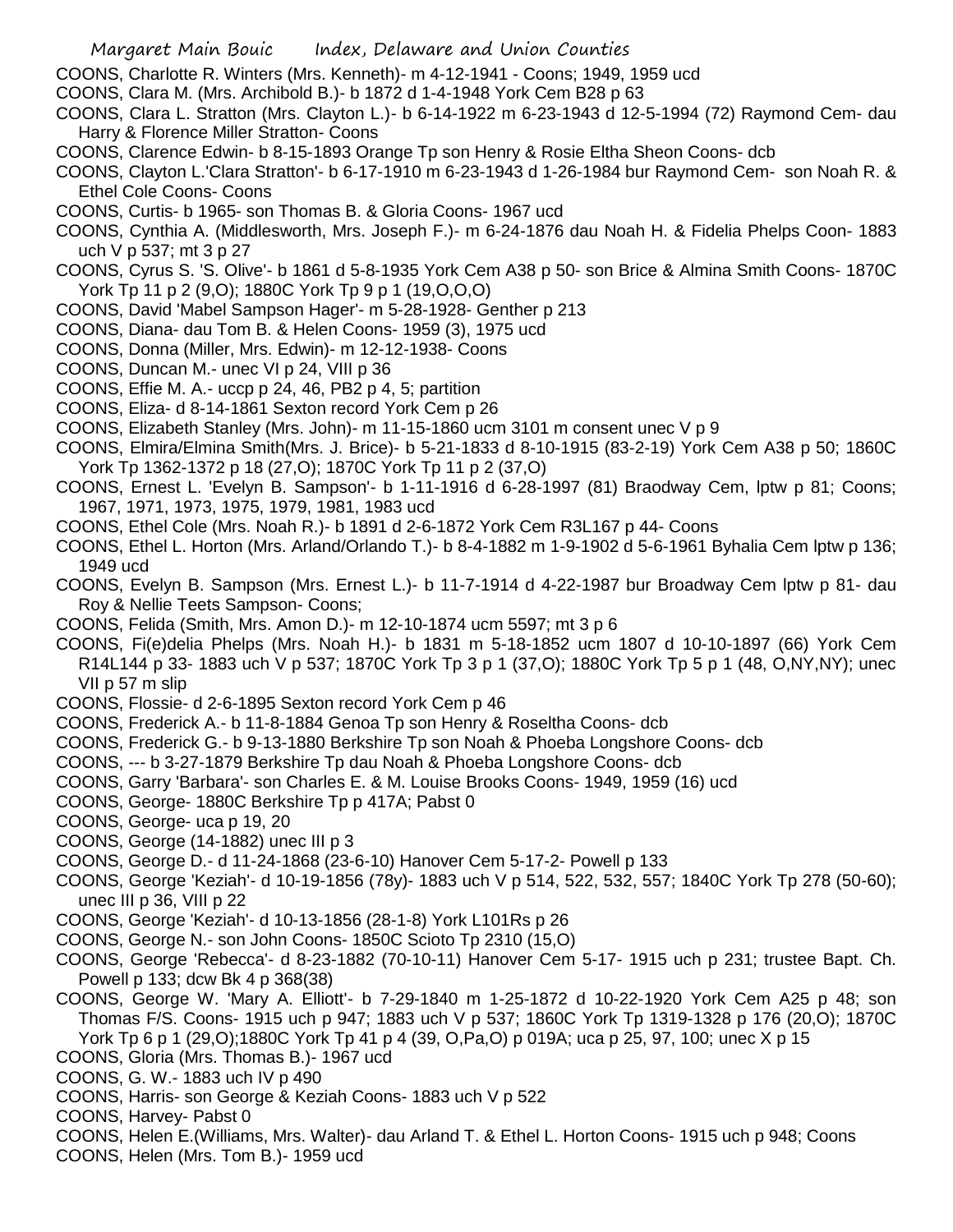COONS, Charlotte R. Winters (Mrs. Kenneth)- m 4-12-1941 - Coons; 1949, 1959 ucd
COONS, Clara M. (Mrs. Archibald B.)- b 1872 d 1-4-1948 York Cem B28 p 63
COONS, Clara L. Stratton (Mrs. Clayton L.)- b 6-14-1922 m 6-23-1943 d 12-5-1994 (72) Raymond Cem- dau Harry & Florence Miller Stratton- Coons
COONS, Clarence Edwin- b 8-15-1893 Orange Tp son Henry & Rosie Eltha Sheon Coons- dcb
COONS, Clayton L.'Clara Stratton'- b 6-17-1910 m 6-23-1943 d 1-26-1984 bur Raymond Cem- son Noah R. & Ethel Cole Coons- Coons
COONS, Curtis- b 1965- son Thomas B. & Gloria Coons- 1967 ucd
COONS, Cynthia A. (Middlesworth, Mrs. Joseph F.)- m 6-24-1876 dau Noah H. & Fidelia Phelps Coon- 1883 uch V p 537; mt 3 p 27
COONS, Cyrus S. 'S. Olive'- b 1861 d 5-8-1935 York Cem A38 p 50- son Brice & Almina Smith Coons- 1870C York Tp 11 p 2 (9,O); 1880C York Tp 9 p 1 (19,O,O,O)
COONS, David 'Mabel Sampson Hager'- m 5-28-1928- Genther p 213
COONS, Diana- dau Tom B. & Helen Coons- 1959 (3), 1975 ucd
COONS, Donna (Miller, Mrs. Edwin)- m 12-12-1938- Coons
COONS, Duncan M.- unec VI p 24, VIII p 36
COONS, Effie M. A.- uccp p 24, 46, PB2 p 4, 5; partition
COONS, Eliza- d 8-14-1861 Sexton record York Cem p 26
COONS, Elizabeth Stanley (Mrs. John)- m 11-15-1860 ucm 3101 m consent unec V p 9
COONS, Elmira/Elmina Smith(Mrs. J. Brice)- b 5-21-1833 d 8-10-1915 (83-2-19) York Cem A38 p 50; 1860C York Tp 1362-1372 p 18 (27,O); 1870C York Tp 11 p 2 (37,O)
COONS, Ernest L. 'Evelyn B. Sampson'- b 1-11-1916 d 6-28-1997 (81) Braodway Cem, lptw p 81; Coons; 1967, 1971, 1973, 1975, 1979, 1981, 1983 ucd
COONS, Ethel Cole (Mrs. Noah R.)- b 1891 d 2-6-1872 York Cem R3L167 p 44- Coons
COONS, Ethel L. Horton (Mrs. Arland/Orlando T.)- b 8-4-1882 m 1-9-1902 d 5-6-1961 Byhalia Cem lptw p 136; 1949 ucd
COONS, Evelyn B. Sampson (Mrs. Ernest L.)- b 11-7-1914 d 4-22-1987 bur Broadway Cem lptw p 81- dau Roy & Nellie Teets Sampson- Coons;
COONS, Felida (Smith, Mrs. Amon D.)- m 12-10-1874 ucm 5597; mt 3 p 6
COONS, Fi(e)delia Phelps (Mrs. Noah H.)- b 1831 m 5-18-1852 ucm 1807 d 10-10-1897 (66) York Cem R14L144 p 33- 1883 uch V p 537; 1870C York Tp 3 p 1 (37,O); 1880C York Tp 5 p 1 (48, O,NY,NY); unec VII p 57 m slip
COONS, Flossie- d 2-6-1895 Sexton record York Cem p 46
COONS, Frederick A.- b 11-8-1884 Genoa Tp son Henry & Roseltha Coons- dcb
COONS, Frederick G.- b 9-13-1880 Berkshire Tp son Noah & Phoeba Longshore Coons- dcb
COONS, --- b 3-27-1879 Berkshire Tp dau Noah & Phoeba Longshore Coons- dcb
COONS, Garry 'Barbara'- son Charles E. & M. Louise Brooks Coons- 1949, 1959 (16) ucd
COONS, George- 1880C Berkshire Tp p 417A; Pabst 0
COONS, George- uca p 19, 20
COONS, George (14-1882) unec III p 3
COONS, George D.- d 11-24-1868 (23-6-10) Hanover Cem 5-17-2- Powell p 133
COONS, George 'Keziah'- d 10-19-1856 (78y)- 1883 uch V p 514, 522, 532, 557; 1840C York Tp 278 (50-60); unec III p 36, VIII p 22
COONS, George 'Keziah'- d 10-13-1856 (28-1-8) York L101Rs p 26
COONS, George N.- son John Coons- 1850C Scioto Tp 2310 (15,O)
COONS, George 'Rebecca'- d 8-23-1882 (70-10-11) Hanover Cem 5-17- 1915 uch p 231; trustee Bapt. Ch. Powell p 133; dcw Bk 4 p 368(38)
COONS, George W. 'Mary A. Elliott'- b 7-29-1840 m 1-25-1872 d 10-22-1920 York Cem A25 p 48; son Thomas F/S. Coons- 1915 uch p 947; 1883 uch V p 537; 1860C York Tp 1319-1328 p 176 (20,O); 1870C York Tp 6 p 1 (29,O);1880C York Tp 41 p 4 (39, O,Pa,O) p 019A; uca p 25, 97, 100; unec X p 15
COONS, Gloria (Mrs. Thomas B.)- 1967 ucd
COONS, G. W.- 1883 uch IV p 490
COONS, Harris- son George & Keziah Coons- 1883 uch V p 522
COONS, Harvey- Pabst 0
COONS, Helen E.(Williams, Mrs. Walter)- dau Arland T. & Ethel L. Horton Coons- 1915 uch p 948; Coons
COONS, Helen (Mrs. Tom B.)- 1959 ucd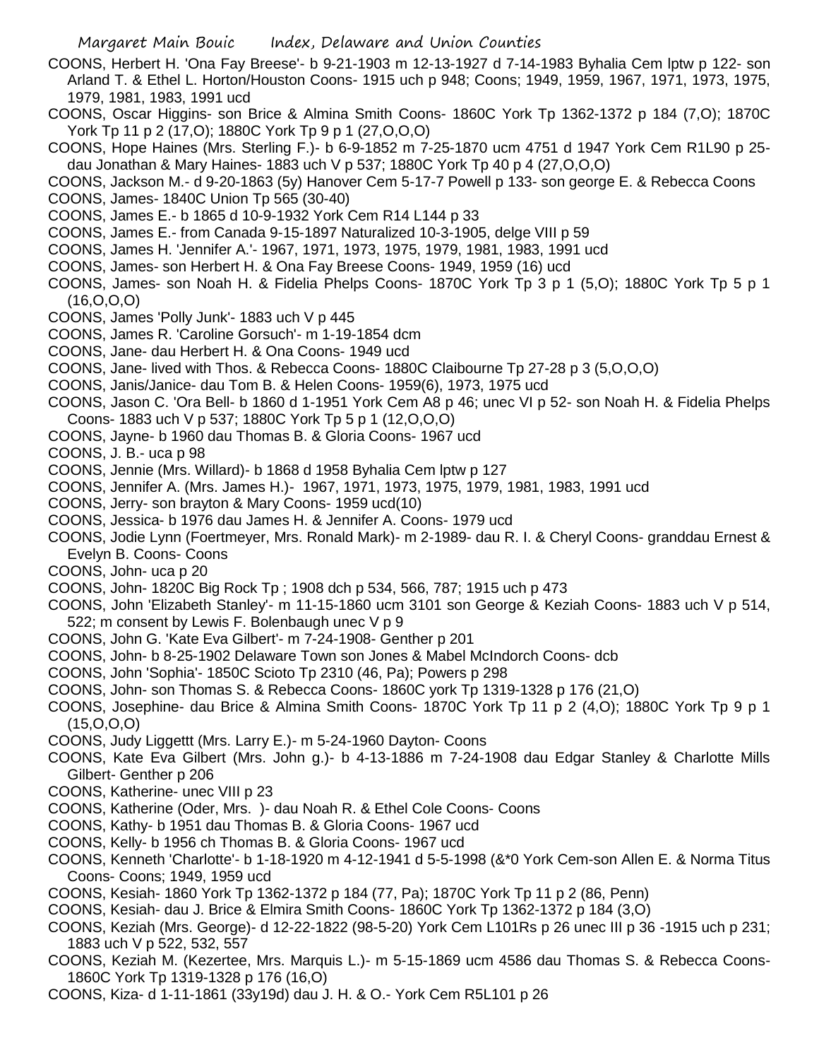COONS, Herbert H. 'Ona Fay Breese'- b 9-21-1903 m 12-13-1927 d 7-14-1983 Byhalia Cem lptw p 122- son Arland T. & Ethel L. Horton/Houston Coons- 1915 uch p 948; Coons; 1949, 1959, 1967, 1971, 1973, 1975, 1979, 1981, 1983, 1991 ucd

COONS, Oscar Higgins- son Brice & Almina Smith Coons- 1860C York Tp 1362-1372 p 184 (7,O); 1870C York Tp 11 p 2 (17,O); 1880C York Tp 9 p 1 (27,O,O,O)

COONS, Hope Haines (Mrs. Sterling F.)- b 6-9-1852 m 7-25-1870 ucm 4751 d 1947 York Cem R1L90 p 25- dau Jonathan & Mary Haines- 1883 uch V p 537; 1880C York Tp 40 p 4 (27,O,O,O)

COONS, Jackson M.- d 9-20-1863 (5y) Hanover Cem 5-17-7 Powell p 133- son george E. & Rebecca Coons

COONS, James- 1840C Union Tp 565 (30-40)

COONS, James E.- b 1865 d 10-9-1932 York Cem R14 L144 p 33

COONS, James E.- from Canada 9-15-1897 Naturalized 10-3-1905, delge VIII p 59

COONS, James H. 'Jennifer A.'- 1967, 1971, 1973, 1975, 1979, 1981, 1983, 1991 ucd

COONS, James- son Herbert H. & Ona Fay Breese Coons- 1949, 1959 (16) ucd

COONS, James- son Noah H. & Fidelia Phelps Coons- 1870C York Tp 3 p 1 (5,O); 1880C York Tp 5 p 1 (16,O,O,O)

COONS, James 'Polly Junk'- 1883 uch V p 445

COONS, James R. 'Caroline Gorsuch'- m 1-19-1854 dcm

COONS, Jane- dau Herbert H. & Ona Coons- 1949 ucd

COONS, Jane- lived with Thos. & Rebecca Coons- 1880C Claibourne Tp 27-28 p 3 (5,O,O,O)

COONS, Janis/Janice- dau Tom B. & Helen Coons- 1959(6), 1973, 1975 ucd

COONS, Jason C. 'Ora Bell- b 1860 d 1-1951 York Cem A8 p 46; unec VI p 52- son Noah H. & Fidelia Phelps Coons- 1883 uch V p 537; 1880C York Tp 5 p 1 (12,O,O,O)

COONS, Jayne- b 1960 dau Thomas B. & Gloria Coons- 1967 ucd

COONS, J. B.- uca p 98

COONS, Jennie (Mrs. Willard)- b 1868 d 1958 Byhalia Cem lptw p 127

COONS, Jennifer A. (Mrs. James H.)- 1967, 1971, 1973, 1975, 1979, 1981, 1983, 1991 ucd

COONS, Jerry- son brayton & Mary Coons- 1959 ucd(10)

COONS, Jessica- b 1976 dau James H. & Jennifer A. Coons- 1979 ucd

COONS, Jodie Lynn (Foertmeyer, Mrs. Ronald Mark)- m 2-1989- dau R. I. & Cheryl Coons- granddau Ernest & Evelyn B. Coons- Coons

COONS, John- uca p 20

COONS, John- 1820C Big Rock Tp ; 1908 dch p 534, 566, 787; 1915 uch p 473

COONS, John 'Elizabeth Stanley'- m 11-15-1860 ucm 3101 son George & Keziah Coons- 1883 uch V p 514, 522; m consent by Lewis F. Bolenbaugh unec V p 9

COONS, John G. 'Kate Eva Gilbert'- m 7-24-1908- Genther p 201

COONS, John- b 8-25-1902 Delaware Town son Jones & Mabel McIndorch Coons- dcb

COONS, John 'Sophia'- 1850C Scioto Tp 2310 (46, Pa); Powers p 298

COONS, John- son Thomas S. & Rebecca Coons- 1860C york Tp 1319-1328 p 176 (21,O)

COONS, Josephine- dau Brice & Almina Smith Coons- 1870C York Tp 11 p 2 (4,O); 1880C York Tp 9 p 1 (15,O,O,O)

COONS, Judy Liggettt (Mrs. Larry E.)- m 5-24-1960 Dayton- Coons

COONS, Kate Eva Gilbert (Mrs. John g.)- b 4-13-1886 m 7-24-1908 dau Edgar Stanley & Charlotte Mills Gilbert- Genther p 206

COONS, Katherine- unec VIII p 23

COONS, Katherine (Oder, Mrs. )- dau Noah R. & Ethel Cole Coons- Coons

COONS, Kathy- b 1951 dau Thomas B. & Gloria Coons- 1967 ucd

COONS, Kelly- b 1956 ch Thomas B. & Gloria Coons- 1967 ucd

COONS, Kenneth 'Charlotte'- b 1-18-1920 m 4-12-1941 d 5-5-1998 (&*0 York Cem-son Allen E. & Norma Titus Coons- Coons; 1949, 1959 ucd

COONS, Kesiah- 1860 York Tp 1362-1372 p 184 (77, Pa); 1870C York Tp 11 p 2 (86, Penn)

COONS, Kesiah- dau J. Brice & Elmira Smith Coons- 1860C York Tp 1362-1372 p 184 (3,O)

COONS, Keziah (Mrs. George)- d 12-22-1822 (98-5-20) York Cem L101Rs p 26 unec III p 36 -1915 uch p 231; 1883 uch V p 522, 532, 557

COONS, Keziah M. (Kezertee, Mrs. Marquis L.)- m 5-15-1869 ucm 4586 dau Thomas S. & Rebecca Coons- 1860C York Tp 1319-1328 p 176 (16,O)

COONS, Kiza- d 1-11-1861 (33y19d) dau J. H. & O.- York Cem R5L101 p 26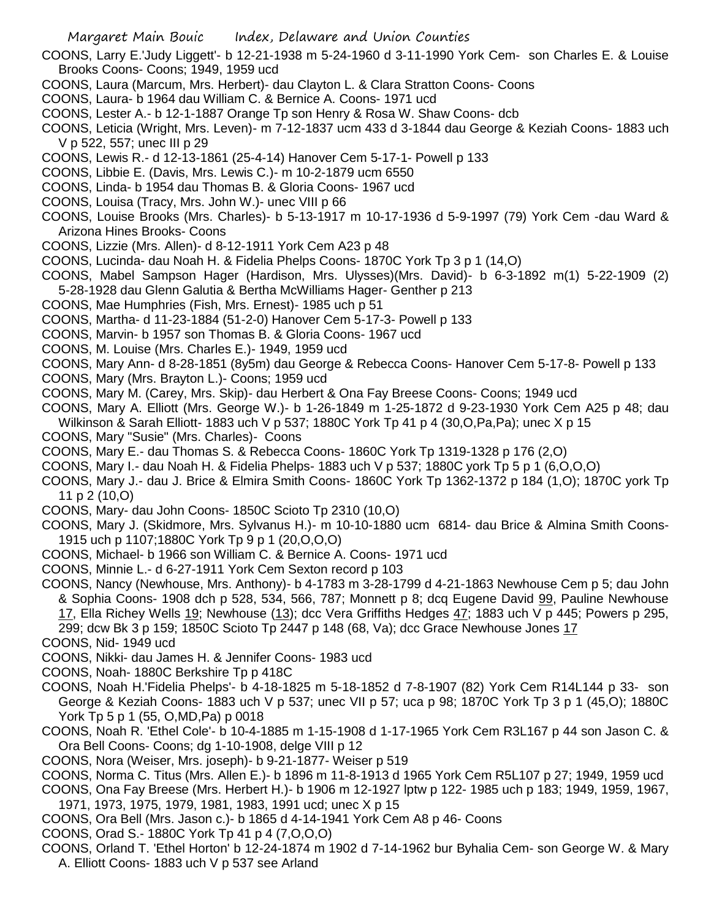COONS, Larry E.'Judy Liggett'- b 12-21-1938 m 5-24-1960 d 3-11-1990 York Cem- son Charles E. & Louise Brooks Coons- Coons; 1949, 1959 ucd

COONS, Laura (Marcum, Mrs. Herbert)- dau Clayton L. & Clara Stratton Coons- Coons

COONS, Laura- b 1964 dau William C. & Bernice A. Coons- 1971 ucd

COONS, Lester A.- b 12-1-1887 Orange Tp son Henry & Rosa W. Shaw Coons- dcb

COONS, Leticia (Wright, Mrs. Leven)- m 7-12-1837 ucm 433 d 3-1844 dau George & Keziah Coons- 1883 uch V p 522, 557; unec III p 29

COONS, Lewis R.- d 12-13-1861 (25-4-14) Hanover Cem 5-17-1- Powell p 133

COONS, Libbie E. (Davis, Mrs. Lewis C.)- m 10-2-1879 ucm 6550

COONS, Linda- b 1954 dau Thomas B. & Gloria Coons- 1967 ucd

COONS, Louisa (Tracy, Mrs. John W.)- unec VIII p 66

COONS, Louise Brooks (Mrs. Charles)- b 5-13-1917 m 10-17-1936 d 5-9-1997 (79) York Cem -dau Ward & Arizona Hines Brooks- Coons

COONS, Lizzie (Mrs. Allen)- d 8-12-1911 York Cem A23 p 48

COONS, Lucinda- dau Noah H. & Fidelia Phelps Coons- 1870C York Tp 3 p 1 (14,O)

COONS, Mabel Sampson Hager (Hardison, Mrs. Ulysses)(Mrs. David)- b 6-3-1892 m(1) 5-22-1909 (2) 5-28-1928 dau Glenn Galutia & Bertha McWilliams Hager- Genther p 213

COONS, Mae Humphries (Fish, Mrs. Ernest)- 1985 uch p 51

COONS, Martha- d 11-23-1884 (51-2-0) Hanover Cem 5-17-3- Powell p 133

COONS, Marvin- b 1957 son Thomas B. & Gloria Coons- 1967 ucd

COONS, M. Louise (Mrs. Charles E.)- 1949, 1959 ucd

COONS, Mary Ann- d 8-28-1851 (8y5m) dau George & Rebecca Coons- Hanover Cem 5-17-8- Powell p 133

COONS, Mary (Mrs. Brayton L.)- Coons; 1959 ucd

COONS, Mary M. (Carey, Mrs. Skip)- dau Herbert & Ona Fay Breese Coons- Coons; 1949 ucd

COONS, Mary A. Elliott (Mrs. George W.)- b 1-26-1849 m 1-25-1872 d 9-23-1930 York Cem A25 p 48; dau Wilkinson & Sarah Elliott- 1883 uch V p 537; 1880C York Tp 41 p 4 (30,O,Pa,Pa); unec X p 15

COONS, Mary "Susie" (Mrs. Charles)- Coons

COONS, Mary E.- dau Thomas S. & Rebecca Coons- 1860C York Tp 1319-1328 p 176 (2,O)

COONS, Mary I.- dau Noah H. & Fidelia Phelps- 1883 uch V p 537; 1880C york Tp 5 p 1 (6,O,O,O)

COONS, Mary J.- dau J. Brice & Elmira Smith Coons- 1860C York Tp 1362-1372 p 184 (1,O); 1870C york Tp 11 p 2 (10,O)

COONS, Mary- dau John Coons- 1850C Scioto Tp 2310 (10,O)

COONS, Mary J. (Skidmore, Mrs. Sylvanus H.)- m 10-10-1880 ucm 6814- dau Brice & Almina Smith Coons- 1915 uch p 1107;1880C York Tp 9 p 1 (20,O,O,O)

COONS, Michael- b 1966 son William C. & Bernice A. Coons- 1971 ucd

COONS, Minnie L.- d 6-27-1911 York Cem Sexton record p 103

COONS, Nancy (Newhouse, Mrs. Anthony)- b 4-1783 m 3-28-1799 d 4-21-1863 Newhouse Cem p 5; dau John & Sophia Coons- 1908 dch p 528, 534, 566, 787; Monnett p 8; dcq Eugene David 99, Pauline Newhouse 17, Ella Richey Wells 19; Newhouse (13); dcc Vera Griffiths Hedges 47; 1883 uch V p 445; Powers p 295, 299; dcw Bk 3 p 159; 1850C Scioto Tp 2447 p 148 (68, Va); dcc Grace Newhouse Jones 17

COONS, Nid- 1949 ucd

COONS, Nikki- dau James H. & Jennifer Coons- 1983 ucd

COONS, Noah- 1880C Berkshire Tp p 418C

COONS, Noah H.'Fidelia Phelps'- b 4-18-1825 m 5-18-1852 d 7-8-1907 (82) York Cem R14L144 p 33- son George & Keziah Coons- 1883 uch V p 537; unec VII p 57; uca p 98; 1870C York Tp 3 p 1 (45,O); 1880C York Tp 5 p 1 (55, O,MD,Pa) p 0018

COONS, Noah R. 'Ethel Cole'- b 10-4-1885 m 1-15-1908 d 1-17-1965 York Cem R3L167 p 44 son Jason C. & Ora Bell Coons- Coons; dg 1-10-1908, delge VIII p 12

COONS, Nora (Weiser, Mrs. joseph)- b 9-21-1877- Weiser p 519

COONS, Norma C. Titus (Mrs. Allen E.)- b 1896 m 11-8-1913 d 1965 York Cem R5L107 p 27; 1949, 1959 ucd

COONS, Ona Fay Breese (Mrs. Herbert H.)- b 1906 m 12-1927 lptw p 122- 1985 uch p 183; 1949, 1959, 1967, 1971, 1973, 1975, 1979, 1981, 1983, 1991 ucd; unec X p 15

COONS, Ora Bell (Mrs. Jason c.)- b 1865 d 4-14-1941 York Cem A8 p 46- Coons

COONS, Orad S.- 1880C York Tp 41 p 4 (7,O,O,O)

COONS, Orland T. 'Ethel Horton' b 12-24-1874 m 1902 d 7-14-1962 bur Byhalia Cem- son George W. & Mary A. Elliott Coons- 1883 uch V p 537 see Arland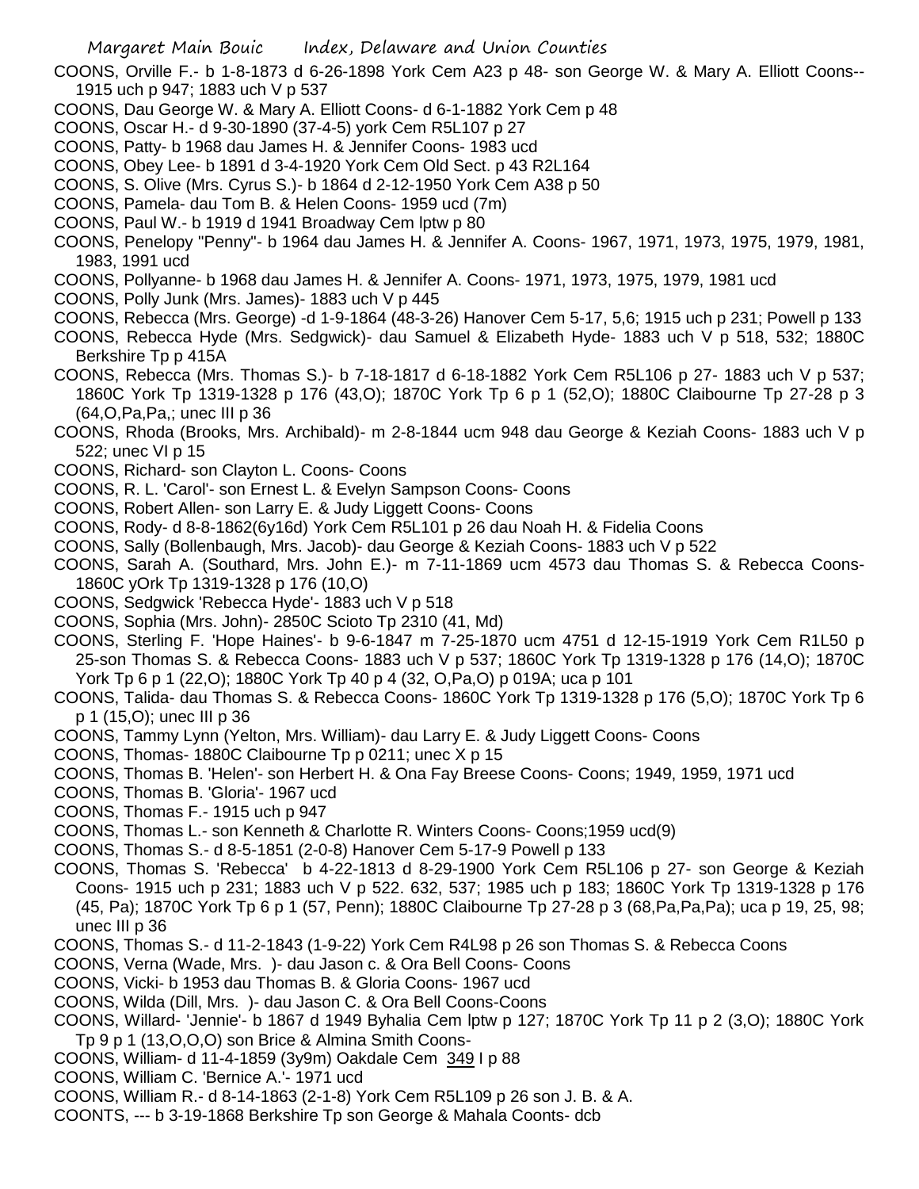COONS, Orville F.- b 1-8-1873 d 6-26-1898 York Cem A23 p 48- son George W. & Mary A. Elliott Coons-- 1915 uch p 947; 1883 uch V p 537

COONS, Dau George W. & Mary A. Elliott Coons- d 6-1-1882 York Cem p 48

COONS, Oscar H.- d 9-30-1890 (37-4-5) york Cem R5L107 p 27

COONS, Patty- b 1968 dau James H. & Jennifer Coons- 1983 ucd

COONS, Obey Lee- b 1891 d 3-4-1920 York Cem Old Sect. p 43 R2L164

COONS, S. Olive (Mrs. Cyrus S.)- b 1864 d 2-12-1950 York Cem A38 p 50

COONS, Pamela- dau Tom B. & Helen Coons- 1959 ucd (7m)

COONS, Paul W.- b 1919 d 1941 Broadway Cem lptw p 80

COONS, Penelopy "Penny"- b 1964 dau James H. & Jennifer A. Coons- 1967, 1971, 1973, 1975, 1979, 1981, 1983, 1991 ucd

COONS, Pollyanne- b 1968 dau James H. & Jennifer A. Coons- 1971, 1973, 1975, 1979, 1981 ucd

COONS, Polly Junk (Mrs. James)- 1883 uch V p 445

COONS, Rebecca (Mrs. George) -d 1-9-1864 (48-3-26) Hanover Cem 5-17, 5,6; 1915 uch p 231; Powell p 133

COONS, Rebecca Hyde (Mrs. Sedgwick)- dau Samuel & Elizabeth Hyde- 1883 uch V p 518, 532; 1880C Berkshire Tp p 415A

COONS, Rebecca (Mrs. Thomas S.)- b 7-18-1817 d 6-18-1882 York Cem R5L106 p 27- 1883 uch V p 537; 1860C York Tp 1319-1328 p 176 (43,O); 1870C York Tp 6 p 1 (52,O); 1880C Claibourne Tp 27-28 p 3 (64,O,Pa,Pa,; unec III p 36

COONS, Rhoda (Brooks, Mrs. Archibald)- m 2-8-1844 ucm 948 dau George & Keziah Coons- 1883 uch V p 522; unec VI p 15

COONS, Richard- son Clayton L. Coons- Coons

COONS, R. L. 'Carol'- son Ernest L. & Evelyn Sampson Coons- Coons

COONS, Robert Allen- son Larry E. & Judy Liggett Coons- Coons

COONS, Rody- d 8-8-1862(6y16d) York Cem R5L101 p 26 dau Noah H. & Fidelia Coons

COONS, Sally (Bollenbaugh, Mrs. Jacob)- dau George & Keziah Coons- 1883 uch V p 522

COONS, Sarah A. (Southard, Mrs. John E.)- m 7-11-1869 ucm 4573 dau Thomas S. & Rebecca Coons- 1860C yOrk Tp 1319-1328 p 176 (10,O)

COONS, Sedgwick 'Rebecca Hyde'- 1883 uch V p 518

COONS, Sophia (Mrs. John)- 2850C Scioto Tp 2310 (41, Md)

COONS, Sterling F. 'Hope Haines'- b 9-6-1847 m 7-25-1870 ucm 4751 d 12-15-1919 York Cem R1L50 p 25-son Thomas S. & Rebecca Coons- 1883 uch V p 537; 1860C York Tp 1319-1328 p 176 (14,O); 1870C York Tp 6 p 1 (22,O); 1880C York Tp 40 p 4 (32, O,Pa,O) p 019A; uca p 101

COONS, Talida- dau Thomas S. & Rebecca Coons- 1860C York Tp 1319-1328 p 176 (5,O); 1870C York Tp 6 p 1 (15,O); unec III p 36

COONS, Tammy Lynn (Yelton, Mrs. William)- dau Larry E. & Judy Liggett Coons- Coons

COONS, Thomas- 1880C Claibourne Tp p 0211; unec X p 15

COONS, Thomas B. 'Helen'- son Herbert H. & Ona Fay Breese Coons- Coons; 1949, 1959, 1971 ucd

COONS, Thomas B. 'Gloria'- 1967 ucd

COONS, Thomas F.- 1915 uch p 947

COONS, Thomas L.- son Kenneth & Charlotte R. Winters Coons- Coons;1959 ucd(9)

COONS, Thomas S.- d 8-5-1851 (2-0-8) Hanover Cem 5-17-9 Powell p 133

COONS, Thomas S. 'Rebecca' b 4-22-1813 d 8-29-1900 York Cem R5L106 p 27- son George & Keziah Coons- 1915 uch p 231; 1883 uch V p 522. 632, 537; 1985 uch p 183; 1860C York Tp 1319-1328 p 176 (45, Pa); 1870C York Tp 6 p 1 (57, Penn); 1880C Claibourne Tp 27-28 p 3 (68,Pa,Pa,Pa); uca p 19, 25, 98; unec III p 36

COONS, Thomas S.- d 11-2-1843 (1-9-22) York Cem R4L98 p 26 son Thomas S. & Rebecca Coons

COONS, Verna (Wade, Mrs. )- dau Jason c. & Ora Bell Coons- Coons

COONS, Vicki- b 1953 dau Thomas B. & Gloria Coons- 1967 ucd

COONS, Wilda (Dill, Mrs. )- dau Jason C. & Ora Bell Coons-Coons

COONS, Willard- 'Jennie'- b 1867 d 1949 Byhalia Cem lptw p 127; 1870C York Tp 11 p 2 (3,O); 1880C York Tp 9 p 1 (13,O,O,O) son Brice & Almina Smith Coons-

COONS, William- d 11-4-1859 (3y9m) Oakdale Cem 349 I p 88

COONS, William C. 'Bernice A.'- 1971 ucd

COONS, William R.- d 8-14-1863 (2-1-8) York Cem R5L109 p 26 son J. B. & A.

COONTS, --- b 3-19-1868 Berkshire Tp son George & Mahala Coonts- dcb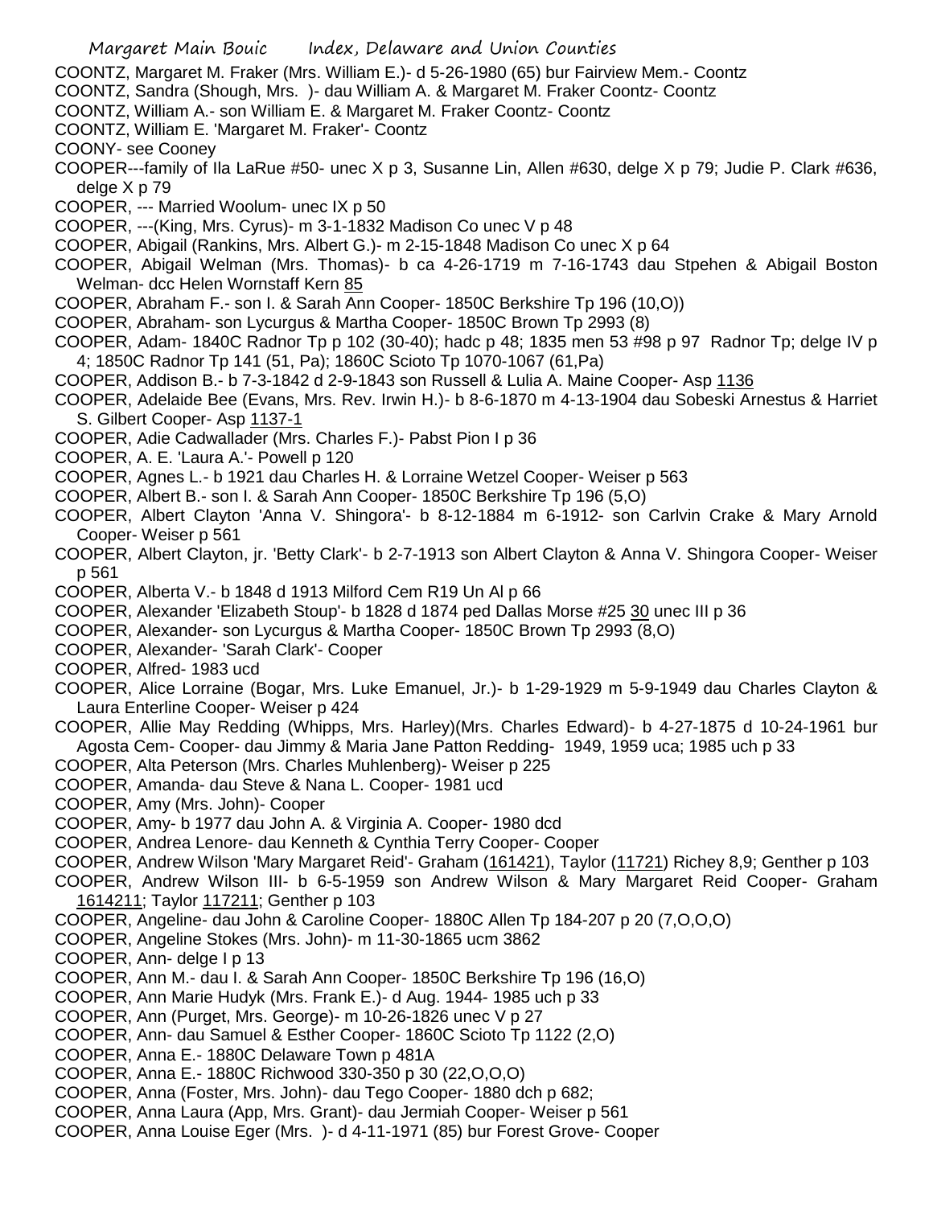COONTZ, Margaret M. Fraker (Mrs. William E.)- d 5-26-1980 (65) bur Fairview Mem.- Coontz
COONTZ, Sandra (Shough, Mrs. )- dau William A. & Margaret M. Fraker Coontz- Coontz
COONTZ, William A.- son William E. & Margaret M. Fraker Coontz- Coontz
COONTZ, William E. 'Margaret M. Fraker'- Coontz
COONY- see Cooney
COOPER---family of Ila LaRue #50- unec X p 3, Susanne Lin, Allen #630, delge X p 79; Judie P. Clark #636, delge X p 79
COOPER, --- Married Woolum- unec IX p 50
COOPER, ---(King, Mrs. Cyrus)- m 3-1-1832 Madison Co unec V p 48
COOPER, Abigail (Rankins, Mrs. Albert G.)- m 2-15-1848 Madison Co unec X p 64
COOPER, Abigail Welman (Mrs. Thomas)- b ca 4-26-1719 m 7-16-1743 dau Stpehen & Abigail Boston Welman- dcc Helen Wornstaff Kern 85
COOPER, Abraham F.- son I. & Sarah Ann Cooper- 1850C Berkshire Tp 196 (10,O))
COOPER, Abraham- son Lycurgus & Martha Cooper- 1850C Brown Tp 2993 (8)
COOPER, Adam- 1840C Radnor Tp p 102 (30-40); hadc p 48; 1835 men 53 #98 p 97 Radnor Tp; delge IV p 4; 1850C Radnor Tp 141 (51, Pa); 1860C Scioto Tp 1070-1067 (61,Pa)
COOPER, Addison B.- b 7-3-1842 d 2-9-1843 son Russell & Lulia A. Maine Cooper- Asp 1136
COOPER, Adelaide Bee (Evans, Mrs. Rev. Irwin H.)- b 8-6-1870 m 4-13-1904 dau Sobeski Arnestus & Harriet S. Gilbert Cooper- Asp 1137-1
COOPER, Adie Cadwallader (Mrs. Charles F.)- Pabst Pion I p 36
COOPER, A. E. 'Laura A.'- Powell p 120
COOPER, Agnes L.- b 1921 dau Charles H. & Lorraine Wetzel Cooper- Weiser p 563
COOPER, Albert B.- son I. & Sarah Ann Cooper- 1850C Berkshire Tp 196 (5,O)
COOPER, Albert Clayton 'Anna V. Shingora'- b 8-12-1884 m 6-1912- son Carlvin Crake & Mary Arnold Cooper- Weiser p 561
COOPER, Albert Clayton, jr. 'Betty Clark'- b 2-7-1913 son Albert Clayton & Anna V. Shingora Cooper- Weiser p 561
COOPER, Alberta V.- b 1848 d 1913 Milford Cem R19 Un Al p 66
COOPER, Alexander 'Elizabeth Stoup'- b 1828 d 1874 ped Dallas Morse #25 30 unec III p 36
COOPER, Alexander- son Lycurgus & Martha Cooper- 1850C Brown Tp 2993 (8,O)
COOPER, Alexander- 'Sarah Clark'- Cooper
COOPER, Alfred- 1983 ucd
COOPER, Alice Lorraine (Bogar, Mrs. Luke Emanuel, Jr.)- b 1-29-1929 m 5-9-1949 dau Charles Clayton & Laura Enterline Cooper- Weiser p 424
COOPER, Allie May Redding (Whipps, Mrs. Harley)(Mrs. Charles Edward)- b 4-27-1875 d 10-24-1961 bur Agosta Cem- Cooper- dau Jimmy & Maria Jane Patton Redding- 1949, 1959 uca; 1985 uch p 33
COOPER, Alta Peterson (Mrs. Charles Muhlenberg)- Weiser p 225
COOPER, Amanda- dau Steve & Nana L. Cooper- 1981 ucd
COOPER, Amy (Mrs. John)- Cooper
COOPER, Amy- b 1977 dau John A. & Virginia A. Cooper- 1980 dcd
COOPER, Andrea Lenore- dau Kenneth & Cynthia Terry Cooper- Cooper
COOPER, Andrew Wilson 'Mary Margaret Reid'- Graham (161421), Taylor (11721) Richey 8,9; Genther p 103
COOPER, Andrew Wilson III- b 6-5-1959 son Andrew Wilson & Mary Margaret Reid Cooper- Graham 1614211; Taylor 117211; Genther p 103
COOPER, Angeline- dau John & Caroline Cooper- 1880C Allen Tp 184-207 p 20 (7,O,O,O)
COOPER, Angeline Stokes (Mrs. John)- m 11-30-1865 ucm 3862
COOPER, Ann- delge I p 13
COOPER, Ann M.- dau I. & Sarah Ann Cooper- 1850C Berkshire Tp 196 (16,O)
COOPER, Ann Marie Hudyk (Mrs. Frank E.)- d Aug. 1944- 1985 uch p 33
COOPER, Ann (Purget, Mrs. George)- m 10-26-1826 unec V p 27
COOPER, Ann- dau Samuel & Esther Cooper- 1860C Scioto Tp 1122 (2,O)
COOPER, Anna E.- 1880C Delaware Town p 481A
COOPER, Anna E.- 1880C Richwood 330-350 p 30 (22,O,O,O)
COOPER, Anna (Foster, Mrs. John)- dau Tego Cooper- 1880 dch p 682;
COOPER, Anna Laura (App, Mrs. Grant)- dau Jermiah Cooper- Weiser p 561
COOPER, Anna Louise Eger (Mrs. )- d 4-11-1971 (85) bur Forest Grove- Cooper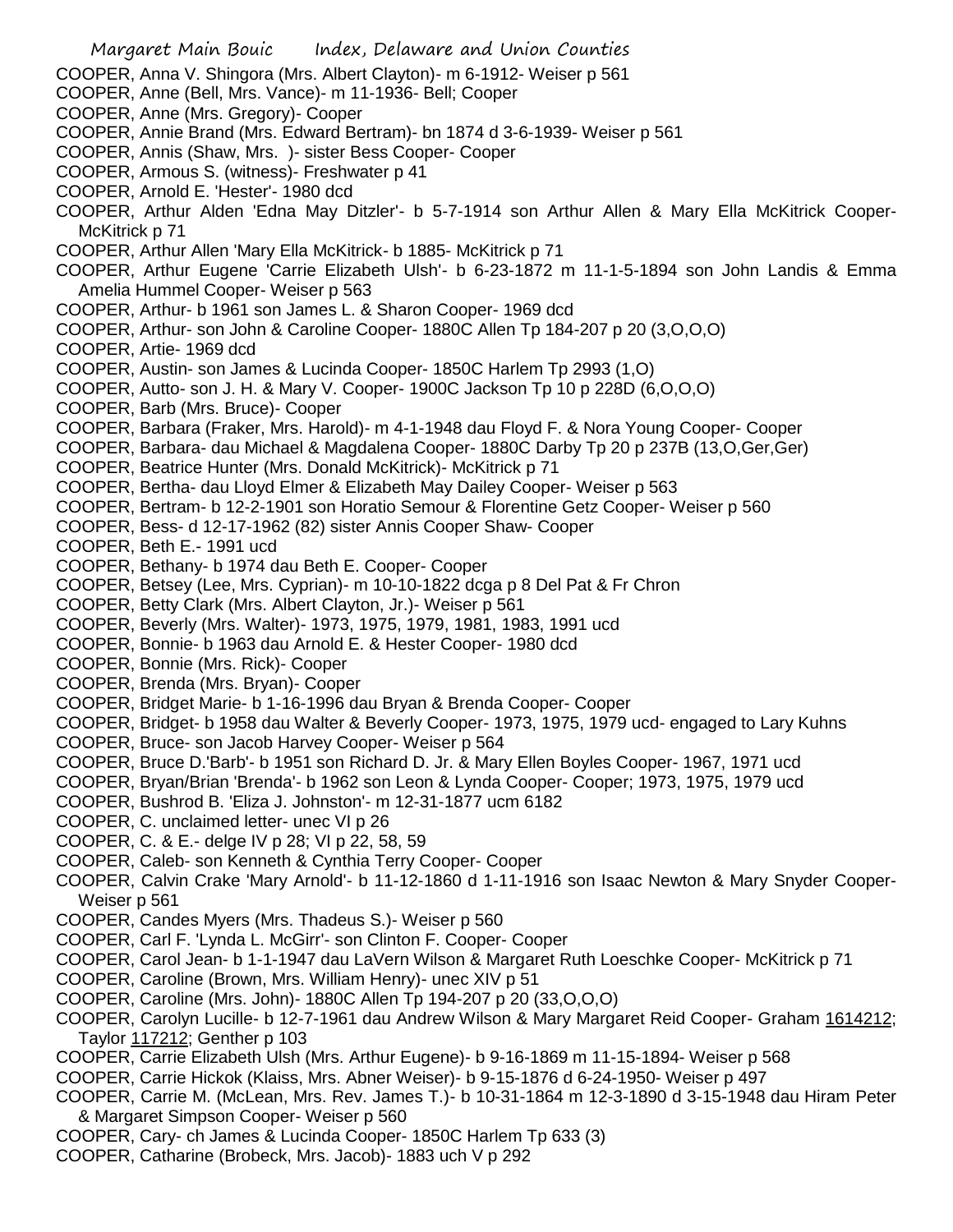COOPER, Anna V. Shingora (Mrs. Albert Clayton)- m 6-1912- Weiser p 561

COOPER, Anne (Bell, Mrs. Vance)- m 11-1936- Bell; Cooper

COOPER, Anne (Mrs. Gregory)- Cooper

COOPER, Annie Brand (Mrs. Edward Bertram)- bn 1874 d 3-6-1939- Weiser p 561

COOPER, Annis (Shaw, Mrs. )- sister Bess Cooper- Cooper

COOPER, Armous S. (witness)- Freshwater p 41

COOPER, Arnold E. 'Hester'- 1980 dcd

COOPER, Arthur Alden 'Edna May Ditzler'- b 5-7-1914 son Arthur Allen & Mary Ella McKitrick Cooper- McKitrick p 71

COOPER, Arthur Allen 'Mary Ella McKitrick- b 1885- McKitrick p 71

COOPER, Arthur Eugene 'Carrie Elizabeth Ulsh'- b 6-23-1872 m 11-1-5-1894 son John Landis & Emma Amelia Hummel Cooper- Weiser p 563

COOPER, Arthur- b 1961 son James L. & Sharon Cooper- 1969 dcd

COOPER, Arthur- son John & Caroline Cooper- 1880C Allen Tp 184-207 p 20 (3,O,O,O)

COOPER, Artie- 1969 dcd

COOPER, Austin- son James & Lucinda Cooper- 1850C Harlem Tp 2993 (1,O)

COOPER, Autto- son J. H. & Mary V. Cooper- 1900C Jackson Tp 10 p 228D (6,O,O,O)

COOPER, Barb (Mrs. Bruce)- Cooper

COOPER, Barbara (Fraker, Mrs. Harold)- m 4-1-1948 dau Floyd F. & Nora Young Cooper- Cooper

COOPER, Barbara- dau Michael & Magdalena Cooper- 1880C Darby Tp 20 p 237B (13,O,Ger,Ger)

COOPER, Beatrice Hunter (Mrs. Donald McKitrick)- McKitrick p 71

COOPER, Bertha- dau Lloyd Elmer & Elizabeth May Dailey Cooper- Weiser p 563

COOPER, Bertram- b 12-2-1901 son Horatio Semour & Florentine Getz Cooper- Weiser p 560

COOPER, Bess- d 12-17-1962 (82) sister Annis Cooper Shaw- Cooper

COOPER, Beth E.- 1991 ucd

COOPER, Bethany- b 1974 dau Beth E. Cooper- Cooper

COOPER, Betsey (Lee, Mrs. Cyprian)- m 10-10-1822 dcga p 8 Del Pat & Fr Chron

COOPER, Betty Clark (Mrs. Albert Clayton, Jr.)- Weiser p 561

COOPER, Beverly (Mrs. Walter)- 1973, 1975, 1979, 1981, 1983, 1991 ucd

COOPER, Bonnie- b 1963 dau Arnold E. & Hester Cooper- 1980 dcd

COOPER, Bonnie (Mrs. Rick)- Cooper

COOPER, Brenda (Mrs. Bryan)- Cooper

COOPER, Bridget Marie- b 1-16-1996 dau Bryan & Brenda Cooper- Cooper

COOPER, Bridget- b 1958 dau Walter & Beverly Cooper- 1973, 1975, 1979 ucd- engaged to Lary Kuhns

COOPER, Bruce- son Jacob Harvey Cooper- Weiser p 564

COOPER, Bruce D.'Barb'- b 1951 son Richard D. Jr. & Mary Ellen Boyles Cooper- 1967, 1971 ucd

COOPER, Bryan/Brian 'Brenda'- b 1962 son Leon & Lynda Cooper- Cooper; 1973, 1975, 1979 ucd

COOPER, Bushrod B. 'Eliza J. Johnston'- m 12-31-1877 ucm 6182

COOPER, C. unclaimed letter- unec VI p 26

COOPER, C. & E.- delge IV p 28; VI p 22, 58, 59

COOPER, Caleb- son Kenneth & Cynthia Terry Cooper- Cooper

COOPER, Calvin Crake 'Mary Arnold'- b 11-12-1860 d 1-11-1916 son Isaac Newton & Mary Snyder Cooper- Weiser p 561

COOPER, Candes Myers (Mrs. Thadeus S.)- Weiser p 560

COOPER, Carl F. 'Lynda L. McGirr'- son Clinton F. Cooper- Cooper

COOPER, Carol Jean- b 1-1-1947 dau LaVern Wilson & Margaret Ruth Loeschke Cooper- McKitrick p 71

COOPER, Caroline (Brown, Mrs. William Henry)- unec XIV p 51

COOPER, Caroline (Mrs. John)- 1880C Allen Tp 194-207 p 20 (33,O,O,O)

COOPER, Carolyn Lucille- b 12-7-1961 dau Andrew Wilson & Mary Margaret Reid Cooper- Graham 1614212; Taylor 117212; Genther p 103

COOPER, Carrie Elizabeth Ulsh (Mrs. Arthur Eugene)- b 9-16-1869 m 11-15-1894- Weiser p 568

COOPER, Carrie Hickok (Klaiss, Mrs. Abner Weiser)- b 9-15-1876 d 6-24-1950- Weiser p 497

COOPER, Carrie M. (McLean, Mrs. Rev. James T.)- b 10-31-1864 m 12-3-1890 d 3-15-1948 dau Hiram Peter & Margaret Simpson Cooper- Weiser p 560

COOPER, Cary- ch James & Lucinda Cooper- 1850C Harlem Tp 633 (3)

COOPER, Catharine (Brobeck, Mrs. Jacob)- 1883 uch V p 292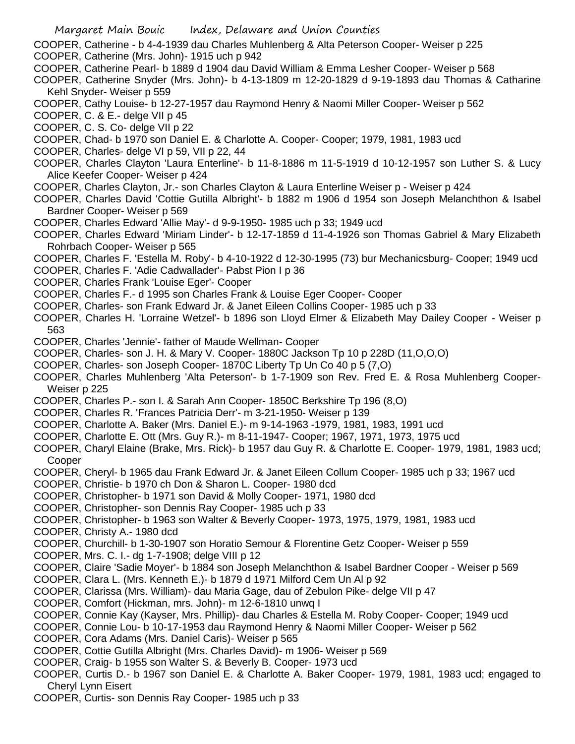COOPER, Catherine - b 4-4-1939 dau Charles Muhlenberg & Alta Peterson Cooper- Weiser p 225

COOPER, Catherine (Mrs. John)- 1915 uch p 942

COOPER, Catherine Pearl- b 1889 d 1904 dau David William & Emma Lesher Cooper- Weiser p 568

COOPER, Catherine Snyder (Mrs. John)- b 4-13-1809 m 12-20-1829 d 9-19-1893 dau Thomas & Catharine Kehl Snyder- Weiser p 559

COOPER, Cathy Louise- b 12-27-1957 dau Raymond Henry & Naomi Miller Cooper- Weiser p 562

COOPER, C. & E.- delge VII p 45

COOPER, C. S. Co- delge VII p 22

COOPER, Chad- b 1970 son Daniel E. & Charlotte A. Cooper- Cooper; 1979, 1981, 1983 ucd

COOPER, Charles- delge VI p 59, VII p 22, 44

COOPER, Charles Clayton 'Laura Enterline'- b 11-8-1886 m 11-5-1919 d 10-12-1957 son Luther S. & Lucy Alice Keefer Cooper- Weiser p 424

COOPER, Charles Clayton, Jr.- son Charles Clayton & Laura Enterline Weiser p - Weiser p 424

COOPER, Charles David 'Cottie Gutilla Albright'- b 1882 m 1906 d 1954 son Joseph Melanchthon & Isabel Bardner Cooper- Weiser p 569

COOPER, Charles Edward 'Allie May'- d 9-9-1950- 1985 uch p 33; 1949 ucd

COOPER, Charles Edward 'Miriam Linder'- b 12-17-1859 d 11-4-1926 son Thomas Gabriel & Mary Elizabeth Rohrbach Cooper- Weiser p 565

COOPER, Charles F. 'Estella M. Roby'- b 4-10-1922 d 12-30-1995 (73) bur Mechanicsburg- Cooper; 1949 ucd

COOPER, Charles F. 'Adie Cadwallader'- Pabst Pion I p 36

COOPER, Charles Frank 'Louise Eger'- Cooper

COOPER, Charles F.- d 1995 son Charles Frank & Louise Eger Cooper- Cooper

COOPER, Charles- son Frank Edward Jr. & Janet Eileen Collins Cooper- 1985 uch p 33

COOPER, Charles H. 'Lorraine Wetzel'- b 1896 son Lloyd Elmer & Elizabeth May Dailey Cooper - Weiser p 563

COOPER, Charles 'Jennie'- father of Maude Wellman- Cooper

COOPER, Charles- son J. H. & Mary V. Cooper- 1880C Jackson Tp 10 p 228D (11,O,O,O)

COOPER, Charles- son Joseph Cooper- 1870C Liberty Tp Un Co 40 p 5 (7,O)

COOPER, Charles Muhlenberg 'Alta Peterson'- b 1-7-1909 son Rev. Fred E. & Rosa Muhlenberg Cooper- Weiser p 225

COOPER, Charles P.- son I. & Sarah Ann Cooper- 1850C Berkshire Tp 196 (8,O)

COOPER, Charles R. 'Frances Patricia Derr'- m 3-21-1950- Weiser p 139

COOPER, Charlotte A. Baker (Mrs. Daniel E.)- m 9-14-1963 -1979, 1981, 1983, 1991 ucd

COOPER, Charlotte E. Ott (Mrs. Guy R.)- m 8-11-1947- Cooper; 1967, 1971, 1973, 1975 ucd

COOPER, Charyl Elaine (Brake, Mrs. Rick)- b 1957 dau Guy R. & Charlotte E. Cooper- 1979, 1981, 1983 ucd; Cooper

COOPER, Cheryl- b 1965 dau Frank Edward Jr. & Janet Eileen Collum Cooper- 1985 uch p 33; 1967 ucd

COOPER, Christie- b 1970 ch Don & Sharon L. Cooper- 1980 dcd

COOPER, Christopher- b 1971 son David & Molly Cooper- 1971, 1980 dcd

COOPER, Christopher- son Dennis Ray Cooper- 1985 uch p 33

COOPER, Christopher- b 1963 son Walter & Beverly Cooper- 1973, 1975, 1979, 1981, 1983 ucd

COOPER, Christy A.- 1980 dcd

COOPER, Churchill- b 1-30-1907 son Horatio Semour & Florentine Getz Cooper- Weiser p 559

COOPER, Mrs. C. I.- dg 1-7-1908; delge VIII p 12

COOPER, Claire 'Sadie Moyer'- b 1884 son Joseph Melanchthon & Isabel Bardner Cooper - Weiser p 569

COOPER, Clara L. (Mrs. Kenneth E.)- b 1879 d 1971 Milford Cem Un Al p 92

COOPER, Clarissa (Mrs. William)- dau Maria Gage, dau of Zebulon Pike- delge VII p 47

COOPER, Comfort (Hickman, mrs. John)- m 12-6-1810 unwq I

COOPER, Connie Kay (Kayser, Mrs. Phillip)- dau Charles & Estella M. Roby Cooper- Cooper; 1949 ucd

COOPER, Connie Lou- b 10-17-1953 dau Raymond Henry & Naomi Miller Cooper- Weiser p 562

COOPER, Cora Adams (Mrs. Daniel Caris)- Weiser p 565

COOPER, Cottie Gutilla Albright (Mrs. Charles David)- m 1906- Weiser p 569

COOPER, Craig- b 1955 son Walter S. & Beverly B. Cooper- 1973 ucd

COOPER, Curtis D.- b 1967 son Daniel E. & Charlotte A. Baker Cooper- 1979, 1981, 1983 ucd; engaged to Cheryl Lynn Eisert

COOPER, Curtis- son Dennis Ray Cooper- 1985 uch p 33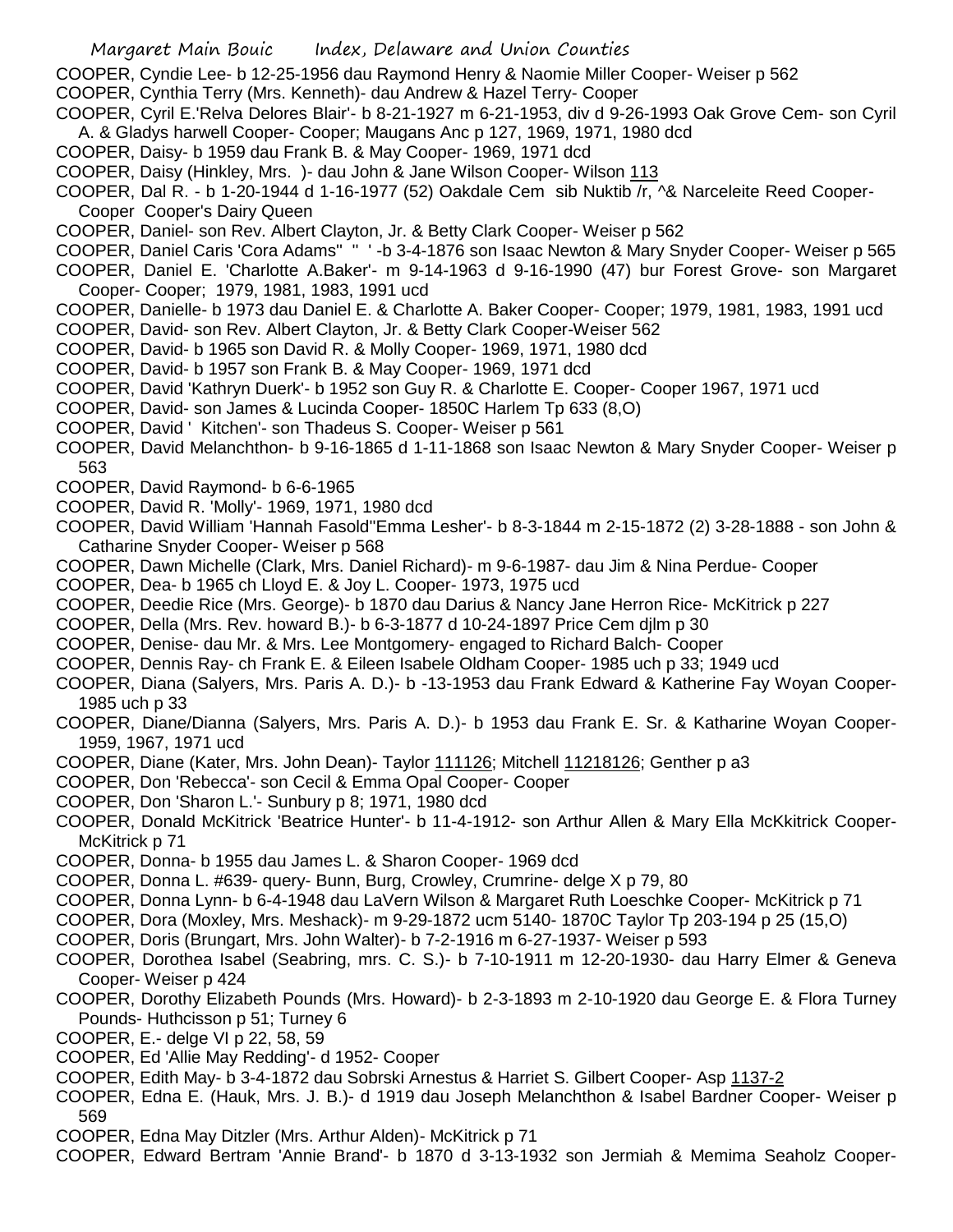COOPER, Cyndie Lee- b 12-25-1956 dau Raymond Henry & Naomie Miller Cooper- Weiser p 562

COOPER, Cynthia Terry (Mrs. Kenneth)- dau Andrew & Hazel Terry- Cooper

COOPER, Cyril E.'Relva Delores Blair'- b 8-21-1927 m 6-21-1953, div d 9-26-1993 Oak Grove Cem- son Cyril A. & Gladys harwell Cooper- Cooper; Maugans Anc p 127, 1969, 1971, 1980 dcd

COOPER, Daisy- b 1959 dau Frank B. & May Cooper- 1969, 1971 dcd

COOPER, Daisy (Hinkley, Mrs. )- dau John & Jane Wilson Cooper- Wilson 113

COOPER, Dal R. - b 1-20-1944 d 1-16-1977 (52) Oakdale Cem sib Nuktib /r, ^& Narceleite Reed Cooper- Cooper Cooper's Dairy Queen

COOPER, Daniel- son Rev. Albert Clayton, Jr. & Betty Clark Cooper- Weiser p 562

COOPER, Daniel Caris 'Cora Adams'' '' ' -b 3-4-1876 son Isaac Newton & Mary Snyder Cooper- Weiser p 565

COOPER, Daniel E. 'Charlotte A.Baker'- m 9-14-1963 d 9-16-1990 (47) bur Forest Grove- son Margaret Cooper- Cooper; 1979, 1981, 1983, 1991 ucd

COOPER, Danielle- b 1973 dau Daniel E. & Charlotte A. Baker Cooper- Cooper; 1979, 1981, 1983, 1991 ucd

COOPER, David- son Rev. Albert Clayton, Jr. & Betty Clark Cooper-Weiser 562

COOPER, David- b 1965 son David R. & Molly Cooper- 1969, 1971, 1980 dcd

COOPER, David- b 1957 son Frank B. & May Cooper- 1969, 1971 dcd

COOPER, David 'Kathryn Duerk'- b 1952 son Guy R. & Charlotte E. Cooper- Cooper 1967, 1971 ucd

COOPER, David- son James & Lucinda Cooper- 1850C Harlem Tp 633 (8,O)

COOPER, David ' Kitchen'- son Thadeus S. Cooper- Weiser p 561

COOPER, David Melanchthon- b 9-16-1865 d 1-11-1868 son Isaac Newton & Mary Snyder Cooper- Weiser p 563

COOPER, David Raymond- b 6-6-1965

COOPER, David R. 'Molly'- 1969, 1971, 1980 dcd

COOPER, David William 'Hannah Fasold''Emma Lesher'- b 8-3-1844 m 2-15-1872 (2) 3-28-1888 - son John & Catharine Snyder Cooper- Weiser p 568

COOPER, Dawn Michelle (Clark, Mrs. Daniel Richard)- m 9-6-1987- dau Jim & Nina Perdue- Cooper

COOPER, Dea- b 1965 ch Lloyd E. & Joy L. Cooper- 1973, 1975 ucd

COOPER, Deedie Rice (Mrs. George)- b 1870 dau Darius & Nancy Jane Herron Rice- McKitrick p 227

COOPER, Della (Mrs. Rev. howard B.)- b 6-3-1877 d 10-24-1897 Price Cem djlm p 30

COOPER, Denise- dau Mr. & Mrs. Lee Montgomery- engaged to Richard Balch- Cooper

COOPER, Dennis Ray- ch Frank E. & Eileen Isabele Oldham Cooper- 1985 uch p 33; 1949 ucd

COOPER, Diana (Salyers, Mrs. Paris A. D.)- b -13-1953 dau Frank Edward & Katherine Fay Woyan Cooper- 1985 uch p 33

COOPER, Diane/Dianna (Salyers, Mrs. Paris A. D.)- b 1953 dau Frank E. Sr. & Katharine Woyan Cooper- 1959, 1967, 1971 ucd

COOPER, Diane (Kater, Mrs. John Dean)- Taylor 111126; Mitchell 11218126; Genther p a3

COOPER, Don 'Rebecca'- son Cecil & Emma Opal Cooper- Cooper

COOPER, Don 'Sharon L.'- Sunbury p 8; 1971, 1980 dcd

COOPER, Donald McKitrick 'Beatrice Hunter'- b 11-4-1912- son Arthur Allen & Mary Ella McKkitrick Cooper- McKitrick p 71

COOPER, Donna- b 1955 dau James L. & Sharon Cooper- 1969 dcd

COOPER, Donna L. #639- query- Bunn, Burg, Crowley, Crumrine- delge X p 79, 80

COOPER, Donna Lynn- b 6-4-1948 dau LaVern Wilson & Margaret Ruth Loeschke Cooper- McKitrick p 71

COOPER, Dora (Moxley, Mrs. Meshack)- m 9-29-1872 ucm 5140- 1870C Taylor Tp 203-194 p 25 (15,O)

COOPER, Doris (Brungart, Mrs. John Walter)- b 7-2-1916 m 6-27-1937- Weiser p 593

COOPER, Dorothea Isabel (Seabring, mrs. C. S.)- b 7-10-1911 m 12-20-1930- dau Harry Elmer & Geneva Cooper- Weiser p 424

COOPER, Dorothy Elizabeth Pounds (Mrs. Howard)- b 2-3-1893 m 2-10-1920 dau George E. & Flora Turney Pounds- Huthcisson p 51; Turney 6

COOPER, E.- delge VI p 22, 58, 59

COOPER, Ed 'Allie May Redding'- d 1952- Cooper

COOPER, Edith May- b 3-4-1872 dau Sobrski Arnestus & Harriet S. Gilbert Cooper- Asp 1137-2

COOPER, Edna E. (Hauk, Mrs. J. B.)- d 1919 dau Joseph Melanchthon & Isabel Bardner Cooper- Weiser p 569

COOPER, Edna May Ditzler (Mrs. Arthur Alden)- McKitrick p 71

COOPER, Edward Bertram 'Annie Brand'- b 1870 d 3-13-1932 son Jermiah & Memima Seaholz Cooper-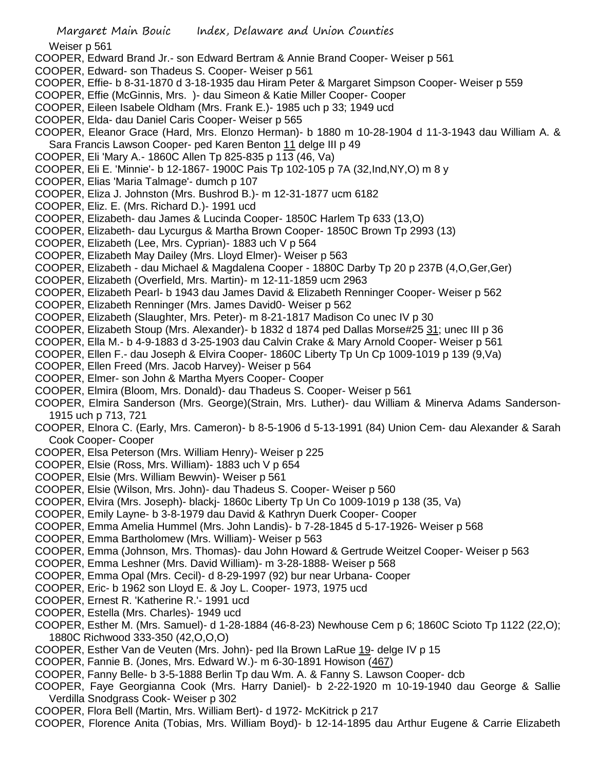Weiser p 561

COOPER, Edward Brand Jr.- son Edward Bertram & Annie Brand Cooper- Weiser p 561

COOPER, Edward- son Thadeus S. Cooper- Weiser p 561

COOPER, Effie- b 8-31-1870 d 3-18-1935 dau Hiram Peter & Margaret Simpson Cooper- Weiser p 559

COOPER, Effie (McGinnis, Mrs. )- dau Simeon & Katie Miller Cooper- Cooper

COOPER, Eileen Isabele Oldham (Mrs. Frank E.)- 1985 uch p 33; 1949 ucd

COOPER, Elda- dau Daniel Caris Cooper- Weiser p 565

COOPER, Eleanor Grace (Hard, Mrs. Elonzo Herman)- b 1880 m 10-28-1904 d 11-3-1943 dau William A. & Sara Francis Lawson Cooper- ped Karen Benton 11 delge III p 49

COOPER, Eli 'Mary A.- 1860C Allen Tp 825-835 p 113 (46, Va)

COOPER, Eli E. 'Minnie'- b 12-1867- 1900C Pais Tp 102-105 p 7A (32,Ind,NY,O) m 8 y

COOPER, Elias 'Maria Talmage'- dumch p 107

COOPER, Eliza J. Johnston (Mrs. Bushrod B.)- m 12-31-1877 ucm 6182

COOPER, Eliz. E. (Mrs. Richard D.)- 1991 ucd

COOPER, Elizabeth- dau James & Lucinda Cooper- 1850C Harlem Tp 633 (13,O)

COOPER, Elizabeth- dau Lycurgus & Martha Brown Cooper- 1850C Brown Tp 2993 (13)

COOPER, Elizabeth (Lee, Mrs. Cyprian)- 1883 uch V p 564

COOPER, Elizabeth May Dailey (Mrs. Lloyd Elmer)- Weiser p 563

COOPER, Elizabeth - dau Michael & Magdalena Cooper - 1880C Darby Tp 20 p 237B (4,O,Ger,Ger)

COOPER, Elizabeth (Overfield, Mrs. Martin)- m 12-11-1859 ucm 2963

COOPER, Elizabeth Pearl- b 1943 dau James David & Elizabeth Renninger Cooper- Weiser p 562

COOPER, Elizabeth Renninger (Mrs. James David0- Weiser p 562

COOPER, Elizabeth (Slaughter, Mrs. Peter)- m 8-21-1817 Madison Co unec IV p 30

COOPER, Elizabeth Stoup (Mrs. Alexander)- b 1832 d 1874 ped Dallas Morse#25 31; unec III p 36

COOPER, Ella M.- b 4-9-1883 d 3-25-1903 dau Calvin Crake & Mary Arnold Cooper- Weiser p 561

COOPER, Ellen F.- dau Joseph & Elvira Cooper- 1860C Liberty Tp Un Cp 1009-1019 p 139 (9,Va)

COOPER, Ellen Freed (Mrs. Jacob Harvey)- Weiser p 564

COOPER, Elmer- son John & Martha Myers Cooper- Cooper

COOPER, Elmira (Bloom, Mrs. Donald)- dau Thadeus S. Cooper- Weiser p 561

COOPER, Elmira Sanderson (Mrs. George)(Strain, Mrs. Luther)- dau William & Minerva Adams Sanderson- 1915 uch p 713, 721

COOPER, Elnora C. (Early, Mrs. Cameron)- b 8-5-1906 d 5-13-1991 (84) Union Cem- dau Alexander & Sarah Cook Cooper- Cooper

COOPER, Elsa Peterson (Mrs. William Henry)- Weiser p 225

COOPER, Elsie (Ross, Mrs. William)- 1883 uch V p 654

COOPER, Elsie (Mrs. William Bewvin)- Weiser p 561

COOPER, Elsie (Wilson, Mrs. John)- dau Thadeus S. Cooper- Weiser p 560

COOPER, Elvira (Mrs. Joseph)- blackj- 1860c Liberty Tp Un Co 1009-1019 p 138 (35, Va)

COOPER, Emily Layne- b 3-8-1979 dau David & Kathryn Duerk Cooper- Cooper

COOPER, Emma Amelia Hummel (Mrs. John Landis)- b 7-28-1845 d 5-17-1926- Weiser p 568

COOPER, Emma Bartholomew (Mrs. William)- Weiser p 563

COOPER, Emma (Johnson, Mrs. Thomas)- dau John Howard & Gertrude Weitzel Cooper- Weiser p 563

COOPER, Emma Leshner (Mrs. David William)- m 3-28-1888- Weiser p 568

COOPER, Emma Opal (Mrs. Cecil)- d 8-29-1997 (92) bur near Urbana- Cooper

COOPER, Eric- b 1962 son Lloyd E. & Joy L. Cooper- 1973, 1975 ucd

COOPER, Ernest R. 'Katherine R.'- 1991 ucd

COOPER, Estella (Mrs. Charles)- 1949 ucd

COOPER, Esther M. (Mrs. Samuel)- d 1-28-1884 (46-8-23) Newhouse Cem p 6; 1860C Scioto Tp 1122 (22,O); 1880C Richwood 333-350 (42,O,O,O)

COOPER, Esther Van de Veuten (Mrs. John)- ped Ila Brown LaRue 19- delge IV p 15

COOPER, Fannie B. (Jones, Mrs. Edward W.)- m 6-30-1891 Howison (467)

COOPER, Fanny Belle- b 3-5-1888 Berlin Tp dau Wm. A. & Fanny S. Lawson Cooper- dcb

COOPER, Faye Georgianna Cook (Mrs. Harry Daniel)- b 2-22-1920 m 10-19-1940 dau George & Sallie Verdilla Snodgrass Cook- Weiser p 302

COOPER, Flora Bell (Martin, Mrs. William Bert)- d 1972- McKitrick p 217

COOPER, Florence Anita (Tobias, Mrs. William Boyd)- b 12-14-1895 dau Arthur Eugene & Carrie Elizabeth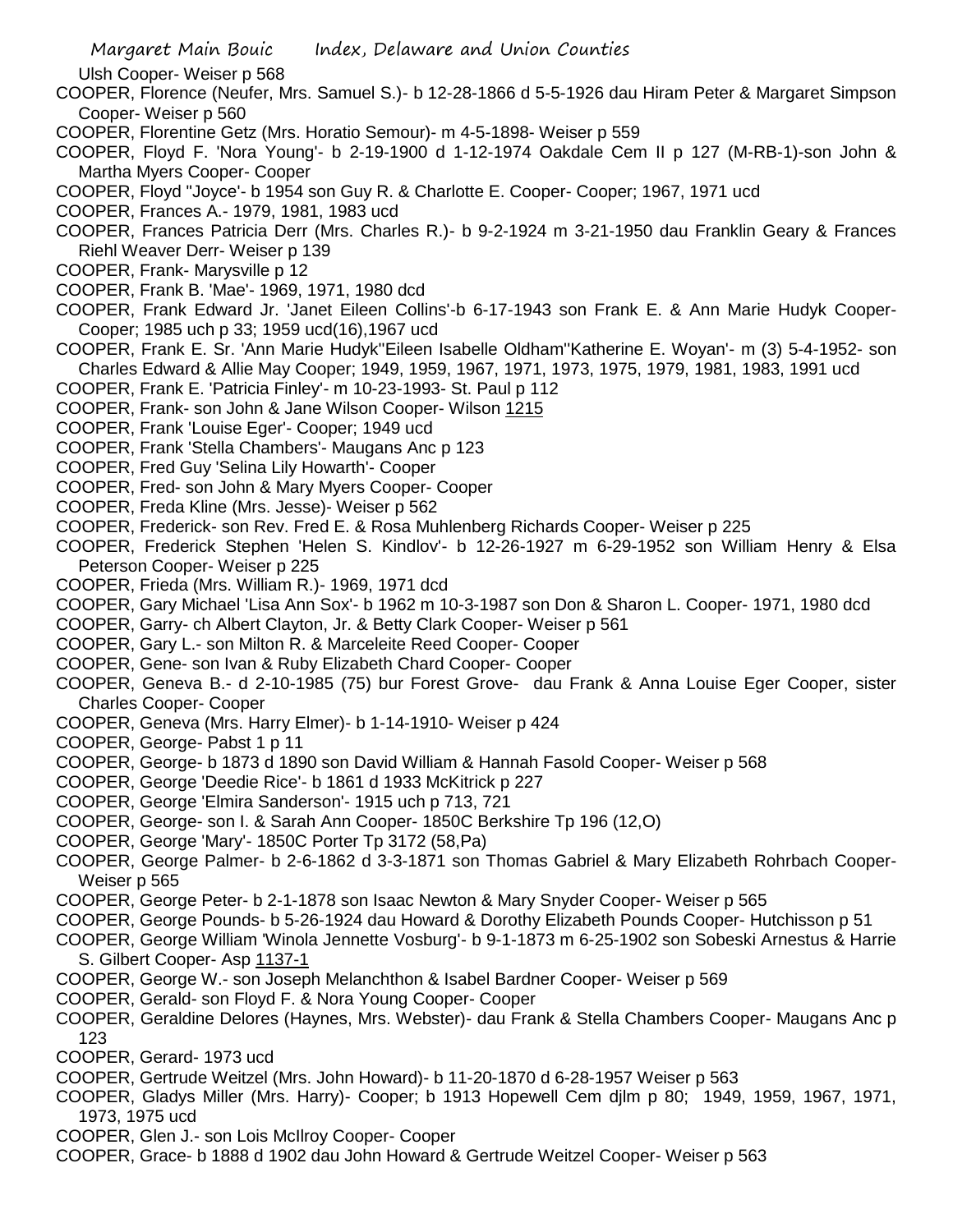Ulsh Cooper- Weiser p 568

COOPER, Florence (Neufer, Mrs. Samuel S.)- b 12-28-1866 d 5-5-1926 dau Hiram Peter & Margaret Simpson Cooper- Weiser p 560

COOPER, Florentine Getz (Mrs. Horatio Semour)- m 4-5-1898- Weiser p 559

COOPER, Floyd F. 'Nora Young'- b 2-19-1900 d 1-12-1974 Oakdale Cem II p 127 (M-RB-1)-son John & Martha Myers Cooper- Cooper

COOPER, Floyd "Joyce'- b 1954 son Guy R. & Charlotte E. Cooper- Cooper; 1967, 1971 ucd

COOPER, Frances A.- 1979, 1981, 1983 ucd

COOPER, Frances Patricia Derr (Mrs. Charles R.)- b 9-2-1924 m 3-21-1950 dau Franklin Geary & Frances Riehl Weaver Derr- Weiser p 139

COOPER, Frank- Marysville p 12

COOPER, Frank B. 'Mae'- 1969, 1971, 1980 dcd

COOPER, Frank Edward Jr. 'Janet Eileen Collins'-b 6-17-1943 son Frank E. & Ann Marie Hudyk Cooper- Cooper; 1985 uch p 33; 1959 ucd(16),1967 ucd

COOPER, Frank E. Sr. 'Ann Marie Hudyk''Eileen Isabelle Oldham''Katherine E. Woyan'- m (3) 5-4-1952- son Charles Edward & Allie May Cooper; 1949, 1959, 1967, 1971, 1973, 1975, 1979, 1981, 1983, 1991 ucd

COOPER, Frank E. 'Patricia Finley'- m 10-23-1993- St. Paul p 112

COOPER, Frank- son John & Jane Wilson Cooper- Wilson 1215

COOPER, Frank 'Louise Eger'- Cooper; 1949 ucd

COOPER, Frank 'Stella Chambers'- Maugans Anc p 123

COOPER, Fred Guy 'Selina Lily Howarth'- Cooper

COOPER, Fred- son John & Mary Myers Cooper- Cooper

COOPER, Freda Kline (Mrs. Jesse)- Weiser p 562

COOPER, Frederick- son Rev. Fred E. & Rosa Muhlenberg Richards Cooper- Weiser p 225

COOPER, Frederick Stephen 'Helen S. Kindlov'- b 12-26-1927 m 6-29-1952 son William Henry & Elsa Peterson Cooper- Weiser p 225

COOPER, Frieda (Mrs. William R.)- 1969, 1971 dcd

COOPER, Gary Michael 'Lisa Ann Sox'- b 1962 m 10-3-1987 son Don & Sharon L. Cooper- 1971, 1980 dcd

COOPER, Garry- ch Albert Clayton, Jr. & Betty Clark Cooper- Weiser p 561

COOPER, Gary L.- son Milton R. & Marceleite Reed Cooper- Cooper

COOPER, Gene- son Ivan & Ruby Elizabeth Chard Cooper- Cooper

COOPER, Geneva B.- d 2-10-1985 (75) bur Forest Grove- dau Frank & Anna Louise Eger Cooper, sister Charles Cooper- Cooper

COOPER, Geneva (Mrs. Harry Elmer)- b 1-14-1910- Weiser p 424

COOPER, George- Pabst 1 p 11

COOPER, George- b 1873 d 1890 son David William & Hannah Fasold Cooper- Weiser p 568

COOPER, George 'Deedie Rice'- b 1861 d 1933 McKitrick p 227

COOPER, George 'Elmira Sanderson'- 1915 uch p 713, 721

COOPER, George- son I. & Sarah Ann Cooper- 1850C Berkshire Tp 196 (12,O)

COOPER, George 'Mary'- 1850C Porter Tp 3172 (58,Pa)

COOPER, George Palmer- b 2-6-1862 d 3-3-1871 son Thomas Gabriel & Mary Elizabeth Rohrbach Cooper- Weiser p 565

COOPER, George Peter- b 2-1-1878 son Isaac Newton & Mary Snyder Cooper- Weiser p 565

COOPER, George Pounds- b 5-26-1924 dau Howard & Dorothy Elizabeth Pounds Cooper- Hutchisson p 51

COOPER, George William 'Winola Jennette Vosburg'- b 9-1-1873 m 6-25-1902 son Sobeski Arnestus & Harrie S. Gilbert Cooper- Asp 1137-1

COOPER, George W.- son Joseph Melanchthon & Isabel Bardner Cooper- Weiser p 569

COOPER, Gerald- son Floyd F. & Nora Young Cooper- Cooper

COOPER, Geraldine Delores (Haynes, Mrs. Webster)- dau Frank & Stella Chambers Cooper- Maugans Anc p 123

COOPER, Gerard- 1973 ucd

COOPER, Gertrude Weitzel (Mrs. John Howard)- b 11-20-1870 d 6-28-1957 Weiser p 563

COOPER, Gladys Miller (Mrs. Harry)- Cooper; b 1913 Hopewell Cem djlm p 80; 1949, 1959, 1967, 1971, 1973, 1975 ucd

COOPER, Glen J.- son Lois McIlroy Cooper- Cooper

COOPER, Grace- b 1888 d 1902 dau John Howard & Gertrude Weitzel Cooper- Weiser p 563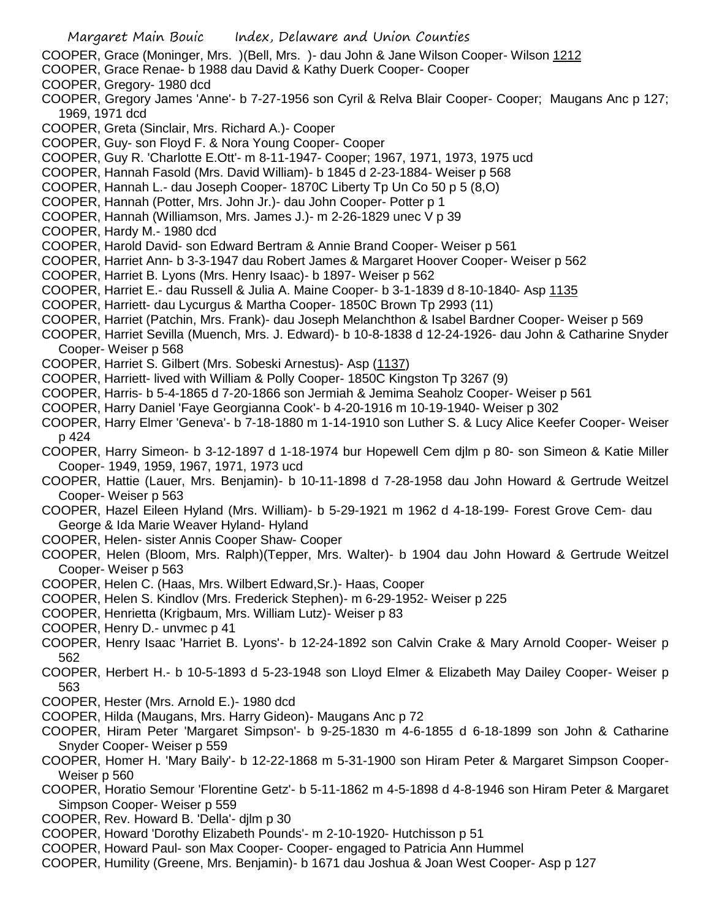COOPER, Grace (Moninger, Mrs. )(Bell, Mrs. )- dau John & Jane Wilson Cooper- Wilson 1212
COOPER, Grace Renae- b 1988 dau David & Kathy Duerk Cooper- Cooper
COOPER, Gregory- 1980 dcd
COOPER, Gregory James 'Anne'- b 7-27-1956 son Cyril & Relva Blair Cooper- Cooper; Maugans Anc p 127; 1969, 1971 dcd
COOPER, Greta (Sinclair, Mrs. Richard A.)- Cooper
COOPER, Guy- son Floyd F. & Nora Young Cooper- Cooper
COOPER, Guy R. 'Charlotte E.Ott'- m 8-11-1947- Cooper; 1967, 1971, 1973, 1975 ucd
COOPER, Hannah Fasold (Mrs. David William)- b 1845 d 2-23-1884- Weiser p 568
COOPER, Hannah L.- dau Joseph Cooper- 1870C Liberty Tp Un Co 50 p 5 (8,O)
COOPER, Hannah (Potter, Mrs. John Jr.)- dau John Cooper- Potter p 1
COOPER, Hannah (Williamson, Mrs. James J.)- m 2-26-1829 unec V p 39
COOPER, Hardy M.- 1980 dcd
COOPER, Harold David- son Edward Bertram & Annie Brand Cooper- Weiser p 561
COOPER, Harriet Ann- b 3-3-1947 dau Robert James & Margaret Hoover Cooper- Weiser p 562
COOPER, Harriet B. Lyons (Mrs. Henry Isaac)- b 1897- Weiser p 562
COOPER, Harriet E.- dau Russell & Julia A. Maine Cooper- b 3-1-1839 d 8-10-1840- Asp 1135
COOPER, Harriett- dau Lycurgus & Martha Cooper- 1850C Brown Tp 2993 (11)
COOPER, Harriet (Patchin, Mrs. Frank)- dau Joseph Melanchthon & Isabel Bardner Cooper- Weiser p 569
COOPER, Harriet Sevilla (Muench, Mrs. J. Edward)- b 10-8-1838 d 12-24-1926- dau John & Catharine Snyder Cooper- Weiser p 568
COOPER, Harriet S. Gilbert (Mrs. Sobeski Arnestus)- Asp (1137)
COOPER, Harriett- lived with William & Polly Cooper- 1850C Kingston Tp 3267 (9)
COOPER, Harris- b 5-4-1865 d 7-20-1866 son Jermiah & Jemima Seaholz Cooper- Weiser p 561
COOPER, Harry Daniel 'Faye Georgianna Cook'- b 4-20-1916 m 10-19-1940- Weiser p 302
COOPER, Harry Elmer 'Geneva'- b 7-18-1880 m 1-14-1910 son Luther S. & Lucy Alice Keefer Cooper- Weiser p 424
COOPER, Harry Simeon- b 3-12-1897 d 1-18-1974 bur Hopewell Cem djlm p 80- son Simeon & Katie Miller Cooper- 1949, 1959, 1967, 1971, 1973 ucd
COOPER, Hattie (Lauer, Mrs. Benjamin)- b 10-11-1898 d 7-28-1958 dau John Howard & Gertrude Weitzel Cooper- Weiser p 563
COOPER, Hazel Eileen Hyland (Mrs. William)- b 5-29-1921 m 1962 d 4-18-199- Forest Grove Cem- dau George & Ida Marie Weaver Hyland- Hyland
COOPER, Helen- sister Annis Cooper Shaw- Cooper
COOPER, Helen (Bloom, Mrs. Ralph)(Tepper, Mrs. Walter)- b 1904 dau John Howard & Gertrude Weitzel Cooper- Weiser p 563
COOPER, Helen C. (Haas, Mrs. Wilbert Edward,Sr.)- Haas, Cooper
COOPER, Helen S. Kindlov (Mrs. Frederick Stephen)- m 6-29-1952- Weiser p 225
COOPER, Henrietta (Krigbaum, Mrs. William Lutz)- Weiser p 83
COOPER, Henry D.- unvmec p 41
COOPER, Henry Isaac 'Harriet B. Lyons'- b 12-24-1892 son Calvin Crake & Mary Arnold Cooper- Weiser p 562
COOPER, Herbert H.- b 10-5-1893 d 5-23-1948 son Lloyd Elmer & Elizabeth May Dailey Cooper- Weiser p 563
COOPER, Hester (Mrs. Arnold E.)- 1980 dcd
COOPER, Hilda (Maugans, Mrs. Harry Gideon)- Maugans Anc p 72
COOPER, Hiram Peter 'Margaret Simpson'- b 9-25-1830 m 4-6-1855 d 6-18-1899 son John & Catharine Snyder Cooper- Weiser p 559
COOPER, Homer H. 'Mary Baily'- b 12-22-1868 m 5-31-1900 son Hiram Peter & Margaret Simpson Cooper- Weiser p 560
COOPER, Horatio Semour 'Florentine Getz'- b 5-11-1862 m 4-5-1898 d 4-8-1946 son Hiram Peter & Margaret Simpson Cooper- Weiser p 559
COOPER, Rev. Howard B. 'Della'- djlm p 30
COOPER, Howard 'Dorothy Elizabeth Pounds'- m 2-10-1920- Hutchisson p 51
COOPER, Howard Paul- son Max Cooper- Cooper- engaged to Patricia Ann Hummel
COOPER, Humility (Greene, Mrs. Benjamin)- b 1671 dau Joshua & Joan West Cooper- Asp p 127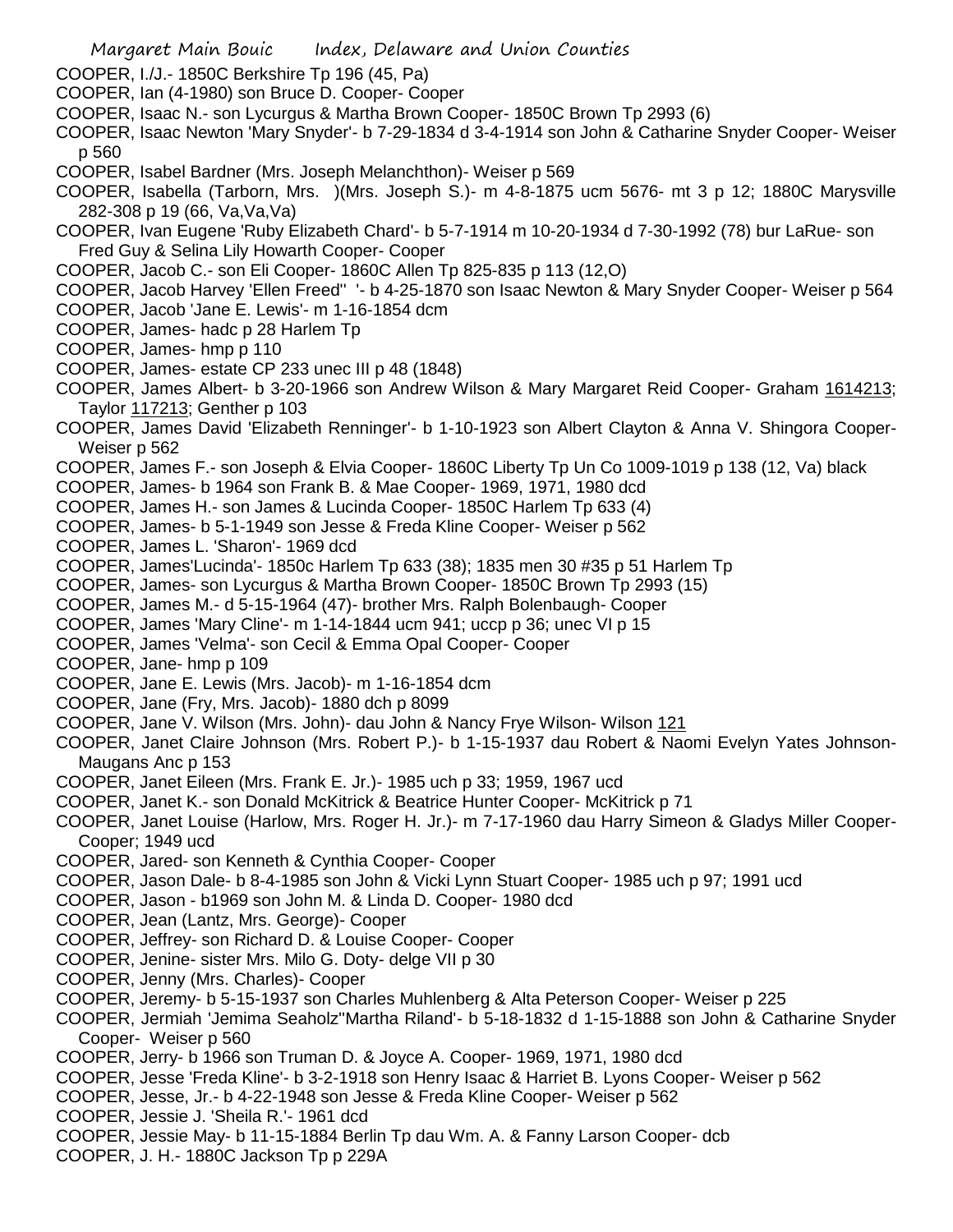COOPER, I./J.- 1850C Berkshire Tp 196 (45, Pa)
COOPER, Ian (4-1980) son Bruce D. Cooper- Cooper
COOPER, Isaac N.- son Lycurgus & Martha Brown Cooper- 1850C Brown Tp 2993 (6)
COOPER, Isaac Newton 'Mary Snyder'- b 7-29-1834 d 3-4-1914 son John & Catharine Snyder Cooper- Weiser p 560
COOPER, Isabel Bardner (Mrs. Joseph Melanchthon)- Weiser p 569
COOPER, Isabella (Tarborn, Mrs. )(Mrs. Joseph S.)- m 4-8-1875 ucm 5676- mt 3 p 12; 1880C Marysville 282-308 p 19 (66, Va,Va,Va)
COOPER, Ivan Eugene 'Ruby Elizabeth Chard'- b 5-7-1914 m 10-20-1934 d 7-30-1992 (78) bur LaRue- son Fred Guy & Selina Lily Howarth Cooper- Cooper
COOPER, Jacob C.- son Eli Cooper- 1860C Allen Tp 825-835 p 113 (12,O)
COOPER, Jacob Harvey 'Ellen Freed'' '- b 4-25-1870 son Isaac Newton & Mary Snyder Cooper- Weiser p 564
COOPER, Jacob 'Jane E. Lewis'- m 1-16-1854 dcm
COOPER, James- hadc p 28 Harlem Tp
COOPER, James- hmp p 110
COOPER, James- estate CP 233 unec III p 48 (1848)
COOPER, James Albert- b 3-20-1966 son Andrew Wilson & Mary Margaret Reid Cooper- Graham 1614213; Taylor 117213; Genther p 103
COOPER, James David 'Elizabeth Renninger'- b 1-10-1923 son Albert Clayton & Anna V. Shingora Cooper- Weiser p 562
COOPER, James F.- son Joseph & Elvia Cooper- 1860C Liberty Tp Un Co 1009-1019 p 138 (12, Va) black
COOPER, James- b 1964 son Frank B. & Mae Cooper- 1969, 1971, 1980 dcd
COOPER, James H.- son James & Lucinda Cooper- 1850C Harlem Tp 633 (4)
COOPER, James- b 5-1-1949 son Jesse & Freda Kline Cooper- Weiser p 562
COOPER, James L. 'Sharon'- 1969 dcd
COOPER, James'Lucinda'- 1850c Harlem Tp 633 (38); 1835 men 30 #35 p 51 Harlem Tp
COOPER, James- son Lycurgus & Martha Brown Cooper- 1850C Brown Tp 2993 (15)
COOPER, James M.- d 5-15-1964 (47)- brother Mrs. Ralph Bolenbaugh- Cooper
COOPER, James 'Mary Cline'- m 1-14-1844 ucm 941; uccp p 36; unec VI p 15
COOPER, James 'Velma'- son Cecil & Emma Opal Cooper- Cooper
COOPER, Jane- hmp p 109
COOPER, Jane E. Lewis (Mrs. Jacob)- m 1-16-1854 dcm
COOPER, Jane (Fry, Mrs. Jacob)- 1880 dch p 8099
COOPER, Jane V. Wilson (Mrs. John)- dau John & Nancy Frye Wilson- Wilson 121
COOPER, Janet Claire Johnson (Mrs. Robert P.)- b 1-15-1937 dau Robert & Naomi Evelyn Yates Johnson- Maugans Anc p 153
COOPER, Janet Eileen (Mrs. Frank E. Jr.)- 1985 uch p 33; 1959, 1967 ucd
COOPER, Janet K.- son Donald McKitrick & Beatrice Hunter Cooper- McKitrick p 71
COOPER, Janet Louise (Harlow, Mrs. Roger H. Jr.)- m 7-17-1960 dau Harry Simeon & Gladys Miller Cooper- Cooper; 1949 ucd
COOPER, Jared- son Kenneth & Cynthia Cooper- Cooper
COOPER, Jason Dale- b 8-4-1985 son John & Vicki Lynn Stuart Cooper- 1985 uch p 97; 1991 ucd
COOPER, Jason - b1969 son John M. & Linda D. Cooper- 1980 dcd
COOPER, Jean (Lantz, Mrs. George)- Cooper
COOPER, Jeffrey- son Richard D. & Louise Cooper- Cooper
COOPER, Jenine- sister Mrs. Milo G. Doty- delge VII p 30
COOPER, Jenny (Mrs. Charles)- Cooper
COOPER, Jeremy- b 5-15-1937 son Charles Muhlenberg & Alta Peterson Cooper- Weiser p 225
COOPER, Jermiah 'Jemima Seaholz''Martha Riland'- b 5-18-1832 d 1-15-1888 son John & Catharine Snyder Cooper- Weiser p 560
COOPER, Jerry- b 1966 son Truman D. & Joyce A. Cooper- 1969, 1971, 1980 dcd
COOPER, Jesse 'Freda Kline'- b 3-2-1918 son Henry Isaac & Harriet B. Lyons Cooper- Weiser p 562
COOPER, Jesse, Jr.- b 4-22-1948 son Jesse & Freda Kline Cooper- Weiser p 562
COOPER, Jessie J. 'Sheila R.'- 1961 dcd
COOPER, Jessie May- b 11-15-1884 Berlin Tp dau Wm. A. & Fanny Larson Cooper- dcb
COOPER, J. H.- 1880C Jackson Tp p 229A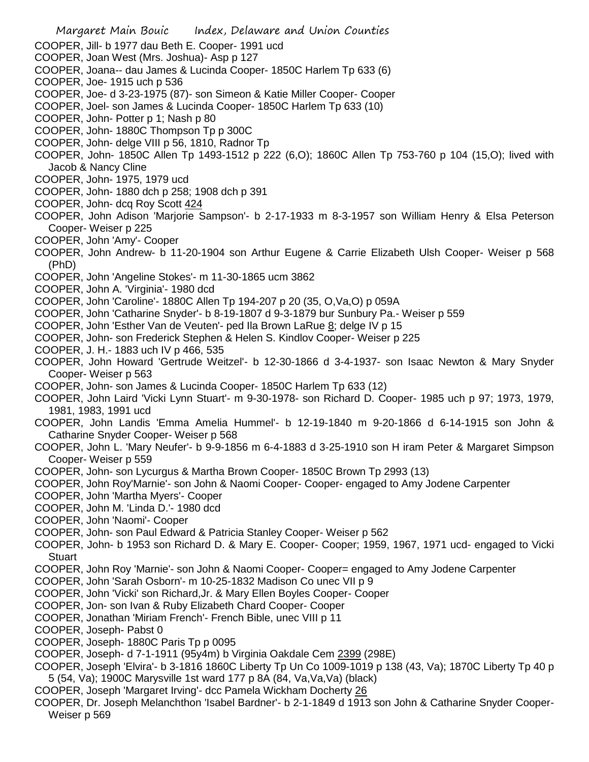COOPER, Jill- b 1977 dau Beth E. Cooper- 1991 ucd

COOPER, Joan West (Mrs. Joshua)- Asp p 127

COOPER, Joana-- dau James & Lucinda Cooper- 1850C Harlem Tp 633 (6)

COOPER, Joe- 1915 uch p 536

COOPER, Joe- d 3-23-1975 (87)- son Simeon & Katie Miller Cooper- Cooper

COOPER, Joel- son James & Lucinda Cooper- 1850C Harlem Tp 633 (10)

COOPER, John- Potter p 1; Nash p 80

COOPER, John- 1880C Thompson Tp p 300C

COOPER, John- delge VIII p 56, 1810, Radnor Tp

COOPER, John- 1850C Allen Tp 1493-1512 p 222 (6,O); 1860C Allen Tp 753-760 p 104 (15,O); lived with Jacob & Nancy Cline

COOPER, John- 1975, 1979 ucd

COOPER, John- 1880 dch p 258; 1908 dch p 391

COOPER, John- dcq Roy Scott 424

COOPER, John Adison 'Marjorie Sampson'- b 2-17-1933 m 8-3-1957 son William Henry & Elsa Peterson Cooper- Weiser p 225

COOPER, John 'Amy'- Cooper

COOPER, John Andrew- b 11-20-1904 son Arthur Eugene & Carrie Elizabeth Ulsh Cooper- Weiser p 568 (PhD)

COOPER, John 'Angeline Stokes'- m 11-30-1865 ucm 3862

COOPER, John A. 'Virginia'- 1980 dcd

COOPER, John 'Caroline'- 1880C Allen Tp 194-207 p 20 (35, O,Va,O) p 059A

COOPER, John 'Catharine Snyder'- b 8-19-1807 d 9-3-1879 bur Sunbury Pa.- Weiser p 559

COOPER, John 'Esther Van de Veuten'- ped Ila Brown LaRue 8; delge IV p 15

COOPER, John- son Frederick Stephen & Helen S. Kindlov Cooper- Weiser p 225

COOPER, J. H.- 1883 uch IV p 466, 535

COOPER, John Howard 'Gertrude Weitzel'- b 12-30-1866 d 3-4-1937- son Isaac Newton & Mary Snyder Cooper- Weiser p 563

COOPER, John- son James & Lucinda Cooper- 1850C Harlem Tp 633 (12)

COOPER, John Laird 'Vicki Lynn Stuart'- m 9-30-1978- son Richard D. Cooper- 1985 uch p 97; 1973, 1979, 1981, 1983, 1991 ucd

COOPER, John Landis 'Emma Amelia Hummel'- b 12-19-1840 m 9-20-1866 d 6-14-1915 son John & Catharine Snyder Cooper- Weiser p 568

COOPER, John L. 'Mary Neufer'- b 9-9-1856 m 6-4-1883 d 3-25-1910 son H iram Peter & Margaret Simpson Cooper- Weiser p 559

COOPER, John- son Lycurgus & Martha Brown Cooper- 1850C Brown Tp 2993 (13)

COOPER, John Roy'Marnie'- son John & Naomi Cooper- Cooper- engaged to Amy Jodene Carpenter

COOPER, John 'Martha Myers'- Cooper

COOPER, John M. 'Linda D.'- 1980 dcd

COOPER, John 'Naomi'- Cooper

COOPER, John- son Paul Edward & Patricia Stanley Cooper- Weiser p 562

COOPER, John- b 1953 son Richard D. & Mary E. Cooper- Cooper; 1959, 1967, 1971 ucd- engaged to Vicki Stuart

COOPER, John Roy 'Marnie'- son John & Naomi Cooper- Cooper= engaged to Amy Jodene Carpenter

COOPER, John 'Sarah Osborn'- m 10-25-1832 Madison Co unec VII p 9

COOPER, John 'Vicki' son Richard,Jr. & Mary Ellen Boyles Cooper- Cooper

COOPER, Jon- son Ivan & Ruby Elizabeth Chard Cooper- Cooper

COOPER, Jonathan 'Miriam French'- French Bible, unec VIII p 11

COOPER, Joseph- Pabst 0

COOPER, Joseph- 1880C Paris Tp p 0095

COOPER, Joseph- d 7-1-1911 (95y4m) b Virginia Oakdale Cem 2399 (298E)

COOPER, Joseph 'Elvira'- b 3-1816 1860C Liberty Tp Un Co 1009-1019 p 138 (43, Va); 1870C Liberty Tp 40 p 5 (54, Va); 1900C Marysville 1st ward 177 p 8A (84, Va,Va,Va) (black)

COOPER, Joseph 'Margaret Irving'- dcc Pamela Wickham Docherty 26

COOPER, Dr. Joseph Melanchthon 'Isabel Bardner'- b 2-1-1849 d 1913 son John & Catharine Snyder Cooper- Weiser p 569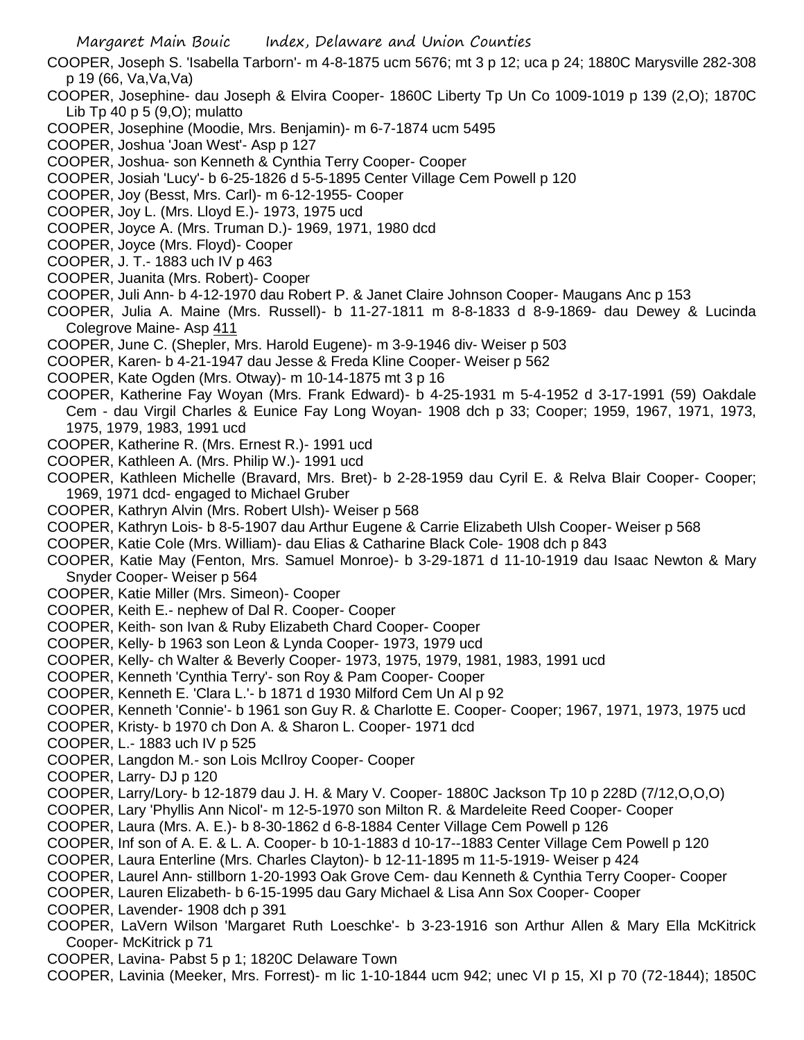COOPER, Joseph S. 'Isabella Tarborn'- m 4-8-1875 ucm 5676; mt 3 p 12; uca p 24; 1880C Marysville 282-308 p 19 (66, Va,Va,Va)

COOPER, Josephine- dau Joseph & Elvira Cooper- 1860C Liberty Tp Un Co 1009-1019 p 139 (2,O); 1870C Lib Tp 40 p 5 (9,O); mulatto

COOPER, Josephine (Moodie, Mrs. Benjamin)- m 6-7-1874 ucm 5495

COOPER, Joshua 'Joan West'- Asp p 127

COOPER, Joshua- son Kenneth & Cynthia Terry Cooper- Cooper

COOPER, Josiah 'Lucy'- b 6-25-1826 d 5-5-1895 Center Village Cem Powell p 120

COOPER, Joy (Besst, Mrs. Carl)- m 6-12-1955- Cooper

COOPER, Joy L. (Mrs. Lloyd E.)- 1973, 1975 ucd

COOPER, Joyce A. (Mrs. Truman D.)- 1969, 1971, 1980 dcd

COOPER, Joyce (Mrs. Floyd)- Cooper

COOPER, J. T.- 1883 uch IV p 463

COOPER, Juanita (Mrs. Robert)- Cooper

COOPER, Juli Ann- b 4-12-1970 dau Robert P. & Janet Claire Johnson Cooper- Maugans Anc p 153

COOPER, Julia A. Maine (Mrs. Russell)- b 11-27-1811 m 8-8-1833 d 8-9-1869- dau Dewey & Lucinda Colegrove Maine- Asp 411

COOPER, June C. (Shepler, Mrs. Harold Eugene)- m 3-9-1946 div- Weiser p 503

COOPER, Karen- b 4-21-1947 dau Jesse & Freda Kline Cooper- Weiser p 562

COOPER, Kate Ogden (Mrs. Otway)- m 10-14-1875 mt 3 p 16

COOPER, Katherine Fay Woyan (Mrs. Frank Edward)- b 4-25-1931 m 5-4-1952 d 3-17-1991 (59) Oakdale Cem - dau Virgil Charles & Eunice Fay Long Woyan- 1908 dch p 33; Cooper; 1959, 1967, 1971, 1973, 1975, 1979, 1983, 1991 ucd

COOPER, Katherine R. (Mrs. Ernest R.)- 1991 ucd

COOPER, Kathleen A. (Mrs. Philip W.)- 1991 ucd

COOPER, Kathleen Michelle (Bravard, Mrs. Bret)- b 2-28-1959 dau Cyril E. & Relva Blair Cooper- Cooper; 1969, 1971 dcd- engaged to Michael Gruber

COOPER, Kathryn Alvin (Mrs. Robert Ulsh)- Weiser p 568

COOPER, Kathryn Lois- b 8-5-1907 dau Arthur Eugene & Carrie Elizabeth Ulsh Cooper- Weiser p 568

COOPER, Katie Cole (Mrs. William)- dau Elias & Catharine Black Cole- 1908 dch p 843

COOPER, Katie May (Fenton, Mrs. Samuel Monroe)- b 3-29-1871 d 11-10-1919 dau Isaac Newton & Mary Snyder Cooper- Weiser p 564

COOPER, Katie Miller (Mrs. Simeon)- Cooper

COOPER, Keith E.- nephew of Dal R. Cooper- Cooper

COOPER, Keith- son Ivan & Ruby Elizabeth Chard Cooper- Cooper

COOPER, Kelly- b 1963 son Leon & Lynda Cooper- 1973, 1979 ucd

COOPER, Kelly- ch Walter & Beverly Cooper- 1973, 1975, 1979, 1981, 1983, 1991 ucd

COOPER, Kenneth 'Cynthia Terry'- son Roy & Pam Cooper- Cooper

COOPER, Kenneth E. 'Clara L.'- b 1871 d 1930 Milford Cem Un Al p 92

COOPER, Kenneth 'Connie'- b 1961 son Guy R. & Charlotte E. Cooper- Cooper; 1967, 1971, 1973, 1975 ucd

COOPER, Kristy- b 1970 ch Don A. & Sharon L. Cooper- 1971 dcd

COOPER, L.- 1883 uch IV p 525

COOPER, Langdon M.- son Lois McIlroy Cooper- Cooper

COOPER, Larry- DJ p 120

COOPER, Larry/Lory- b 12-1879 dau J. H. & Mary V. Cooper- 1880C Jackson Tp 10 p 228D (7/12,O,O,O)

COOPER, Lary 'Phyllis Ann Nicol'- m 12-5-1970 son Milton R. & Mardeleite Reed Cooper- Cooper

COOPER, Laura (Mrs. A. E.)- b 8-30-1862 d 6-8-1884 Center Village Cem Powell p 126

COOPER, Inf son of A. E. & L. A. Cooper- b 10-1-1883 d 10-17--1883 Center Village Cem Powell p 120

COOPER, Laura Enterline (Mrs. Charles Clayton)- b 12-11-1895 m 11-5-1919- Weiser p 424

COOPER, Laurel Ann- stillborn 1-20-1993 Oak Grove Cem- dau Kenneth & Cynthia Terry Cooper- Cooper

COOPER, Lauren Elizabeth- b 6-15-1995 dau Gary Michael & Lisa Ann Sox Cooper- Cooper

COOPER, Lavender- 1908 dch p 391

COOPER, LaVern Wilson 'Margaret Ruth Loeschke'- b 3-23-1916 son Arthur Allen & Mary Ella McKitrick Cooper- McKitrick p 71

COOPER, Lavina- Pabst 5 p 1; 1820C Delaware Town

COOPER, Lavinia (Meeker, Mrs. Forrest)- m lic 1-10-1844 ucm 942; unec VI p 15, XI p 70 (72-1844); 1850C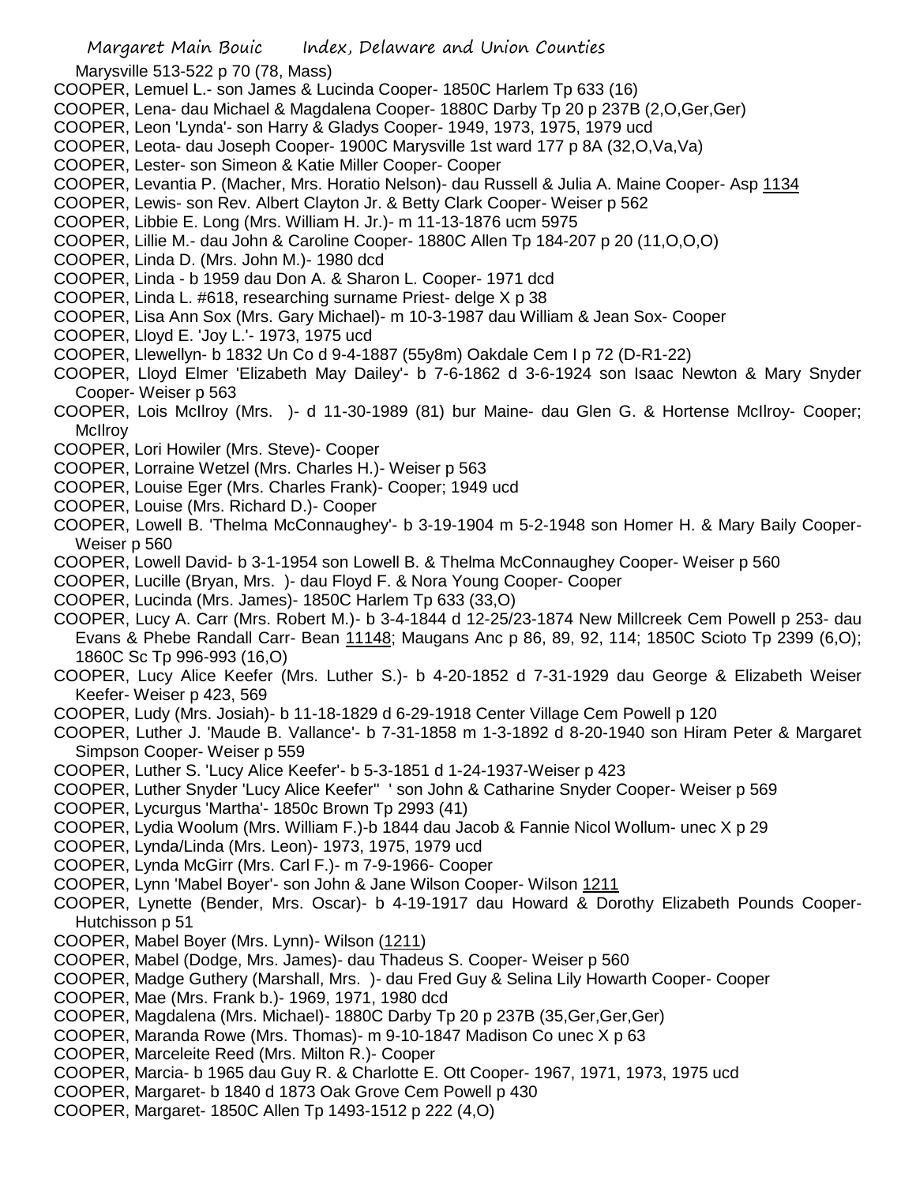Marysville 513-522 p 70 (78, Mass)

COOPER, Lemuel L.- son James & Lucinda Cooper- 1850C Harlem Tp 633 (16)

COOPER, Lena- dau Michael & Magdalena Cooper- 1880C Darby Tp 20 p 237B (2,O,Ger,Ger)

COOPER, Leon 'Lynda'- son Harry & Gladys Cooper- 1949, 1973, 1975, 1979 ucd

COOPER, Leota- dau Joseph Cooper- 1900C Marysville 1st ward 177 p 8A (32,O,Va,Va)

COOPER, Lester- son Simeon & Katie Miller Cooper- Cooper

COOPER, Levantia P. (Macher, Mrs. Horatio Nelson)- dau Russell & Julia A. Maine Cooper- Asp 1134

COOPER, Lewis- son Rev. Albert Clayton Jr. & Betty Clark Cooper- Weiser p 562

COOPER, Libbie E. Long (Mrs. William H. Jr.)- m 11-13-1876 ucm 5975

COOPER, Lillie M.- dau John & Caroline Cooper- 1880C Allen Tp 184-207 p 20 (11,O,O,O)

COOPER, Linda D. (Mrs. John M.)- 1980 dcd

COOPER, Linda - b 1959 dau Don A. & Sharon L. Cooper- 1971 dcd

COOPER, Linda L. #618, researching surname Priest- delge X p 38

COOPER, Lisa Ann Sox (Mrs. Gary Michael)- m 10-3-1987 dau William & Jean Sox- Cooper

COOPER, Lloyd E. 'Joy L.'- 1973, 1975 ucd

COOPER, Llewellyn- b 1832 Un Co d 9-4-1887 (55y8m) Oakdale Cem I p 72 (D-R1-22)

COOPER, Lloyd Elmer 'Elizabeth May Dailey'- b 7-6-1862 d 3-6-1924 son Isaac Newton & Mary Snyder Cooper- Weiser p 563

COOPER, Lois McIlroy (Mrs. )- d 11-30-1989 (81) bur Maine- dau Glen G. & Hortense McIlroy- Cooper; McIlroy

COOPER, Lori Howiler (Mrs. Steve)- Cooper

COOPER, Lorraine Wetzel (Mrs. Charles H.)- Weiser p 563

COOPER, Louise Eger (Mrs. Charles Frank)- Cooper; 1949 ucd

COOPER, Louise (Mrs. Richard D.)- Cooper

COOPER, Lowell B. 'Thelma McConnaughey'- b 3-19-1904 m 5-2-1948 son Homer H. & Mary Baily Cooper- Weiser p 560

COOPER, Lowell David- b 3-1-1954 son Lowell B. & Thelma McConnaughey Cooper- Weiser p 560

COOPER, Lucille (Bryan, Mrs. )- dau Floyd F. & Nora Young Cooper- Cooper

COOPER, Lucinda (Mrs. James)- 1850C Harlem Tp 633 (33,O)

COOPER, Lucy A. Carr (Mrs. Robert M.)- b 3-4-1844 d 12-25/23-1874 New Millcreek Cem Powell p 253- dau Evans & Phebe Randall Carr- Bean 11148; Maugans Anc p 86, 89, 92, 114; 1850C Scioto Tp 2399 (6,O); 1860C Sc Tp 996-993 (16,O)

COOPER, Lucy Alice Keefer (Mrs. Luther S.)- b 4-20-1852 d 7-31-1929 dau George & Elizabeth Weiser Keefer- Weiser p 423, 569

COOPER, Ludy (Mrs. Josiah)- b 11-18-1829 d 6-29-1918 Center Village Cem Powell p 120

COOPER, Luther J. 'Maude B. Vallance'- b 7-31-1858 m 1-3-1892 d 8-20-1940 son Hiram Peter & Margaret Simpson Cooper- Weiser p 559

COOPER, Luther S. 'Lucy Alice Keefer'- b 5-3-1851 d 1-24-1937-Weiser p 423

COOPER, Luther Snyder 'Lucy Alice Keefer'' ' son John & Catharine Snyder Cooper- Weiser p 569

COOPER, Lycurgus 'Martha'- 1850c Brown Tp 2993 (41)

COOPER, Lydia Woolum (Mrs. William F.)-b 1844 dau Jacob & Fannie Nicol Wollum- unec X p 29

COOPER, Lynda/Linda (Mrs. Leon)- 1973, 1975, 1979 ucd

COOPER, Lynda McGirr (Mrs. Carl F.)- m 7-9-1966- Cooper

COOPER, Lynn 'Mabel Boyer'- son John & Jane Wilson Cooper- Wilson 1211

COOPER, Lynette (Bender, Mrs. Oscar)- b 4-19-1917 dau Howard & Dorothy Elizabeth Pounds Cooper- Hutchisson p 51

COOPER, Mabel Boyer (Mrs. Lynn)- Wilson (1211)

COOPER, Mabel (Dodge, Mrs. James)- dau Thadeus S. Cooper- Weiser p 560

COOPER, Madge Guthery (Marshall, Mrs. )- dau Fred Guy & Selina Lily Howarth Cooper- Cooper

COOPER, Mae (Mrs. Frank b.)- 1969, 1971, 1980 dcd

COOPER, Magdalena (Mrs. Michael)- 1880C Darby Tp 20 p 237B (35,Ger,Ger,Ger)

COOPER, Maranda Rowe (Mrs. Thomas)- m 9-10-1847 Madison Co unec X p 63

COOPER, Marceleite Reed (Mrs. Milton R.)- Cooper

COOPER, Marcia- b 1965 dau Guy R. & Charlotte E. Ott Cooper- 1967, 1971, 1973, 1975 ucd

COOPER, Margaret- b 1840 d 1873 Oak Grove Cem Powell p 430

COOPER, Margaret- 1850C Allen Tp 1493-1512 p 222 (4,O)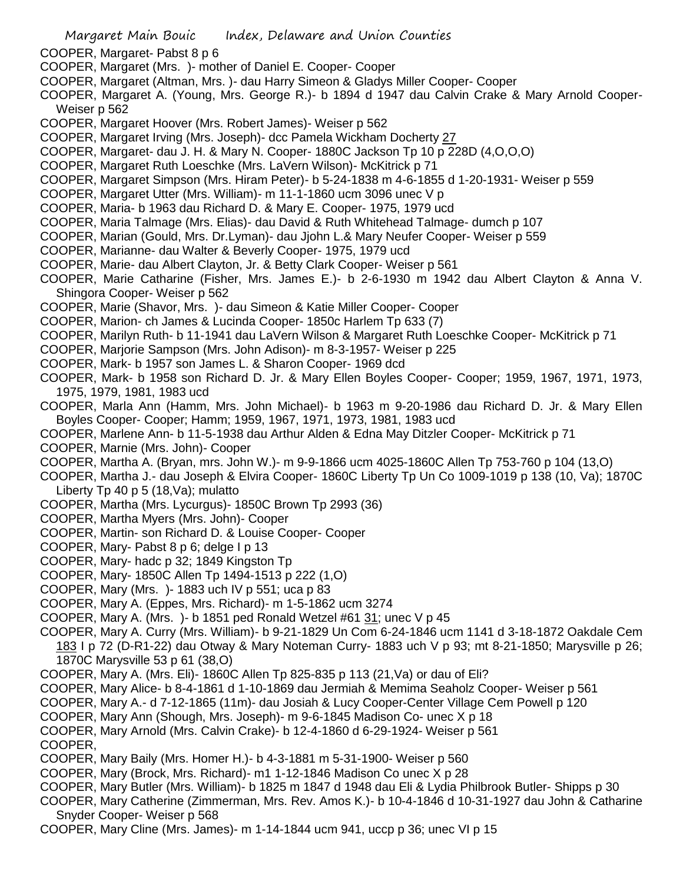COOPER, Margaret- Pabst 8 p 6

COOPER, Margaret (Mrs. )- mother of Daniel E. Cooper- Cooper

COOPER, Margaret (Altman, Mrs. )- dau Harry Simeon & Gladys Miller Cooper- Cooper

COOPER, Margaret A. (Young, Mrs. George R.)- b 1894 d 1947 dau Calvin Crake & Mary Arnold Cooper- Weiser p 562

COOPER, Margaret Hoover (Mrs. Robert James)- Weiser p 562

COOPER, Margaret Irving (Mrs. Joseph)- dcc Pamela Wickham Docherty 27

COOPER, Margaret- dau J. H. & Mary N. Cooper- 1880C Jackson Tp 10 p 228D (4,O,O,O)

COOPER, Margaret Ruth Loeschke (Mrs. LaVern Wilson)- McKitrick p 71

COOPER, Margaret Simpson (Mrs. Hiram Peter)- b 5-24-1838 m 4-6-1855 d 1-20-1931- Weiser p 559

COOPER, Margaret Utter (Mrs. William)- m 11-1-1860 ucm 3096 unec V p

COOPER, Maria- b 1963 dau Richard D. & Mary E. Cooper- 1975, 1979 ucd

COOPER, Maria Talmage (Mrs. Elias)- dau David & Ruth Whitehead Talmage- dumch p 107

COOPER, Marian (Gould, Mrs. Dr.Lyman)- dau Jjohn L.& Mary Neufer Cooper- Weiser p 559

COOPER, Marianne- dau Walter & Beverly Cooper- 1975, 1979 ucd

COOPER, Marie- dau Albert Clayton, Jr. & Betty Clark Cooper- Weiser p 561

COOPER, Marie Catharine (Fisher, Mrs. James E.)- b 2-6-1930 m 1942 dau Albert Clayton & Anna V. Shingora Cooper- Weiser p 562

COOPER, Marie (Shavor, Mrs. )- dau Simeon & Katie Miller Cooper- Cooper

COOPER, Marion- ch James & Lucinda Cooper- 1850c Harlem Tp 633 (7)

COOPER, Marilyn Ruth- b 11-1941 dau LaVern Wilson & Margaret Ruth Loeschke Cooper- McKitrick p 71

COOPER, Marjorie Sampson (Mrs. John Adison)- m 8-3-1957- Weiser p 225

COOPER, Mark- b 1957 son James L. & Sharon Cooper- 1969 dcd

COOPER, Mark- b 1958 son Richard D. Jr. & Mary Ellen Boyles Cooper- Cooper; 1959, 1967, 1971, 1973, 1975, 1979, 1981, 1983 ucd

COOPER, Marla Ann (Hamm, Mrs. John Michael)- b 1963 m 9-20-1986 dau Richard D. Jr. & Mary Ellen Boyles Cooper- Cooper; Hamm; 1959, 1967, 1971, 1973, 1981, 1983 ucd

COOPER, Marlene Ann- b 11-5-1938 dau Arthur Alden & Edna May Ditzler Cooper- McKitrick p 71

COOPER, Marnie (Mrs. John)- Cooper

COOPER, Martha A. (Bryan, mrs. John W.)- m 9-9-1866 ucm 4025-1860C Allen Tp 753-760 p 104 (13,O)

COOPER, Martha J.- dau Joseph & Elvira Cooper- 1860C Liberty Tp Un Co 1009-1019 p 138 (10, Va); 1870C Liberty Tp 40 p 5 (18,Va); mulatto

COOPER, Martha (Mrs. Lycurgus)- 1850C Brown Tp 2993 (36)

COOPER, Martha Myers (Mrs. John)- Cooper

COOPER, Martin- son Richard D. & Louise Cooper- Cooper

COOPER, Mary- Pabst 8 p 6; delge I p 13

COOPER, Mary- hadc p 32; 1849 Kingston Tp

COOPER, Mary- 1850C Allen Tp 1494-1513 p 222 (1,O)

COOPER, Mary (Mrs. )- 1883 uch IV p 551; uca p 83

COOPER, Mary A. (Eppes, Mrs. Richard)- m 1-5-1862 ucm 3274

COOPER, Mary A. (Mrs. )- b 1851 ped Ronald Wetzel #61 31; unec V p 45

COOPER, Mary A. Curry (Mrs. William)- b 9-21-1829 Un Com 6-24-1846 ucm 1141 d 3-18-1872 Oakdale Cem 183 I p 72 (D-R1-22) dau Otway & Mary Noteman Curry- 1883 uch V p 93; mt 8-21-1850; Marysville p 26; 1870C Marysville 53 p 61 (38,O)

COOPER, Mary A. (Mrs. Eli)- 1860C Allen Tp 825-835 p 113 (21,Va) or dau of Eli?

COOPER, Mary Alice- b 8-4-1861 d 1-10-1869 dau Jermiah & Memima Seaholz Cooper- Weiser p 561

COOPER, Mary A.- d 7-12-1865 (11m)- dau Josiah & Lucy Cooper-Center Village Cem Powell p 120

COOPER, Mary Ann (Shough, Mrs. Joseph)- m 9-6-1845 Madison Co- unec X p 18

COOPER, Mary Arnold (Mrs. Calvin Crake)- b 12-4-1860 d 6-29-1924- Weiser p 561

COOPER,

COOPER, Mary Baily (Mrs. Homer H.)- b 4-3-1881 m 5-31-1900- Weiser p 560

COOPER, Mary (Brock, Mrs. Richard)- m1 1-12-1846 Madison Co unec X p 28

COOPER, Mary Butler (Mrs. William)- b 1825 m 1847 d 1948 dau Eli & Lydia Philbrook Butler- Shipps p 30

COOPER, Mary Catherine (Zimmerman, Mrs. Rev. Amos K.)- b 10-4-1846 d 10-31-1927 dau John & Catharine Snyder Cooper- Weiser p 568

COOPER, Mary Cline (Mrs. James)- m 1-14-1844 ucm 941, uccp p 36; unec VI p 15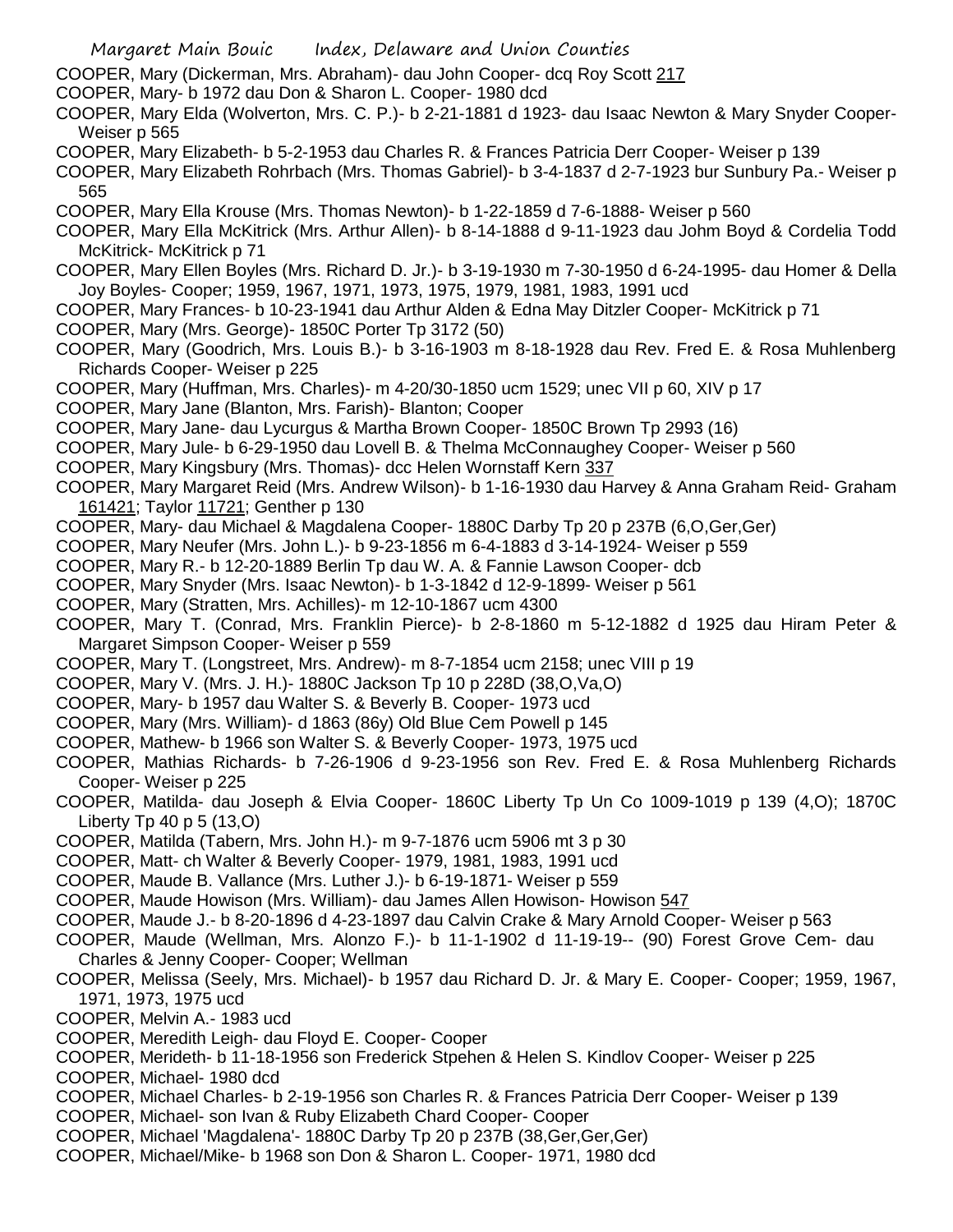COOPER, Mary (Dickerman, Mrs. Abraham)- dau John Cooper- dcq Roy Scott 217

COOPER, Mary- b 1972 dau Don & Sharon L. Cooper- 1980 dcd

COOPER, Mary Elda (Wolverton, Mrs. C. P.)- b 2-21-1881 d 1923- dau Isaac Newton & Mary Snyder Cooper- Weiser p 565

COOPER, Mary Elizabeth- b 5-2-1953 dau Charles R. & Frances Patricia Derr Cooper- Weiser p 139

COOPER, Mary Elizabeth Rohrbach (Mrs. Thomas Gabriel)- b 3-4-1837 d 2-7-1923 bur Sunbury Pa.- Weiser p 565

COOPER, Mary Ella Krouse (Mrs. Thomas Newton)- b 1-22-1859 d 7-6-1888- Weiser p 560

COOPER, Mary Ella McKitrick (Mrs. Arthur Allen)- b 8-14-1888 d 9-11-1923 dau Johm Boyd & Cordelia Todd McKitrick- McKitrick p 71

COOPER, Mary Ellen Boyles (Mrs. Richard D. Jr.)- b 3-19-1930 m 7-30-1950 d 6-24-1995- dau Homer & Della Joy Boyles- Cooper; 1959, 1967, 1971, 1973, 1975, 1979, 1981, 1983, 1991 ucd

COOPER, Mary Frances- b 10-23-1941 dau Arthur Alden & Edna May Ditzler Cooper- McKitrick p 71

COOPER, Mary (Mrs. George)- 1850C Porter Tp 3172 (50)

COOPER, Mary (Goodrich, Mrs. Louis B.)- b 3-16-1903 m 8-18-1928 dau Rev. Fred E. & Rosa Muhlenberg Richards Cooper- Weiser p 225

COOPER, Mary (Huffman, Mrs. Charles)- m 4-20/30-1850 ucm 1529; unec VII p 60, XIV p 17

COOPER, Mary Jane (Blanton, Mrs. Farish)- Blanton; Cooper

COOPER, Mary Jane- dau Lycurgus & Martha Brown Cooper- 1850C Brown Tp 2993 (16)

COOPER, Mary Jule- b 6-29-1950 dau Lovell B. & Thelma McConnaughey Cooper- Weiser p 560

COOPER, Mary Kingsbury (Mrs. Thomas)- dcc Helen Wornstaff Kern 337

COOPER, Mary Margaret Reid (Mrs. Andrew Wilson)- b 1-16-1930 dau Harvey & Anna Graham Reid- Graham 161421; Taylor 11721; Genther p 130

COOPER, Mary- dau Michael & Magdalena Cooper- 1880C Darby Tp 20 p 237B (6,O,Ger,Ger)

COOPER, Mary Neufer (Mrs. John L.)- b 9-23-1856 m 6-4-1883 d 3-14-1924- Weiser p 559

COOPER, Mary R.- b 12-20-1889 Berlin Tp dau W. A. & Fannie Lawson Cooper- dcb

COOPER, Mary Snyder (Mrs. Isaac Newton)- b 1-3-1842 d 12-9-1899- Weiser p 561

COOPER, Mary (Stratten, Mrs. Achilles)- m 12-10-1867 ucm 4300

COOPER, Mary T. (Conrad, Mrs. Franklin Pierce)- b 2-8-1860 m 5-12-1882 d 1925 dau Hiram Peter & Margaret Simpson Cooper- Weiser p 559

COOPER, Mary T. (Longstreet, Mrs. Andrew)- m 8-7-1854 ucm 2158; unec VIII p 19

COOPER, Mary V. (Mrs. J. H.)- 1880C Jackson Tp 10 p 228D (38,O,Va,O)

COOPER, Mary- b 1957 dau Walter S. & Beverly B. Cooper- 1973 ucd

COOPER, Mary (Mrs. William)- d 1863 (86y) Old Blue Cem Powell p 145

COOPER, Mathew- b 1966 son Walter S. & Beverly Cooper- 1973, 1975 ucd

COOPER, Mathias Richards- b 7-26-1906 d 9-23-1956 son Rev. Fred E. & Rosa Muhlenberg Richards Cooper- Weiser p 225

COOPER, Matilda- dau Joseph & Elvia Cooper- 1860C Liberty Tp Un Co 1009-1019 p 139 (4,O); 1870C Liberty Tp 40 p 5 (13,O)

COOPER, Matilda (Tabern, Mrs. John H.)- m 9-7-1876 ucm 5906 mt 3 p 30

COOPER, Matt- ch Walter & Beverly Cooper- 1979, 1981, 1983, 1991 ucd

COOPER, Maude B. Vallance (Mrs. Luther J.)- b 6-19-1871- Weiser p 559

COOPER, Maude Howison (Mrs. William)- dau James Allen Howison- Howison 547

COOPER, Maude J.- b 8-20-1896 d 4-23-1897 dau Calvin Crake & Mary Arnold Cooper- Weiser p 563

COOPER, Maude (Wellman, Mrs. Alonzo F.)- b 11-1-1902 d 11-19-19-- (90) Forest Grove Cem- dau Charles & Jenny Cooper- Cooper; Wellman

COOPER, Melissa (Seely, Mrs. Michael)- b 1957 dau Richard D. Jr. & Mary E. Cooper- Cooper; 1959, 1967, 1971, 1973, 1975 ucd

COOPER, Melvin A.- 1983 ucd

COOPER, Meredith Leigh- dau Floyd E. Cooper- Cooper

COOPER, Merideth- b 11-18-1956 son Frederick Stpehen & Helen S. Kindlov Cooper- Weiser p 225

COOPER, Michael- 1980 dcd

COOPER, Michael Charles- b 2-19-1956 son Charles R. & Frances Patricia Derr Cooper- Weiser p 139

COOPER, Michael- son Ivan & Ruby Elizabeth Chard Cooper- Cooper

COOPER, Michael 'Magdalena'- 1880C Darby Tp 20 p 237B (38,Ger,Ger,Ger)

COOPER, Michael/Mike- b 1968 son Don & Sharon L. Cooper- 1971, 1980 dcd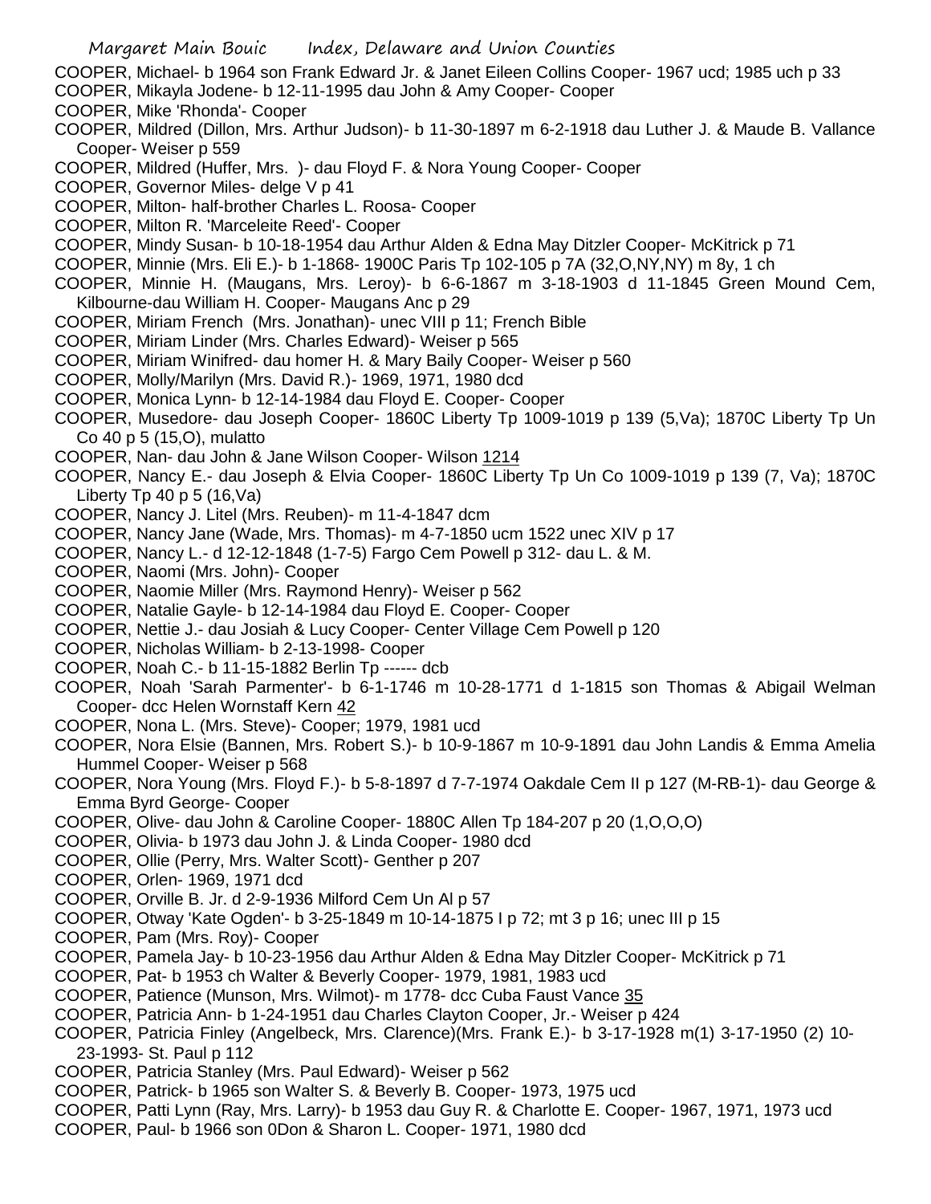COOPER, Michael- b 1964 son Frank Edward Jr. & Janet Eileen Collins Cooper- 1967 ucd; 1985 uch p 33

COOPER, Mikayla Jodene- b 12-11-1995 dau John & Amy Cooper- Cooper

COOPER, Mike 'Rhonda'- Cooper

COOPER, Mildred (Dillon, Mrs. Arthur Judson)- b 11-30-1897 m 6-2-1918 dau Luther J. & Maude B. Vallance Cooper- Weiser p 559

COOPER, Mildred (Huffer, Mrs. )- dau Floyd F. & Nora Young Cooper- Cooper

COOPER, Governor Miles- delge V p 41

COOPER, Milton- half-brother Charles L. Roosa- Cooper

COOPER, Milton R. 'Marceleite Reed'- Cooper

COOPER, Mindy Susan- b 10-18-1954 dau Arthur Alden & Edna May Ditzler Cooper- McKitrick p 71

COOPER, Minnie (Mrs. Eli E.)- b 1-1868- 1900C Paris Tp 102-105 p 7A (32,O,NY,NY) m 8y, 1 ch

COOPER, Minnie H. (Maugans, Mrs. Leroy)- b 6-6-1867 m 3-18-1903 d 11-1845 Green Mound Cem, Kilbourne-dau William H. Cooper- Maugans Anc p 29

COOPER, Miriam French (Mrs. Jonathan)- unec VIII p 11; French Bible

COOPER, Miriam Linder (Mrs. Charles Edward)- Weiser p 565

COOPER, Miriam Winifred- dau homer H. & Mary Baily Cooper- Weiser p 560

COOPER, Molly/Marilyn (Mrs. David R.)- 1969, 1971, 1980 dcd

COOPER, Monica Lynn- b 12-14-1984 dau Floyd E. Cooper- Cooper

COOPER, Musedore- dau Joseph Cooper- 1860C Liberty Tp 1009-1019 p 139 (5,Va); 1870C Liberty Tp Un Co 40 p 5 (15,O), mulatto

COOPER, Nan- dau John & Jane Wilson Cooper- Wilson 1214

COOPER, Nancy E.- dau Joseph & Elvia Cooper- 1860C Liberty Tp Un Co 1009-1019 p 139 (7, Va); 1870C Liberty Tp 40 p 5 (16,Va)

COOPER, Nancy J. Litel (Mrs. Reuben)- m 11-4-1847 dcm

COOPER, Nancy Jane (Wade, Mrs. Thomas)- m 4-7-1850 ucm 1522 unec XIV p 17

COOPER, Nancy L.- d 12-12-1848 (1-7-5) Fargo Cem Powell p 312- dau L. & M.

COOPER, Naomi (Mrs. John)- Cooper

COOPER, Naomie Miller (Mrs. Raymond Henry)- Weiser p 562

COOPER, Natalie Gayle- b 12-14-1984 dau Floyd E. Cooper- Cooper

COOPER, Nettie J.- dau Josiah & Lucy Cooper- Center Village Cem Powell p 120

COOPER, Nicholas William- b 2-13-1998- Cooper

COOPER, Noah C.- b 11-15-1882 Berlin Tp ------ dcb

COOPER, Noah 'Sarah Parmenter'- b 6-1-1746 m 10-28-1771 d 1-1815 son Thomas & Abigail Welman Cooper- dcc Helen Wornstaff Kern 42

COOPER, Nona L. (Mrs. Steve)- Cooper; 1979, 1981 ucd

COOPER, Nora Elsie (Bannen, Mrs. Robert S.)- b 10-9-1867 m 10-9-1891 dau John Landis & Emma Amelia Hummel Cooper- Weiser p 568

COOPER, Nora Young (Mrs. Floyd F.)- b 5-8-1897 d 7-7-1974 Oakdale Cem II p 127 (M-RB-1)- dau George & Emma Byrd George- Cooper

COOPER, Olive- dau John & Caroline Cooper- 1880C Allen Tp 184-207 p 20 (1,O,O,O)

COOPER, Olivia- b 1973 dau John J. & Linda Cooper- 1980 dcd

COOPER, Ollie (Perry, Mrs. Walter Scott)- Genther p 207

COOPER, Orlen- 1969, 1971 dcd

COOPER, Orville B. Jr. d 2-9-1936 Milford Cem Un Al p 57

COOPER, Otway 'Kate Ogden'- b 3-25-1849 m 10-14-1875 I p 72; mt 3 p 16; unec III p 15

COOPER, Pam (Mrs. Roy)- Cooper

COOPER, Pamela Jay- b 10-23-1956 dau Arthur Alden & Edna May Ditzler Cooper- McKitrick p 71

COOPER, Pat- b 1953 ch Walter & Beverly Cooper- 1979, 1981, 1983 ucd

COOPER, Patience (Munson, Mrs. Wilmot)- m 1778- dcc Cuba Faust Vance 35

COOPER, Patricia Ann- b 1-24-1951 dau Charles Clayton Cooper, Jr.- Weiser p 424

COOPER, Patricia Finley (Angelbeck, Mrs. Clarence)(Mrs. Frank E.)- b 3-17-1928 m(1) 3-17-1950 (2) 10-23-1993- St. Paul p 112

COOPER, Patricia Stanley (Mrs. Paul Edward)- Weiser p 562

COOPER, Patrick- b 1965 son Walter S. & Beverly B. Cooper- 1973, 1975 ucd

COOPER, Patti Lynn (Ray, Mrs. Larry)- b 1953 dau Guy R. & Charlotte E. Cooper- 1967, 1971, 1973 ucd

COOPER, Paul- b 1966 son 0Don & Sharon L. Cooper- 1971, 1980 dcd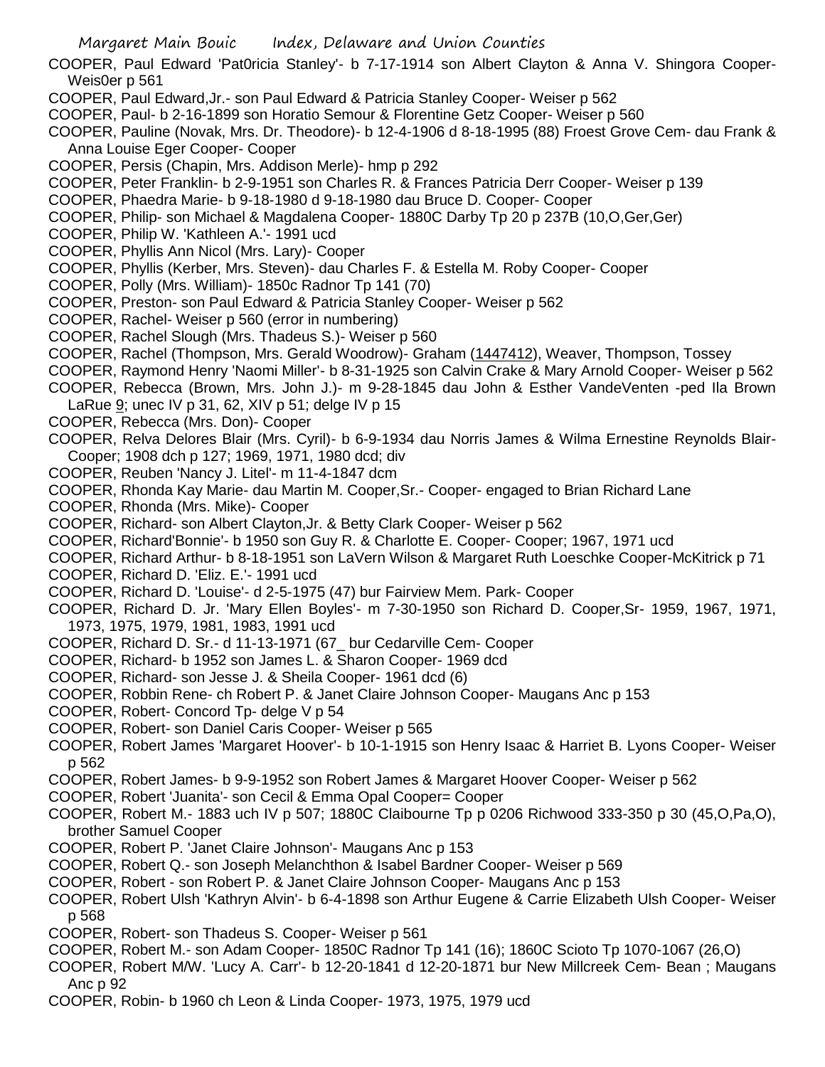COOPER, Paul Edward 'Pat0ricia Stanley'- b 7-17-1914 son Albert Clayton & Anna V. Shingora Cooper-Weis0er p 561

COOPER, Paul Edward,Jr.- son Paul Edward & Patricia Stanley Cooper- Weiser p 562

COOPER, Paul- b 2-16-1899 son Horatio Semour & Florentine Getz Cooper- Weiser p 560

COOPER, Pauline (Novak, Mrs. Dr. Theodore)- b 12-4-1906 d 8-18-1995 (88) Froest Grove Cem- dau Frank & Anna Louise Eger Cooper- Cooper

COOPER, Persis (Chapin, Mrs. Addison Merle)- hmp p 292

COOPER, Peter Franklin- b 2-9-1951 son Charles R. & Frances Patricia Derr Cooper- Weiser p 139

COOPER, Phaedra Marie- b 9-18-1980 d 9-18-1980 dau Bruce D. Cooper- Cooper

COOPER, Philip- son Michael & Magdalena Cooper- 1880C Darby Tp 20 p 237B (10,O,Ger,Ger)

COOPER, Philip W. 'Kathleen A.'- 1991 ucd

COOPER, Phyllis Ann Nicol (Mrs. Lary)- Cooper

COOPER, Phyllis (Kerber, Mrs. Steven)- dau Charles F. & Estella M. Roby Cooper- Cooper

COOPER, Polly (Mrs. William)- 1850c Radnor Tp 141 (70)

COOPER, Preston- son Paul Edward & Patricia Stanley Cooper- Weiser p 562

COOPER, Rachel- Weiser p 560 (error in numbering)

COOPER, Rachel Slough (Mrs. Thadeus S.)- Weiser p 560

COOPER, Rachel (Thompson, Mrs. Gerald Woodrow)- Graham (1447412), Weaver, Thompson, Tossey

COOPER, Raymond Henry 'Naomi Miller'- b 8-31-1925 son Calvin Crake & Mary Arnold Cooper- Weiser p 562

COOPER, Rebecca (Brown, Mrs. John J.)- m 9-28-1845 dau John & Esther VandeVenten -ped Ila Brown LaRue 9; unec IV p 31, 62, XIV p 51; delge IV p 15

COOPER, Rebecca (Mrs. Don)- Cooper

COOPER, Relva Delores Blair (Mrs. Cyril)- b 6-9-1934 dau Norris James & Wilma Ernestine Reynolds Blair-Cooper; 1908 dch p 127; 1969, 1971, 1980 dcd; div

COOPER, Reuben 'Nancy J. Litel'- m 11-4-1847 dcm

COOPER, Rhonda Kay Marie- dau Martin M. Cooper,Sr.- Cooper- engaged to Brian Richard Lane

COOPER, Rhonda (Mrs. Mike)- Cooper

COOPER, Richard- son Albert Clayton,Jr. & Betty Clark Cooper- Weiser p 562

COOPER, Richard'Bonnie'- b 1950 son Guy R. & Charlotte E. Cooper- Cooper; 1967, 1971 ucd

COOPER, Richard Arthur- b 8-18-1951 son LaVern Wilson & Margaret Ruth Loeschke Cooper-McKitrick p 71

COOPER, Richard D. 'Eliz. E.'- 1991 ucd

COOPER, Richard D. 'Louise'- d 2-5-1975 (47) bur Fairview Mem. Park- Cooper

COOPER, Richard D. Jr. 'Mary Ellen Boyles'- m 7-30-1950 son Richard D. Cooper,Sr- 1959, 1967, 1971, 1973, 1975, 1979, 1981, 1983, 1991 ucd

COOPER, Richard D. Sr.- d 11-13-1971 (67_ bur Cedarville Cem- Cooper

COOPER, Richard- b 1952 son James L. & Sharon Cooper- 1969 dcd

COOPER, Richard- son Jesse J. & Sheila Cooper- 1961 dcd (6)

COOPER, Robbin Rene- ch Robert P. & Janet Claire Johnson Cooper- Maugans Anc p 153

COOPER, Robert- Concord Tp- delge V p 54

COOPER, Robert- son Daniel Caris Cooper- Weiser p 565

COOPER, Robert James 'Margaret Hoover'- b 10-1-1915 son Henry Isaac & Harriet B. Lyons Cooper- Weiser p 562

COOPER, Robert James- b 9-9-1952 son Robert James & Margaret Hoover Cooper- Weiser p 562

COOPER, Robert 'Juanita'- son Cecil & Emma Opal Cooper= Cooper

COOPER, Robert M.- 1883 uch IV p 507; 1880C Claibourne Tp p 0206 Richwood 333-350 p 30 (45,O,Pa,O), brother Samuel Cooper

COOPER, Robert P. 'Janet Claire Johnson'- Maugans Anc p 153

COOPER, Robert Q.- son Joseph Melanchthon & Isabel Bardner Cooper- Weiser p 569

COOPER, Robert - son Robert P. & Janet Claire Johnson Cooper- Maugans Anc p 153

COOPER, Robert Ulsh 'Kathryn Alvin'- b 6-4-1898 son Arthur Eugene & Carrie Elizabeth Ulsh Cooper- Weiser p 568

COOPER, Robert- son Thadeus S. Cooper- Weiser p 561

COOPER, Robert M.- son Adam Cooper- 1850C Radnor Tp 141 (16); 1860C Scioto Tp 1070-1067 (26,O)

COOPER, Robert M/W. 'Lucy A. Carr'- b 12-20-1841 d 12-20-1871 bur New Millcreek Cem- Bean ; Maugans Anc p 92

COOPER, Robin- b 1960 ch Leon & Linda Cooper- 1973, 1975, 1979 ucd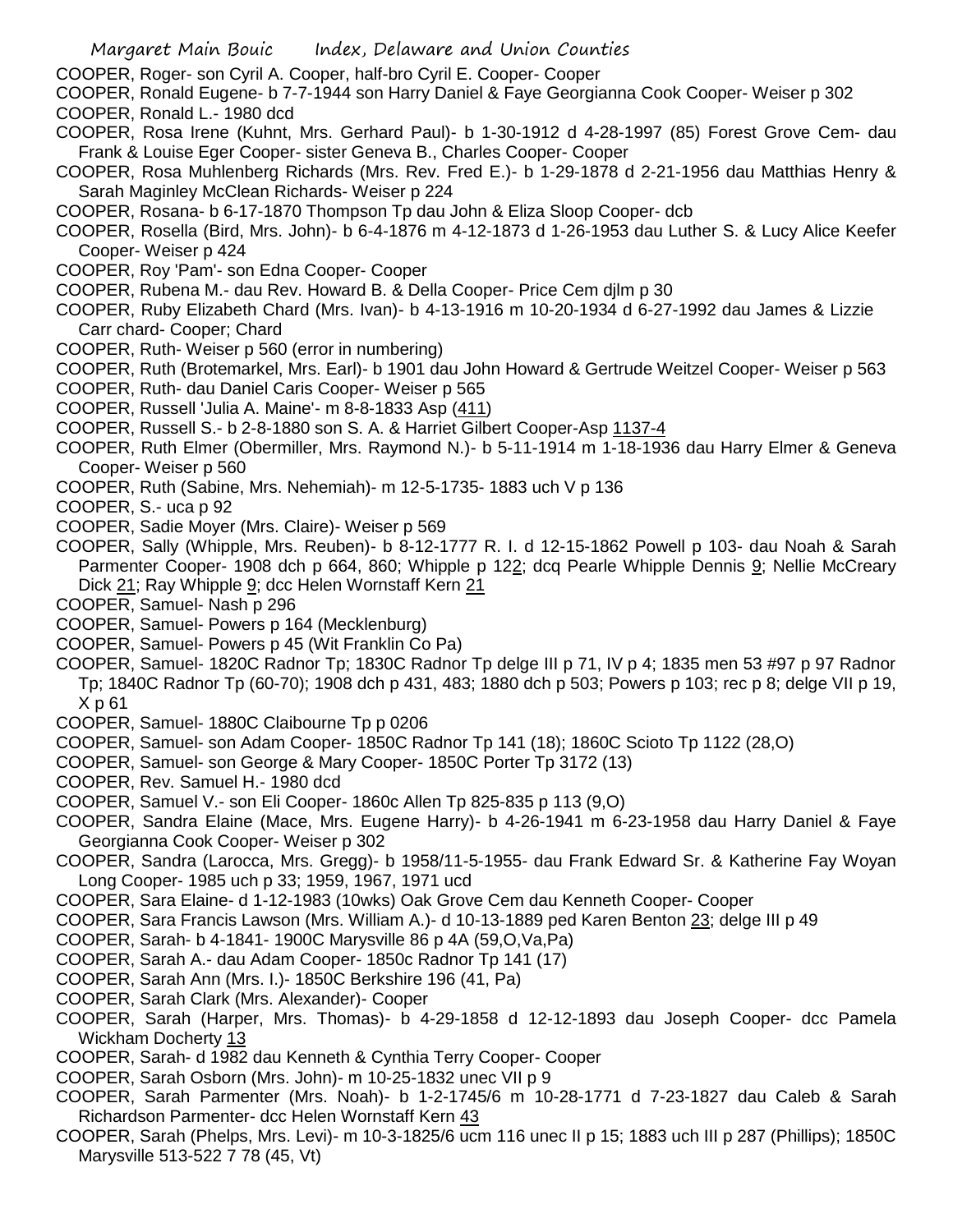COOPER, Roger- son Cyril A. Cooper, half-bro Cyril E. Cooper- Cooper

COOPER, Ronald Eugene- b 7-7-1944 son Harry Daniel & Faye Georgianna Cook Cooper- Weiser p 302

COOPER, Ronald L.- 1980 dcd

COOPER, Rosa Irene (Kuhnt, Mrs. Gerhard Paul)- b 1-30-1912 d 4-28-1997 (85) Forest Grove Cem- dau Frank & Louise Eger Cooper- sister Geneva B., Charles Cooper- Cooper

COOPER, Rosa Muhlenberg Richards (Mrs. Rev. Fred E.)- b 1-29-1878 d 2-21-1956 dau Matthias Henry & Sarah Maginley McClean Richards- Weiser p 224

COOPER, Rosana- b 6-17-1870 Thompson Tp dau John & Eliza Sloop Cooper- dcb

COOPER, Rosella (Bird, Mrs. John)- b 6-4-1876 m 4-12-1873 d 1-26-1953 dau Luther S. & Lucy Alice Keefer Cooper- Weiser p 424

COOPER, Roy 'Pam'- son Edna Cooper- Cooper

COOPER, Rubena M.- dau Rev. Howard B. & Della Cooper- Price Cem djlm p 30

COOPER, Ruby Elizabeth Chard (Mrs. Ivan)- b 4-13-1916 m 10-20-1934 d 6-27-1992 dau James & Lizzie Carr chard- Cooper; Chard

COOPER, Ruth- Weiser p 560 (error in numbering)

COOPER, Ruth (Brotemarkel, Mrs. Earl)- b 1901 dau John Howard & Gertrude Weitzel Cooper- Weiser p 563

COOPER, Ruth- dau Daniel Caris Cooper- Weiser p 565

COOPER, Russell 'Julia A. Maine'- m 8-8-1833 Asp (411)

COOPER, Russell S.- b 2-8-1880 son S. A. & Harriet Gilbert Cooper-Asp 1137-4

COOPER, Ruth Elmer (Obermiller, Mrs. Raymond N.)- b 5-11-1914 m 1-18-1936 dau Harry Elmer & Geneva Cooper- Weiser p 560

COOPER, Ruth (Sabine, Mrs. Nehemiah)- m 12-5-1735- 1883 uch V p 136

COOPER, S.- uca p 92

COOPER, Sadie Moyer (Mrs. Claire)- Weiser p 569

COOPER, Sally (Whipple, Mrs. Reuben)- b 8-12-1777 R. I. d 12-15-1862 Powell p 103- dau Noah & Sarah Parmenter Cooper- 1908 dch p 664, 860; Whipple p 122; dcq Pearle Whipple Dennis 9; Nellie McCreary Dick 21; Ray Whipple 9; dcc Helen Wornstaff Kern 21

COOPER, Samuel- Nash p 296

COOPER, Samuel- Powers p 164 (Mecklenburg)

COOPER, Samuel- Powers p 45 (Wit Franklin Co Pa)

COOPER, Samuel- 1820C Radnor Tp; 1830C Radnor Tp delge III p 71, IV p 4; 1835 men 53 #97 p 97 Radnor Tp; 1840C Radnor Tp (60-70); 1908 dch p 431, 483; 1880 dch p 503; Powers p 103; rec p 8; delge VII p 19, X p 61

COOPER, Samuel- 1880C Claibourne Tp p 0206

COOPER, Samuel- son Adam Cooper- 1850C Radnor Tp 141 (18); 1860C Scioto Tp 1122 (28,O)

COOPER, Samuel- son George & Mary Cooper- 1850C Porter Tp 3172 (13)

COOPER, Rev. Samuel H.- 1980 dcd

COOPER, Samuel V.- son Eli Cooper- 1860c Allen Tp 825-835 p 113 (9,O)

COOPER, Sandra Elaine (Mace, Mrs. Eugene Harry)- b 4-26-1941 m 6-23-1958 dau Harry Daniel & Faye Georgianna Cook Cooper- Weiser p 302

COOPER, Sandra (Larocca, Mrs. Gregg)- b 1958/11-5-1955- dau Frank Edward Sr. & Katherine Fay Woyan Long Cooper- 1985 uch p 33; 1959, 1967, 1971 ucd

COOPER, Sara Elaine- d 1-12-1983 (10wks) Oak Grove Cem dau Kenneth Cooper- Cooper

COOPER, Sara Francis Lawson (Mrs. William A.)- d 10-13-1889 ped Karen Benton 23; delge III p 49

COOPER, Sarah- b 4-1841- 1900C Marysville 86 p 4A (59,O,Va,Pa)

COOPER, Sarah A.- dau Adam Cooper- 1850c Radnor Tp 141 (17)

COOPER, Sarah Ann (Mrs. I.)- 1850C Berkshire 196 (41, Pa)

COOPER, Sarah Clark (Mrs. Alexander)- Cooper

COOPER, Sarah (Harper, Mrs. Thomas)- b 4-29-1858 d 12-12-1893 dau Joseph Cooper- dcc Pamela Wickham Docherty 13

COOPER, Sarah- d 1982 dau Kenneth & Cynthia Terry Cooper- Cooper

COOPER, Sarah Osborn (Mrs. John)- m 10-25-1832 unec VII p 9

COOPER, Sarah Parmenter (Mrs. Noah)- b 1-2-1745/6 m 10-28-1771 d 7-23-1827 dau Caleb & Sarah Richardson Parmenter- dcc Helen Wornstaff Kern 43

COOPER, Sarah (Phelps, Mrs. Levi)- m 10-3-1825/6 ucm 116 unec II p 15; 1883 uch III p 287 (Phillips); 1850C Marysville 513-522 7 78 (45, Vt)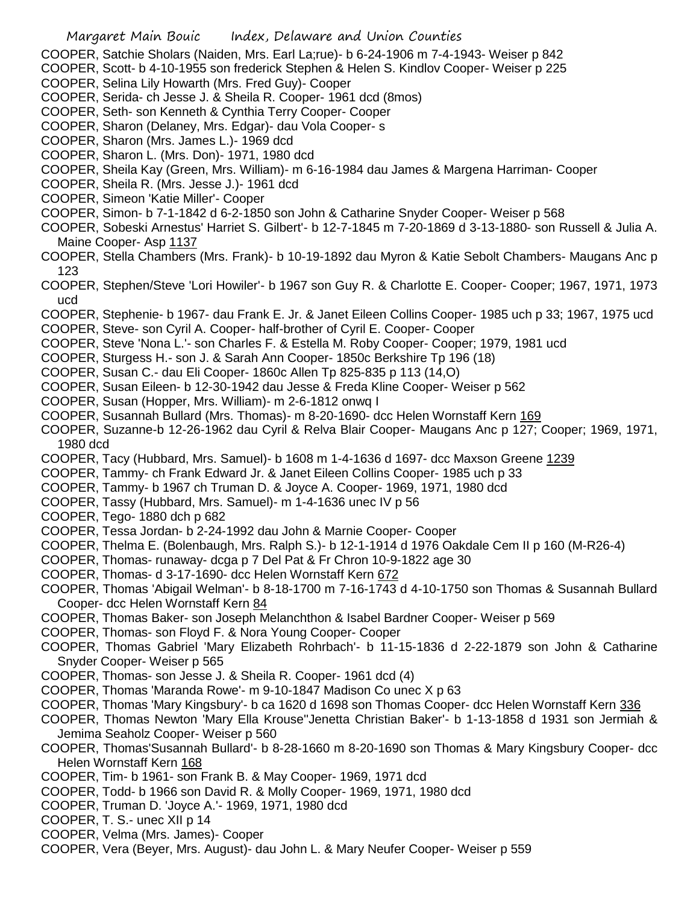COOPER, Satchie Sholars (Naiden, Mrs. Earl La;rue)- b 6-24-1906 m 7-4-1943- Weiser p 842

COOPER, Scott- b 4-10-1955 son frederick Stephen & Helen S. Kindlov Cooper- Weiser p 225

COOPER, Selina Lily Howarth (Mrs. Fred Guy)- Cooper

COOPER, Serida- ch Jesse J. & Sheila R. Cooper- 1961 dcd (8mos)

COOPER, Seth- son Kenneth & Cynthia Terry Cooper- Cooper

COOPER, Sharon (Delaney, Mrs. Edgar)- dau Vola Cooper- s

COOPER, Sharon (Mrs. James L.)- 1969 dcd

COOPER, Sharon L. (Mrs. Don)- 1971, 1980 dcd

COOPER, Sheila Kay (Green, Mrs. William)- m 6-16-1984 dau James & Margena Harriman- Cooper

COOPER, Sheila R. (Mrs. Jesse J.)- 1961 dcd

COOPER, Simeon 'Katie Miller'- Cooper

COOPER, Simon- b 7-1-1842 d 6-2-1850 son John & Catharine Snyder Cooper- Weiser p 568

COOPER, Sobeski Arnestus' Harriet S. Gilbert'- b 12-7-1845 m 7-20-1869 d 3-13-1880- son Russell & Julia A. Maine Cooper- Asp 1137

COOPER, Stella Chambers (Mrs. Frank)- b 10-19-1892 dau Myron & Katie Sebolt Chambers- Maugans Anc p 123

COOPER, Stephen/Steve 'Lori Howiler'- b 1967 son Guy R. & Charlotte E. Cooper- Cooper; 1967, 1971, 1973 ucd

COOPER, Stephenie- b 1967- dau Frank E. Jr. & Janet Eileen Collins Cooper- 1985 uch p 33; 1967, 1975 ucd

COOPER, Steve- son Cyril A. Cooper- half-brother of Cyril E. Cooper- Cooper

COOPER, Steve 'Nona L.'- son Charles F. & Estella M. Roby Cooper- Cooper; 1979, 1981 ucd

COOPER, Sturgess H.- son J. & Sarah Ann Cooper- 1850c Berkshire Tp 196 (18)

COOPER, Susan C.- dau Eli Cooper- 1860c Allen Tp 825-835 p 113 (14,O)

COOPER, Susan Eileen- b 12-30-1942 dau Jesse & Freda Kline Cooper- Weiser p 562

COOPER, Susan (Hopper, Mrs. William)- m 2-6-1812 onwq I

COOPER, Susannah Bullard (Mrs. Thomas)- m 8-20-1690- dcc Helen Wornstaff Kern 169

COOPER, Suzanne-b 12-26-1962 dau Cyril & Relva Blair Cooper- Maugans Anc p 127; Cooper; 1969, 1971, 1980 dcd

COOPER, Tacy (Hubbard, Mrs. Samuel)- b 1608 m 1-4-1636 d 1697- dcc Maxson Greene 1239

COOPER, Tammy- ch Frank Edward Jr. & Janet Eileen Collins Cooper- 1985 uch p 33

COOPER, Tammy- b 1967 ch Truman D. & Joyce A. Cooper- 1969, 1971, 1980 dcd

COOPER, Tassy (Hubbard, Mrs. Samuel)- m 1-4-1636 unec IV p 56

COOPER, Tego- 1880 dch p 682

COOPER, Tessa Jordan- b 2-24-1992 dau John & Marnie Cooper- Cooper

COOPER, Thelma E. (Bolenbaugh, Mrs. Ralph S.)- b 12-1-1914 d 1976 Oakdale Cem II p 160 (M-R26-4)

COOPER, Thomas- runaway- dcga p 7 Del Pat & Fr Chron 10-9-1822 age 30

COOPER, Thomas- d 3-17-1690- dcc Helen Wornstaff Kern 672

COOPER, Thomas 'Abigail Welman'- b 8-18-1700 m 7-16-1743 d 4-10-1750 son Thomas & Susannah Bullard Cooper- dcc Helen Wornstaff Kern 84

COOPER, Thomas Baker- son Joseph Melanchthon & Isabel Bardner Cooper- Weiser p 569

COOPER, Thomas- son Floyd F. & Nora Young Cooper- Cooper

COOPER, Thomas Gabriel 'Mary Elizabeth Rohrbach'- b 11-15-1836 d 2-22-1879 son John & Catharine Snyder Cooper- Weiser p 565

COOPER, Thomas- son Jesse J. & Sheila R. Cooper- 1961 dcd (4)

COOPER, Thomas 'Maranda Rowe'- m 9-10-1847 Madison Co unec X p 63

COOPER, Thomas 'Mary Kingsbury'- b ca 1620 d 1698 son Thomas Cooper- dcc Helen Wornstaff Kern 336

COOPER, Thomas Newton 'Mary Ella Krouse''Jenetta Christian Baker'- b 1-13-1858 d 1931 son Jermiah & Jemima Seaholz Cooper- Weiser p 560

COOPER, Thomas'Susannah Bullard'- b 8-28-1660 m 8-20-1690 son Thomas & Mary Kingsbury Cooper- dcc Helen Wornstaff Kern 168

COOPER, Tim- b 1961- son Frank B. & May Cooper- 1969, 1971 dcd

COOPER, Todd- b 1966 son David R. & Molly Cooper- 1969, 1971, 1980 dcd

COOPER, Truman D. 'Joyce A.'- 1969, 1971, 1980 dcd

COOPER, T. S.- unec XII p 14

COOPER, Velma (Mrs. James)- Cooper

COOPER, Vera (Beyer, Mrs. August)- dau John L. & Mary Neufer Cooper- Weiser p 559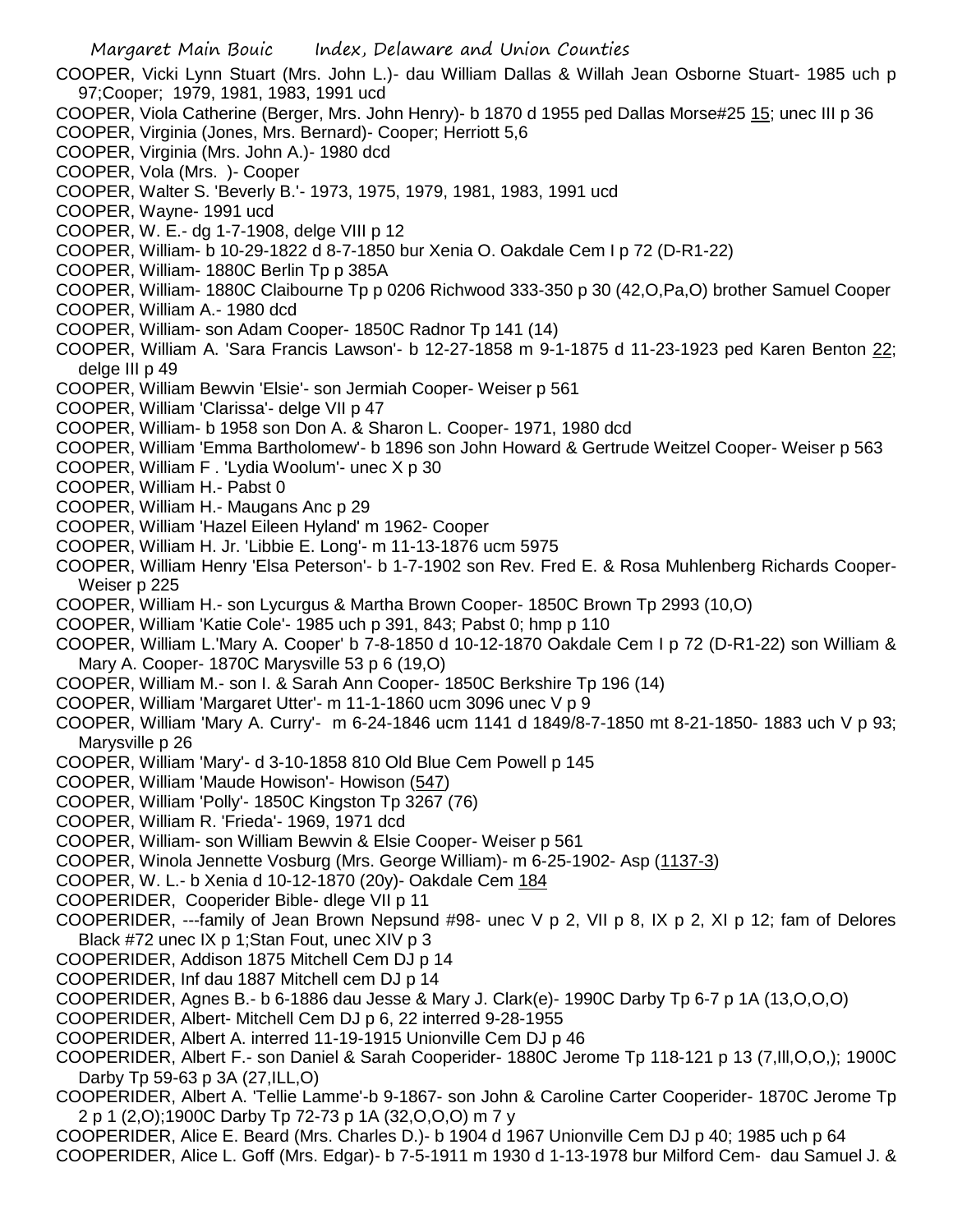COOPER, Vicki Lynn Stuart (Mrs. John L.)- dau William Dallas & Willah Jean Osborne Stuart- 1985 uch p 97;Cooper; 1979, 1981, 1983, 1991 ucd

COOPER, Viola Catherine (Berger, Mrs. John Henry)- b 1870 d 1955 ped Dallas Morse#25 15; unec III p 36

COOPER, Virginia (Jones, Mrs. Bernard)- Cooper; Herriott 5,6

COOPER, Virginia (Mrs. John A.)- 1980 dcd

COOPER, Vola (Mrs. )- Cooper

COOPER, Walter S. 'Beverly B.'- 1973, 1975, 1979, 1981, 1983, 1991 ucd

COOPER, Wayne- 1991 ucd

COOPER, W. E.- dg 1-7-1908, delge VIII p 12

COOPER, William- b 10-29-1822 d 8-7-1850 bur Xenia O. Oakdale Cem I p 72 (D-R1-22)

COOPER, William- 1880C Berlin Tp p 385A

COOPER, William- 1880C Claibourne Tp p 0206 Richwood 333-350 p 30 (42,O,Pa,O) brother Samuel Cooper

COOPER, William A.- 1980 dcd

COOPER, William- son Adam Cooper- 1850C Radnor Tp 141 (14)

COOPER, William A. 'Sara Francis Lawson'- b 12-27-1858 m 9-1-1875 d 11-23-1923 ped Karen Benton 22; delge III p 49

COOPER, William Bewvin 'Elsie'- son Jermiah Cooper- Weiser p 561

COOPER, William 'Clarissa'- delge VII p 47

COOPER, William- b 1958 son Don A. & Sharon L. Cooper- 1971, 1980 dcd

COOPER, William 'Emma Bartholomew'- b 1896 son John Howard & Gertrude Weitzel Cooper- Weiser p 563

COOPER, William F . 'Lydia Woolum'- unec X p 30

COOPER, William H.- Pabst 0

COOPER, William H.- Maugans Anc p 29

COOPER, William 'Hazel Eileen Hyland' m 1962- Cooper

COOPER, William H. Jr. 'Libbie E. Long'- m 11-13-1876 ucm 5975

COOPER, William Henry 'Elsa Peterson'- b 1-7-1902 son Rev. Fred E. & Rosa Muhlenberg Richards Cooper- Weiser p 225

COOPER, William H.- son Lycurgus & Martha Brown Cooper- 1850C Brown Tp 2993 (10,O)

COOPER, William 'Katie Cole'- 1985 uch p 391, 843; Pabst 0; hmp p 110

COOPER, William L.'Mary A. Cooper' b 7-8-1850 d 10-12-1870 Oakdale Cem I p 72 (D-R1-22) son William & Mary A. Cooper- 1870C Marysville 53 p 6 (19,O)

COOPER, William M.- son I. & Sarah Ann Cooper- 1850C Berkshire Tp 196 (14)

COOPER, William 'Margaret Utter'- m 11-1-1860 ucm 3096 unec V p 9

COOPER, William 'Mary A. Curry'- m 6-24-1846 ucm 1141 d 1849/8-7-1850 mt 8-21-1850- 1883 uch V p 93; Marysville p 26

COOPER, William 'Mary'- d 3-10-1858 810 Old Blue Cem Powell p 145

COOPER, William 'Maude Howison'- Howison (547)

COOPER, William 'Polly'- 1850C Kingston Tp 3267 (76)

COOPER, William R. 'Frieda'- 1969, 1971 dcd

COOPER, William- son William Bewvin & Elsie Cooper- Weiser p 561

COOPER, Winola Jennette Vosburg (Mrs. George William)- m 6-25-1902- Asp (1137-3)

COOPER, W. L.- b Xenia d 10-12-1870 (20y)- Oakdale Cem 184

COOPERIDER, Cooperider Bible- dlege VII p 11

COOPERIDER, ---family of Jean Brown Nepsund #98- unec V p 2, VII p 8, IX p 2, XI p 12; fam of Delores Black #72 unec IX p 1;Stan Fout, unec XIV p 3

COOPERIDER, Addison 1875 Mitchell Cem DJ p 14

COOPERIDER, Inf dau 1887 Mitchell cem DJ p 14

COOPERIDER, Agnes B.- b 6-1886 dau Jesse & Mary J. Clark(e)- 1990C Darby Tp 6-7 p 1A (13,O,O,O)

COOPERIDER, Albert- Mitchell Cem DJ p 6, 22 interred 9-28-1955

COOPERIDER, Albert A. interred 11-19-1915 Unionville Cem DJ p 46

COOPERIDER, Albert F.- son Daniel & Sarah Cooperider- 1880C Jerome Tp 118-121 p 13 (7,Ill,O,O,); 1900C Darby Tp 59-63 p 3A (27,ILL,O)

COOPERIDER, Albert A. 'Tellie Lamme'-b 9-1867- son John & Caroline Carter Cooperider- 1870C Jerome Tp 2 p 1 (2,O);1900C Darby Tp 72-73 p 1A (32,O,O,O) m 7 y

COOPERIDER, Alice E. Beard (Mrs. Charles D.)- b 1904 d 1967 Unionville Cem DJ p 40; 1985 uch p 64

COOPERIDER, Alice L. Goff (Mrs. Edgar)- b 7-5-1911 m 1930 d 1-13-1978 bur Milford Cem- dau Samuel J. &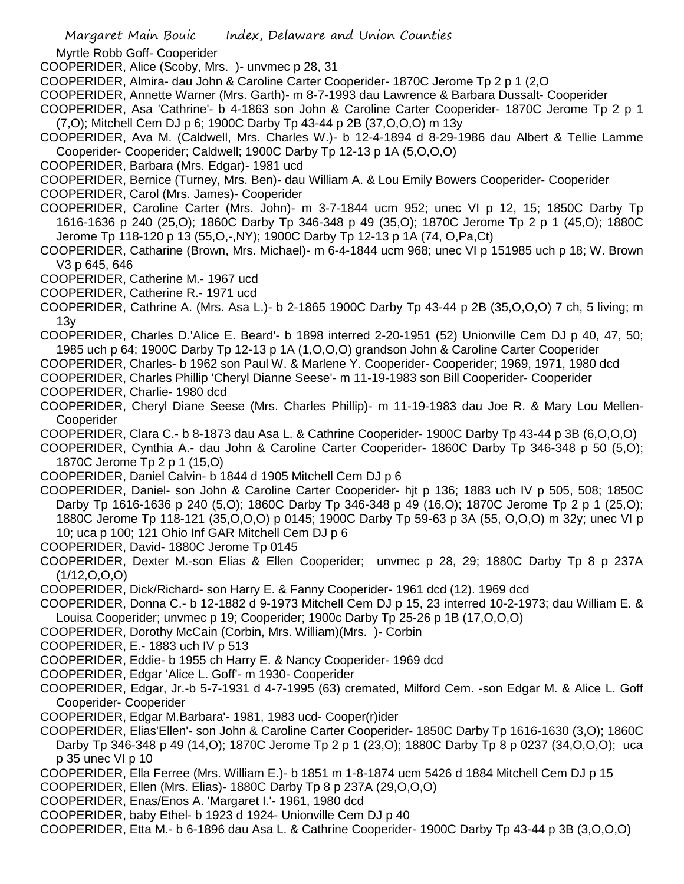Myrtle Robb Goff- Cooperider

COOPERIDER, Alice (Scoby, Mrs. )- unvmec p 28, 31

COOPERIDER, Almira- dau John & Caroline Carter Cooperider- 1870C Jerome Tp 2 p 1 (2,O

COOPERIDER, Annette Warner (Mrs. Garth)- m 8-7-1993 dau Lawrence & Barbara Dussalt- Cooperider

COOPERIDER, Asa 'Cathrine'- b 4-1863 son John & Caroline Carter Cooperider- 1870C Jerome Tp 2 p 1 (7,O); Mitchell Cem DJ p 6; 1900C Darby Tp 43-44 p 2B (37,O,O,O) m 13y

COOPERIDER, Ava M. (Caldwell, Mrs. Charles W.)- b 12-4-1894 d 8-29-1986 dau Albert & Tellie Lamme Cooperider- Cooperider; Caldwell; 1900C Darby Tp 12-13 p 1A (5,O,O,O)

COOPERIDER, Barbara (Mrs. Edgar)- 1981 ucd

COOPERIDER, Bernice (Turney, Mrs. Ben)- dau William A. & Lou Emily Bowers Cooperider- Cooperider

COOPERIDER, Carol (Mrs. James)- Cooperider

COOPERIDER, Caroline Carter (Mrs. John)- m 3-7-1844 ucm 952; unec VI p 12, 15; 1850C Darby Tp 1616-1636 p 240 (25,O); 1860C Darby Tp 346-348 p 49 (35,O); 1870C Jerome Tp 2 p 1 (45,O); 1880C Jerome Tp 118-120 p 13 (55,O,-,NY); 1900C Darby Tp 12-13 p 1A (74, O,Pa,Ct)

COOPERIDER, Catharine (Brown, Mrs. Michael)- m 6-4-1844 ucm 968; unec VI p 151985 uch p 18; W. Brown V3 p 645, 646

COOPERIDER, Catherine M.- 1967 ucd

COOPERIDER, Catherine R.- 1971 ucd

COOPERIDER, Cathrine A. (Mrs. Asa L.)- b 2-1865 1900C Darby Tp 43-44 p 2B (35,O,O,O) 7 ch, 5 living; m 13y

COOPERIDER, Charles D.'Alice E. Beard'- b 1898 interred 2-20-1951 (52) Unionville Cem DJ p 40, 47, 50; 1985 uch p 64; 1900C Darby Tp 12-13 p 1A (1,O,O,O) grandson John & Caroline Carter Cooperider

COOPERIDER, Charles- b 1962 son Paul W. & Marlene Y. Cooperider- Cooperider; 1969, 1971, 1980 dcd

COOPERIDER, Charles Phillip 'Cheryl Dianne Seese'- m 11-19-1983 son Bill Cooperider- Cooperider

COOPERIDER, Charlie- 1980 dcd

COOPERIDER, Cheryl Diane Seese (Mrs. Charles Phillip)- m 11-19-1983 dau Joe R. & Mary Lou Mellen- Cooperider

COOPERIDER, Clara C.- b 8-1873 dau Asa L. & Cathrine Cooperider- 1900C Darby Tp 43-44 p 3B (6,O,O,O)

COOPERIDER, Cynthia A.- dau John & Caroline Carter Cooperider- 1860C Darby Tp 346-348 p 50 (5,O); 1870C Jerome Tp 2 p 1 (15,O)

COOPERIDER, Daniel Calvin- b 1844 d 1905 Mitchell Cem DJ p 6

COOPERIDER, Daniel- son John & Caroline Carter Cooperider- hjt p 136; 1883 uch IV p 505, 508; 1850C Darby Tp 1616-1636 p 240 (5,O); 1860C Darby Tp 346-348 p 49 (16,O); 1870C Jerome Tp 2 p 1 (25,O); 1880C Jerome Tp 118-121 (35,O,O,O) p 0145; 1900C Darby Tp 59-63 p 3A (55, O,O,O) m 32y; unec VI p 10; uca p 100; 121 Ohio Inf GAR Mitchell Cem DJ p 6

COOPERIDER, David- 1880C Jerome Tp 0145

COOPERIDER, Dexter M.-son Elias & Ellen Cooperider; unvmec p 28, 29; 1880C Darby Tp 8 p 237A (1/12,O,O,O)

COOPERIDER, Dick/Richard- son Harry E. & Fanny Cooperider- 1961 dcd (12). 1969 dcd

COOPERIDER, Donna C.- b 12-1882 d 9-1973 Mitchell Cem DJ p 15, 23 interred 10-2-1973; dau William E. & Louisa Cooperider; unvmec p 19; Cooperider; 1900c Darby Tp 25-26 p 1B (17,O,O,O)

COOPERIDER, Dorothy McCain (Corbin, Mrs. William)(Mrs. )- Corbin

COOPERIDER, E.- 1883 uch IV p 513

COOPERIDER, Eddie- b 1955 ch Harry E. & Nancy Cooperider- 1969 dcd

COOPERIDER, Edgar 'Alice L. Goff'- m 1930- Cooperider

COOPERIDER, Edgar, Jr.-b 5-7-1931 d 4-7-1995 (63) cremated, Milford Cem. -son Edgar M. & Alice L. Goff Cooperider- Cooperider

COOPERIDER, Edgar M.Barbara'- 1981, 1983 ucd- Cooper(r)ider

COOPERIDER, Elias'Ellen'- son John & Caroline Carter Cooperider- 1850C Darby Tp 1616-1630 (3,O); 1860C Darby Tp 346-348 p 49 (14,O); 1870C Jerome Tp 2 p 1 (23,O); 1880C Darby Tp 8 p 0237 (34,O,O,O); uca p 35 unec VI p 10

COOPERIDER, Ella Ferree (Mrs. William E.)- b 1851 m 1-8-1874 ucm 5426 d 1884 Mitchell Cem DJ p 15

COOPERIDER, Ellen (Mrs. Elias)- 1880C Darby Tp 8 p 237A (29,O,O,O)

COOPERIDER, Enas/Enos A. 'Margaret I.'- 1961, 1980 dcd

COOPERIDER, baby Ethel- b 1923 d 1924- Unionville Cem DJ p 40

COOPERIDER, Etta M.- b 6-1896 dau Asa L. & Cathrine Cooperider- 1900C Darby Tp 43-44 p 3B (3,O,O,O)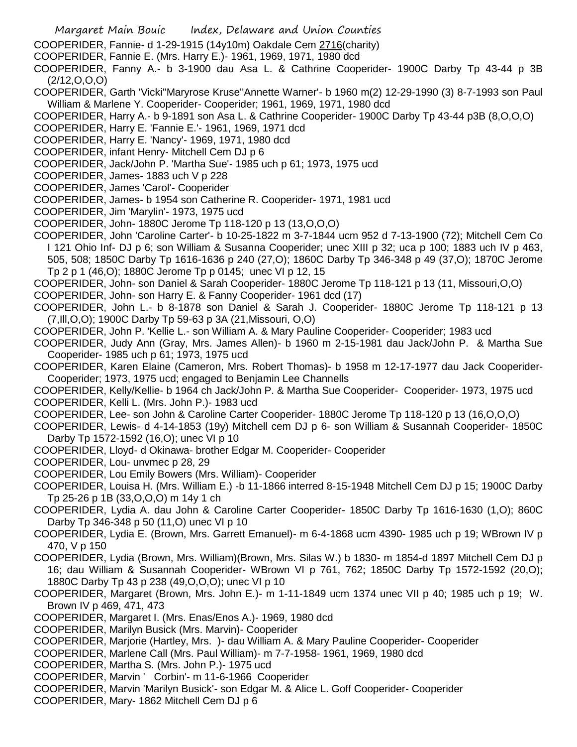COOPERIDER, Fannie- d 1-29-1915 (14y10m) Oakdale Cem 2716(charity)

COOPERIDER, Fannie E. (Mrs. Harry E.)- 1961, 1969, 1971, 1980 dcd

COOPERIDER, Fanny A.- b 3-1900 dau Asa L. & Cathrine Cooperider- 1900C Darby Tp 43-44 p 3B (2/12,O,O,O)

COOPERIDER, Garth 'Vicki''Maryrose Kruse''Annette Warner'- b 1960 m(2) 12-29-1990 (3) 8-7-1993 son Paul William & Marlene Y. Cooperider- Cooperider; 1961, 1969, 1971, 1980 dcd

COOPERIDER, Harry A.- b 9-1891 son Asa L. & Cathrine Cooperider- 1900C Darby Tp 43-44 p3B (8,O,O,O)

COOPERIDER, Harry E. 'Fannie E.'- 1961, 1969, 1971 dcd

COOPERIDER, Harry E. 'Nancy'- 1969, 1971, 1980 dcd

COOPERIDER, infant Henry- Mitchell Cem DJ p 6

COOPERIDER, Jack/John P. 'Martha Sue'- 1985 uch p 61; 1973, 1975 ucd

COOPERIDER, James- 1883 uch V p 228

COOPERIDER, James 'Carol'- Cooperider

COOPERIDER, James- b 1954 son Catherine R. Cooperider- 1971, 1981 ucd

COOPERIDER, Jim 'Marylin'- 1973, 1975 ucd

COOPERIDER, John- 1880C Jerome Tp 118-120 p 13 (13,O,O,O)

COOPERIDER, John 'Caroline Carter'- b 10-25-1822 m 3-7-1844 ucm 952 d 7-13-1900 (72); Mitchell Cem Co I 121 Ohio Inf- DJ p 6; son William & Susanna Cooperider; unec XIII p 32; uca p 100; 1883 uch IV p 463, 505, 508; 1850C Darby Tp 1616-1636 p 240 (27,O); 1860C Darby Tp 346-348 p 49 (37,O); 1870C Jerome Tp 2 p 1 (46,O); 1880C Jerome Tp p 0145; unec VI p 12, 15

COOPERIDER, John- son Daniel & Sarah Cooperider- 1880C Jerome Tp 118-121 p 13 (11, Missouri,O,O)

COOPERIDER, John- son Harry E. & Fanny Cooperider- 1961 dcd (17)

COOPERIDER, John L.- b 8-1878 son Daniel & Sarah J. Cooperider- 1880C Jerome Tp 118-121 p 13 (7,Ill,O,O); 1900C Darby Tp 59-63 p 3A (21,Missouri, O,O)

COOPERIDER, John P. 'Kellie L.- son William A. & Mary Pauline Cooperider- Cooperider; 1983 ucd

COOPERIDER, Judy Ann (Gray, Mrs. James Allen)- b 1960 m 2-15-1981 dau Jack/John P. & Martha Sue Cooperider- 1985 uch p 61; 1973, 1975 ucd

COOPERIDER, Karen Elaine (Cameron, Mrs. Robert Thomas)- b 1958 m 12-17-1977 dau Jack Cooperider- Cooperider; 1973, 1975 ucd; engaged to Benjamin Lee Channells

COOPERIDER, Kelly/Kellie- b 1964 ch Jack/John P. & Martha Sue Cooperider- Cooperider- 1973, 1975 ucd

COOPERIDER, Kelli L. (Mrs. John P.)- 1983 ucd

COOPERIDER, Lee- son John & Caroline Carter Cooperider- 1880C Jerome Tp 118-120 p 13 (16,O,O,O)

COOPERIDER, Lewis- d 4-14-1853 (19y) Mitchell cem DJ p 6- son William & Susannah Cooperider- 1850C Darby Tp 1572-1592 (16,O); unec VI p 10

COOPERIDER, Lloyd- d Okinawa- brother Edgar M. Cooperider- Cooperider

COOPERIDER, Lou- unvmec p 28, 29

COOPERIDER, Lou Emily Bowers (Mrs. William)- Cooperider

COOPERIDER, Louisa H. (Mrs. William E.) -b 11-1866 interred 8-15-1948 Mitchell Cem DJ p 15; 1900C Darby Tp 25-26 p 1B (33,O,O,O) m 14y 1 ch

COOPERIDER, Lydia A. dau John & Caroline Carter Cooperider- 1850C Darby Tp 1616-1630 (1,O); 860C Darby Tp 346-348 p 50 (11,O) unec VI p 10

COOPERIDER, Lydia E. (Brown, Mrs. Garrett Emanuel)- m 6-4-1868 ucm 4390- 1985 uch p 19; WBrown IV p 470, V p 150

COOPERIDER, Lydia (Brown, Mrs. William)(Brown, Mrs. Silas W.) b 1830- m 1854-d 1897 Mitchell Cem DJ p 16; dau William & Susannah Cooperider- WBrown VI p 761, 762; 1850C Darby Tp 1572-1592 (20,O); 1880C Darby Tp 43 p 238 (49,O,O,O); unec VI p 10

COOPERIDER, Margaret (Brown, Mrs. John E.)- m 1-11-1849 ucm 1374 unec VII p 40; 1985 uch p 19; W. Brown IV p 469, 471, 473

COOPERIDER, Margaret I. (Mrs. Enas/Enos A.)- 1969, 1980 dcd

COOPERIDER, Marilyn Busick (Mrs. Marvin)- Cooperider

COOPERIDER, Marjorie (Hartley, Mrs. )- dau William A. & Mary Pauline Cooperider- Cooperider

COOPERIDER, Marlene Call (Mrs. Paul William)- m 7-7-1958- 1961, 1969, 1980 dcd

COOPERIDER, Martha S. (Mrs. John P.)- 1975 ucd

COOPERIDER, Marvin ' Corbin'- m 11-6-1966 Cooperider

COOPERIDER, Marvin 'Marilyn Busick'- son Edgar M. & Alice L. Goff Cooperider- Cooperider

COOPERIDER, Mary- 1862 Mitchell Cem DJ p 6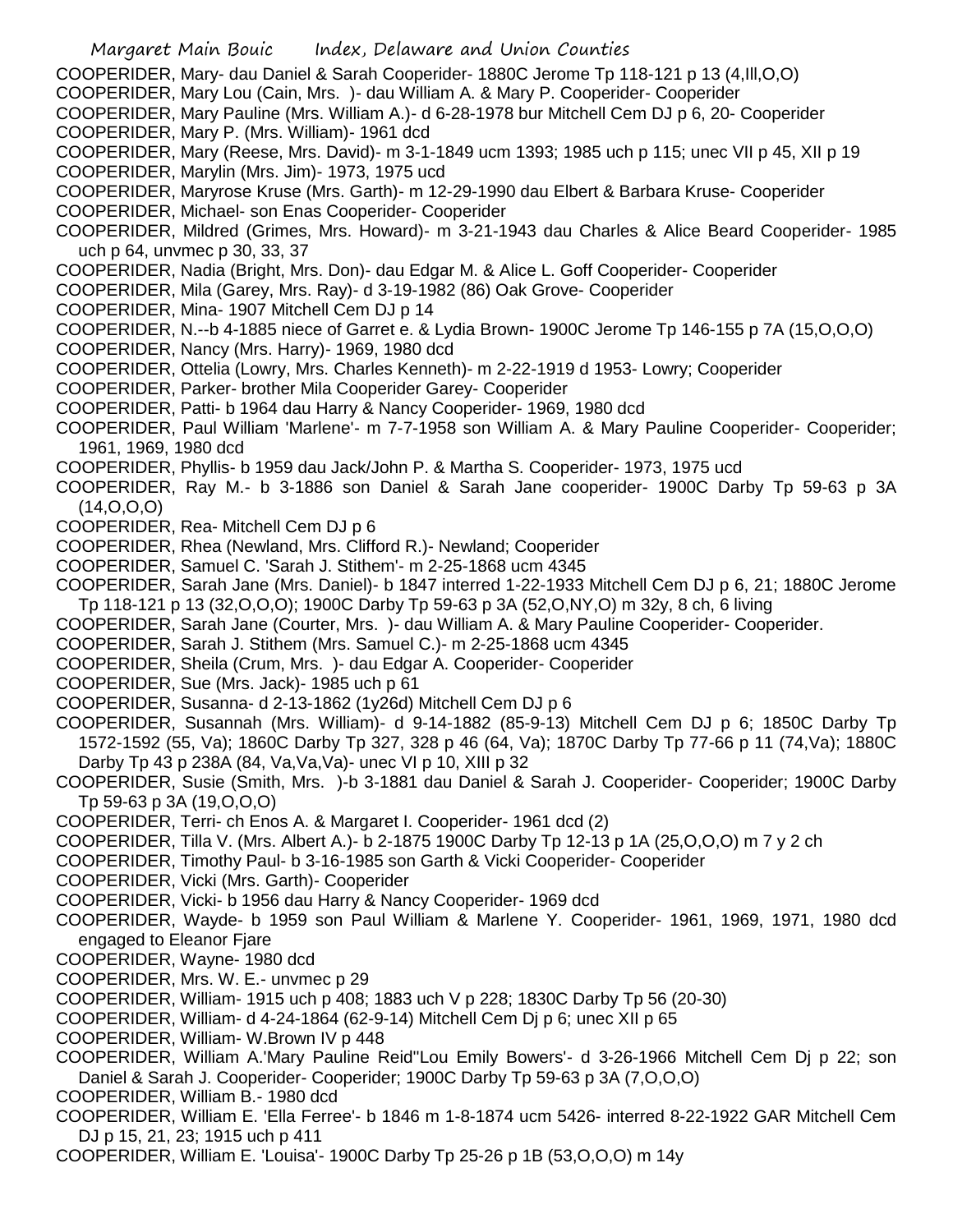COOPERIDER, Mary- dau Daniel & Sarah Cooperider- 1880C Jerome Tp 118-121 p 13 (4,Ill,O,O)
COOPERIDER, Mary Lou (Cain, Mrs. )- dau William A. & Mary P. Cooperider- Cooperider
COOPERIDER, Mary Pauline (Mrs. William A.)- d 6-28-1978 bur Mitchell Cem DJ p 6, 20- Cooperider
COOPERIDER, Mary P. (Mrs. William)- 1961 dcd
COOPERIDER, Mary (Reese, Mrs. David)- m 3-1-1849 ucm 1393; 1985 uch p 115; unec VII p 45, XII p 19
COOPERIDER, Marylin (Mrs. Jim)- 1973, 1975 ucd
COOPERIDER, Maryrose Kruse (Mrs. Garth)- m 12-29-1990 dau Elbert & Barbara Kruse- Cooperider
COOPERIDER, Michael- son Enas Cooperider- Cooperider
COOPERIDER, Mildred (Grimes, Mrs. Howard)- m 3-21-1943 dau Charles & Alice Beard Cooperider- 1985 uch p 64, unvmec p 30, 33, 37
COOPERIDER, Nadia (Bright, Mrs. Don)- dau Edgar M. & Alice L. Goff Cooperider- Cooperider
COOPERIDER, Mila (Garey, Mrs. Ray)- d 3-19-1982 (86) Oak Grove- Cooperider
COOPERIDER, Mina- 1907 Mitchell Cem DJ p 14
COOPERIDER, N.--b 4-1885 niece of Garret e. & Lydia Brown- 1900C Jerome Tp 146-155 p 7A (15,O,O,O)
COOPERIDER, Nancy (Mrs. Harry)- 1969, 1980 dcd
COOPERIDER, Ottelia (Lowry, Mrs. Charles Kenneth)- m 2-22-1919 d 1953- Lowry; Cooperider
COOPERIDER, Parker- brother Mila Cooperider Garey- Cooperider
COOPERIDER, Patti- b 1964 dau Harry & Nancy Cooperider- 1969, 1980 dcd
COOPERIDER, Paul William 'Marlene'- m 7-7-1958 son William A. & Mary Pauline Cooperider- Cooperider; 1961, 1969, 1980 dcd
COOPERIDER, Phyllis- b 1959 dau Jack/John P. & Martha S. Cooperider- 1973, 1975 ucd
COOPERIDER, Ray M.- b 3-1886 son Daniel & Sarah Jane cooperider- 1900C Darby Tp 59-63 p 3A (14,O,O,O)
COOPERIDER, Rea- Mitchell Cem DJ p 6
COOPERIDER, Rhea (Newland, Mrs. Clifford R.)- Newland; Cooperider
COOPERIDER, Samuel C. 'Sarah J. Stithem'- m 2-25-1868 ucm 4345
COOPERIDER, Sarah Jane (Mrs. Daniel)- b 1847 interred 1-22-1933 Mitchell Cem DJ p 6, 21; 1880C Jerome Tp 118-121 p 13 (32,O,O,O); 1900C Darby Tp 59-63 p 3A (52,O,NY,O) m 32y, 8 ch, 6 living
COOPERIDER, Sarah Jane (Courter, Mrs. )- dau William A. & Mary Pauline Cooperider- Cooperider.
COOPERIDER, Sarah J. Stithem (Mrs. Samuel C.)- m 2-25-1868 ucm 4345
COOPERIDER, Sheila (Crum, Mrs. )- dau Edgar A. Cooperider- Cooperider
COOPERIDER, Sue (Mrs. Jack)- 1985 uch p 61
COOPERIDER, Susanna- d 2-13-1862 (1y26d) Mitchell Cem DJ p 6
COOPERIDER, Susannah (Mrs. William)- d 9-14-1882 (85-9-13) Mitchell Cem DJ p 6; 1850C Darby Tp 1572-1592 (55, Va); 1860C Darby Tp 327, 328 p 46 (64, Va); 1870C Darby Tp 77-66 p 11 (74,Va); 1880C Darby Tp 43 p 238A (84, Va,Va,Va)- unec VI p 10, XIII p 32
COOPERIDER, Susie (Smith, Mrs. )-b 3-1881 dau Daniel & Sarah J. Cooperider- Cooperider; 1900C Darby Tp 59-63 p 3A (19,O,O,O)
COOPERIDER, Terri- ch Enos A. & Margaret I. Cooperider- 1961 dcd (2)
COOPERIDER, Tilla V. (Mrs. Albert A.)- b 2-1875 1900C Darby Tp 12-13 p 1A (25,O,O,O) m 7 y 2 ch
COOPERIDER, Timothy Paul- b 3-16-1985 son Garth & Vicki Cooperider- Cooperider
COOPERIDER, Vicki (Mrs. Garth)- Cooperider
COOPERIDER, Vicki- b 1956 dau Harry & Nancy Cooperider- 1969 dcd
COOPERIDER, Wayde- b 1959 son Paul William & Marlene Y. Cooperider- 1961, 1969, 1971, 1980 dcd engaged to Eleanor Fjare
COOPERIDER, Wayne- 1980 dcd
COOPERIDER, Mrs. W. E.- unvmec p 29
COOPERIDER, William- 1915 uch p 408; 1883 uch V p 228; 1830C Darby Tp 56 (20-30)
COOPERIDER, William- d 4-24-1864 (62-9-14) Mitchell Cem Dj p 6; unec XII p 65
COOPERIDER, William- W.Brown IV p 448
COOPERIDER, William A.'Mary Pauline Reid''Lou Emily Bowers'- d 3-26-1966 Mitchell Cem Dj p 22; son Daniel & Sarah J. Cooperider- Cooperider; 1900C Darby Tp 59-63 p 3A (7,O,O,O)
COOPERIDER, William B.- 1980 dcd
COOPERIDER, William E. 'Ella Ferree'- b 1846 m 1-8-1874 ucm 5426- interred 8-22-1922 GAR Mitchell Cem DJ p 15, 21, 23; 1915 uch p 411
COOPERIDER, William E. 'Louisa'- 1900C Darby Tp 25-26 p 1B (53,O,O,O) m 14y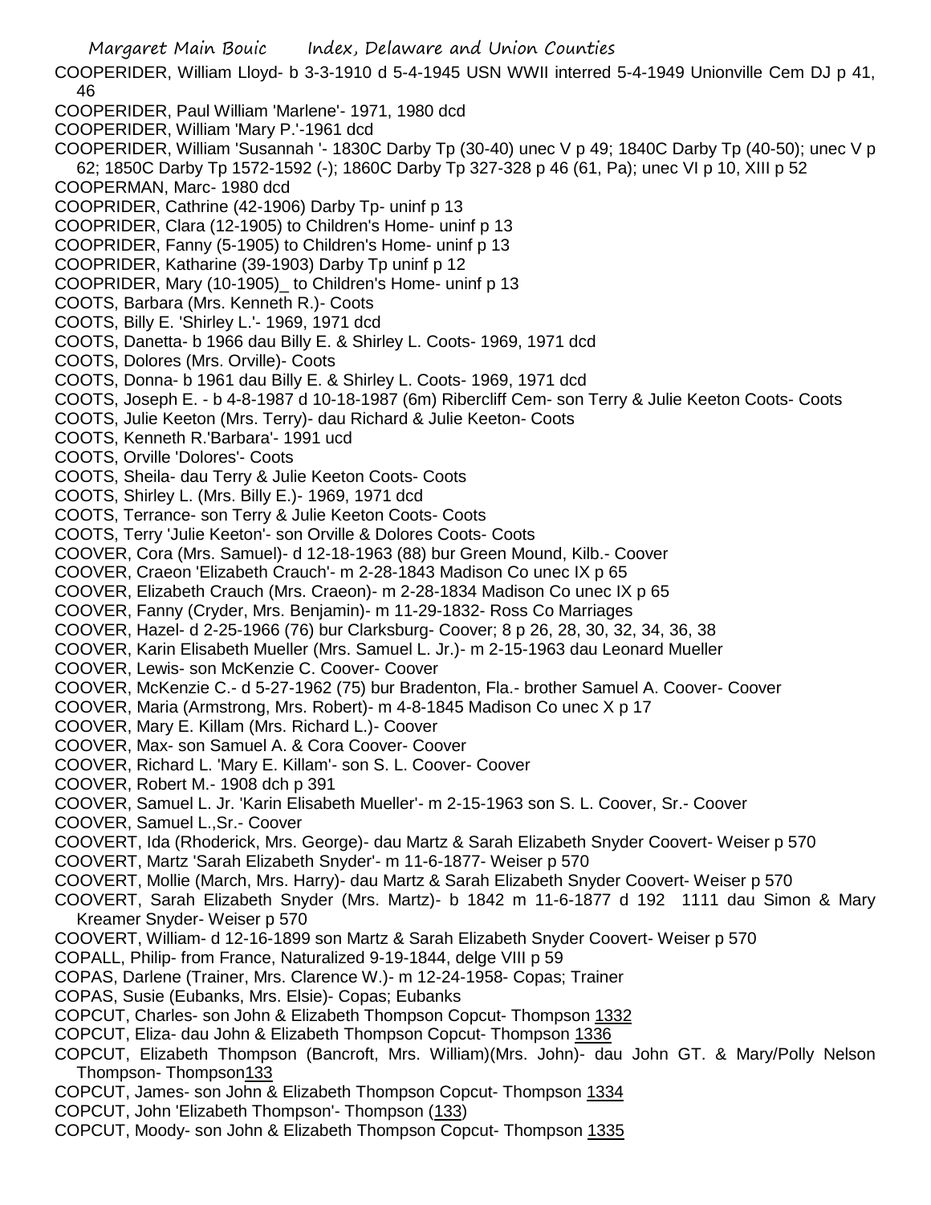COOPERIDER, William Lloyd- b 3-3-1910 d 5-4-1945 USN WWII interred 5-4-1949 Unionville Cem DJ p 41, 46

COOPERIDER, Paul William 'Marlene'- 1971, 1980 dcd

COOPERIDER, William 'Mary P.'-1961 dcd

COOPERIDER, William 'Susannah '- 1830C Darby Tp (30-40) unec V p 49; 1840C Darby Tp (40-50); unec V p 62; 1850C Darby Tp 1572-1592 (-); 1860C Darby Tp 327-328 p 46 (61, Pa); unec VI p 10, XIII p 52

COOPERMAN, Marc- 1980 dcd

COOPRIDER, Cathrine (42-1906) Darby Tp- uninf p 13

COOPRIDER, Clara (12-1905) to Children's Home- uninf p 13

COOPRIDER, Fanny (5-1905) to Children's Home- uninf p 13

COOPRIDER, Katharine (39-1903) Darby Tp uninf p 12

COOPRIDER, Mary (10-1905)_ to Children's Home- uninf p 13

COOTS, Barbara (Mrs. Kenneth R.)- Coots

COOTS, Billy E. 'Shirley L.'- 1969, 1971 dcd

COOTS, Danetta- b 1966 dau Billy E. & Shirley L. Coots- 1969, 1971 dcd

COOTS, Dolores (Mrs. Orville)- Coots

COOTS, Donna- b 1961 dau Billy E. & Shirley L. Coots- 1969, 1971 dcd

COOTS, Joseph E. - b 4-8-1987 d 10-18-1987 (6m) Ribercliff Cem- son Terry & Julie Keeton Coots- Coots

COOTS, Julie Keeton (Mrs. Terry)- dau Richard & Julie Keeton- Coots

COOTS, Kenneth R.'Barbara'- 1991 ucd

COOTS, Orville 'Dolores'- Coots

COOTS, Sheila- dau Terry & Julie Keeton Coots- Coots

COOTS, Shirley L. (Mrs. Billy E.)- 1969, 1971 dcd

COOTS, Terrance- son Terry & Julie Keeton Coots- Coots

COOTS, Terry 'Julie Keeton'- son Orville & Dolores Coots- Coots

COOVER, Cora (Mrs. Samuel)- d 12-18-1963 (88) bur Green Mound, Kilb.- Coover

COOVER, Craeon 'Elizabeth Crauch'- m 2-28-1843 Madison Co unec IX p 65

COOVER, Elizabeth Crauch (Mrs. Craeon)- m 2-28-1834 Madison Co unec IX p 65

COOVER, Fanny (Cryder, Mrs. Benjamin)- m 11-29-1832- Ross Co Marriages

COOVER, Hazel- d 2-25-1966 (76) bur Clarksburg- Coover; 8 p 26, 28, 30, 32, 34, 36, 38

COOVER, Karin Elisabeth Mueller (Mrs. Samuel L. Jr.)- m 2-15-1963 dau Leonard Mueller

COOVER, Lewis- son McKenzie C. Coover- Coover

COOVER, McKenzie C.- d 5-27-1962 (75) bur Bradenton, Fla.- brother Samuel A. Coover- Coover

COOVER, Maria (Armstrong, Mrs. Robert)- m 4-8-1845 Madison Co unec X p 17

COOVER, Mary E. Killam (Mrs. Richard L.)- Coover

COOVER, Max- son Samuel A. & Cora Coover- Coover

COOVER, Richard L. 'Mary E. Killam'- son S. L. Coover- Coover

COOVER, Robert M.- 1908 dch p 391

COOVER, Samuel L. Jr. 'Karin Elisabeth Mueller'- m 2-15-1963 son S. L. Coover, Sr.- Coover

COOVER, Samuel L.,Sr.- Coover

COOVERT, Ida (Rhoderick, Mrs. George)- dau Martz & Sarah Elizabeth Snyder Coovert- Weiser p 570

COOVERT, Martz 'Sarah Elizabeth Snyder'- m 11-6-1877- Weiser p 570

COOVERT, Mollie (March, Mrs. Harry)- dau Martz & Sarah Elizabeth Snyder Coovert- Weiser p 570

COOVERT, Sarah Elizabeth Snyder (Mrs. Martz)- b 1842 m 11-6-1877 d 192 1111 dau Simon & Mary Kreamer Snyder- Weiser p 570

COOVERT, William- d 12-16-1899 son Martz & Sarah Elizabeth Snyder Coovert- Weiser p 570

COPALL, Philip- from France, Naturalized 9-19-1844, delge VIII p 59

COPAS, Darlene (Trainer, Mrs. Clarence W.)- m 12-24-1958- Copas; Trainer

COPAS, Susie (Eubanks, Mrs. Elsie)- Copas; Eubanks

COPCUT, Charles- son John & Elizabeth Thompson Copcut- Thompson 1332

COPCUT, Eliza- dau John & Elizabeth Thompson Copcut- Thompson 1336

COPCUT, Elizabeth Thompson (Bancroft, Mrs. William)(Mrs. John)- dau John GT. & Mary/Polly Nelson Thompson- Thompson133

COPCUT, James- son John & Elizabeth Thompson Copcut- Thompson 1334

COPCUT, John 'Elizabeth Thompson'- Thompson (133)

COPCUT, Moody- son John & Elizabeth Thompson Copcut- Thompson 1335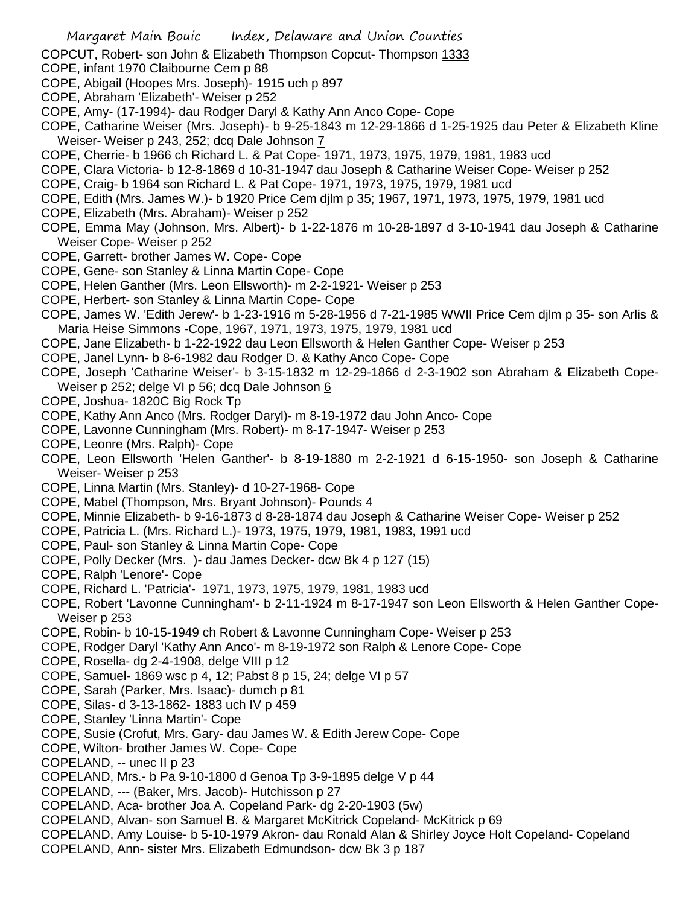COPCUT, Robert- son John & Elizabeth Thompson Copcut- Thompson 1333

COPE, infant 1970 Claibourne Cem p 88

COPE, Abigail (Hoopes Mrs. Joseph)- 1915 uch p 897

COPE, Abraham 'Elizabeth'- Weiser p 252

COPE, Amy- (17-1994)- dau Rodger Daryl & Kathy Ann Anco Cope- Cope

COPE, Catharine Weiser (Mrs. Joseph)- b 9-25-1843 m 12-29-1866 d 1-25-1925 dau Peter & Elizabeth Kline Weiser- Weiser p 243, 252; dcq Dale Johnson 7

COPE, Cherrie- b 1966 ch Richard L. & Pat Cope- 1971, 1973, 1975, 1979, 1981, 1983 ucd

COPE, Clara Victoria- b 12-8-1869 d 10-31-1947 dau Joseph & Catharine Weiser Cope- Weiser p 252

COPE, Craig- b 1964 son Richard L. & Pat Cope- 1971, 1973, 1975, 1979, 1981 ucd

COPE, Edith (Mrs. James W.)- b 1920 Price Cem djlm p 35; 1967, 1971, 1973, 1975, 1979, 1981 ucd

COPE, Elizabeth (Mrs. Abraham)- Weiser p 252

COPE, Emma May (Johnson, Mrs. Albert)- b 1-22-1876 m 10-28-1897 d 3-10-1941 dau Joseph & Catharine Weiser Cope- Weiser p 252

COPE, Garrett- brother James W. Cope- Cope

COPE, Gene- son Stanley & Linna Martin Cope- Cope

COPE, Helen Ganther (Mrs. Leon Ellsworth)- m 2-2-1921- Weiser p 253

COPE, Herbert- son Stanley & Linna Martin Cope- Cope

COPE, James W. 'Edith Jerew'- b 1-23-1916 m 5-28-1956 d 7-21-1985 WWII Price Cem djlm p 35- son Arlis & Maria Heise Simmons -Cope, 1967, 1971, 1973, 1975, 1979, 1981 ucd

COPE, Jane Elizabeth- b 1-22-1922 dau Leon Ellsworth & Helen Ganther Cope- Weiser p 253

COPE, Janel Lynn- b 8-6-1982 dau Rodger D. & Kathy Anco Cope- Cope

COPE, Joseph 'Catharine Weiser'- b 3-15-1832 m 12-29-1866 d 2-3-1902 son Abraham & Elizabeth Cope- Weiser p 252; delge VI p 56; dcq Dale Johnson 6

COPE, Joshua- 1820C Big Rock Tp

COPE, Kathy Ann Anco (Mrs. Rodger Daryl)- m 8-19-1972 dau John Anco- Cope

COPE, Lavonne Cunningham (Mrs. Robert)- m 8-17-1947- Weiser p 253

COPE, Leonre (Mrs. Ralph)- Cope

COPE, Leon Ellsworth 'Helen Ganther'- b 8-19-1880 m 2-2-1921 d 6-15-1950- son Joseph & Catharine Weiser- Weiser p 253

COPE, Linna Martin (Mrs. Stanley)- d 10-27-1968- Cope

COPE, Mabel (Thompson, Mrs. Bryant Johnson)- Pounds 4

COPE, Minnie Elizabeth- b 9-16-1873 d 8-28-1874 dau Joseph & Catharine Weiser Cope- Weiser p 252

COPE, Patricia L. (Mrs. Richard L.)- 1973, 1975, 1979, 1981, 1983, 1991 ucd

COPE, Paul- son Stanley & Linna Martin Cope- Cope

COPE, Polly Decker (Mrs. )- dau James Decker- dcw Bk 4 p 127 (15)

COPE, Ralph 'Lenore'- Cope

COPE, Richard L. 'Patricia'- 1971, 1973, 1975, 1979, 1981, 1983 ucd

COPE, Robert 'Lavonne Cunningham'- b 2-11-1924 m 8-17-1947 son Leon Ellsworth & Helen Ganther Cope- Weiser p 253

COPE, Robin- b 10-15-1949 ch Robert & Lavonne Cunningham Cope- Weiser p 253

COPE, Rodger Daryl 'Kathy Ann Anco'- m 8-19-1972 son Ralph & Lenore Cope- Cope

COPE, Rosella- dg 2-4-1908, delge VIII p 12

COPE, Samuel- 1869 wsc p 4, 12; Pabst 8 p 15, 24; delge VI p 57

COPE, Sarah (Parker, Mrs. Isaac)- dumch p 81

COPE, Silas- d 3-13-1862- 1883 uch IV p 459

COPE, Stanley 'Linna Martin'- Cope

COPE, Susie (Crofut, Mrs. Gary- dau James W. & Edith Jerew Cope- Cope

COPE, Wilton- brother James W. Cope- Cope

COPELAND, -- unec II p 23

COPELAND, Mrs.- b Pa 9-10-1800 d Genoa Tp 3-9-1895 delge V p 44

COPELAND, --- (Baker, Mrs. Jacob)- Hutchisson p 27

COPELAND, Aca- brother Joa A. Copeland Park- dg 2-20-1903 (5w)

COPELAND, Alvan- son Samuel B. & Margaret McKitrick Copeland- McKitrick p 69

COPELAND, Amy Louise- b 5-10-1979 Akron- dau Ronald Alan & Shirley Joyce Holt Copeland- Copeland

COPELAND, Ann- sister Mrs. Elizabeth Edmundson- dcw Bk 3 p 187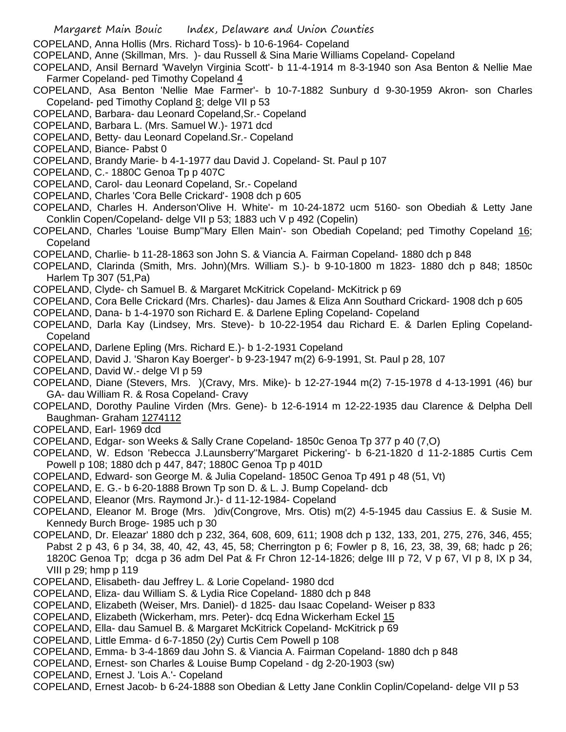COPELAND, Anna Hollis (Mrs. Richard Toss)- b 10-6-1964- Copeland
COPELAND, Anne (Skillman, Mrs. )- dau Russell & Sina Marie Williams Copeland- Copeland
COPELAND, Ansil Bernard 'Wavelyn Virginia Scott'- b 11-4-1914 m 8-3-1940 son Asa Benton & Nellie Mae Farmer Copeland- ped Timothy Copeland 4
COPELAND, Asa Benton 'Nellie Mae Farmer'- b 10-7-1882 Sunbury d 9-30-1959 Akron- son Charles Copeland- ped Timothy Copland 8; delge VII p 53
COPELAND, Barbara- dau Leonard Copeland,Sr.- Copeland
COPELAND, Barbara L. (Mrs. Samuel W.)- 1971 dcd
COPELAND, Betty- dau Leonard Copeland.Sr.- Copeland
COPELAND, Biance- Pabst 0
COPELAND, Brandy Marie- b 4-1-1977 dau David J. Copeland- St. Paul p 107
COPELAND, C.- 1880C Genoa Tp p 407C
COPELAND, Carol- dau Leonard Copeland, Sr.- Copeland
COPELAND, Charles 'Cora Belle Crickard'- 1908 dch p 605
COPELAND, Charles H. Anderson'Olive H. White'- m 10-24-1872 ucm 5160- son Obediah & Letty Jane Conklin Copen/Copeland- delge VII p 53; 1883 uch V p 492 (Copelin)
COPELAND, Charles 'Louise Bump''Mary Ellen Main'- son Obediah Copeland; ped Timothy Copeland 16; Copeland
COPELAND, Charlie- b 11-28-1863 son John S. & Viancia A. Fairman Copeland- 1880 dch p 848
COPELAND, Clarinda (Smith, Mrs. John)(Mrs. William S.)- b 9-10-1800 m 1823- 1880 dch p 848; 1850c Harlem Tp 307 (51,Pa)
COPELAND, Clyde- ch Samuel B. & Margaret McKitrick Copeland- McKitrick p 69
COPELAND, Cora Belle Crickard (Mrs. Charles)- dau James & Eliza Ann Southard Crickard- 1908 dch p 605
COPELAND, Dana- b 1-4-1970 son Richard E. & Darlene Epling Copeland- Copeland
COPELAND, Darla Kay (Lindsey, Mrs. Steve)- b 10-22-1954 dau Richard E. & Darlen Epling Copeland- Copeland
COPELAND, Darlene Epling (Mrs. Richard E.)- b 1-2-1931 Copeland
COPELAND, David J. 'Sharon Kay Boerger'- b 9-23-1947 m(2) 6-9-1991, St. Paul p 28, 107
COPELAND, David W.- delge VI p 59
COPELAND, Diane (Stevers, Mrs. )(Cravy, Mrs. Mike)- b 12-27-1944 m(2) 7-15-1978 d 4-13-1991 (46) bur GA- dau William R. & Rosa Copeland- Cravy
COPELAND, Dorothy Pauline Virden (Mrs. Gene)- b 12-6-1914 m 12-22-1935 dau Clarence & Delpha Dell Baughman- Graham 1274112
COPELAND, Earl- 1969 dcd
COPELAND, Edgar- son Weeks & Sally Crane Copeland- 1850c Genoa Tp 377 p 40 (7,O)
COPELAND, W. Edson 'Rebecca J.Launsberry''Margaret Pickering'- b 6-21-1820 d 11-2-1885 Curtis Cem Powell p 108; 1880 dch p 447, 847; 1880C Genoa Tp p 401D
COPELAND, Edward- son George M. & Julia Copeland- 1850C Genoa Tp 491 p 48 (51, Vt)
COPELAND, E. G.- b 6-20-1888 Brown Tp son D. & L. J. Bump Copeland- dcb
COPELAND, Eleanor (Mrs. Raymond Jr.)- d 11-12-1984- Copeland
COPELAND, Eleanor M. Broge (Mrs. )div(Congrove, Mrs. Otis) m(2) 4-5-1945 dau Cassius E. & Susie M. Kennedy Burch Broge- 1985 uch p 30
COPELAND, Dr. Eleazar' 1880 dch p 232, 364, 608, 609, 611; 1908 dch p 132, 133, 201, 275, 276, 346, 455; Pabst 2 p 43, 6 p 34, 38, 40, 42, 43, 45, 58; Cherrington p 6; Fowler p 8, 16, 23, 38, 39, 68; hadc p 26; 1820C Genoa Tp; dcga p 36 adm Del Pat & Fr Chron 12-14-1826; delge III p 72, V p 67, VI p 8, IX p 34, VIII p 29; hmp p 119
COPELAND, Elisabeth- dau Jeffrey L. & Lorie Copeland- 1980 dcd
COPELAND, Eliza- dau William S. & Lydia Rice Copeland- 1880 dch p 848
COPELAND, Elizabeth (Weiser, Mrs. Daniel)- d 1825- dau Isaac Copeland- Weiser p 833
COPELAND, Elizabeth (Wickerham, mrs. Peter)- dcq Edna Wickerham Eckel 15
COPELAND, Ella- dau Samuel B. & Margaret McKitrick Copeland- McKitrick p 69
COPELAND, Little Emma- d 6-7-1850 (2y) Curtis Cem Powell p 108
COPELAND, Emma- b 3-4-1869 dau John S. & Viancia A. Fairman Copeland- 1880 dch p 848
COPELAND, Ernest- son Charles & Louise Bump Copeland - dg 2-20-1903 (sw)
COPELAND, Ernest J. 'Lois A.'- Copeland
COPELAND, Ernest Jacob- b 6-24-1888 son Obedian & Letty Jane Conklin Coplin/Copeland- delge VII p 53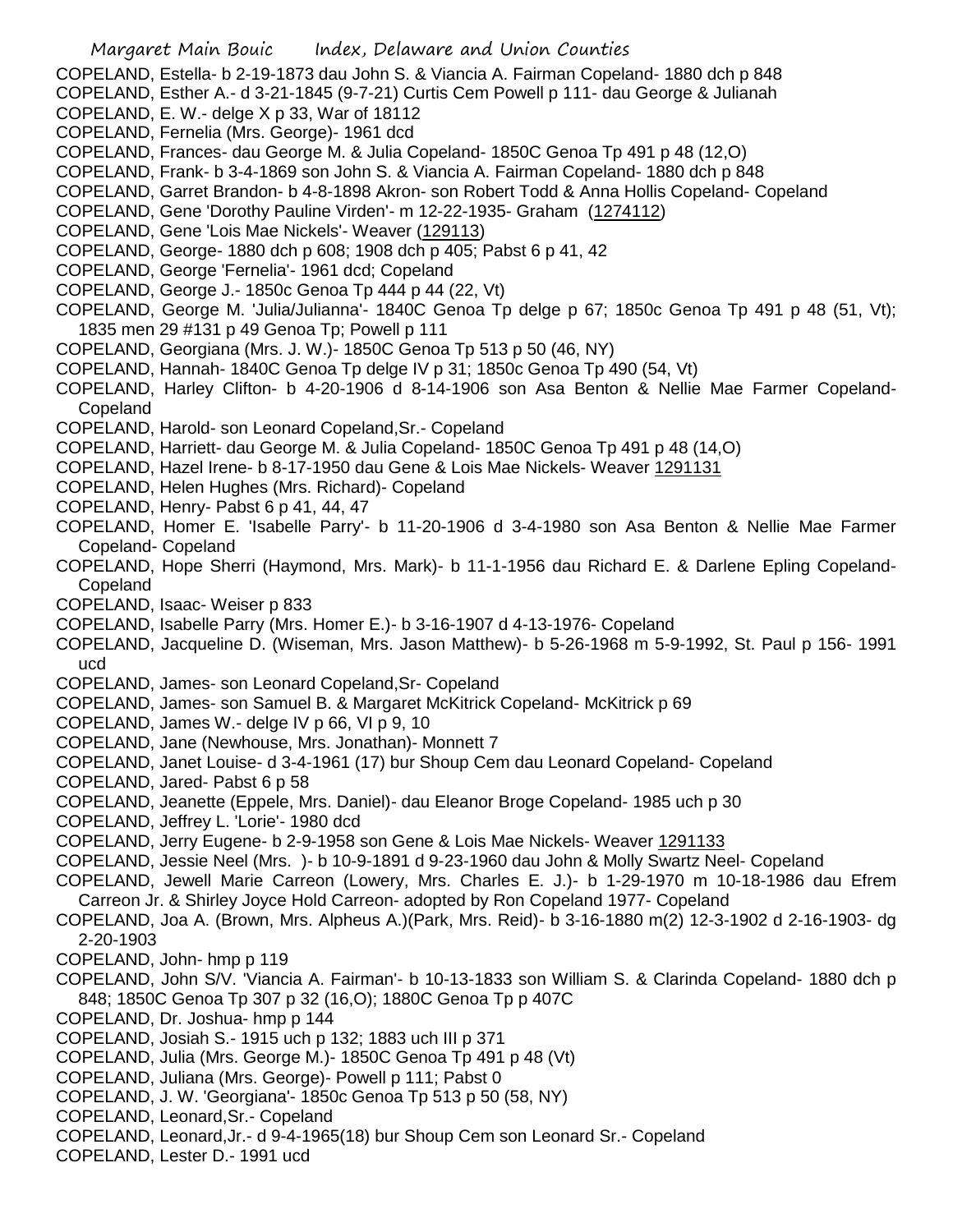COPELAND, Estella- b 2-19-1873 dau John S. & Viancia A. Fairman Copeland- 1880 dch p 848
COPELAND, Esther A.- d 3-21-1845 (9-7-21) Curtis Cem Powell p 111- dau George & Julianah
COPELAND, E. W.- delge X p 33, War of 18112
COPELAND, Fernelia (Mrs. George)- 1961 dcd
COPELAND, Frances- dau George M. & Julia Copeland- 1850C Genoa Tp 491 p 48 (12,O)
COPELAND, Frank- b 3-4-1869 son John S. & Viancia A. Fairman Copeland- 1880 dch p 848
COPELAND, Garret Brandon- b 4-8-1898 Akron- son Robert Todd & Anna Hollis Copeland- Copeland
COPELAND, Gene 'Dorothy Pauline Virden'- m 12-22-1935- Graham (1274112)
COPELAND, Gene 'Lois Mae Nickels'- Weaver (129113)
COPELAND, George- 1880 dch p 608; 1908 dch p 405; Pabst 6 p 41, 42
COPELAND, George 'Fernelia'- 1961 dcd; Copeland
COPELAND, George J.- 1850c Genoa Tp 444 p 44 (22, Vt)
COPELAND, George M. 'Julia/Julianna'- 1840C Genoa Tp delge p 67; 1850c Genoa Tp 491 p 48 (51, Vt); 1835 men 29 #131 p 49 Genoa Tp; Powell p 111
COPELAND, Georgiana (Mrs. J. W.)- 1850C Genoa Tp 513 p 50 (46, NY)
COPELAND, Hannah- 1840C Genoa Tp delge IV p 31; 1850c Genoa Tp 490 (54, Vt)
COPELAND, Harley Clifton- b 4-20-1906 d 8-14-1906 son Asa Benton & Nellie Mae Farmer Copeland- Copeland
COPELAND, Harold- son Leonard Copeland,Sr.- Copeland
COPELAND, Harriett- dau George M. & Julia Copeland- 1850C Genoa Tp 491 p 48 (14,O)
COPELAND, Hazel Irene- b 8-17-1950 dau Gene & Lois Mae Nickels- Weaver 1291131
COPELAND, Helen Hughes (Mrs. Richard)- Copeland
COPELAND, Henry- Pabst 6 p 41, 44, 47
COPELAND, Homer E. 'Isabelle Parry'- b 11-20-1906 d 3-4-1980 son Asa Benton & Nellie Mae Farmer Copeland- Copeland
COPELAND, Hope Sherri (Haymond, Mrs. Mark)- b 11-1-1956 dau Richard E. & Darlene Epling Copeland- Copeland
COPELAND, Isaac- Weiser p 833
COPELAND, Isabelle Parry (Mrs. Homer E.)- b 3-16-1907 d 4-13-1976- Copeland
COPELAND, Jacqueline D. (Wiseman, Mrs. Jason Matthew)- b 5-26-1968 m 5-9-1992, St. Paul p 156- 1991 ucd
COPELAND, James- son Leonard Copeland,Sr- Copeland
COPELAND, James- son Samuel B. & Margaret McKitrick Copeland- McKitrick p 69
COPELAND, James W.- delge IV p 66, VI p 9, 10
COPELAND, Jane (Newhouse, Mrs. Jonathan)- Monnett 7
COPELAND, Janet Louise- d 3-4-1961 (17) bur Shoup Cem dau Leonard Copeland- Copeland
COPELAND, Jared- Pabst 6 p 58
COPELAND, Jeanette (Eppele, Mrs. Daniel)- dau Eleanor Broge Copeland- 1985 uch p 30
COPELAND, Jeffrey L. 'Lorie'- 1980 dcd
COPELAND, Jerry Eugene- b 2-9-1958 son Gene & Lois Mae Nickels- Weaver 1291133
COPELAND, Jessie Neel (Mrs. )- b 10-9-1891 d 9-23-1960 dau John & Molly Swartz Neel- Copeland
COPELAND, Jewell Marie Carreon (Lowery, Mrs. Charles E. J.)- b 1-29-1970 m 10-18-1986 dau Efrem Carreon Jr. & Shirley Joyce Hold Carreon- adopted by Ron Copeland 1977- Copeland
COPELAND, Joa A. (Brown, Mrs. Alpheus A.)(Park, Mrs. Reid)- b 3-16-1880 m(2) 12-3-1902 d 2-16-1903- dg 2-20-1903
COPELAND, John- hmp p 119
COPELAND, John S/V. 'Viancia A. Fairman'- b 10-13-1833 son William S. & Clarinda Copeland- 1880 dch p 848; 1850C Genoa Tp 307 p 32 (16,O); 1880C Genoa Tp p 407C
COPELAND, Dr. Joshua- hmp p 144
COPELAND, Josiah S.- 1915 uch p 132; 1883 uch III p 371
COPELAND, Julia (Mrs. George M.)- 1850C Genoa Tp 491 p 48 (Vt)
COPELAND, Juliana (Mrs. George)- Powell p 111; Pabst 0
COPELAND, J. W. 'Georgiana'- 1850c Genoa Tp 513 p 50 (58, NY)
COPELAND, Leonard,Sr.- Copeland
COPELAND, Leonard,Jr.- d 9-4-1965(18) bur Shoup Cem son Leonard Sr.- Copeland
COPELAND, Lester D.- 1991 ucd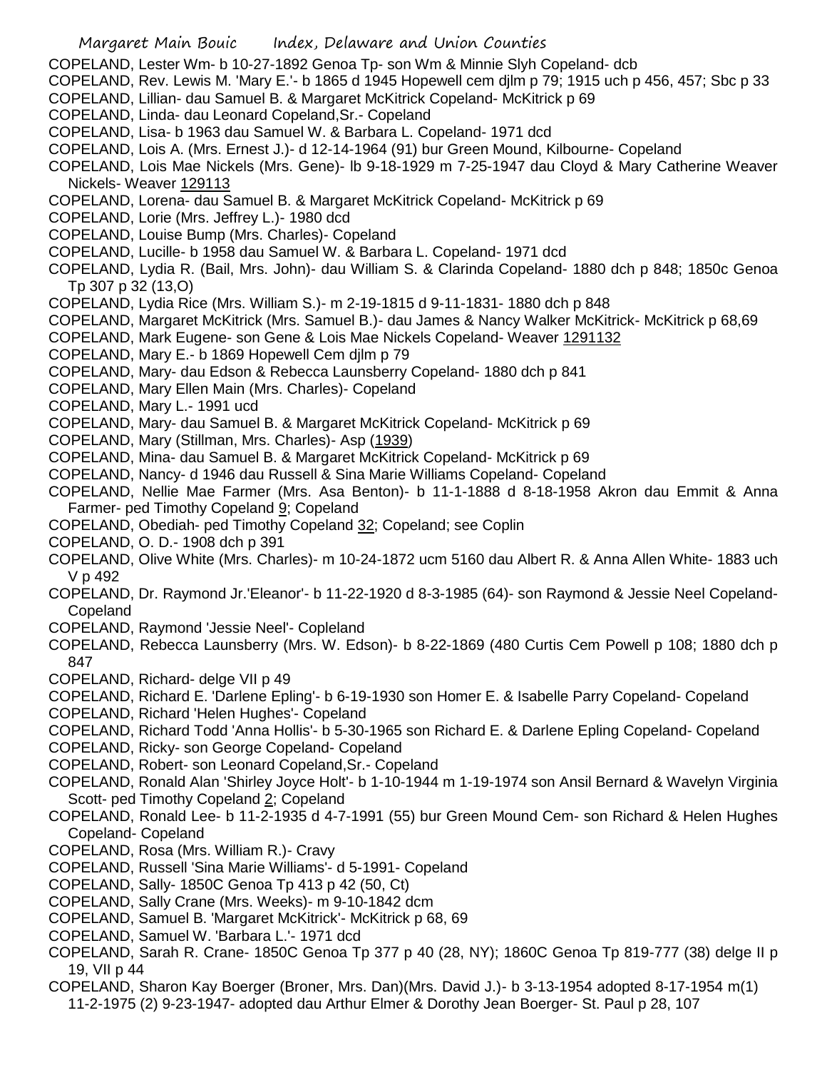COPELAND, Lester Wm- b 10-27-1892 Genoa Tp- son Wm & Minnie Slyh Copeland- dcb

COPELAND, Rev. Lewis M. 'Mary E.'- b 1865 d 1945 Hopewell cem djlm p 79; 1915 uch p 456, 457; Sbc p 33

COPELAND, Lillian- dau Samuel B. & Margaret McKitrick Copeland- McKitrick p 69

COPELAND, Linda- dau Leonard Copeland,Sr.- Copeland

COPELAND, Lisa- b 1963 dau Samuel W. & Barbara L. Copeland- 1971 dcd

COPELAND, Lois A. (Mrs. Ernest J.)- d 12-14-1964 (91) bur Green Mound, Kilbourne- Copeland

COPELAND, Lois Mae Nickels (Mrs. Gene)- lb 9-18-1929 m 7-25-1947 dau Cloyd & Mary Catherine Weaver Nickels- Weaver 129113

COPELAND, Lorena- dau Samuel B. & Margaret McKitrick Copeland- McKitrick p 69

COPELAND, Lorie (Mrs. Jeffrey L.)- 1980 dcd

COPELAND, Louise Bump (Mrs. Charles)- Copeland

COPELAND, Lucille- b 1958 dau Samuel W. & Barbara L. Copeland- 1971 dcd

COPELAND, Lydia R. (Bail, Mrs. John)- dau William S. & Clarinda Copeland- 1880 dch p 848; 1850c Genoa Tp 307 p 32 (13,O)

COPELAND, Lydia Rice (Mrs. William S.)- m 2-19-1815 d 9-11-1831- 1880 dch p 848

COPELAND, Margaret McKitrick (Mrs. Samuel B.)- dau James & Nancy Walker McKitrick- McKitrick p 68,69

COPELAND, Mark Eugene- son Gene & Lois Mae Nickels Copeland- Weaver 1291132

COPELAND, Mary E.- b 1869 Hopewell Cem djlm p 79

COPELAND, Mary- dau Edson & Rebecca Launsberry Copeland- 1880 dch p 841

COPELAND, Mary Ellen Main (Mrs. Charles)- Copeland

COPELAND, Mary L.- 1991 ucd

COPELAND, Mary- dau Samuel B. & Margaret McKitrick Copeland- McKitrick p 69

COPELAND, Mary (Stillman, Mrs. Charles)- Asp (1939)

COPELAND, Mina- dau Samuel B. & Margaret McKitrick Copeland- McKitrick p 69

COPELAND, Nancy- d 1946 dau Russell & Sina Marie Williams Copeland- Copeland

COPELAND, Nellie Mae Farmer (Mrs. Asa Benton)- b 11-1-1888 d 8-18-1958 Akron dau Emmit & Anna Farmer- ped Timothy Copeland 9; Copeland

COPELAND, Obediah- ped Timothy Copeland 32; Copeland; see Coplin

COPELAND, O. D.- 1908 dch p 391

COPELAND, Olive White (Mrs. Charles)- m 10-24-1872 ucm 5160 dau Albert R. & Anna Allen White- 1883 uch V p 492

COPELAND, Dr. Raymond Jr.'Eleanor'- b 11-22-1920 d 8-3-1985 (64)- son Raymond & Jessie Neel Copeland- Copeland

COPELAND, Raymond 'Jessie Neel'- Copleland

COPELAND, Rebecca Launsberry (Mrs. W. Edson)- b 8-22-1869 (480 Curtis Cem Powell p 108; 1880 dch p 847

COPELAND, Richard- delge VII p 49

COPELAND, Richard E. 'Darlene Epling'- b 6-19-1930 son Homer E. & Isabelle Parry Copeland- Copeland

COPELAND, Richard 'Helen Hughes'- Copeland

COPELAND, Richard Todd 'Anna Hollis'- b 5-30-1965 son Richard E. & Darlene Epling Copeland- Copeland

COPELAND, Ricky- son George Copeland- Copeland

COPELAND, Robert- son Leonard Copeland,Sr.- Copeland

COPELAND, Ronald Alan 'Shirley Joyce Holt'- b 1-10-1944 m 1-19-1974 son Ansil Bernard & Wavelyn Virginia Scott- ped Timothy Copeland 2; Copeland

COPELAND, Ronald Lee- b 11-2-1935 d 4-7-1991 (55) bur Green Mound Cem- son Richard & Helen Hughes Copeland- Copeland

COPELAND, Rosa (Mrs. William R.)- Cravy

COPELAND, Russell 'Sina Marie Williams'- d 5-1991- Copeland

COPELAND, Sally- 1850C Genoa Tp 413 p 42 (50, Ct)

COPELAND, Sally Crane (Mrs. Weeks)- m 9-10-1842 dcm

COPELAND, Samuel B. 'Margaret McKitrick'- McKitrick p 68, 69

COPELAND, Samuel W. 'Barbara L.'- 1971 dcd

COPELAND, Sarah R. Crane- 1850C Genoa Tp 377 p 40 (28, NY); 1860C Genoa Tp 819-777 (38) delge II p 19, VII p 44

COPELAND, Sharon Kay Boerger (Broner, Mrs. Dan)(Mrs. David J.)- b 3-13-1954 adopted 8-17-1954 m(1) 11-2-1975 (2) 9-23-1947- adopted dau Arthur Elmer & Dorothy Jean Boerger- St. Paul p 28, 107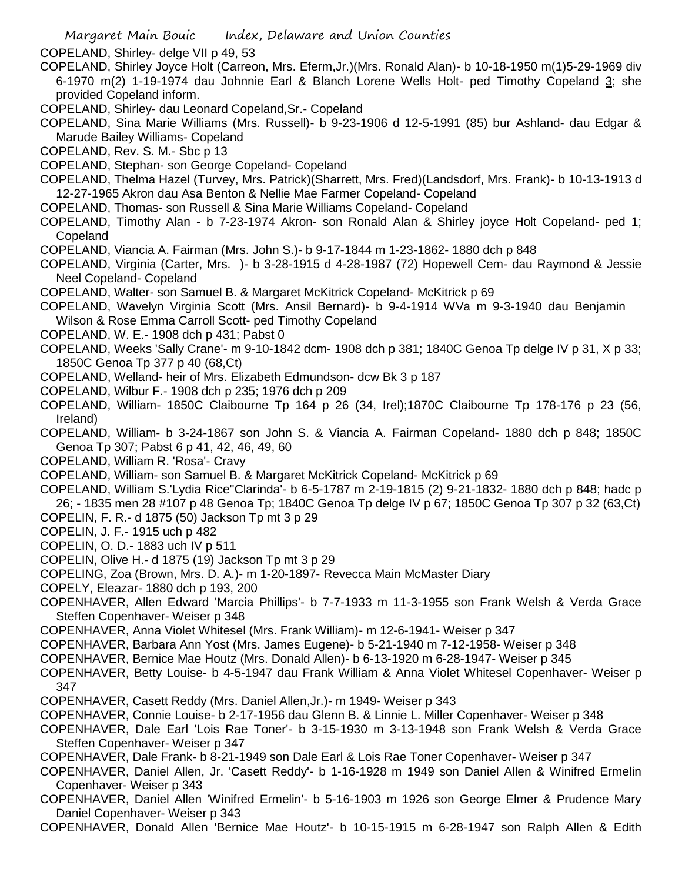COPELAND, Shirley- delge VII p 49, 53

COPELAND, Shirley Joyce Holt (Carreon, Mrs. Eferm,Jr.)(Mrs. Ronald Alan)- b 10-18-1950 m(1)5-29-1969 div 6-1970 m(2) 1-19-1974 dau Johnnie Earl & Blanch Lorene Wells Holt- ped Timothy Copeland 3; she provided Copeland inform.

COPELAND, Shirley- dau Leonard Copeland,Sr.- Copeland

COPELAND, Sina Marie Williams (Mrs. Russell)- b 9-23-1906 d 12-5-1991 (85) bur Ashland- dau Edgar & Marude Bailey Williams- Copeland

COPELAND, Rev. S. M.- Sbc p 13

COPELAND, Stephan- son George Copeland- Copeland

COPELAND, Thelma Hazel (Turvey, Mrs. Patrick)(Sharrett, Mrs. Fred)(Landsdorf, Mrs. Frank)- b 10-13-1913 d 12-27-1965 Akron dau Asa Benton & Nellie Mae Farmer Copeland- Copeland

COPELAND, Thomas- son Russell & Sina Marie Williams Copeland- Copeland

COPELAND, Timothy Alan - b 7-23-1974 Akron- son Ronald Alan & Shirley joyce Holt Copeland- ped 1; Copeland

COPELAND, Viancia A. Fairman (Mrs. John S.)- b 9-17-1844 m 1-23-1862- 1880 dch p 848

COPELAND, Virginia (Carter, Mrs. )- b 3-28-1915 d 4-28-1987 (72) Hopewell Cem- dau Raymond & Jessie Neel Copeland- Copeland

COPELAND, Walter- son Samuel B. & Margaret McKitrick Copeland- McKitrick p 69

COPELAND, Wavelyn Virginia Scott (Mrs. Ansil Bernard)- b 9-4-1914 WVa m 9-3-1940 dau Benjamin Wilson & Rose Emma Carroll Scott- ped Timothy Copeland

COPELAND, W. E.- 1908 dch p 431; Pabst 0

COPELAND, Weeks 'Sally Crane'- m 9-10-1842 dcm- 1908 dch p 381; 1840C Genoa Tp delge IV p 31, X p 33; 1850C Genoa Tp 377 p 40 (68,Ct)

COPELAND, Welland- heir of Mrs. Elizabeth Edmundson- dcw Bk 3 p 187

COPELAND, Wilbur F.- 1908 dch p 235; 1976 dch p 209

COPELAND, William- 1850C Claibourne Tp 164 p 26 (34, Irel);1870C Claibourne Tp 178-176 p 23 (56, Ireland)

COPELAND, William- b 3-24-1867 son John S. & Viancia A. Fairman Copeland- 1880 dch p 848; 1850C Genoa Tp 307; Pabst 6 p 41, 42, 46, 49, 60

COPELAND, William R. 'Rosa'- Cravy

COPELAND, William- son Samuel B. & Margaret McKitrick Copeland- McKitrick p 69

COPELAND, William S.'Lydia Rice''Clarinda'- b 6-5-1787 m 2-19-1815 (2) 9-21-1832- 1880 dch p 848; hadc p 26; - 1835 men 28 #107 p 48 Genoa Tp; 1840C Genoa Tp delge IV p 67; 1850C Genoa Tp 307 p 32 (63,Ct)

COPELIN, F. R.- d 1875 (50) Jackson Tp mt 3 p 29

COPELIN, J. F.- 1915 uch p 482

COPELIN, O. D.- 1883 uch IV p 511

COPELIN, Olive H.- d 1875 (19) Jackson Tp mt 3 p 29

COPELING, Zoa (Brown, Mrs. D. A.)- m 1-20-1897- Revecca Main McMaster Diary

COPELY, Eleazar- 1880 dch p 193, 200

COPENHAVER, Allen Edward 'Marcia Phillips'- b 7-7-1933 m 11-3-1955 son Frank Welsh & Verda Grace Steffen Copenhaver- Weiser p 348

COPENHAVER, Anna Violet Whitesel (Mrs. Frank William)- m 12-6-1941- Weiser p 347

COPENHAVER, Barbara Ann Yost (Mrs. James Eugene)- b 5-21-1940 m 7-12-1958- Weiser p 348

COPENHAVER, Bernice Mae Houtz (Mrs. Donald Allen)- b 6-13-1920 m 6-28-1947- Weiser p 345

COPENHAVER, Betty Louise- b 4-5-1947 dau Frank William & Anna Violet Whitesel Copenhaver- Weiser p 347

COPENHAVER, Casett Reddy (Mrs. Daniel Allen,Jr.)- m 1949- Weiser p 343

COPENHAVER, Connie Louise- b 2-17-1956 dau Glenn B. & Linnie L. Miller Copenhaver- Weiser p 348

COPENHAVER, Dale Earl 'Lois Rae Toner'- b 3-15-1930 m 3-13-1948 son Frank Welsh & Verda Grace Steffen Copenhaver- Weiser p 347

COPENHAVER, Dale Frank- b 8-21-1949 son Dale Earl & Lois Rae Toner Copenhaver- Weiser p 347

COPENHAVER, Daniel Allen, Jr. 'Casett Reddy'- b 1-16-1928 m 1949 son Daniel Allen & Winifred Ermelin Copenhaver- Weiser p 343

COPENHAVER, Daniel Allen 'Winifred Ermelin'- b 5-16-1903 m 1926 son George Elmer & Prudence Mary Daniel Copenhaver- Weiser p 343

COPENHAVER, Donald Allen 'Bernice Mae Houtz'- b 10-15-1915 m 6-28-1947 son Ralph Allen & Edith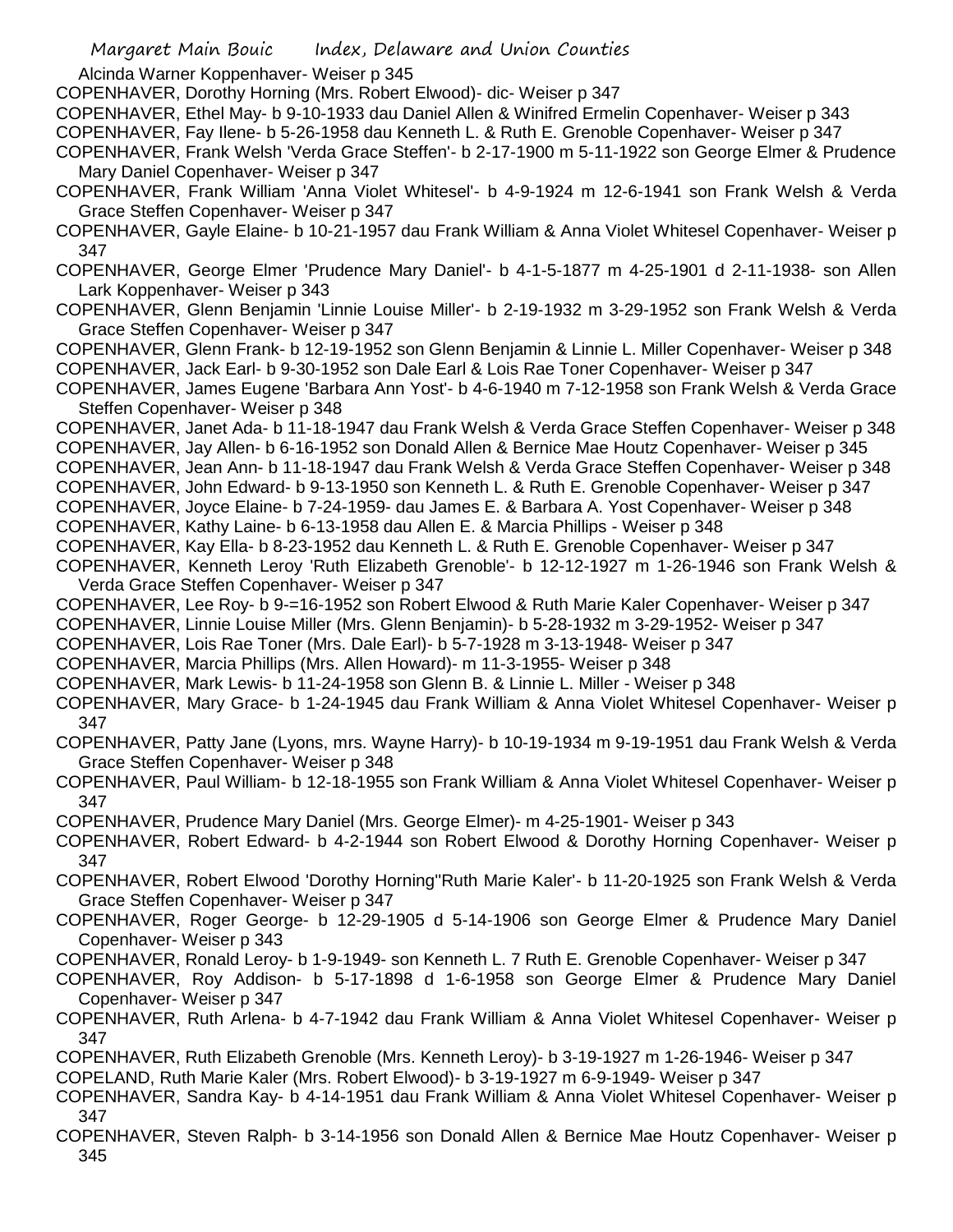Alcinda Warner Koppenhaver- Weiser p 345

COPENHAVER, Dorothy Horning (Mrs. Robert Elwood)- dic- Weiser p 347

COPENHAVER, Ethel May- b 9-10-1933 dau Daniel Allen & Winifred Ermelin Copenhaver- Weiser p 343

COPENHAVER, Fay Ilene- b 5-26-1958 dau Kenneth L. & Ruth E. Grenoble Copenhaver- Weiser p 347

COPENHAVER, Frank Welsh 'Verda Grace Steffen'- b 2-17-1900 m 5-11-1922 son George Elmer & Prudence Mary Daniel Copenhaver- Weiser p 347

COPENHAVER, Frank William 'Anna Violet Whitesel'- b 4-9-1924 m 12-6-1941 son Frank Welsh & Verda Grace Steffen Copenhaver- Weiser p 347

COPENHAVER, Gayle Elaine- b 10-21-1957 dau Frank William & Anna Violet Whitesel Copenhaver- Weiser p 347

COPENHAVER, George Elmer 'Prudence Mary Daniel'- b 4-1-5-1877 m 4-25-1901 d 2-11-1938- son Allen Lark Koppenhaver- Weiser p 343

COPENHAVER, Glenn Benjamin 'Linnie Louise Miller'- b 2-19-1932 m 3-29-1952 son Frank Welsh & Verda Grace Steffen Copenhaver- Weiser p 347

COPENHAVER, Glenn Frank- b 12-19-1952 son Glenn Benjamin & Linnie L. Miller Copenhaver- Weiser p 348

COPENHAVER, Jack Earl- b 9-30-1952 son Dale Earl & Lois Rae Toner Copenhaver- Weiser p 347

COPENHAVER, James Eugene 'Barbara Ann Yost'- b 4-6-1940 m 7-12-1958 son Frank Welsh & Verda Grace Steffen Copenhaver- Weiser p 348

COPENHAVER, Janet Ada- b 11-18-1947 dau Frank Welsh & Verda Grace Steffen Copenhaver- Weiser p 348

COPENHAVER, Jay Allen- b 6-16-1952 son Donald Allen & Bernice Mae Houtz Copenhaver- Weiser p 345

COPENHAVER, Jean Ann- b 11-18-1947 dau Frank Welsh & Verda Grace Steffen Copenhaver- Weiser p 348

COPENHAVER, John Edward- b 9-13-1950 son Kenneth L. & Ruth E. Grenoble Copenhaver- Weiser p 347

COPENHAVER, Joyce Elaine- b 7-24-1959- dau James E. & Barbara A. Yost Copenhaver- Weiser p 348

COPENHAVER, Kathy Laine- b 6-13-1958 dau Allen E. & Marcia Phillips - Weiser p 348

COPENHAVER, Kay Ella- b 8-23-1952 dau Kenneth L. & Ruth E. Grenoble Copenhaver- Weiser p 347

COPENHAVER, Kenneth Leroy 'Ruth Elizabeth Grenoble'- b 12-12-1927 m 1-26-1946 son Frank Welsh & Verda Grace Steffen Copenhaver- Weiser p 347

COPENHAVER, Lee Roy- b 9-=16-1952 son Robert Elwood & Ruth Marie Kaler Copenhaver- Weiser p 347

COPENHAVER, Linnie Louise Miller (Mrs. Glenn Benjamin)- b 5-28-1932 m 3-29-1952- Weiser p 347

COPENHAVER, Lois Rae Toner (Mrs. Dale Earl)- b 5-7-1928 m 3-13-1948- Weiser p 347

COPENHAVER, Marcia Phillips (Mrs. Allen Howard)- m 11-3-1955- Weiser p 348

COPENHAVER, Mark Lewis- b 11-24-1958 son Glenn B. & Linnie L. Miller - Weiser p 348

COPENHAVER, Mary Grace- b 1-24-1945 dau Frank William & Anna Violet Whitesel Copenhaver- Weiser p 347

COPENHAVER, Patty Jane (Lyons, mrs. Wayne Harry)- b 10-19-1934 m 9-19-1951 dau Frank Welsh & Verda Grace Steffen Copenhaver- Weiser p 348

COPENHAVER, Paul William- b 12-18-1955 son Frank William & Anna Violet Whitesel Copenhaver- Weiser p 347

COPENHAVER, Prudence Mary Daniel (Mrs. George Elmer)- m 4-25-1901- Weiser p 343

COPENHAVER, Robert Edward- b 4-2-1944 son Robert Elwood & Dorothy Horning Copenhaver- Weiser p 347

COPENHAVER, Robert Elwood 'Dorothy Horning''Ruth Marie Kaler'- b 11-20-1925 son Frank Welsh & Verda Grace Steffen Copenhaver- Weiser p 347

COPENHAVER, Roger George- b 12-29-1905 d 5-14-1906 son George Elmer & Prudence Mary Daniel Copenhaver- Weiser p 343

COPENHAVER, Ronald Leroy- b 1-9-1949- son Kenneth L. 7 Ruth E. Grenoble Copenhaver- Weiser p 347

COPENHAVER, Roy Addison- b 5-17-1898 d 1-6-1958 son George Elmer & Prudence Mary Daniel Copenhaver- Weiser p 347

COPENHAVER, Ruth Arlena- b 4-7-1942 dau Frank William & Anna Violet Whitesel Copenhaver- Weiser p 347

COPENHAVER, Ruth Elizabeth Grenoble (Mrs. Kenneth Leroy)- b 3-19-1927 m 1-26-1946- Weiser p 347

COPELAND, Ruth Marie Kaler (Mrs. Robert Elwood)- b 3-19-1927 m 6-9-1949- Weiser p 347

COPENHAVER, Sandra Kay- b 4-14-1951 dau Frank William & Anna Violet Whitesel Copenhaver- Weiser p 347

COPENHAVER, Steven Ralph- b 3-14-1956 son Donald Allen & Bernice Mae Houtz Copenhaver- Weiser p 345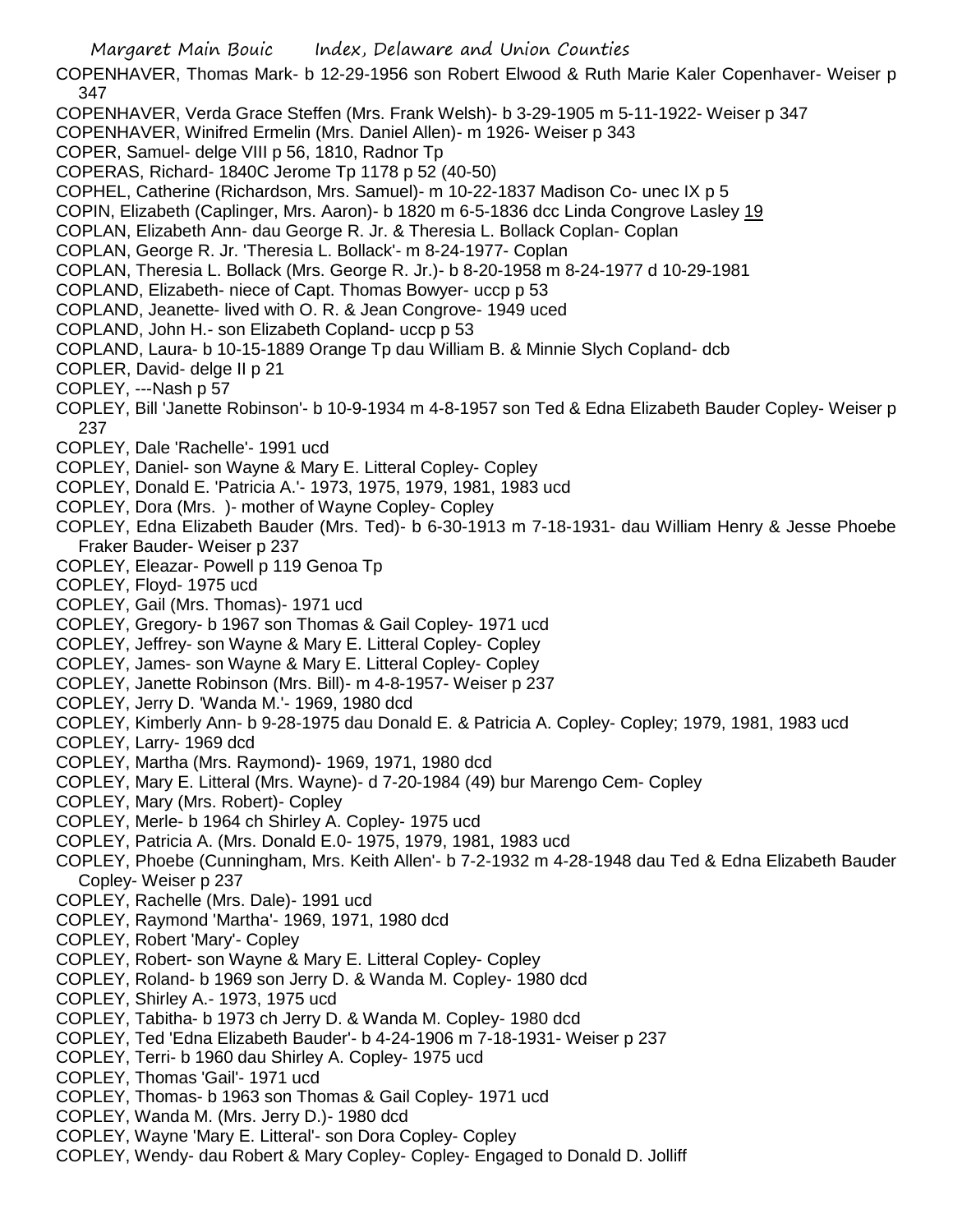COPENHAVER, Thomas Mark- b 12-29-1956 son Robert Elwood & Ruth Marie Kaler Copenhaver- Weiser p 347

COPENHAVER, Verda Grace Steffen (Mrs. Frank Welsh)- b 3-29-1905 m 5-11-1922- Weiser p 347

COPENHAVER, Winifred Ermelin (Mrs. Daniel Allen)- m 1926- Weiser p 343

COPER, Samuel- delge VIII p 56, 1810, Radnor Tp

COPERAS, Richard- 1840C Jerome Tp 1178 p 52 (40-50)

COPHEL, Catherine (Richardson, Mrs. Samuel)- m 10-22-1837 Madison Co- unec IX p 5

COPIN, Elizabeth (Caplinger, Mrs. Aaron)- b 1820 m 6-5-1836 dcc Linda Congrove Lasley 19

COPLAN, Elizabeth Ann- dau George R. Jr. & Theresia L. Bollack Coplan- Coplan

COPLAN, George R. Jr. 'Theresia L. Bollack'- m 8-24-1977- Coplan

COPLAN, Theresia L. Bollack (Mrs. George R. Jr.)- b 8-20-1958 m 8-24-1977 d 10-29-1981

COPLAND, Elizabeth- niece of Capt. Thomas Bowyer- uccp p 53

COPLAND, Jeanette- lived with O. R. & Jean Congrove- 1949 uced

COPLAND, John H.- son Elizabeth Copland- uccp p 53

COPLAND, Laura- b 10-15-1889 Orange Tp dau William B. & Minnie Slych Copland- dcb

COPLER, David- delge II p 21

COPLEY, ---Nash p 57

COPLEY, Bill 'Janette Robinson'- b 10-9-1934 m 4-8-1957 son Ted & Edna Elizabeth Bauder Copley- Weiser p 237

COPLEY, Dale 'Rachelle'- 1991 ucd

COPLEY, Daniel- son Wayne & Mary E. Litteral Copley- Copley

COPLEY, Donald E. 'Patricia A.'- 1973, 1975, 1979, 1981, 1983 ucd

COPLEY, Dora (Mrs. )- mother of Wayne Copley- Copley

COPLEY, Edna Elizabeth Bauder (Mrs. Ted)- b 6-30-1913 m 7-18-1931- dau William Henry & Jesse Phoebe Fraker Bauder- Weiser p 237

COPLEY, Eleazar- Powell p 119 Genoa Tp

COPLEY, Floyd- 1975 ucd

COPLEY, Gail (Mrs. Thomas)- 1971 ucd

COPLEY, Gregory- b 1967 son Thomas & Gail Copley- 1971 ucd

COPLEY, Jeffrey- son Wayne & Mary E. Litteral Copley- Copley

COPLEY, James- son Wayne & Mary E. Litteral Copley- Copley

COPLEY, Janette Robinson (Mrs. Bill)- m 4-8-1957- Weiser p 237

COPLEY, Jerry D. 'Wanda M.'- 1969, 1980 dcd

COPLEY, Kimberly Ann- b 9-28-1975 dau Donald E. & Patricia A. Copley- Copley; 1979, 1981, 1983 ucd

COPLEY, Larry- 1969 dcd

COPLEY, Martha (Mrs. Raymond)- 1969, 1971, 1980 dcd

COPLEY, Mary E. Litteral (Mrs. Wayne)- d 7-20-1984 (49) bur Marengo Cem- Copley

COPLEY, Mary (Mrs. Robert)- Copley

COPLEY, Merle- b 1964 ch Shirley A. Copley- 1975 ucd

COPLEY, Patricia A. (Mrs. Donald E.0- 1975, 1979, 1981, 1983 ucd

COPLEY, Phoebe (Cunningham, Mrs. Keith Allen'- b 7-2-1932 m 4-28-1948 dau Ted & Edna Elizabeth Bauder Copley- Weiser p 237

COPLEY, Rachelle (Mrs. Dale)- 1991 ucd

COPLEY, Raymond 'Martha'- 1969, 1971, 1980 dcd

COPLEY, Robert 'Mary'- Copley

COPLEY, Robert- son Wayne & Mary E. Litteral Copley- Copley

COPLEY, Roland- b 1969 son Jerry D. & Wanda M. Copley- 1980 dcd

COPLEY, Shirley A.- 1973, 1975 ucd

COPLEY, Tabitha- b 1973 ch Jerry D. & Wanda M. Copley- 1980 dcd

COPLEY, Ted 'Edna Elizabeth Bauder'- b 4-24-1906 m 7-18-1931- Weiser p 237

COPLEY, Terri- b 1960 dau Shirley A. Copley- 1975 ucd

COPLEY, Thomas 'Gail'- 1971 ucd

COPLEY, Thomas- b 1963 son Thomas & Gail Copley- 1971 ucd

COPLEY, Wanda M. (Mrs. Jerry D.)- 1980 dcd

COPLEY, Wayne 'Mary E. Litteral'- son Dora Copley- Copley

COPLEY, Wendy- dau Robert & Mary Copley- Copley- Engaged to Donald D. Jolliff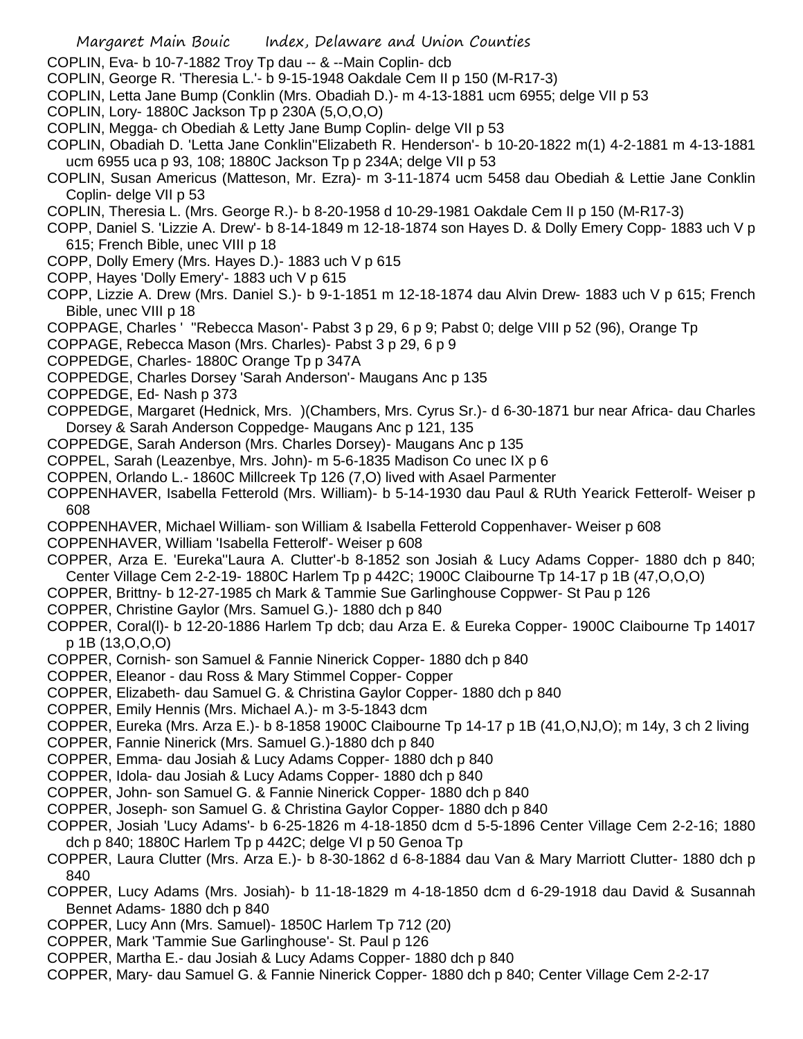COPLIN, Eva- b 10-7-1882 Troy Tp dau -- & --Main Coplin- dcb

COPLIN, George R. 'Theresia L.'- b 9-15-1948 Oakdale Cem II p 150 (M-R17-3)

COPLIN, Letta Jane Bump (Conklin (Mrs. Obadiah D.)- m 4-13-1881 ucm 6955; delge VII p 53

COPLIN, Lory- 1880C Jackson Tp p 230A (5,O,O,O)

COPLIN, Megga- ch Obediah & Letty Jane Bump Coplin- delge VII p 53

COPLIN, Obadiah D. 'Letta Jane Conklin''Elizabeth R. Henderson'- b 10-20-1822 m(1) 4-2-1881 m 4-13-1881 ucm 6955 uca p 93, 108; 1880C Jackson Tp p 234A; delge VII p 53

COPLIN, Susan Americus (Matteson, Mr. Ezra)- m 3-11-1874 ucm 5458 dau Obediah & Lettie Jane Conklin Coplin- delge VII p 53

COPLIN, Theresia L. (Mrs. George R.)- b 8-20-1958 d 10-29-1981 Oakdale Cem II p 150 (M-R17-3)

COPP, Daniel S. 'Lizzie A. Drew'- b 8-14-1849 m 12-18-1874 son Hayes D. & Dolly Emery Copp- 1883 uch V p 615; French Bible, unec VIII p 18

COPP, Dolly Emery (Mrs. Hayes D.)- 1883 uch V p 615

COPP, Hayes 'Dolly Emery'- 1883 uch V p 615

COPP, Lizzie A. Drew (Mrs. Daniel S.)- b 9-1-1851 m 12-18-1874 dau Alvin Drew- 1883 uch V p 615; French Bible, unec VIII p 18

COPPAGE, Charles ' ''Rebecca Mason'- Pabst 3 p 29, 6 p 9; Pabst 0; delge VIII p 52 (96), Orange Tp

COPPAGE, Rebecca Mason (Mrs. Charles)- Pabst 3 p 29, 6 p 9

COPPEDGE, Charles- 1880C Orange Tp p 347A

COPPEDGE, Charles Dorsey 'Sarah Anderson'- Maugans Anc p 135

COPPEDGE, Ed- Nash p 373

COPPEDGE, Margaret (Hednick, Mrs. )(Chambers, Mrs. Cyrus Sr.)- d 6-30-1871 bur near Africa- dau Charles Dorsey & Sarah Anderson Coppedge- Maugans Anc p 121, 135

COPPEDGE, Sarah Anderson (Mrs. Charles Dorsey)- Maugans Anc p 135

COPPEL, Sarah (Leazenbye, Mrs. John)- m 5-6-1835 Madison Co unec IX p 6

COPPEN, Orlando L.- 1860C Millcreek Tp 126 (7,O) lived with Asael Parmenter

COPPENHAVER, Isabella Fetterold (Mrs. William)- b 5-14-1930 dau Paul & RUth Yearick Fetterolf- Weiser p 608

COPPENHAVER, Michael William- son William & Isabella Fetterold Coppenhaver- Weiser p 608

COPPENHAVER, William 'Isabella Fetterolf'- Weiser p 608

COPPER, Arza E. 'Eureka''Laura A. Clutter'-b 8-1852 son Josiah & Lucy Adams Copper- 1880 dch p 840; Center Village Cem 2-2-19- 1880C Harlem Tp p 442C; 1900C Claibourne Tp 14-17 p 1B (47,O,O,O)

COPPER, Brittny- b 12-27-1985 ch Mark & Tammie Sue Garlinghouse Coppwer- St Pau p 126

COPPER, Christine Gaylor (Mrs. Samuel G.)- 1880 dch p 840

COPPER, Coral(l)- b 12-20-1886 Harlem Tp dcb; dau Arza E. & Eureka Copper- 1900C Claibourne Tp 14017 p 1B (13,O,O,O)

COPPER, Cornish- son Samuel & Fannie Ninerick Copper- 1880 dch p 840

COPPER, Eleanor - dau Ross & Mary Stimmel Copper- Copper

COPPER, Elizabeth- dau Samuel G. & Christina Gaylor Copper- 1880 dch p 840

COPPER, Emily Hennis (Mrs. Michael A.)- m 3-5-1843 dcm

COPPER, Eureka (Mrs. Arza E.)- b 8-1858 1900C Claibourne Tp 14-17 p 1B (41,O,NJ,O); m 14y, 3 ch 2 living

COPPER, Fannie Ninerick (Mrs. Samuel G.)-1880 dch p 840

COPPER, Emma- dau Josiah & Lucy Adams Copper- 1880 dch p 840

COPPER, Idola- dau Josiah & Lucy Adams Copper- 1880 dch p 840

COPPER, John- son Samuel G. & Fannie Ninerick Copper- 1880 dch p 840

COPPER, Joseph- son Samuel G. & Christina Gaylor Copper- 1880 dch p 840

COPPER, Josiah 'Lucy Adams'- b 6-25-1826 m 4-18-1850 dcm d 5-5-1896 Center Village Cem 2-2-16; 1880 dch p 840; 1880C Harlem Tp p 442C; delge VI p 50 Genoa Tp

COPPER, Laura Clutter (Mrs. Arza E.)- b 8-30-1862 d 6-8-1884 dau Van & Mary Marriott Clutter- 1880 dch p 840

COPPER, Lucy Adams (Mrs. Josiah)- b 11-18-1829 m 4-18-1850 dcm d 6-29-1918 dau David & Susannah Bennet Adams- 1880 dch p 840

COPPER, Lucy Ann (Mrs. Samuel)- 1850C Harlem Tp 712 (20)

COPPER, Mark 'Tammie Sue Garlinghouse'- St. Paul p 126

COPPER, Martha E.- dau Josiah & Lucy Adams Copper- 1880 dch p 840

COPPER, Mary- dau Samuel G. & Fannie Ninerick Copper- 1880 dch p 840; Center Village Cem 2-2-17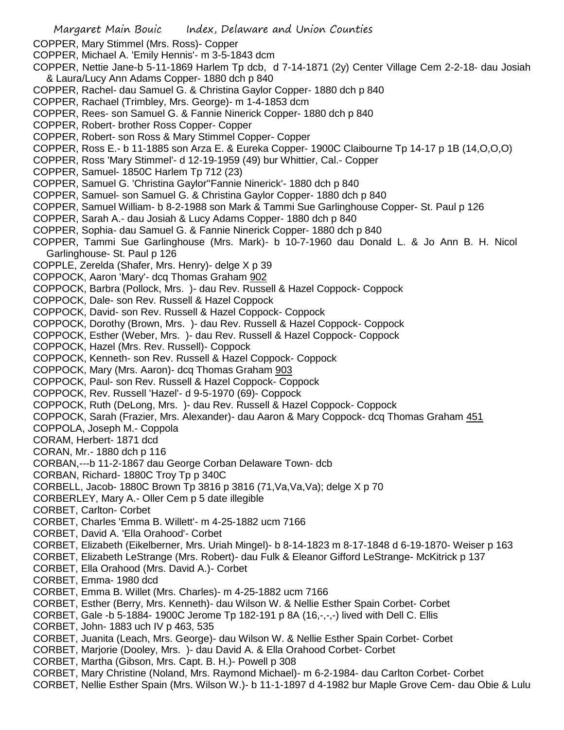COPPER, Mary Stimmel (Mrs. Ross)- Copper
COPPER, Michael A. 'Emily Hennis'- m 3-5-1843 dcm
COPPER, Nettie Jane-b 5-11-1869 Harlem Tp dcb, d 7-14-1871 (2y) Center Village Cem 2-2-18- dau Josiah & Laura/Lucy Ann Adams Copper- 1880 dch p 840
COPPER, Rachel- dau Samuel G. & Christina Gaylor Copper- 1880 dch p 840
COPPER, Rachael (Trimbley, Mrs. George)- m 1-4-1853 dcm
COPPER, Rees- son Samuel G. & Fannie Ninerick Copper- 1880 dch p 840
COPPER, Robert- brother Ross Copper- Copper
COPPER, Robert- son Ross & Mary Stimmel Copper- Copper
COPPER, Ross E.- b 11-1885 son Arza E. & Eureka Copper- 1900C Claibourne Tp 14-17 p 1B (14,O,O,O)
COPPER, Ross 'Mary Stimmel'- d 12-19-1959 (49) bur Whittier, Cal.- Copper
COPPER, Samuel- 1850C Harlem Tp 712 (23)
COPPER, Samuel G. 'Christina Gaylor''Fannie Ninerick'- 1880 dch p 840
COPPER, Samuel- son Samuel G. & Christina Gaylor Copper- 1880 dch p 840
COPPER, Samuel William- b 8-2-1988 son Mark & Tammi Sue Garlinghouse Copper- St. Paul p 126
COPPER, Sarah A.- dau Josiah & Lucy Adams Copper- 1880 dch p 840
COPPER, Sophia- dau Samuel G. & Fannie Ninerick Copper- 1880 dch p 840
COPPER, Tammi Sue Garlinghouse (Mrs. Mark)- b 10-7-1960 dau Donald L. & Jo Ann B. H. Nicol Garlinghouse- St. Paul p 126
COPPLE, Zerelda (Shafer, Mrs. Henry)- delge X p 39
COPPOCK, Aaron 'Mary'- dcq Thomas Graham 902
COPPOCK, Barbra (Pollock, Mrs. )- dau Rev. Russell & Hazel Coppock- Coppock
COPPOCK, Dale- son Rev. Russell & Hazel Coppock
COPPOCK, David- son Rev. Russell & Hazel Coppock- Coppock
COPPOCK, Dorothy (Brown, Mrs. )- dau Rev. Russell & Hazel Coppock- Coppock
COPPOCK, Esther (Weber, Mrs. )- dau Rev. Russell & Hazel Coppock- Coppock
COPPOCK, Hazel (Mrs. Rev. Russell)- Coppock
COPPOCK, Kenneth- son Rev. Russell & Hazel Coppock- Coppock
COPPOCK, Mary (Mrs. Aaron)- dcq Thomas Graham 903
COPPOCK, Paul- son Rev. Russell & Hazel Coppock- Coppock
COPPOCK, Rev. Russell 'Hazel'- d 9-5-1970 (69)- Coppock
COPPOCK, Ruth (DeLong, Mrs. )- dau Rev. Russell & Hazel Coppock- Coppock
COPPOCK, Sarah (Frazier, Mrs. Alexander)- dau Aaron & Mary Coppock- dcq Thomas Graham 451
COPPOLA, Joseph M.- Coppola
CORAM, Herbert- 1871 dcd
CORAN, Mr.- 1880 dch p 116
CORBAN,---b 11-2-1867 dau George Corban Delaware Town- dcb
CORBAN, Richard- 1880C Troy Tp p 340C
CORBELL, Jacob- 1880C Brown Tp 3816 p 3816 (71,Va,Va,Va); delge X p 70
CORBERLEY, Mary A.- Oller Cem p 5 date illegible
CORBET, Carlton- Corbet
CORBET, Charles 'Emma B. Willett'- m 4-25-1882 ucm 7166
CORBET, David A. 'Ella Orahood'- Corbet
CORBET, Elizabeth (Eikelberner, Mrs. Uriah Mingel)- b 8-14-1823 m 8-17-1848 d 6-19-1870- Weiser p 163
CORBET, Elizabeth LeStrange (Mrs. Robert)- dau Fulk & Eleanor Gifford LeStrange- McKitrick p 137
CORBET, Ella Orahood (Mrs. David A.)- Corbet
CORBET, Emma- 1980 dcd
CORBET, Emma B. Willet (Mrs. Charles)- m 4-25-1882 ucm 7166
CORBET, Esther (Berry, Mrs. Kenneth)- dau Wilson W. & Nellie Esther Spain Corbet- Corbet
CORBET, Gale -b 5-1884- 1900C Jerome Tp 182-191 p 8A (16,-,-,-) lived with Dell C. Ellis
CORBET, John- 1883 uch IV p 463, 535
CORBET, Juanita (Leach, Mrs. George)- dau Wilson W. & Nellie Esther Spain Corbet- Corbet
CORBET, Marjorie (Dooley, Mrs. )- dau David A. & Ella Orahood Corbet- Corbet
CORBET, Martha (Gibson, Mrs. Capt. B. H.)- Powell p 308
CORBET, Mary Christine (Noland, Mrs. Raymond Michael)- m 6-2-1984- dau Carlton Corbet- Corbet
CORBET, Nellie Esther Spain (Mrs. Wilson W.)- b 11-1-1897 d 4-1982 bur Maple Grove Cem- dau Obie & Lulu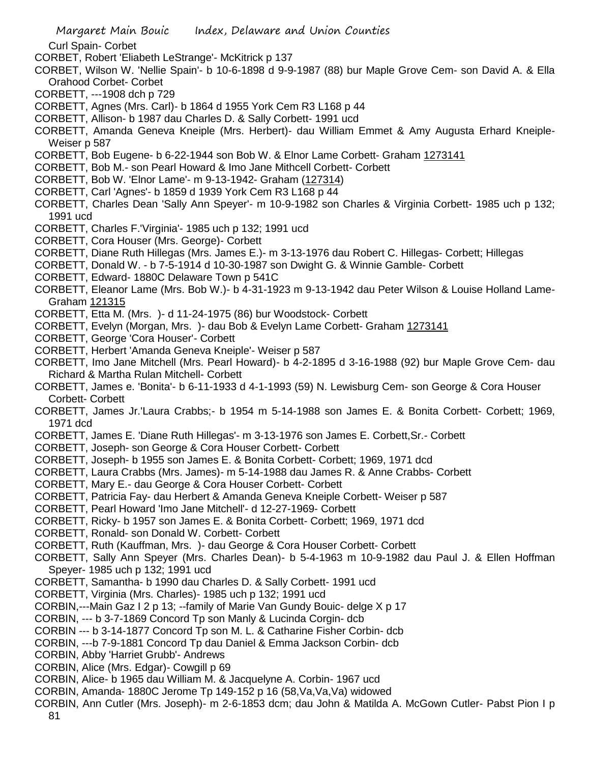Curl Spain- Corbet

CORBET, Robert 'Eliabeth LeStrange'- McKitrick p 137

CORBET, Wilson W. 'Nellie Spain'- b 10-6-1898 d 9-9-1987 (88) bur Maple Grove Cem- son David A. & Ella Orahood Corbet- Corbet

CORBETT, ---1908 dch p 729

CORBETT, Agnes (Mrs. Carl)- b 1864 d 1955 York Cem R3 L168 p 44

CORBETT, Allison- b 1987 dau Charles D. & Sally Corbett- 1991 ucd

CORBETT, Amanda Geneva Kneiple (Mrs. Herbert)- dau William Emmet & Amy Augusta Erhard Kneiple- Weiser p 587

CORBETT, Bob Eugene- b 6-22-1944 son Bob W. & Elnor Lame Corbett- Graham 1273141

CORBETT, Bob M.- son Pearl Howard & Imo Jane Mithcell Corbett- Corbett

CORBETT, Bob W. 'Elnor Lame'- m 9-13-1942- Graham (127314)

CORBETT, Carl 'Agnes'- b 1859 d 1939 York Cem R3 L168 p 44

CORBETT, Charles Dean 'Sally Ann Speyer'- m 10-9-1982 son Charles & Virginia Corbett- 1985 uch p 132; 1991 ucd

CORBETT, Charles F.'Virginia'- 1985 uch p 132; 1991 ucd

CORBETT, Cora Houser (Mrs. George)- Corbett

CORBETT, Diane Ruth Hillegas (Mrs. James E.)- m 3-13-1976 dau Robert C. Hillegas- Corbett; Hillegas

CORBETT, Donald W. - b 7-5-1914 d 10-30-1987 son Dwight G. & Winnie Gamble- Corbett

CORBETT, Edward- 1880C Delaware Town p 541C

CORBETT, Eleanor Lame (Mrs. Bob W.)- b 4-31-1923 m 9-13-1942 dau Peter Wilson & Louise Holland Lame- Graham 121315

CORBETT, Etta M. (Mrs. )- d 11-24-1975 (86) bur Woodstock- Corbett

CORBETT, Evelyn (Morgan, Mrs. )- dau Bob & Evelyn Lame Corbett- Graham 1273141

CORBETT, George 'Cora Houser'- Corbett

CORBETT, Herbert 'Amanda Geneva Kneiple'- Weiser p 587

CORBETT, Imo Jane Mitchell (Mrs. Pearl Howard)- b 4-2-1895 d 3-16-1988 (92) bur Maple Grove Cem- dau Richard & Martha Rulan Mitchell- Corbett

CORBETT, James e. 'Bonita'- b 6-11-1933 d 4-1-1993 (59) N. Lewisburg Cem- son George & Cora Houser Corbett- Corbett

CORBETT, James Jr.'Laura Crabbs;- b 1954 m 5-14-1988 son James E. & Bonita Corbett- Corbett; 1969, 1971 dcd

CORBETT, James E. 'Diane Ruth Hillegas'- m 3-13-1976 son James E. Corbett,Sr.- Corbett

CORBETT, Joseph- son George & Cora Houser Corbett- Corbett

CORBETT, Joseph- b 1955 son James E. & Bonita Corbett- Corbett; 1969, 1971 dcd

CORBETT, Laura Crabbs (Mrs. James)- m 5-14-1988 dau James R. & Anne Crabbs- Corbett

CORBETT, Mary E.- dau George & Cora Houser Corbett- Corbett

CORBETT, Patricia Fay- dau Herbert & Amanda Geneva Kneiple Corbett- Weiser p 587

CORBETT, Pearl Howard 'Imo Jane Mitchell'- d 12-27-1969- Corbett

CORBETT, Ricky- b 1957 son James E. & Bonita Corbett- Corbett; 1969, 1971 dcd

CORBETT, Ronald- son Donald W. Corbett- Corbett

CORBETT, Ruth (Kauffman, Mrs. )- dau George & Cora Houser Corbett- Corbett

CORBETT, Sally Ann Speyer (Mrs. Charles Dean)- b 5-4-1963 m 10-9-1982 dau Paul J. & Ellen Hoffman Speyer- 1985 uch p 132; 1991 ucd

CORBETT, Samantha- b 1990 dau Charles D. & Sally Corbett- 1991 ucd

CORBETT, Virginia (Mrs. Charles)- 1985 uch p 132; 1991 ucd

CORBIN,---Main Gaz I 2 p 13; --family of Marie Van Gundy Bouic- delge X p 17

CORBIN, --- b 3-7-1869 Concord Tp son Manly & Lucinda Corgin- dcb

CORBIN --- b 3-14-1877 Concord Tp son M. L. & Catharine Fisher Corbin- dcb

CORBIN, ---b 7-9-1881 Concord Tp dau Daniel & Emma Jackson Corbin- dcb

CORBIN, Abby 'Harriet Grubb'- Andrews

CORBIN, Alice (Mrs. Edgar)- Cowgill p 69

CORBIN, Alice- b 1965 dau William M. & Jacquelyne A. Corbin- 1967 ucd

CORBIN, Amanda- 1880C Jerome Tp 149-152 p 16 (58,Va,Va,Va) widowed

CORBIN, Ann Cutler (Mrs. Joseph)- m 2-6-1853 dcm; dau John & Matilda A. McGown Cutler- Pabst Pion I p 81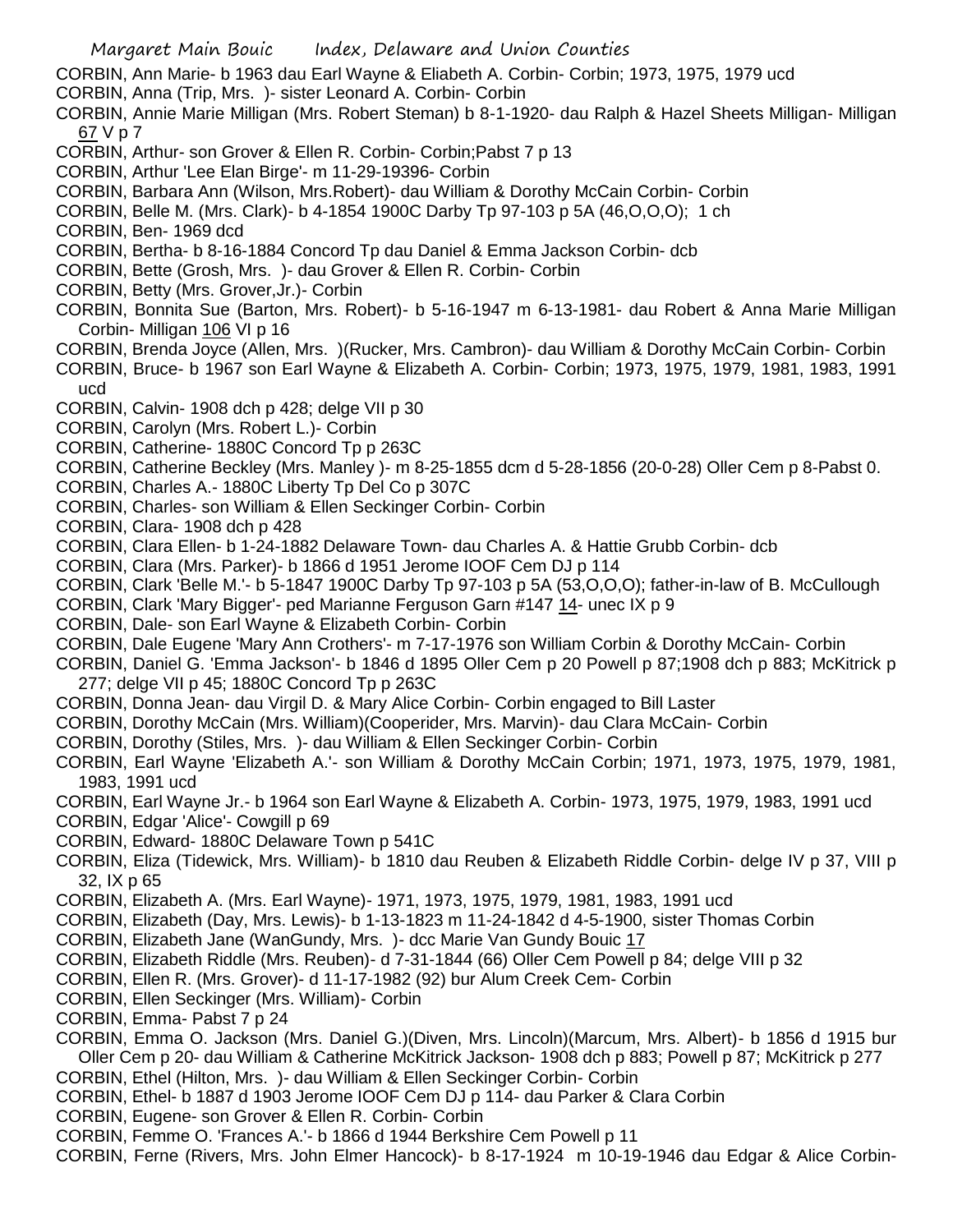CORBIN, Ann Marie- b 1963 dau Earl Wayne & Eliabeth A. Corbin- Corbin; 1973, 1975, 1979 ucd

CORBIN, Anna (Trip, Mrs. )- sister Leonard A. Corbin- Corbin

CORBIN, Annie Marie Milligan (Mrs. Robert Steman) b 8-1-1920- dau Ralph & Hazel Sheets Milligan- Milligan 67 V p 7

CORBIN, Arthur- son Grover & Ellen R. Corbin- Corbin;Pabst 7 p 13

CORBIN, Arthur 'Lee Elan Birge'- m 11-29-19396- Corbin

CORBIN, Barbara Ann (Wilson, Mrs.Robert)- dau William & Dorothy McCain Corbin- Corbin

CORBIN, Belle M. (Mrs. Clark)- b 4-1854 1900C Darby Tp 97-103 p 5A (46,O,O,O); 1 ch

CORBIN, Ben- 1969 dcd

CORBIN, Bertha- b 8-16-1884 Concord Tp dau Daniel & Emma Jackson Corbin- dcb

CORBIN, Bette (Grosh, Mrs. )- dau Grover & Ellen R. Corbin- Corbin

CORBIN, Betty (Mrs. Grover,Jr.)- Corbin

CORBIN, Bonnita Sue (Barton, Mrs. Robert)- b 5-16-1947 m 6-13-1981- dau Robert & Anna Marie Milligan Corbin- Milligan 106 VI p 16

CORBIN, Brenda Joyce (Allen, Mrs. )(Rucker, Mrs. Cambron)- dau William & Dorothy McCain Corbin- Corbin

CORBIN, Bruce- b 1967 son Earl Wayne & Elizabeth A. Corbin- Corbin; 1973, 1975, 1979, 1981, 1983, 1991 ucd

CORBIN, Calvin- 1908 dch p 428; delge VII p 30

CORBIN, Carolyn (Mrs. Robert L.)- Corbin

CORBIN, Catherine- 1880C Concord Tp p 263C

CORBIN, Catherine Beckley (Mrs. Manley )- m 8-25-1855 dcm d 5-28-1856 (20-0-28) Oller Cem p 8-Pabst 0.

CORBIN, Charles A.- 1880C Liberty Tp Del Co p 307C

CORBIN, Charles- son William & Ellen Seckinger Corbin- Corbin

CORBIN, Clara- 1908 dch p 428

CORBIN, Clara Ellen- b 1-24-1882 Delaware Town- dau Charles A. & Hattie Grubb Corbin- dcb

CORBIN, Clara (Mrs. Parker)- b 1866 d 1951 Jerome IOOF Cem DJ p 114

CORBIN, Clark 'Belle M.'- b 5-1847 1900C Darby Tp 97-103 p 5A (53,O,O,O); father-in-law of B. McCullough

CORBIN, Clark 'Mary Bigger'- ped Marianne Ferguson Garn #147 14- unec IX p 9

CORBIN, Dale- son Earl Wayne & Elizabeth Corbin- Corbin

CORBIN, Dale Eugene 'Mary Ann Crothers'- m 7-17-1976 son William Corbin & Dorothy McCain- Corbin

CORBIN, Daniel G. 'Emma Jackson'- b 1846 d 1895 Oller Cem p 20 Powell p 87;1908 dch p 883; McKitrick p 277; delge VII p 45; 1880C Concord Tp p 263C

CORBIN, Donna Jean- dau Virgil D. & Mary Alice Corbin- Corbin engaged to Bill Laster

CORBIN, Dorothy McCain (Mrs. William)(Cooperider, Mrs. Marvin)- dau Clara McCain- Corbin

CORBIN, Dorothy (Stiles, Mrs. )- dau William & Ellen Seckinger Corbin- Corbin

CORBIN, Earl Wayne 'Elizabeth A.'- son William & Dorothy McCain Corbin; 1971, 1973, 1975, 1979, 1981, 1983, 1991 ucd

CORBIN, Earl Wayne Jr.- b 1964 son Earl Wayne & Elizabeth A. Corbin- 1973, 1975, 1979, 1983, 1991 ucd

CORBIN, Edgar 'Alice'- Cowgill p 69

CORBIN, Edward- 1880C Delaware Town p 541C

CORBIN, Eliza (Tidewick, Mrs. William)- b 1810 dau Reuben & Elizabeth Riddle Corbin- delge IV p 37, VIII p 32, IX p 65

CORBIN, Elizabeth A. (Mrs. Earl Wayne)- 1971, 1973, 1975, 1979, 1981, 1983, 1991 ucd

CORBIN, Elizabeth (Day, Mrs. Lewis)- b 1-13-1823 m 11-24-1842 d 4-5-1900, sister Thomas Corbin

CORBIN, Elizabeth Jane (WanGundy, Mrs. )- dcc Marie Van Gundy Bouic 17

CORBIN, Elizabeth Riddle (Mrs. Reuben)- d 7-31-1844 (66) Oller Cem Powell p 84; delge VIII p 32

CORBIN, Ellen R. (Mrs. Grover)- d 11-17-1982 (92) bur Alum Creek Cem- Corbin

CORBIN, Ellen Seckinger (Mrs. William)- Corbin

CORBIN, Emma- Pabst 7 p 24

CORBIN, Emma O. Jackson (Mrs. Daniel G.)(Diven, Mrs. Lincoln)(Marcum, Mrs. Albert)- b 1856 d 1915 bur Oller Cem p 20- dau William & Catherine McKitrick Jackson- 1908 dch p 883; Powell p 87; McKitrick p 277

CORBIN, Ethel (Hilton, Mrs. )- dau William & Ellen Seckinger Corbin- Corbin

CORBIN, Ethel- b 1887 d 1903 Jerome IOOF Cem DJ p 114- dau Parker & Clara Corbin

CORBIN, Eugene- son Grover & Ellen R. Corbin- Corbin

CORBIN, Femme O. 'Frances A.'- b 1866 d 1944 Berkshire Cem Powell p 11

CORBIN, Ferne (Rivers, Mrs. John Elmer Hancock)- b 8-17-1924 m 10-19-1946 dau Edgar & Alice Corbin-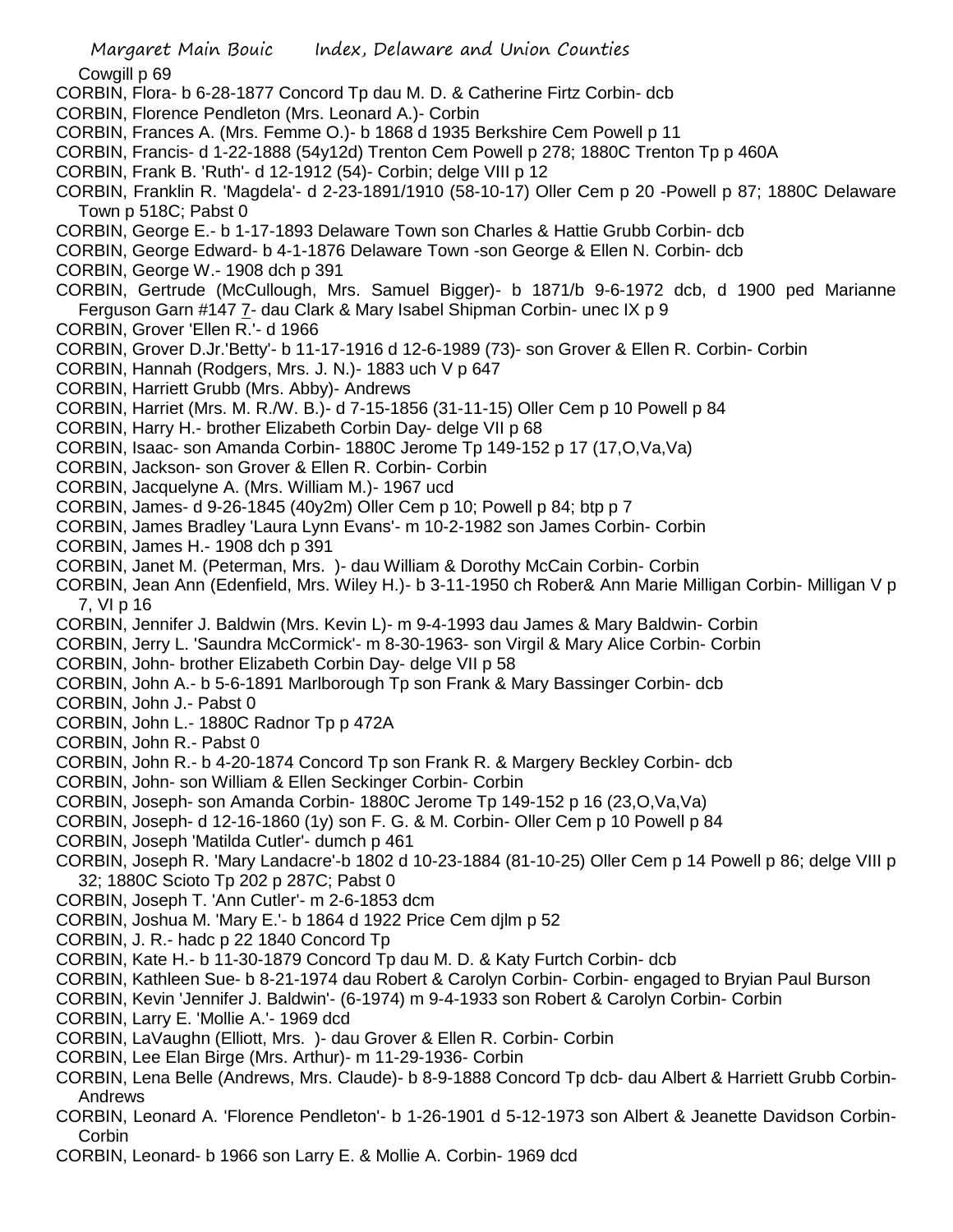Cowgill p 69

CORBIN, Flora- b 6-28-1877 Concord Tp dau M. D. & Catherine Firtz Corbin- dcb

CORBIN, Florence Pendleton (Mrs. Leonard A.)- Corbin

CORBIN, Frances A. (Mrs. Femme O.)- b 1868 d 1935 Berkshire Cem Powell p 11

CORBIN, Francis- d 1-22-1888 (54y12d) Trenton Cem Powell p 278; 1880C Trenton Tp p 460A

CORBIN, Frank B. 'Ruth'- d 12-1912 (54)- Corbin; delge VIII p 12

CORBIN, Franklin R. 'Magdela'- d 2-23-1891/1910 (58-10-17) Oller Cem p 20 -Powell p 87; 1880C Delaware Town p 518C; Pabst 0

CORBIN, George E.- b 1-17-1893 Delaware Town son Charles & Hattie Grubb Corbin- dcb

CORBIN, George Edward- b 4-1-1876 Delaware Town -son George & Ellen N. Corbin- dcb

CORBIN, George W.- 1908 dch p 391

CORBIN, Gertrude (McCullough, Mrs. Samuel Bigger)- b 1871/b 9-6-1972 dcb, d 1900 ped Marianne Ferguson Garn #147 7- dau Clark & Mary Isabel Shipman Corbin- unec IX p 9

CORBIN, Grover 'Ellen R.'- d 1966

CORBIN, Grover D.Jr.'Betty'- b 11-17-1916 d 12-6-1989 (73)- son Grover & Ellen R. Corbin- Corbin

CORBIN, Hannah (Rodgers, Mrs. J. N.)- 1883 uch V p 647

CORBIN, Harriett Grubb (Mrs. Abby)- Andrews

CORBIN, Harriet (Mrs. M. R./W. B.)- d 7-15-1856 (31-11-15) Oller Cem p 10 Powell p 84

CORBIN, Harry H.- brother Elizabeth Corbin Day- delge VII p 68

CORBIN, Isaac- son Amanda Corbin- 1880C Jerome Tp 149-152 p 17 (17,O,Va,Va)

CORBIN, Jackson- son Grover & Ellen R. Corbin- Corbin

CORBIN, Jacquelyne A. (Mrs. William M.)- 1967 ucd

CORBIN, James- d 9-26-1845 (40y2m) Oller Cem p 10; Powell p 84; btp p 7

CORBIN, James Bradley 'Laura Lynn Evans'- m 10-2-1982 son James Corbin- Corbin

CORBIN, James H.- 1908 dch p 391

CORBIN, Janet M. (Peterman, Mrs. )- dau William & Dorothy McCain Corbin- Corbin

CORBIN, Jean Ann (Edenfield, Mrs. Wiley H.)- b 3-11-1950 ch Rober& Ann Marie Milligan Corbin- Milligan V p 7, VI p 16

CORBIN, Jennifer J. Baldwin (Mrs. Kevin L)- m 9-4-1993 dau James & Mary Baldwin- Corbin

CORBIN, Jerry L. 'Saundra McCormick'- m 8-30-1963- son Virgil & Mary Alice Corbin- Corbin

CORBIN, John- brother Elizabeth Corbin Day- delge VII p 58

CORBIN, John A.- b 5-6-1891 Marlborough Tp son Frank & Mary Bassinger Corbin- dcb

CORBIN, John J.- Pabst 0

CORBIN, John L.- 1880C Radnor Tp p 472A

CORBIN, John R.- Pabst 0

CORBIN, John R.- b 4-20-1874 Concord Tp son Frank R. & Margery Beckley Corbin- dcb

CORBIN, John- son William & Ellen Seckinger Corbin- Corbin

CORBIN, Joseph- son Amanda Corbin- 1880C Jerome Tp 149-152 p 16 (23,O,Va,Va)

CORBIN, Joseph- d 12-16-1860 (1y) son F. G. & M. Corbin- Oller Cem p 10 Powell p 84

CORBIN, Joseph 'Matilda Cutler'- dumch p 461

CORBIN, Joseph R. 'Mary Landacre'-b 1802 d 10-23-1884 (81-10-25) Oller Cem p 14 Powell p 86; delge VIII p 32; 1880C Scioto Tp 202 p 287C; Pabst 0

CORBIN, Joseph T. 'Ann Cutler'- m 2-6-1853 dcm

CORBIN, Joshua M. 'Mary E.'- b 1864 d 1922 Price Cem djlm p 52

CORBIN, J. R.- hadc p 22 1840 Concord Tp

CORBIN, Kate H.- b 11-30-1879 Concord Tp dau M. D. & Katy Furtch Corbin- dcb

CORBIN, Kathleen Sue- b 8-21-1974 dau Robert & Carolyn Corbin- Corbin- engaged to Bryian Paul Burson

CORBIN, Kevin 'Jennifer J. Baldwin'- (6-1974) m 9-4-1933 son Robert & Carolyn Corbin- Corbin

CORBIN, Larry E. 'Mollie A.'- 1969 dcd

CORBIN, LaVaughn (Elliott, Mrs. )- dau Grover & Ellen R. Corbin- Corbin

CORBIN, Lee Elan Birge (Mrs. Arthur)- m 11-29-1936- Corbin

CORBIN, Lena Belle (Andrews, Mrs. Claude)- b 8-9-1888 Concord Tp dcb- dau Albert & Harriett Grubb Corbin- Andrews

CORBIN, Leonard A. 'Florence Pendleton'- b 1-26-1901 d 5-12-1973 son Albert & Jeanette Davidson Corbin- Corbin

CORBIN, Leonard- b 1966 son Larry E. & Mollie A. Corbin- 1969 dcd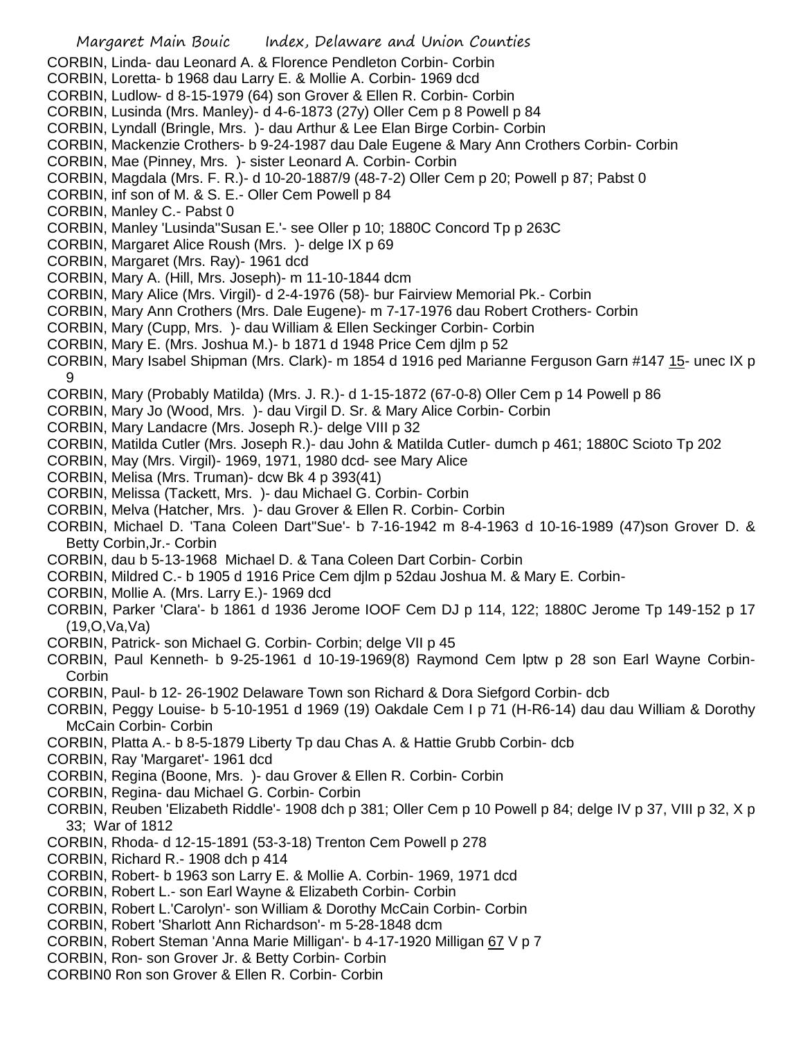CORBIN, Linda- dau Leonard A. & Florence Pendleton Corbin- Corbin
CORBIN, Loretta- b 1968 dau Larry E. & Mollie A. Corbin- 1969 dcd
CORBIN, Ludlow- d 8-15-1979 (64) son Grover & Ellen R. Corbin- Corbin
CORBIN, Lusinda (Mrs. Manley)- d 4-6-1873 (27y) Oller Cem p 8 Powell p 84
CORBIN, Lyndall (Bringle, Mrs. )- dau Arthur & Lee Elan Birge Corbin- Corbin
CORBIN, Mackenzie Crothers- b 9-24-1987 dau Dale Eugene & Mary Ann Crothers Corbin- Corbin
CORBIN, Mae (Pinney, Mrs. )- sister Leonard A. Corbin- Corbin
CORBIN, Magdala (Mrs. F. R.)- d 10-20-1887/9 (48-7-2) Oller Cem p 20; Powell p 87; Pabst 0
CORBIN, inf son of M. & S. E.- Oller Cem Powell p 84
CORBIN, Manley C.- Pabst 0
CORBIN, Manley 'Lusinda''Susan E.'- see Oller p 10; 1880C Concord Tp p 263C
CORBIN, Margaret Alice Roush (Mrs. )- delge IX p 69
CORBIN, Margaret (Mrs. Ray)- 1961 dcd
CORBIN, Mary A. (Hill, Mrs. Joseph)- m 11-10-1844 dcm
CORBIN, Mary Alice (Mrs. Virgil)- d 2-4-1976 (58)- bur Fairview Memorial Pk.- Corbin
CORBIN, Mary Ann Crothers (Mrs. Dale Eugene)- m 7-17-1976 dau Robert Crothers- Corbin
CORBIN, Mary (Cupp, Mrs. )- dau William & Ellen Seckinger Corbin- Corbin
CORBIN, Mary E. (Mrs. Joshua M.)- b 1871 d 1948 Price Cem djlm p 52
CORBIN, Mary Isabel Shipman (Mrs. Clark)- m 1854 d 1916 ped Marianne Ferguson Garn #147 15- unec IX p 9
CORBIN, Mary (Probably Matilda) (Mrs. J. R.)- d 1-15-1872 (67-0-8) Oller Cem p 14 Powell p 86
CORBIN, Mary Jo (Wood, Mrs. )- dau Virgil D. Sr. & Mary Alice Corbin- Corbin
CORBIN, Mary Landacre (Mrs. Joseph R.)- delge VIII p 32
CORBIN, Matilda Cutler (Mrs. Joseph R.)- dau John & Matilda Cutler- dumch p 461; 1880C Scioto Tp 202
CORBIN, May (Mrs. Virgil)- 1969, 1971, 1980 dcd- see Mary Alice
CORBIN, Melisa (Mrs. Truman)- dcw Bk 4 p 393(41)
CORBIN, Melissa (Tackett, Mrs. )- dau Michael G. Corbin- Corbin
CORBIN, Melva (Hatcher, Mrs. )- dau Grover & Ellen R. Corbin- Corbin
CORBIN, Michael D. 'Tana Coleen Dart''Sue'- b 7-16-1942 m 8-4-1963 d 10-16-1989 (47)son Grover D. & Betty Corbin,Jr.- Corbin
CORBIN, dau b 5-13-1968 Michael D. & Tana Coleen Dart Corbin- Corbin
CORBIN, Mildred C.- b 1905 d 1916 Price Cem djlm p 52dau Joshua M. & Mary E. Corbin-
CORBIN, Mollie A. (Mrs. Larry E.)- 1969 dcd
CORBIN, Parker 'Clara'- b 1861 d 1936 Jerome IOOF Cem DJ p 114, 122; 1880C Jerome Tp 149-152 p 17 (19,O,Va,Va)
CORBIN, Patrick- son Michael G. Corbin- Corbin; delge VII p 45
CORBIN, Paul Kenneth- b 9-25-1961 d 10-19-1969(8) Raymond Cem lptw p 28 son Earl Wayne Corbin- Corbin
CORBIN, Paul- b 12- 26-1902 Delaware Town son Richard & Dora Siefgord Corbin- dcb
CORBIN, Peggy Louise- b 5-10-1951 d 1969 (19) Oakdale Cem I p 71 (H-R6-14) dau dau William & Dorothy McCain Corbin- Corbin
CORBIN, Platta A.- b 8-5-1879 Liberty Tp dau Chas A. & Hattie Grubb Corbin- dcb
CORBIN, Ray 'Margaret'- 1961 dcd
CORBIN, Regina (Boone, Mrs. )- dau Grover & Ellen R. Corbin- Corbin
CORBIN, Regina- dau Michael G. Corbin- Corbin
CORBIN, Reuben 'Elizabeth Riddle'- 1908 dch p 381; Oller Cem p 10 Powell p 84; delge IV p 37, VIII p 32, X p 33; War of 1812
CORBIN, Rhoda- d 12-15-1891 (53-3-18) Trenton Cem Powell p 278
CORBIN, Richard R.- 1908 dch p 414
CORBIN, Robert- b 1963 son Larry E. & Mollie A. Corbin- 1969, 1971 dcd
CORBIN, Robert L.- son Earl Wayne & Elizabeth Corbin- Corbin
CORBIN, Robert L.'Carolyn'- son William & Dorothy McCain Corbin- Corbin
CORBIN, Robert 'Sharlott Ann Richardson'- m 5-28-1848 dcm
CORBIN, Robert Steman 'Anna Marie Milligan'- b 4-17-1920 Milligan 67 V p 7
CORBIN, Ron- son Grover Jr. & Betty Corbin- Corbin
CORBIN0 Ron son Grover & Ellen R. Corbin- Corbin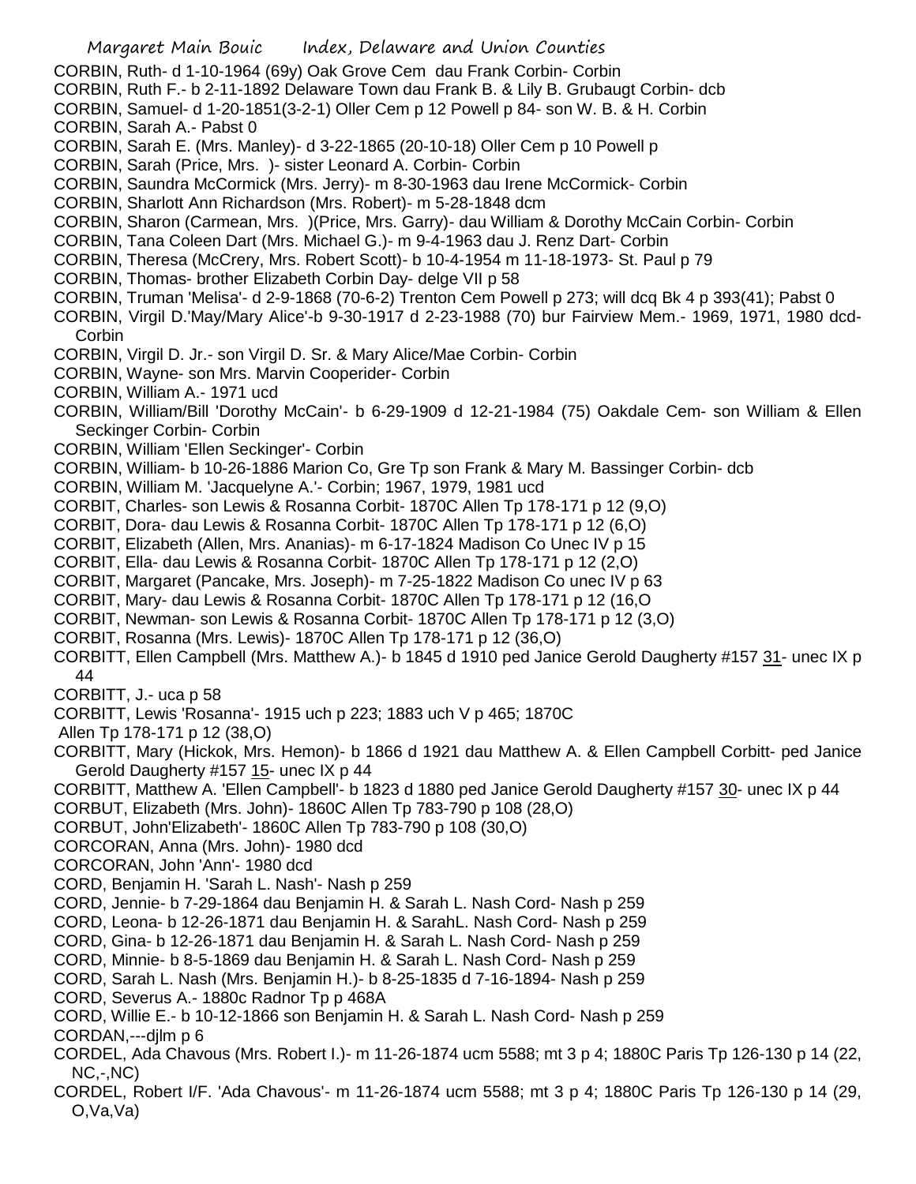CORBIN, Ruth- d 1-10-1964 (69y) Oak Grove Cem dau Frank Corbin- Corbin
CORBIN, Ruth F.- b 2-11-1892 Delaware Town dau Frank B. & Lily B. Grubaugt Corbin- dcb
CORBIN, Samuel- d 1-20-1851(3-2-1) Oller Cem p 12 Powell p 84- son W. B. & H. Corbin
CORBIN, Sarah A.- Pabst 0
CORBIN, Sarah E. (Mrs. Manley)- d 3-22-1865 (20-10-18) Oller Cem p 10 Powell p
CORBIN, Sarah (Price, Mrs. )- sister Leonard A. Corbin- Corbin
CORBIN, Saundra McCormick (Mrs. Jerry)- m 8-30-1963 dau Irene McCormick- Corbin
CORBIN, Sharlott Ann Richardson (Mrs. Robert)- m 5-28-1848 dcm
CORBIN, Sharon (Carmean, Mrs. )(Price, Mrs. Garry)- dau William & Dorothy McCain Corbin- Corbin
CORBIN, Tana Coleen Dart (Mrs. Michael G.)- m 9-4-1963 dau J. Renz Dart- Corbin
CORBIN, Theresa (McCrery, Mrs. Robert Scott)- b 10-4-1954 m 11-18-1973- St. Paul p 79
CORBIN, Thomas- brother Elizabeth Corbin Day- delge VII p 58
CORBIN, Truman 'Melisa'- d 2-9-1868 (70-6-2) Trenton Cem Powell p 273; will dcq Bk 4 p 393(41); Pabst 0
CORBIN, Virgil D.'May/Mary Alice'-b 9-30-1917 d 2-23-1988 (70) bur Fairview Mem.- 1969, 1971, 1980 dcd-Corbin
CORBIN, Virgil D. Jr.- son Virgil D. Sr. & Mary Alice/Mae Corbin- Corbin
CORBIN, Wayne- son Mrs. Marvin Cooperider- Corbin
CORBIN, William A.- 1971 ucd
CORBIN, William/Bill 'Dorothy McCain'- b 6-29-1909 d 12-21-1984 (75) Oakdale Cem- son William & Ellen Seckinger Corbin- Corbin
CORBIN, William 'Ellen Seckinger'- Corbin
CORBIN, William- b 10-26-1886 Marion Co, Gre Tp son Frank & Mary M. Bassinger Corbin- dcb
CORBIN, William M. 'Jacquelyne A.'- Corbin; 1967, 1979, 1981 ucd
CORBIT, Charles- son Lewis & Rosanna Corbit- 1870C Allen Tp 178-171 p 12 (9,O)
CORBIT, Dora- dau Lewis & Rosanna Corbit- 1870C Allen Tp 178-171 p 12 (6,O)
CORBIT, Elizabeth (Allen, Mrs. Ananias)- m 6-17-1824 Madison Co Unec IV p 15
CORBIT, Ella- dau Lewis & Rosanna Corbit- 1870C Allen Tp 178-171 p 12 (2,O)
CORBIT, Margaret (Pancake, Mrs. Joseph)- m 7-25-1822 Madison Co unec IV p 63
CORBIT, Mary- dau Lewis & Rosanna Corbit- 1870C Allen Tp 178-171 p 12 (16,O
CORBIT, Newman- son Lewis & Rosanna Corbit- 1870C Allen Tp 178-171 p 12 (3,O)
CORBIT, Rosanna (Mrs. Lewis)- 1870C Allen Tp 178-171 p 12 (36,O)
CORBITT, Ellen Campbell (Mrs. Matthew A.)- b 1845 d 1910 ped Janice Gerold Daugherty #157 31- unec IX p 44
CORBITT, J.- uca p 58
CORBITT, Lewis 'Rosanna'- 1915 uch p 223; 1883 uch V p 465; 1870C Allen Tp 178-171 p 12 (38,O)
CORBITT, Mary (Hickok, Mrs. Hemon)- b 1866 d 1921 dau Matthew A. & Ellen Campbell Corbitt- ped Janice Gerold Daugherty #157 15- unec IX p 44
CORBITT, Matthew A. 'Ellen Campbell'- b 1823 d 1880 ped Janice Gerold Daugherty #157 30- unec IX p 44
CORBUT, Elizabeth (Mrs. John)- 1860C Allen Tp 783-790 p 108 (28,O)
CORBUT, John'Elizabeth'- 1860C Allen Tp 783-790 p 108 (30,O)
CORCORAN, Anna (Mrs. John)- 1980 dcd
CORCORAN, John 'Ann'- 1980 dcd
CORD, Benjamin H. 'Sarah L. Nash'- Nash p 259
CORD, Jennie- b 7-29-1864 dau Benjamin H. & Sarah L. Nash Cord- Nash p 259
CORD, Leona- b 12-26-1871 dau Benjamin H. & SarahL. Nash Cord- Nash p 259
CORD, Gina- b 12-26-1871 dau Benjamin H. & Sarah L. Nash Cord- Nash p 259
CORD, Minnie- b 8-5-1869 dau Benjamin H. & Sarah L. Nash Cord- Nash p 259
CORD, Sarah L. Nash (Mrs. Benjamin H.)- b 8-25-1835 d 7-16-1894- Nash p 259
CORD, Severus A.- 1880c Radnor Tp p 468A
CORD, Willie E.- b 10-12-1866 son Benjamin H. & Sarah L. Nash Cord- Nash p 259
CORDAN,---djlm p 6
CORDEL, Ada Chavous (Mrs. Robert I.)- m 11-26-1874 ucm 5588; mt 3 p 4; 1880C Paris Tp 126-130 p 14 (22, NC,-,NC)
CORDEL, Robert I/F. 'Ada Chavous'- m 11-26-1874 ucm 5588; mt 3 p 4; 1880C Paris Tp 126-130 p 14 (29, O,Va,Va)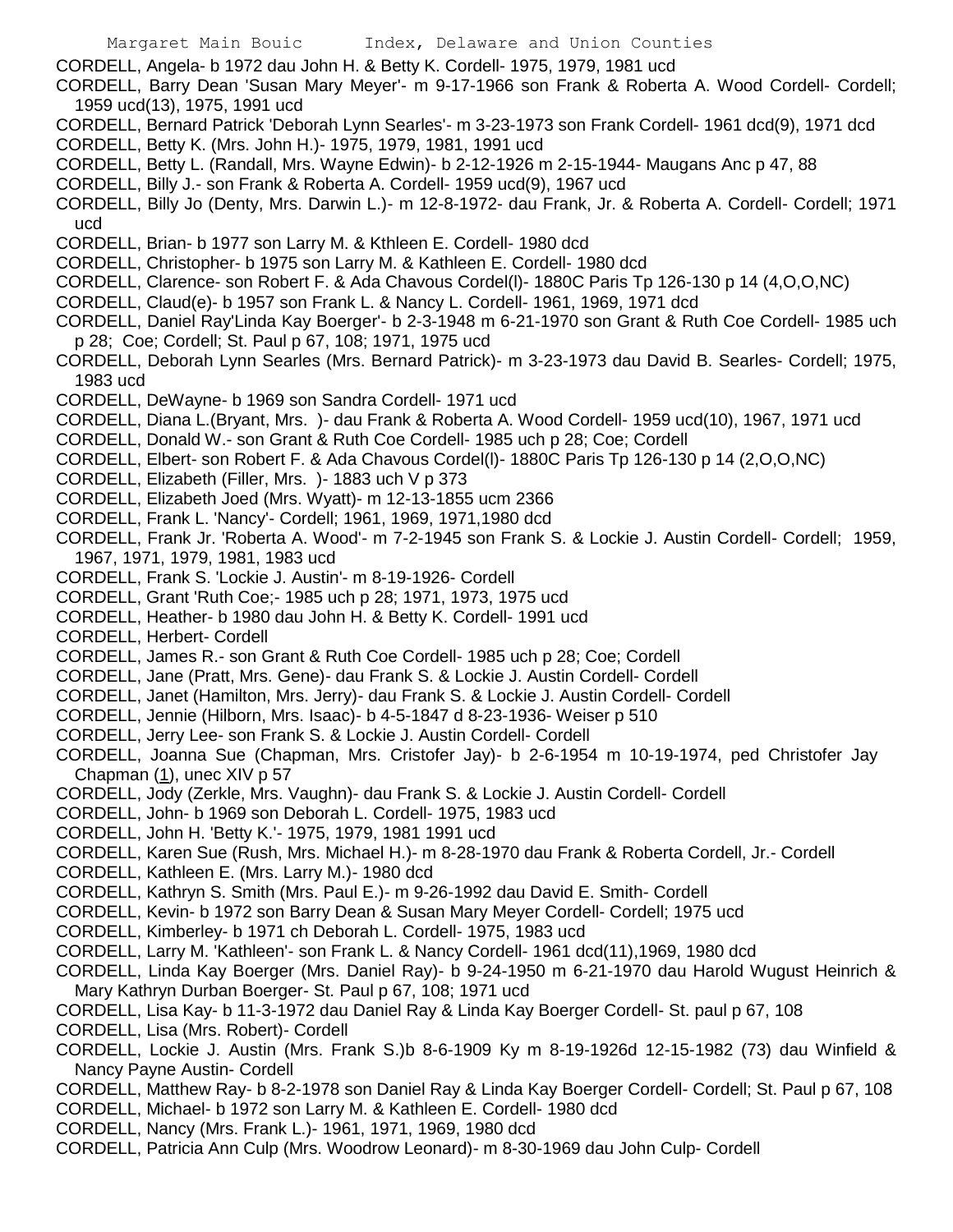CORDELL, Angela- b 1972 dau John H. & Betty K. Cordell- 1975, 1979, 1981 ucd

CORDELL, Barry Dean 'Susan Mary Meyer'- m 9-17-1966 son Frank & Roberta A. Wood Cordell- Cordell; 1959 ucd(13), 1975, 1991 ucd

CORDELL, Bernard Patrick 'Deborah Lynn Searles'- m 3-23-1973 son Frank Cordell- 1961 dcd(9), 1971 dcd

CORDELL, Betty K. (Mrs. John H.)- 1975, 1979, 1981, 1991 ucd

CORDELL, Betty L. (Randall, Mrs. Wayne Edwin)- b 2-12-1926 m 2-15-1944- Maugans Anc p 47, 88

CORDELL, Billy J.- son Frank & Roberta A. Cordell- 1959 ucd(9), 1967 ucd

CORDELL, Billy Jo (Denty, Mrs. Darwin L.)- m 12-8-1972- dau Frank, Jr. & Roberta A. Cordell- Cordell; 1971 ucd

CORDELL, Brian- b 1977 son Larry M. & Kthleen E. Cordell- 1980 dcd

CORDELL, Christopher- b 1975 son Larry M. & Kathleen E. Cordell- 1980 dcd

CORDELL, Clarence- son Robert F. & Ada Chavous Cordel(l)- 1880C Paris Tp 126-130 p 14 (4,O,O,NC)

CORDELL, Claud(e)- b 1957 son Frank L. & Nancy L. Cordell- 1961, 1969, 1971 dcd

CORDELL, Daniel Ray'Linda Kay Boerger'- b 2-3-1948 m 6-21-1970 son Grant & Ruth Coe Cordell- 1985 uch p 28; Coe; Cordell; St. Paul p 67, 108; 1971, 1975 ucd

CORDELL, Deborah Lynn Searles (Mrs. Bernard Patrick)- m 3-23-1973 dau David B. Searles- Cordell; 1975, 1983 ucd

CORDELL, DeWayne- b 1969 son Sandra Cordell- 1971 ucd

CORDELL, Diana L.(Bryant, Mrs. )- dau Frank & Roberta A. Wood Cordell- 1959 ucd(10), 1967, 1971 ucd

CORDELL, Donald W.- son Grant & Ruth Coe Cordell- 1985 uch p 28; Coe; Cordell

CORDELL, Elbert- son Robert F. & Ada Chavous Cordel(l)- 1880C Paris Tp 126-130 p 14 (2,O,O,NC)

CORDELL, Elizabeth (Filler, Mrs. )- 1883 uch V p 373

CORDELL, Elizabeth Joed (Mrs. Wyatt)- m 12-13-1855 ucm 2366

CORDELL, Frank L. 'Nancy'- Cordell; 1961, 1969, 1971,1980 dcd

CORDELL, Frank Jr. 'Roberta A. Wood'- m 7-2-1945 son Frank S. & Lockie J. Austin Cordell- Cordell; 1959, 1967, 1971, 1979, 1981, 1983 ucd

CORDELL, Frank S. 'Lockie J. Austin'- m 8-19-1926- Cordell

CORDELL, Grant 'Ruth Coe;- 1985 uch p 28; 1971, 1973, 1975 ucd

CORDELL, Heather- b 1980 dau John H. & Betty K. Cordell- 1991 ucd

CORDELL, Herbert- Cordell

CORDELL, James R.- son Grant & Ruth Coe Cordell- 1985 uch p 28; Coe; Cordell

CORDELL, Jane (Pratt, Mrs. Gene)- dau Frank S. & Lockie J. Austin Cordell- Cordell

CORDELL, Janet (Hamilton, Mrs. Jerry)- dau Frank S. & Lockie J. Austin Cordell- Cordell

CORDELL, Jennie (Hilborn, Mrs. Isaac)- b 4-5-1847 d 8-23-1936- Weiser p 510

CORDELL, Jerry Lee- son Frank S. & Lockie J. Austin Cordell- Cordell

CORDELL, Joanna Sue (Chapman, Mrs. Cristofer Jay)- b 2-6-1954 m 10-19-1974, ped Christofer Jay Chapman (1), unec XIV p 57

CORDELL, Jody (Zerkle, Mrs. Vaughn)- dau Frank S. & Lockie J. Austin Cordell- Cordell

CORDELL, John- b 1969 son Deborah L. Cordell- 1975, 1983 ucd

CORDELL, John H. 'Betty K.'- 1975, 1979, 1981 1991 ucd

CORDELL, Karen Sue (Rush, Mrs. Michael H.)- m 8-28-1970 dau Frank & Roberta Cordell, Jr.- Cordell

CORDELL, Kathleen E. (Mrs. Larry M.)- 1980 dcd

CORDELL, Kathryn S. Smith (Mrs. Paul E.)- m 9-26-1992 dau David E. Smith- Cordell

CORDELL, Kevin- b 1972 son Barry Dean & Susan Mary Meyer Cordell- Cordell; 1975 ucd

CORDELL, Kimberley- b 1971 ch Deborah L. Cordell- 1975, 1983 ucd

CORDELL, Larry M. 'Kathleen'- son Frank L. & Nancy Cordell- 1961 dcd(11),1969, 1980 dcd

CORDELL, Linda Kay Boerger (Mrs. Daniel Ray)- b 9-24-1950 m 6-21-1970 dau Harold Wugust Heinrich & Mary Kathryn Durban Boerger- St. Paul p 67, 108; 1971 ucd

CORDELL, Lisa Kay- b 11-3-1972 dau Daniel Ray & Linda Kay Boerger Cordell- St. paul p 67, 108

CORDELL, Lisa (Mrs. Robert)- Cordell

CORDELL, Lockie J. Austin (Mrs. Frank S.)b 8-6-1909 Ky m 8-19-1926d 12-15-1982 (73) dau Winfield & Nancy Payne Austin- Cordell

CORDELL, Matthew Ray- b 8-2-1978 son Daniel Ray & Linda Kay Boerger Cordell- Cordell; St. Paul p 67, 108

CORDELL, Michael- b 1972 son Larry M. & Kathleen E. Cordell- 1980 dcd

CORDELL, Nancy (Mrs. Frank L.)- 1961, 1971, 1969, 1980 dcd

CORDELL, Patricia Ann Culp (Mrs. Woodrow Leonard)- m 8-30-1969 dau John Culp- Cordell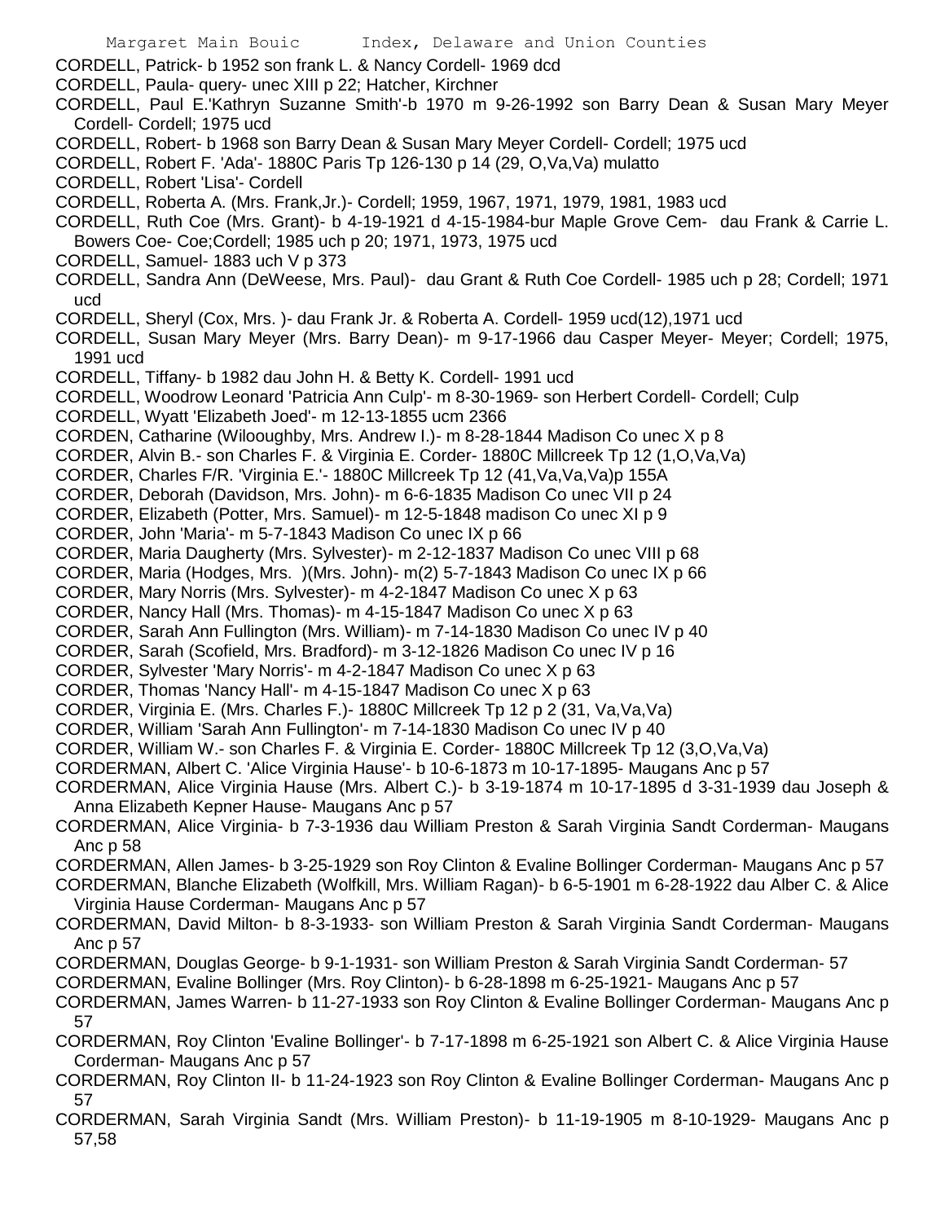CORDELL, Patrick- b 1952 son frank L. & Nancy Cordell- 1969 dcd

CORDELL, Paula- query- unec XIII p 22; Hatcher, Kirchner

CORDELL, Paul E.'Kathryn Suzanne Smith'-b 1970 m 9-26-1992 son Barry Dean & Susan Mary Meyer Cordell- Cordell; 1975 ucd

CORDELL, Robert- b 1968 son Barry Dean & Susan Mary Meyer Cordell- Cordell; 1975 ucd

CORDELL, Robert F. 'Ada'- 1880C Paris Tp 126-130 p 14 (29, O,Va,Va) mulatto

CORDELL, Robert 'Lisa'- Cordell

CORDELL, Roberta A. (Mrs. Frank,Jr.)- Cordell; 1959, 1967, 1971, 1979, 1981, 1983 ucd

CORDELL, Ruth Coe (Mrs. Grant)- b 4-19-1921 d 4-15-1984-bur Maple Grove Cem- dau Frank & Carrie L. Bowers Coe- Coe;Cordell; 1985 uch p 20; 1971, 1973, 1975 ucd

CORDELL, Samuel- 1883 uch V p 373

CORDELL, Sandra Ann (DeWeese, Mrs. Paul)- dau Grant & Ruth Coe Cordell- 1985 uch p 28; Cordell; 1971 ucd

CORDELL, Sheryl (Cox, Mrs. )- dau Frank Jr. & Roberta A. Cordell- 1959 ucd(12),1971 ucd

CORDELL, Susan Mary Meyer (Mrs. Barry Dean)- m 9-17-1966 dau Casper Meyer- Meyer; Cordell; 1975, 1991 ucd

CORDELL, Tiffany- b 1982 dau John H. & Betty K. Cordell- 1991 ucd

CORDELL, Woodrow Leonard 'Patricia Ann Culp'- m 8-30-1969- son Herbert Cordell- Cordell; Culp

CORDELL, Wyatt 'Elizabeth Joed'- m 12-13-1855 ucm 2366

CORDEN, Catharine (Wiloughby, Mrs. Andrew I.)- m 8-28-1844 Madison Co unec X p 8

CORDER, Alvin B.- son Charles F. & Virginia E. Corder- 1880C Millcreek Tp 12 (1,O,Va,Va)

CORDER, Charles F/R. 'Virginia E.'- 1880C Millcreek Tp 12 (41,Va,Va,Va)p 155A

CORDER, Deborah (Davidson, Mrs. John)- m 6-6-1835 Madison Co unec VII p 24

CORDER, Elizabeth (Potter, Mrs. Samuel)- m 12-5-1848 madison Co unec XI p 9

CORDER, John 'Maria'- m 5-7-1843 Madison Co unec IX p 66

CORDER, Maria Daugherty (Mrs. Sylvester)- m 2-12-1837 Madison Co unec VIII p 68

CORDER, Maria (Hodges, Mrs. )(Mrs. John)- m(2) 5-7-1843 Madison Co unec IX p 66

CORDER, Mary Norris (Mrs. Sylvester)- m 4-2-1847 Madison Co unec X p 63

CORDER, Nancy Hall (Mrs. Thomas)- m 4-15-1847 Madison Co unec X p 63

CORDER, Sarah Ann Fullington (Mrs. William)- m 7-14-1830 Madison Co unec IV p 40

CORDER, Sarah (Scofield, Mrs. Bradford)- m 3-12-1826 Madison Co unec IV p 16

CORDER, Sylvester 'Mary Norris'- m 4-2-1847 Madison Co unec X p 63

CORDER, Thomas 'Nancy Hall'- m 4-15-1847 Madison Co unec X p 63

CORDER, Virginia E. (Mrs. Charles F.)- 1880C Millcreek Tp 12 p 2 (31, Va,Va,Va)

CORDER, William 'Sarah Ann Fullington'- m 7-14-1830 Madison Co unec IV p 40

CORDER, William W.- son Charles F. & Virginia E. Corder- 1880C Millcreek Tp 12 (3,O,Va,Va)

CORDERMAN, Albert C. 'Alice Virginia Hause'- b 10-6-1873 m 10-17-1895- Maugans Anc p 57

CORDERMAN, Alice Virginia Hause (Mrs. Albert C.)- b 3-19-1874 m 10-17-1895 d 3-31-1939 dau Joseph & Anna Elizabeth Kepner Hause- Maugans Anc p 57

CORDERMAN, Alice Virginia- b 7-3-1936 dau William Preston & Sarah Virginia Sandt Corderman- Maugans Anc p 58

CORDERMAN, Allen James- b 3-25-1929 son Roy Clinton & Evaline Bollinger Corderman- Maugans Anc p 57

CORDERMAN, Blanche Elizabeth (Wolfkill, Mrs. William Ragan)- b 6-5-1901 m 6-28-1922 dau Alber C. & Alice Virginia Hause Corderman- Maugans Anc p 57

CORDERMAN, David Milton- b 8-3-1933- son William Preston & Sarah Virginia Sandt Corderman- Maugans Anc p 57

CORDERMAN, Douglas George- b 9-1-1931- son William Preston & Sarah Virginia Sandt Corderman- 57

CORDERMAN, Evaline Bollinger (Mrs. Roy Clinton)- b 6-28-1898 m 6-25-1921- Maugans Anc p 57

CORDERMAN, James Warren- b 11-27-1933 son Roy Clinton & Evaline Bollinger Corderman- Maugans Anc p 57

CORDERMAN, Roy Clinton 'Evaline Bollinger'- b 7-17-1898 m 6-25-1921 son Albert C. & Alice Virginia Hause Corderman- Maugans Anc p 57

CORDERMAN, Roy Clinton II- b 11-24-1923 son Roy Clinton & Evaline Bollinger Corderman- Maugans Anc p 57

CORDERMAN, Sarah Virginia Sandt (Mrs. William Preston)- b 11-19-1905 m 8-10-1929- Maugans Anc p 57,58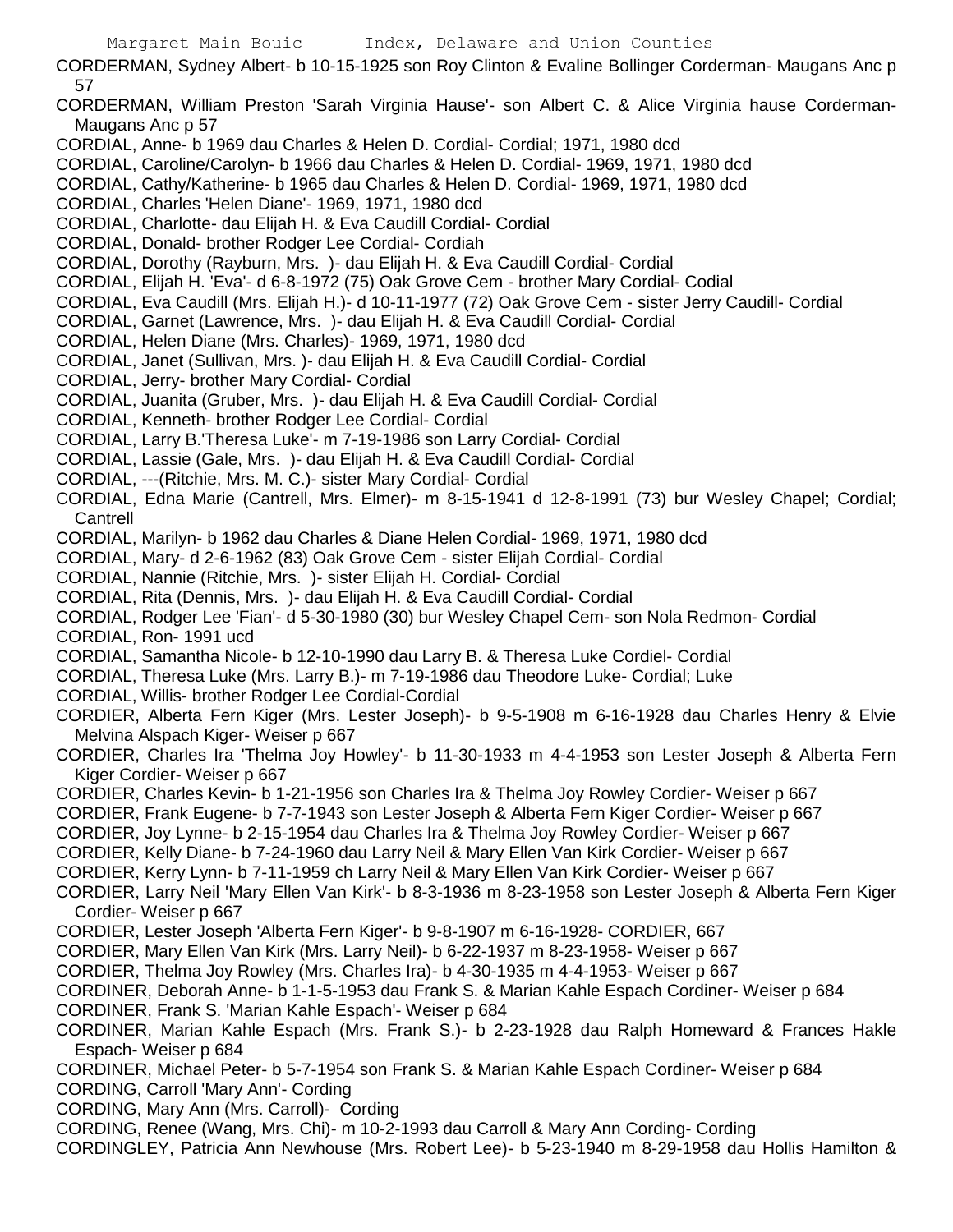CORDERMAN, Sydney Albert- b 10-15-1925 son Roy Clinton & Evaline Bollinger Corderman- Maugans Anc p 57

CORDERMAN, William Preston 'Sarah Virginia Hause'- son Albert C. & Alice Virginia hause Corderman- Maugans Anc p 57

CORDIAL, Anne- b 1969 dau Charles & Helen D. Cordial- Cordial; 1971, 1980 dcd

CORDIAL, Caroline/Carolyn- b 1966 dau Charles & Helen D. Cordial- 1969, 1971, 1980 dcd

CORDIAL, Cathy/Katherine- b 1965 dau Charles & Helen D. Cordial- 1969, 1971, 1980 dcd

CORDIAL, Charles 'Helen Diane'- 1969, 1971, 1980 dcd

CORDIAL, Charlotte- dau Elijah H. & Eva Caudill Cordial- Cordial

CORDIAL, Donald- brother Rodger Lee Cordial- Cordiah

CORDIAL, Dorothy (Rayburn, Mrs. )- dau Elijah H. & Eva Caudill Cordial- Cordial

CORDIAL, Elijah H. 'Eva'- d 6-8-1972 (75) Oak Grove Cem - brother Mary Cordial- Codial

CORDIAL, Eva Caudill (Mrs. Elijah H.)- d 10-11-1977 (72) Oak Grove Cem - sister Jerry Caudill- Cordial

CORDIAL, Garnet (Lawrence, Mrs. )- dau Elijah H. & Eva Caudill Cordial- Cordial

CORDIAL, Helen Diane (Mrs. Charles)- 1969, 1971, 1980 dcd

CORDIAL, Janet (Sullivan, Mrs. )- dau Elijah H. & Eva Caudill Cordial- Cordial

CORDIAL, Jerry- brother Mary Cordial- Cordial

CORDIAL, Juanita (Gruber, Mrs. )- dau Elijah H. & Eva Caudill Cordial- Cordial

CORDIAL, Kenneth- brother Rodger Lee Cordial- Cordial

CORDIAL, Larry B.'Theresa Luke'- m 7-19-1986 son Larry Cordial- Cordial

CORDIAL, Lassie (Gale, Mrs. )- dau Elijah H. & Eva Caudill Cordial- Cordial

CORDIAL, ---(Ritchie, Mrs. M. C.)- sister Mary Cordial- Cordial

CORDIAL, Edna Marie (Cantrell, Mrs. Elmer)- m 8-15-1941 d 12-8-1991 (73) bur Wesley Chapel; Cordial; Cantrell

CORDIAL, Marilyn- b 1962 dau Charles & Diane Helen Cordial- 1969, 1971, 1980 dcd

CORDIAL, Mary- d 2-6-1962 (83) Oak Grove Cem - sister Elijah Cordial- Cordial

CORDIAL, Nannie (Ritchie, Mrs. )- sister Elijah H. Cordial- Cordial

CORDIAL, Rita (Dennis, Mrs. )- dau Elijah H. & Eva Caudill Cordial- Cordial

CORDIAL, Rodger Lee 'Fian'- d 5-30-1980 (30) bur Wesley Chapel Cem- son Nola Redmon- Cordial

CORDIAL, Ron- 1991 ucd

CORDIAL, Samantha Nicole- b 12-10-1990 dau Larry B. & Theresa Luke Cordiel- Cordial

CORDIAL, Theresa Luke (Mrs. Larry B.)- m 7-19-1986 dau Theodore Luke- Cordial; Luke

CORDIAL, Willis- brother Rodger Lee Cordial-Cordial

CORDIER, Alberta Fern Kiger (Mrs. Lester Joseph)- b 9-5-1908 m 6-16-1928 dau Charles Henry & Elvie Melvina Alspach Kiger- Weiser p 667

CORDIER, Charles Ira 'Thelma Joy Howley'- b 11-30-1933 m 4-4-1953 son Lester Joseph & Alberta Fern Kiger Cordier- Weiser p 667

CORDIER, Charles Kevin- b 1-21-1956 son Charles Ira & Thelma Joy Rowley Cordier- Weiser p 667

CORDIER, Frank Eugene- b 7-7-1943 son Lester Joseph & Alberta Fern Kiger Cordier- Weiser p 667

CORDIER, Joy Lynne- b 2-15-1954 dau Charles Ira & Thelma Joy Rowley Cordier- Weiser p 667

CORDIER, Kelly Diane- b 7-24-1960 dau Larry Neil & Mary Ellen Van Kirk Cordier- Weiser p 667

CORDIER, Kerry Lynn- b 7-11-1959 ch Larry Neil & Mary Ellen Van Kirk Cordier- Weiser p 667

CORDIER, Larry Neil 'Mary Ellen Van Kirk'- b 8-3-1936 m 8-23-1958 son Lester Joseph & Alberta Fern Kiger Cordier- Weiser p 667

CORDIER, Lester Joseph 'Alberta Fern Kiger'- b 9-8-1907 m 6-16-1928- CORDIER, 667

CORDIER, Mary Ellen Van Kirk (Mrs. Larry Neil)- b 6-22-1937 m 8-23-1958- Weiser p 667

CORDIER, Thelma Joy Rowley (Mrs. Charles Ira)- b 4-30-1935 m 4-4-1953- Weiser p 667

CORDINER, Deborah Anne- b 1-1-5-1953 dau Frank S. & Marian Kahle Espach Cordiner- Weiser p 684

CORDINER, Frank S. 'Marian Kahle Espach'- Weiser p 684

CORDINER, Marian Kahle Espach (Mrs. Frank S.)- b 2-23-1928 dau Ralph Homeward & Frances Hakle Espach- Weiser p 684

CORDINER, Michael Peter- b 5-7-1954 son Frank S. & Marian Kahle Espach Cordiner- Weiser p 684

CORDING, Carroll 'Mary Ann'- Cording

CORDING, Mary Ann (Mrs. Carroll)- Cording

CORDING, Renee (Wang, Mrs. Chi)- m 10-2-1993 dau Carroll & Mary Ann Cording- Cording

CORDINGLEY, Patricia Ann Newhouse (Mrs. Robert Lee)- b 5-23-1940 m 8-29-1958 dau Hollis Hamilton &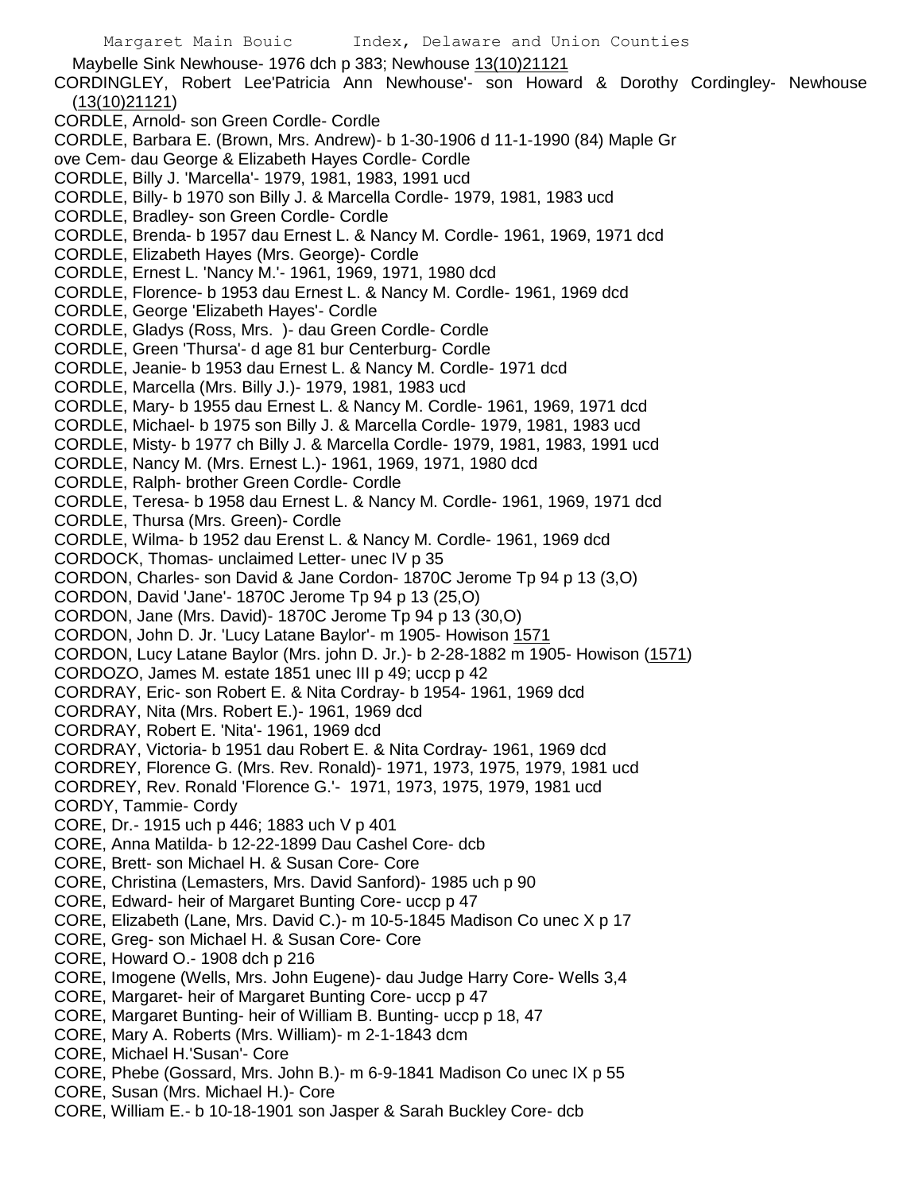Maybelle Sink Newhouse- 1976 dch p 383; Newhouse 13(10)21121

CORDINGLEY, Robert Lee'Patricia Ann Newhouse'- son Howard & Dorothy Cordingley- Newhouse (13(10)21121)

CORDLE, Arnold- son Green Cordle- Cordle

CORDLE, Barbara E. (Brown, Mrs. Andrew)- b 1-30-1906 d 11-1-1990 (84) Maple Grove Cem- dau George & Elizabeth Hayes Cordle- Cordle

CORDLE, Billy J. 'Marcella'- 1979, 1981, 1983, 1991 ucd

CORDLE, Billy- b 1970 son Billy J. & Marcella Cordle- 1979, 1981, 1983 ucd

CORDLE, Bradley- son Green Cordle- Cordle

CORDLE, Brenda- b 1957 dau Ernest L. & Nancy M. Cordle- 1961, 1969, 1971 dcd

CORDLE, Elizabeth Hayes (Mrs. George)- Cordle

CORDLE, Ernest L. 'Nancy M.'- 1961, 1969, 1971, 1980 dcd

CORDLE, Florence- b 1953 dau Ernest L. & Nancy M. Cordle- 1961, 1969 dcd

CORDLE, George 'Elizabeth Hayes'- Cordle

CORDLE, Gladys (Ross, Mrs. )- dau Green Cordle- Cordle

CORDLE, Green 'Thursa'- d age 81 bur Centerburg- Cordle

CORDLE, Jeanie- b 1953 dau Ernest L. & Nancy M. Cordle- 1971 dcd

CORDLE, Marcella (Mrs. Billy J.)- 1979, 1981, 1983 ucd

CORDLE, Mary- b 1955 dau Ernest L. & Nancy M. Cordle- 1961, 1969, 1971 dcd

CORDLE, Michael- b 1975 son Billy J. & Marcella Cordle- 1979, 1981, 1983 ucd

CORDLE, Misty- b 1977 ch Billy J. & Marcella Cordle- 1979, 1981, 1983, 1991 ucd

CORDLE, Nancy M. (Mrs. Ernest L.)- 1961, 1969, 1971, 1980 dcd

CORDLE, Ralph- brother Green Cordle- Cordle

CORDLE, Teresa- b 1958 dau Ernest L. & Nancy M. Cordle- 1961, 1969, 1971 dcd

CORDLE, Thursa (Mrs. Green)- Cordle

CORDLE, Wilma- b 1952 dau Erenst L. & Nancy M. Cordle- 1961, 1969 dcd

CORDOCK, Thomas- unclaimed Letter- unec IV p 35

CORDON, Charles- son David & Jane Cordon- 1870C Jerome Tp 94 p 13 (3,O)

CORDON, David 'Jane'- 1870C Jerome Tp 94 p 13 (25,O)

CORDON, Jane (Mrs. David)- 1870C Jerome Tp 94 p 13 (30,O)

CORDON, John D. Jr. 'Lucy Latane Baylor'- m 1905- Howison 1571

CORDON, Lucy Latane Baylor (Mrs. john D. Jr.)- b 2-28-1882 m 1905- Howison (1571)

CORDOZO, James M. estate 1851 unec III p 49; uccp p 42

CORDRAY, Eric- son Robert E. & Nita Cordray- b 1954- 1961, 1969 dcd

CORDRAY, Nita (Mrs. Robert E.)- 1961, 1969 dcd

CORDRAY, Robert E. 'Nita'- 1961, 1969 dcd

CORDRAY, Victoria- b 1951 dau Robert E. & Nita Cordray- 1961, 1969 dcd

CORDREY, Florence G. (Mrs. Rev. Ronald)- 1971, 1973, 1975, 1979, 1981 ucd

CORDREY, Rev. Ronald 'Florence G.'- 1971, 1973, 1975, 1979, 1981 ucd

CORDY, Tammie- Cordy

CORE, Dr.- 1915 uch p 446; 1883 uch V p 401

CORE, Anna Matilda- b 12-22-1899 Dau Cashel Core- dcb

CORE, Brett- son Michael H. & Susan Core- Core

CORE, Christina (Lemasters, Mrs. David Sanford)- 1985 uch p 90

CORE, Edward- heir of Margaret Bunting Core- uccp p 47

CORE, Elizabeth (Lane, Mrs. David C.)- m 10-5-1845 Madison Co unec X p 17

CORE, Greg- son Michael H. & Susan Core- Core

CORE, Howard O.- 1908 dch p 216

CORE, Imogene (Wells, Mrs. John Eugene)- dau Judge Harry Core- Wells 3,4

CORE, Margaret- heir of Margaret Bunting Core- uccp p 47

CORE, Margaret Bunting- heir of William B. Bunting- uccp p 18, 47

CORE, Mary A. Roberts (Mrs. William)- m 2-1-1843 dcm

CORE, Michael H.'Susan'- Core

CORE, Phebe (Gossard, Mrs. John B.)- m 6-9-1841 Madison Co unec IX p 55

CORE, Susan (Mrs. Michael H.)- Core

CORE, William E.- b 10-18-1901 son Jasper & Sarah Buckley Core- dcb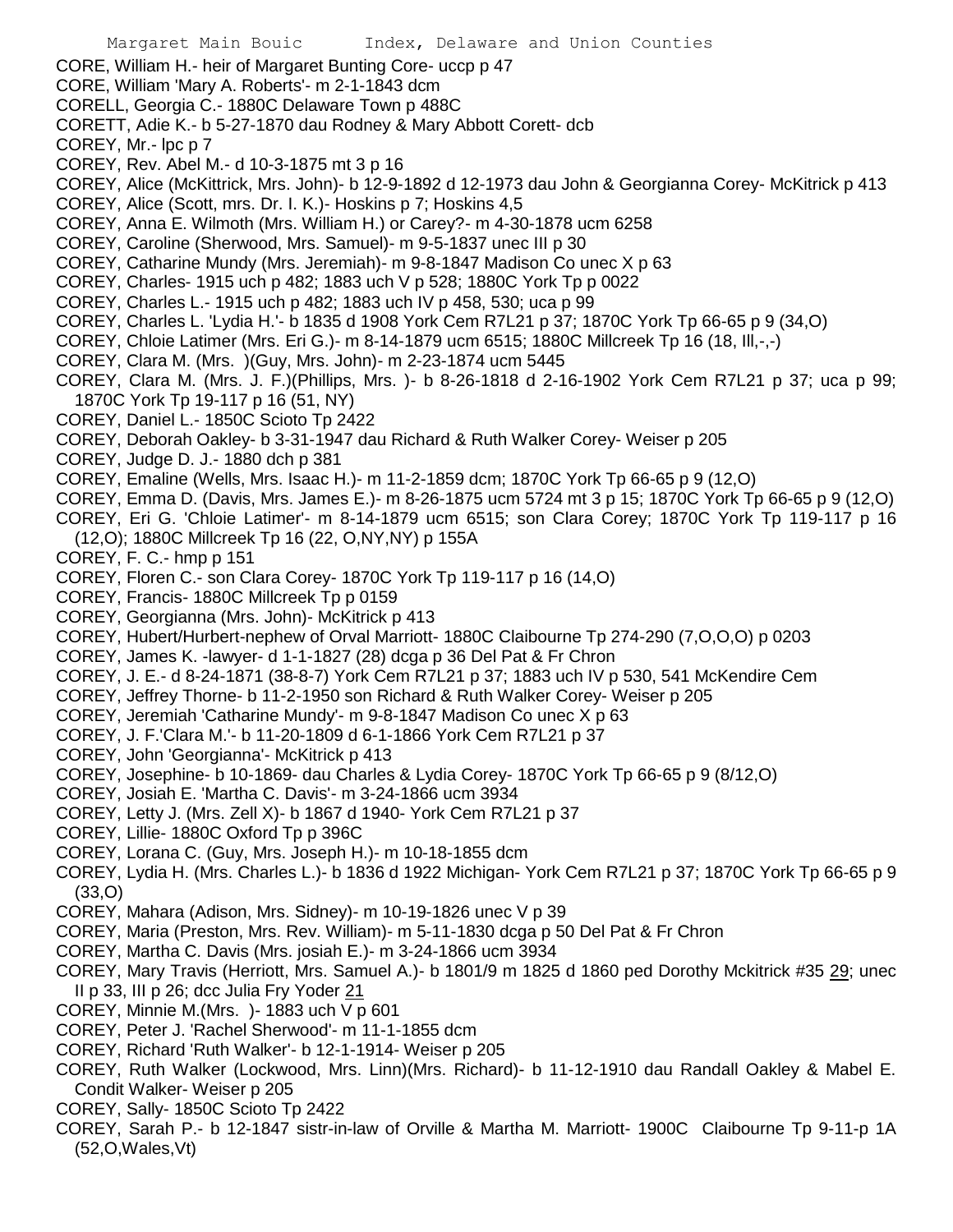CORE, William H.- heir of Margaret Bunting Core- uccp p 47

CORE, William 'Mary A. Roberts'- m 2-1-1843 dcm

CORELL, Georgia C.- 1880C Delaware Town p 488C

CORETT, Adie K.- b 5-27-1870 dau Rodney & Mary Abbott Corett- dcb

COREY, Mr.- lpc p 7

COREY, Rev. Abel M.- d 10-3-1875 mt 3 p 16

COREY, Alice (McKittrick, Mrs. John)- b 12-9-1892 d 12-1973 dau John & Georgianna Corey- McKitrick p 413

COREY, Alice (Scott, mrs. Dr. I. K.)- Hoskins p 7; Hoskins 4,5

COREY, Anna E. Wilmoth (Mrs. William H.) or Carey?- m 4-30-1878 ucm 6258

COREY, Caroline (Sherwood, Mrs. Samuel)- m 9-5-1837 unec III p 30

COREY, Catharine Mundy (Mrs. Jeremiah)- m 9-8-1847 Madison Co unec X p 63

COREY, Charles- 1915 uch p 482; 1883 uch V p 528; 1880C York Tp p 0022

COREY, Charles L.- 1915 uch p 482; 1883 uch IV p 458, 530; uca p 99

COREY, Charles L. 'Lydia H.'- b 1835 d 1908 York Cem R7L21 p 37; 1870C York Tp 66-65 p 9 (34,O)

COREY, Chloie Latimer (Mrs. Eri G.)- m 8-14-1879 ucm 6515; 1880C Millcreek Tp 16 (18, Ill,-,-)

COREY, Clara M. (Mrs. )(Guy, Mrs. John)- m 2-23-1874 ucm 5445

COREY, Clara M. (Mrs. J. F.)(Phillips, Mrs. )- b 8-26-1818 d 2-16-1902 York Cem R7L21 p 37; uca p 99; 1870C York Tp 19-117 p 16 (51, NY)

COREY, Daniel L.- 1850C Scioto Tp 2422

COREY, Deborah Oakley- b 3-31-1947 dau Richard & Ruth Walker Corey- Weiser p 205

COREY, Judge D. J.- 1880 dch p 381

COREY, Emaline (Wells, Mrs. Isaac H.)- m 11-2-1859 dcm; 1870C York Tp 66-65 p 9 (12,O)

COREY, Emma D. (Davis, Mrs. James E.)- m 8-26-1875 ucm 5724 mt 3 p 15; 1870C York Tp 66-65 p 9 (12,O)

COREY, Eri G. 'Chloie Latimer'- m 8-14-1879 ucm 6515; son Clara Corey; 1870C York Tp 119-117 p 16 (12,O); 1880C Millcreek Tp 16 (22, O,NY,NY) p 155A

COREY, F. C.- hmp p 151

COREY, Floren C.- son Clara Corey- 1870C York Tp 119-117 p 16 (14,O)

COREY, Francis- 1880C Millcreek Tp p 0159

COREY, Georgianna (Mrs. John)- McKitrick p 413

COREY, Hubert/Hurbert-nephew of Orval Marriott- 1880C Claibourne Tp 274-290 (7,O,O,O) p 0203

COREY, James K. -lawyer- d 1-1-1827 (28) dcga p 36 Del Pat & Fr Chron

COREY, J. E.- d 8-24-1871 (38-8-7) York Cem R7L21 p 37; 1883 uch IV p 530, 541 McKendire Cem

COREY, Jeffrey Thorne- b 11-2-1950 son Richard & Ruth Walker Corey- Weiser p 205

COREY, Jeremiah 'Catharine Mundy'- m 9-8-1847 Madison Co unec X p 63

COREY, J. F.'Clara M.'- b 11-20-1809 d 6-1-1866 York Cem R7L21 p 37

COREY, John 'Georgianna'- McKitrick p 413

COREY, Josephine- b 10-1869- dau Charles & Lydia Corey- 1870C York Tp 66-65 p 9 (8/12,O)

COREY, Josiah E. 'Martha C. Davis'- m 3-24-1866 ucm 3934

COREY, Letty J. (Mrs. Zell X)- b 1867 d 1940- York Cem R7L21 p 37

COREY, Lillie- 1880C Oxford Tp p 396C

COREY, Lorana C. (Guy, Mrs. Joseph H.)- m 10-18-1855 dcm

COREY, Lydia H. (Mrs. Charles L.)- b 1836 d 1922 Michigan- York Cem R7L21 p 37; 1870C York Tp 66-65 p 9 (33,O)

COREY, Mahara (Adison, Mrs. Sidney)- m 10-19-1826 unec V p 39

COREY, Maria (Preston, Mrs. Rev. William)- m 5-11-1830 dcga p 50 Del Pat & Fr Chron

COREY, Martha C. Davis (Mrs. josiah E.)- m 3-24-1866 ucm 3934

COREY, Mary Travis (Herriott, Mrs. Samuel A.)- b 1801/9 m 1825 d 1860 ped Dorothy Mckitrick #35 29; unec II p 33, III p 26; dcc Julia Fry Yoder 21

COREY, Minnie M.(Mrs. )- 1883 uch V p 601

COREY, Peter J. 'Rachel Sherwood'- m 11-1-1855 dcm

COREY, Richard 'Ruth Walker'- b 12-1-1914- Weiser p 205

COREY, Ruth Walker (Lockwood, Mrs. Linn)(Mrs. Richard)- b 11-12-1910 dau Randall Oakley & Mabel E. Condit Walker- Weiser p 205

COREY, Sally- 1850C Scioto Tp 2422

COREY, Sarah P.- b 12-1847 sistr-in-law of Orville & Martha M. Marriott- 1900C Claibourne Tp 9-11-p 1A (52,O,Wales,Vt)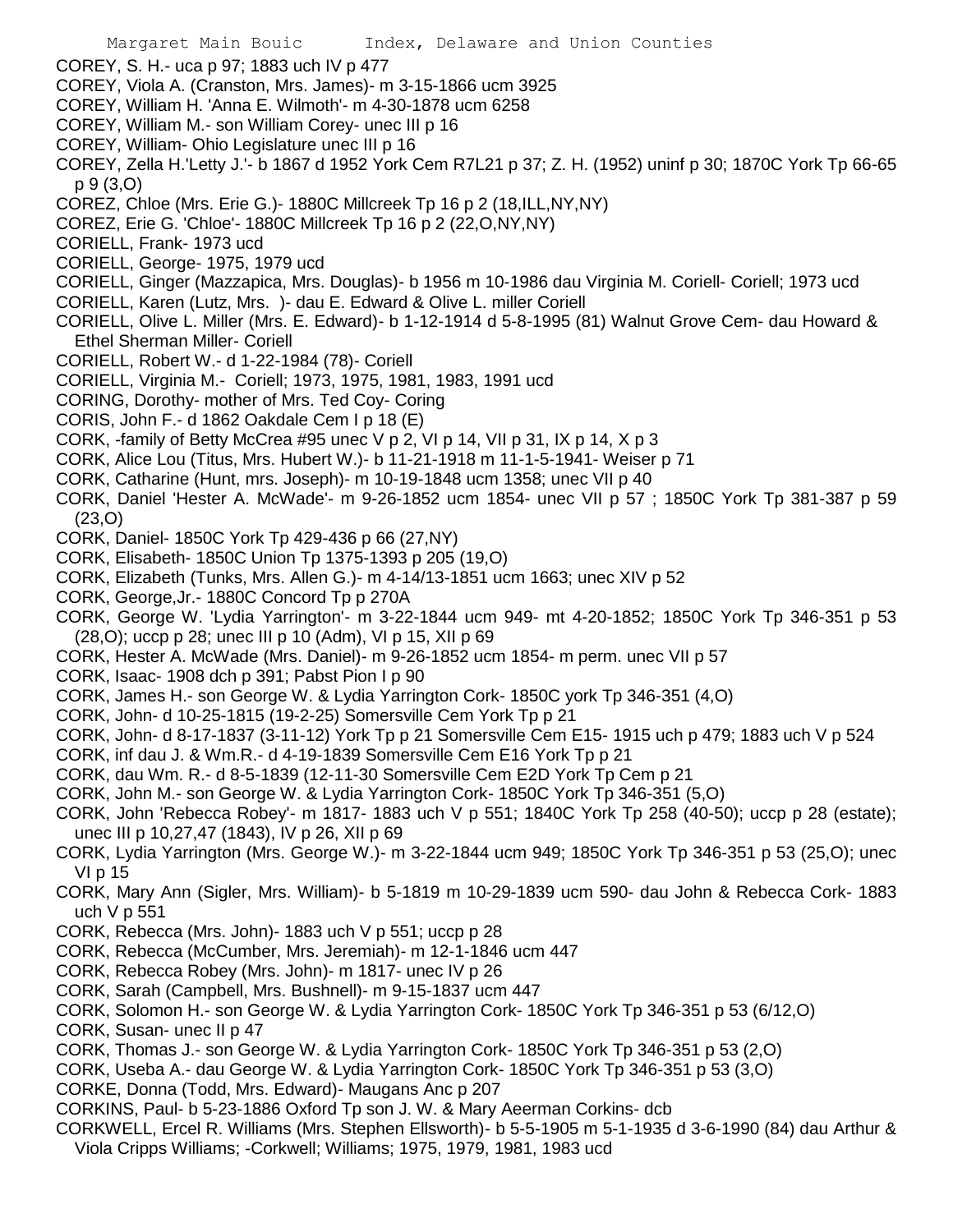COREY, S. H.- uca p 97; 1883 uch IV p 477

COREY, Viola A. (Cranston, Mrs. James)- m 3-15-1866 ucm 3925

COREY, William H. 'Anna E. Wilmoth'- m 4-30-1878 ucm 6258

COREY, William M.- son William Corey- unec III p 16

COREY, William- Ohio Legislature unec III p 16

COREY, Zella H.'Letty J.'- b 1867 d 1952 York Cem R7L21 p 37; Z. H. (1952) uninf p 30; 1870C York Tp 66-65 p 9 (3,O)

COREZ, Chloe (Mrs. Erie G.)- 1880C Millcreek Tp 16 p 2 (18,ILL,NY,NY)

COREZ, Erie G. 'Chloe'- 1880C Millcreek Tp 16 p 2 (22,O,NY,NY)

CORIELL, Frank- 1973 ucd

CORIELL, George- 1975, 1979 ucd

CORIELL, Ginger (Mazzapica, Mrs. Douglas)- b 1956 m 10-1986 dau Virginia M. Coriell- Coriell; 1973 ucd

CORIELL, Karen (Lutz, Mrs. )- dau E. Edward & Olive L. miller Coriell

CORIELL, Olive L. Miller (Mrs. E. Edward)- b 1-12-1914 d 5-8-1995 (81) Walnut Grove Cem- dau Howard & Ethel Sherman Miller- Coriell

CORIELL, Robert W.- d 1-22-1984 (78)- Coriell

CORIELL, Virginia M.- Coriell; 1973, 1975, 1981, 1983, 1991 ucd

CORING, Dorothy- mother of Mrs. Ted Coy- Coring

CORIS, John F.- d 1862 Oakdale Cem I p 18 (E)

CORK, -family of Betty McCrea #95 unec V p 2, VI p 14, VII p 31, IX p 14, X p 3

CORK, Alice Lou (Titus, Mrs. Hubert W.)- b 11-21-1918 m 11-1-5-1941- Weiser p 71

CORK, Catharine (Hunt, mrs. Joseph)- m 10-19-1848 ucm 1358; unec VII p 40

CORK, Daniel 'Hester A. McWade'- m 9-26-1852 ucm 1854- unec VII p 57 ; 1850C York Tp 381-387 p 59 (23,O)

CORK, Daniel- 1850C York Tp 429-436 p 66 (27,NY)

CORK, Elisabeth- 1850C Union Tp 1375-1393 p 205 (19,O)

CORK, Elizabeth (Tunks, Mrs. Allen G.)- m 4-14/13-1851 ucm 1663; unec XIV p 52

CORK, George,Jr.- 1880C Concord Tp p 270A

CORK, George W. 'Lydia Yarrington'- m 3-22-1844 ucm 949- mt 4-20-1852; 1850C York Tp 346-351 p 53 (28,O); uccp p 28; unec III p 10 (Adm), VI p 15, XII p 69

CORK, Hester A. McWade (Mrs. Daniel)- m 9-26-1852 ucm 1854- m perm. unec VII p 57

CORK, Isaac- 1908 dch p 391; Pabst Pion I p 90

CORK, James H.- son George W. & Lydia Yarrington Cork- 1850C york Tp 346-351 (4,O)

CORK, John- d 10-25-1815 (19-2-25) Somersville Cem York Tp p 21

CORK, John- d 8-17-1837 (3-11-12) York Tp p 21 Somersville Cem E15- 1915 uch p 479; 1883 uch V p 524

CORK, inf dau J. & Wm.R.- d 4-19-1839 Somersville Cem E16 York Tp p 21

CORK, dau Wm. R.- d 8-5-1839 (12-11-30 Somersville Cem E2D York Tp Cem p 21

CORK, John M.- son George W. & Lydia Yarrington Cork- 1850C York Tp 346-351 (5,O)

CORK, John 'Rebecca Robey'- m 1817- 1883 uch V p 551; 1840C York Tp 258 (40-50); uccp p 28 (estate); unec III p 10,27,47 (1843), IV p 26, XII p 69

CORK, Lydia Yarrington (Mrs. George W.)- m 3-22-1844 ucm 949; 1850C York Tp 346-351 p 53 (25,O); unec VI p 15

CORK, Mary Ann (Sigler, Mrs. William)- b 5-1819 m 10-29-1839 ucm 590- dau John & Rebecca Cork- 1883 uch V p 551

CORK, Rebecca (Mrs. John)- 1883 uch V p 551; uccp p 28

CORK, Rebecca (McCumber, Mrs. Jeremiah)- m 12-1-1846 ucm 447

CORK, Rebecca Robey (Mrs. John)- m 1817- unec IV p 26

CORK, Sarah (Campbell, Mrs. Bushnell)- m 9-15-1837 ucm 447

CORK, Solomon H.- son George W. & Lydia Yarrington Cork- 1850C York Tp 346-351 p 53 (6/12,O)

CORK, Susan- unec II p 47

CORK, Thomas J.- son George W. & Lydia Yarrington Cork- 1850C York Tp 346-351 p 53 (2,O)

CORK, Useba A.- dau George W. & Lydia Yarrington Cork- 1850C York Tp 346-351 p 53 (3,O)

CORKE, Donna (Todd, Mrs. Edward)- Maugans Anc p 207

CORKINS, Paul- b 5-23-1886 Oxford Tp son J. W. & Mary Aeerman Corkins- dcb

CORKWELL, Ercel R. Williams (Mrs. Stephen Ellsworth)- b 5-5-1905 m 5-1-1935 d 3-6-1990 (84) dau Arthur & Viola Cripps Williams; -Corkwell; Williams; 1975, 1979, 1981, 1983 ucd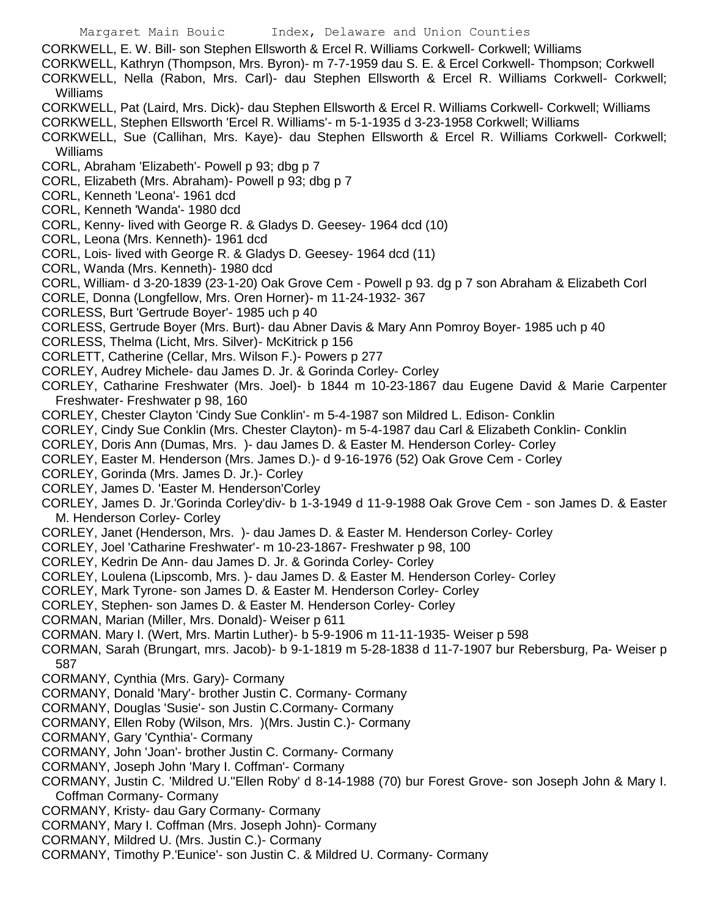CORKWELL, E. W. Bill- son Stephen Ellsworth & Ercel R. Williams Corkwell- Corkwell; Williams
CORKWELL, Kathryn (Thompson, Mrs. Byron)- m 7-7-1959 dau S. E. & Ercel Corkwell- Thompson; Corkwell
CORKWELL, Nella (Rabon, Mrs. Carl)- dau Stephen Ellsworth & Ercel R. Williams Corkwell- Corkwell; Williams
CORKWELL, Pat (Laird, Mrs. Dick)- dau Stephen Ellsworth & Ercel R. Williams Corkwell- Corkwell; Williams
CORKWELL, Stephen Ellsworth 'Ercel R. Williams'- m 5-1-1935 d 3-23-1958 Corkwell; Williams
CORKWELL, Sue (Callihan, Mrs. Kaye)- dau Stephen Ellsworth & Ercel R. Williams Corkwell- Corkwell; Williams
CORL, Abraham 'Elizabeth'- Powell p 93; dbg p 7
CORL, Elizabeth (Mrs. Abraham)- Powell p 93; dbg p 7
CORL, Kenneth 'Leona'- 1961 dcd
CORL, Kenneth 'Wanda'- 1980 dcd
CORL, Kenny- lived with George R. & Gladys D. Geesey- 1964 dcd (10)
CORL, Leona (Mrs. Kenneth)- 1961 dcd
CORL, Lois- lived with George R. & Gladys D. Geesey- 1964 dcd (11)
CORL, Wanda (Mrs. Kenneth)- 1980 dcd
CORL, William- d 3-20-1839 (23-1-20) Oak Grove Cem - Powell p 93. dg p 7 son Abraham & Elizabeth Corl
CORLE, Donna (Longfellow, Mrs. Oren Horner)- m 11-24-1932- 367
CORLESS, Burt 'Gertrude Boyer'- 1985 uch p 40
CORLESS, Gertrude Boyer (Mrs. Burt)- dau Abner Davis & Mary Ann Pomroy Boyer- 1985 uch p 40
CORLESS, Thelma (Licht, Mrs. Silver)- McKitrick p 156
CORLETT, Catherine (Cellar, Mrs. Wilson F.)- Powers p 277
CORLEY, Audrey Michele- dau James D. Jr. & Gorinda Corley- Corley
CORLEY, Catharine Freshwater (Mrs. Joel)- b 1844 m 10-23-1867 dau Eugene David & Marie Carpenter Freshwater- Freshwater p 98, 160
CORLEY, Chester Clayton 'Cindy Sue Conklin'- m 5-4-1987 son Mildred L. Edison- Conklin
CORLEY, Cindy Sue Conklin (Mrs. Chester Clayton)- m 5-4-1987 dau Carl & Elizabeth Conklin- Conklin
CORLEY, Doris Ann (Dumas, Mrs. )- dau James D. & Easter M. Henderson Corley- Corley
CORLEY, Easter M. Henderson (Mrs. James D.)- d 9-16-1976 (52) Oak Grove Cem - Corley
CORLEY, Gorinda (Mrs. James D. Jr.)- Corley
CORLEY, James D. 'Easter M. Henderson'Corley
CORLEY, James D. Jr.'Gorinda Corley'div- b 1-3-1949 d 11-9-1988 Oak Grove Cem - son James D. & Easter M. Henderson Corley- Corley
CORLEY, Janet (Henderson, Mrs. )- dau James D. & Easter M. Henderson Corley- Corley
CORLEY, Joel 'Catharine Freshwater'- m 10-23-1867- Freshwater p 98, 100
CORLEY, Kedrin De Ann- dau James D. Jr. & Gorinda Corley- Corley
CORLEY, Loulena (Lipscomb, Mrs. )- dau James D. & Easter M. Henderson Corley- Corley
CORLEY, Mark Tyrone- son James D. & Easter M. Henderson Corley- Corley
CORLEY, Stephen- son James D. & Easter M. Henderson Corley- Corley
CORMAN, Marian (Miller, Mrs. Donald)- Weiser p 611
CORMAN. Mary I. (Wert, Mrs. Martin Luther)- b 5-9-1906 m 11-11-1935- Weiser p 598
CORMAN, Sarah (Brungart, mrs. Jacob)- b 9-1-1819 m 5-28-1838 d 11-7-1907 bur Rebersburg, Pa- Weiser p 587
CORMANY, Cynthia (Mrs. Gary)- Cormany
CORMANY, Donald 'Mary'- brother Justin C. Cormany- Cormany
CORMANY, Douglas 'Susie'- son Justin C.Cormany- Cormany
CORMANY, Ellen Roby (Wilson, Mrs. )(Mrs. Justin C.)- Cormany
CORMANY, Gary 'Cynthia'- Cormany
CORMANY, John 'Joan'- brother Justin C. Cormany- Cormany
CORMANY, Joseph John 'Mary I. Coffman'- Cormany
CORMANY, Justin C. 'Mildred U.''Ellen Roby' d 8-14-1988 (70) bur Forest Grove- son Joseph John & Mary I. Coffman Cormany- Cormany
CORMANY, Kristy- dau Gary Cormany- Cormany
CORMANY, Mary I. Coffman (Mrs. Joseph John)- Cormany
CORMANY, Mildred U. (Mrs. Justin C.)- Cormany
CORMANY, Timothy P.'Eunice'- son Justin C. & Mildred U. Cormany- Cormany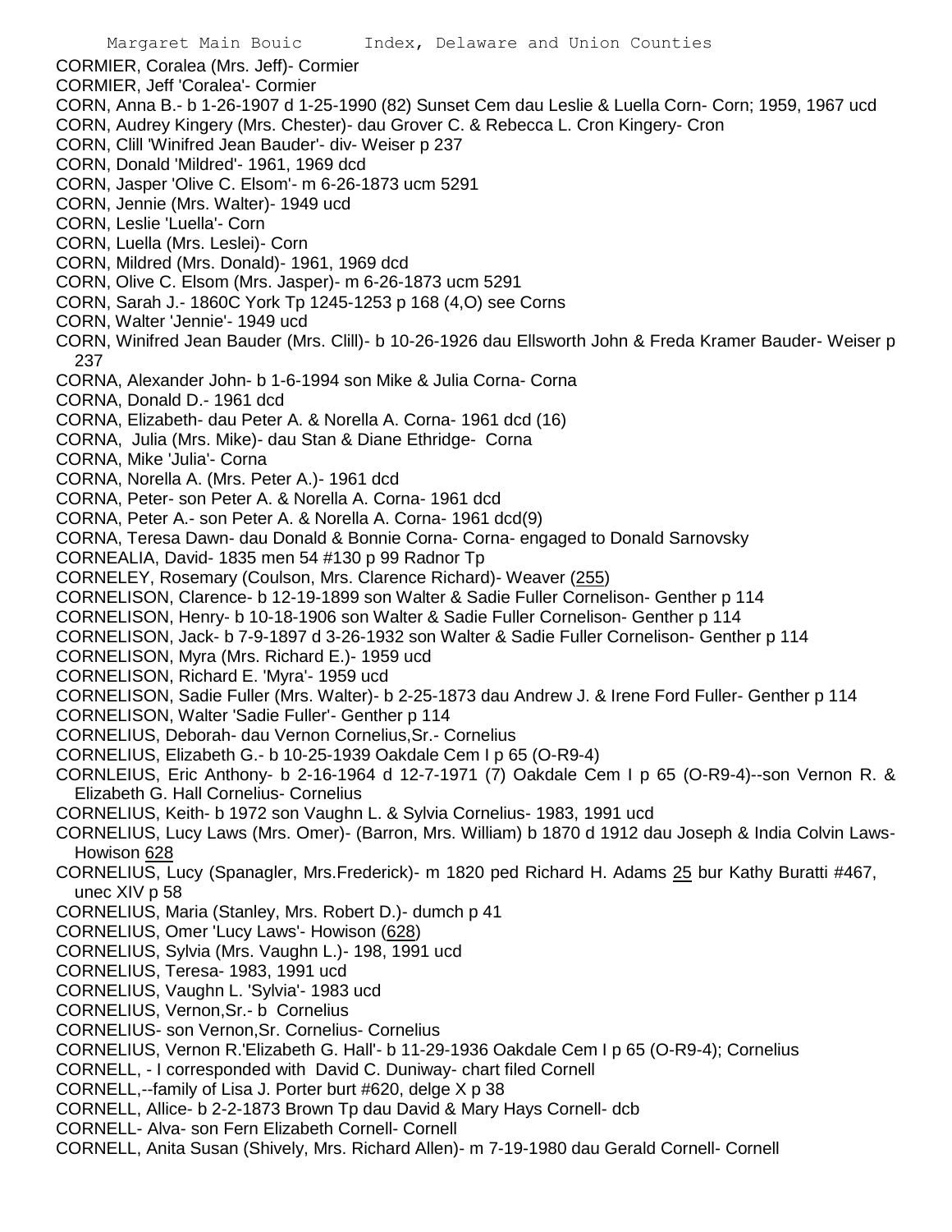CORMIER, Coralea (Mrs. Jeff)- Cormier
CORMIER, Jeff 'Coralea'- Cormier
CORN, Anna B.- b 1-26-1907 d 1-25-1990 (82) Sunset Cem dau Leslie & Luella Corn- Corn; 1959, 1967 ucd
CORN, Audrey Kingery (Mrs. Chester)- dau Grover C. & Rebecca L. Cron Kingery- Cron
CORN, Clill 'Winifred Jean Bauder'- div- Weiser p 237
CORN, Donald 'Mildred'- 1961, 1969 dcd
CORN, Jasper 'Olive C. Elsom'- m 6-26-1873 ucm 5291
CORN, Jennie (Mrs. Walter)- 1949 ucd
CORN, Leslie 'Luella'- Corn
CORN, Luella (Mrs. Leslei)- Corn
CORN, Mildred (Mrs. Donald)- 1961, 1969 dcd
CORN, Olive C. Elsom (Mrs. Jasper)- m 6-26-1873 ucm 5291
CORN, Sarah J.- 1860C York Tp 1245-1253 p 168 (4,O) see Corns
CORN, Walter 'Jennie'- 1949 ucd
CORN, Winifred Jean Bauder (Mrs. Clill)- b 10-26-1926 dau Ellsworth John & Freda Kramer Bauder- Weiser p 237
CORNA, Alexander John- b 1-6-1994 son Mike & Julia Corna- Corna
CORNA, Donald D.- 1961 dcd
CORNA, Elizabeth- dau Peter A. & Norella A. Corna- 1961 dcd (16)
CORNA, Julia (Mrs. Mike)- dau Stan & Diane Ethridge- Corna
CORNA, Mike 'Julia'- Corna
CORNA, Norella A. (Mrs. Peter A.)- 1961 dcd
CORNA, Peter- son Peter A. & Norella A. Corna- 1961 dcd
CORNA, Peter A.- son Peter A. & Norella A. Corna- 1961 dcd(9)
CORNA, Teresa Dawn- dau Donald & Bonnie Corna- Corna- engaged to Donald Sarnovsky
CORNEALIA, David- 1835 men 54 #130 p 99 Radnor Tp
CORNELEY, Rosemary (Coulson, Mrs. Clarence Richard)- Weaver (255)
CORNELISON, Clarence- b 12-19-1899 son Walter & Sadie Fuller Cornelison- Genther p 114
CORNELISON, Henry- b 10-18-1906 son Walter & Sadie Fuller Cornelison- Genther p 114
CORNELISON, Jack- b 7-9-1897 d 3-26-1932 son Walter & Sadie Fuller Cornelison- Genther p 114
CORNELISON, Myra (Mrs. Richard E.)- 1959 ucd
CORNELISON, Richard E. 'Myra'- 1959 ucd
CORNELISON, Sadie Fuller (Mrs. Walter)- b 2-25-1873 dau Andrew J. & Irene Ford Fuller- Genther p 114
CORNELISON, Walter 'Sadie Fuller'- Genther p 114
CORNELIUS, Deborah- dau Vernon Cornelius,Sr.- Cornelius
CORNELIUS, Elizabeth G.- b 10-25-1939 Oakdale Cem I p 65 (O-R9-4)
CORNLEIUS, Eric Anthony- b 2-16-1964 d 12-7-1971 (7) Oakdale Cem I p 65 (O-R9-4)--son Vernon R. & Elizabeth G. Hall Cornelius- Cornelius
CORNELIUS, Keith- b 1972 son Vaughn L. & Sylvia Cornelius- 1983, 1991 ucd
CORNELIUS, Lucy Laws (Mrs. Omer)- (Barron, Mrs. William) b 1870 d 1912 dau Joseph & India Colvin Laws- Howison 628
CORNELIUS, Lucy (Spanagler, Mrs.Frederick)- m 1820 ped Richard H. Adams 25 bur Kathy Buratti #467, unec XIV p 58
CORNELIUS, Maria (Stanley, Mrs. Robert D.)- dumch p 41
CORNELIUS, Omer 'Lucy Laws'- Howison (628)
CORNELIUS, Sylvia (Mrs. Vaughn L.)- 198, 1991 ucd
CORNELIUS, Teresa- 1983, 1991 ucd
CORNELIUS, Vaughn L. 'Sylvia'- 1983 ucd
CORNELIUS, Vernon,Sr.- b Cornelius
CORNELIUS- son Vernon,Sr. Cornelius- Cornelius
CORNELIUS, Vernon R.'Elizabeth G. Hall'- b 11-29-1936 Oakdale Cem I p 65 (O-R9-4); Cornelius
CORNELL, - I corresponded with David C. Duniway- chart filed Cornell
CORNELL,--family of Lisa J. Porter burt #620, delge X p 38
CORNELL, Allice- b 2-2-1873 Brown Tp dau David & Mary Hays Cornell- dcb
CORNELL- Alva- son Fern Elizabeth Cornell- Cornell
CORNELL, Anita Susan (Shively, Mrs. Richard Allen)- m 7-19-1980 dau Gerald Cornell- Cornell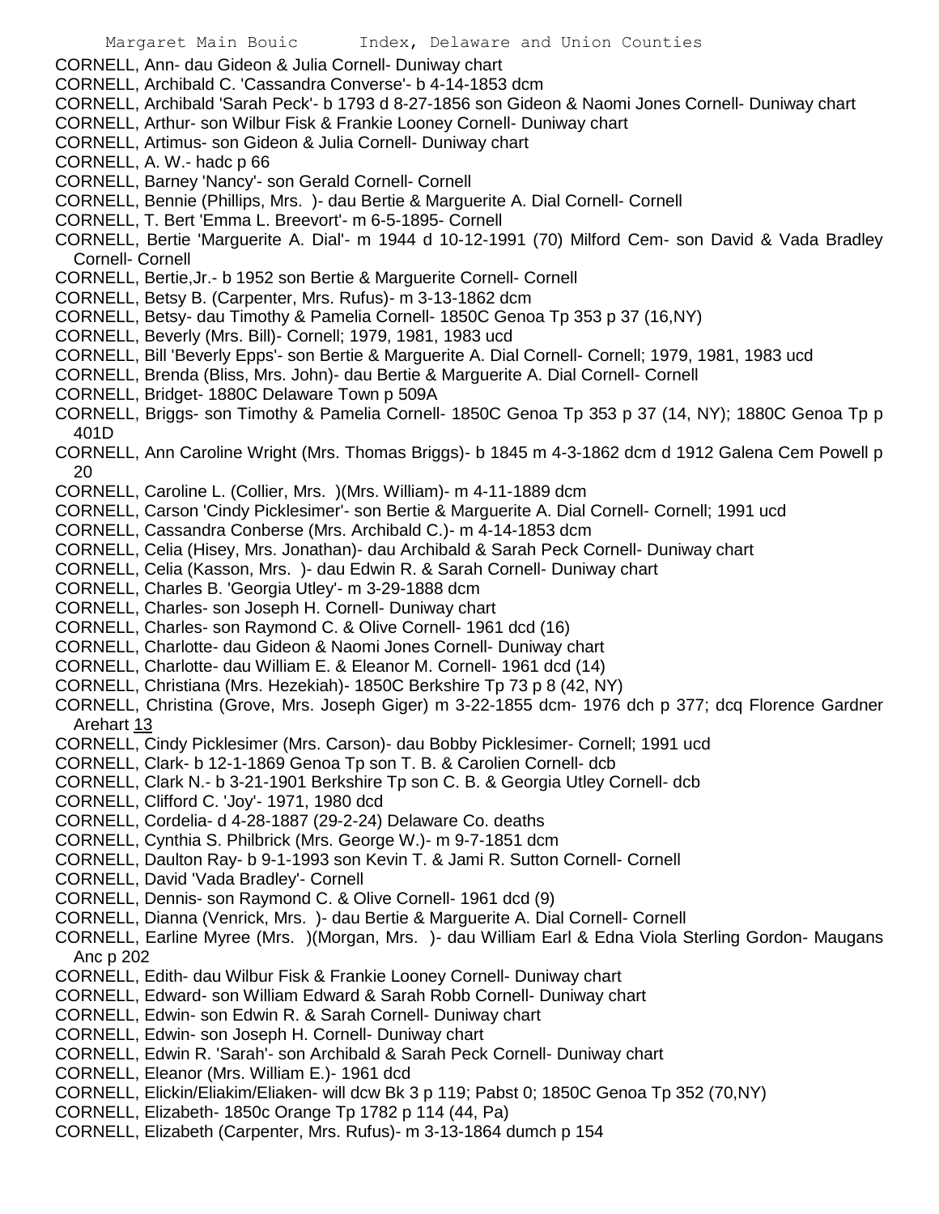CORNELL, Ann- dau Gideon & Julia Cornell- Duniway chart
CORNELL, Archibald C. 'Cassandra Converse'- b 4-14-1853 dcm
CORNELL, Archibald 'Sarah Peck'- b 1793 d 8-27-1856 son Gideon & Naomi Jones Cornell- Duniway chart
CORNELL, Arthur- son Wilbur Fisk & Frankie Looney Cornell- Duniway chart
CORNELL, Artimus- son Gideon & Julia Cornell- Duniway chart
CORNELL, A. W.- hadc p 66
CORNELL, Barney 'Nancy'- son Gerald Cornell- Cornell
CORNELL, Bennie (Phillips, Mrs. )- dau Bertie & Marguerite A. Dial Cornell- Cornell
CORNELL, T. Bert 'Emma L. Breevort'- m 6-5-1895- Cornell
CORNELL, Bertie 'Marguerite A. Dial'- m 1944 d 10-12-1991 (70) Milford Cem- son David & Vada Bradley Cornell- Cornell
CORNELL, Bertie,Jr.- b 1952 son Bertie & Marguerite Cornell- Cornell
CORNELL, Betsy B. (Carpenter, Mrs. Rufus)- m 3-13-1862 dcm
CORNELL, Betsy- dau Timothy & Pamelia Cornell- 1850C Genoa Tp 353 p 37 (16,NY)
CORNELL, Beverly (Mrs. Bill)- Cornell; 1979, 1981, 1983 ucd
CORNELL, Bill 'Beverly Epps'- son Bertie & Marguerite A. Dial Cornell- Cornell; 1979, 1981, 1983 ucd
CORNELL, Brenda (Bliss, Mrs. John)- dau Bertie & Marguerite A. Dial Cornell- Cornell
CORNELL, Bridget- 1880C Delaware Town p 509A
CORNELL, Briggs- son Timothy & Pamelia Cornell- 1850C Genoa Tp 353 p 37 (14, NY); 1880C Genoa Tp p 401D
CORNELL, Ann Caroline Wright (Mrs. Thomas Briggs)- b 1845 m 4-3-1862 dcm d 1912 Galena Cem Powell p 20
CORNELL, Caroline L. (Collier, Mrs. )(Mrs. William)- m 4-11-1889 dcm
CORNELL, Carson 'Cindy Picklesimer'- son Bertie & Marguerite A. Dial Cornell- Cornell; 1991 ucd
CORNELL, Cassandra Conberse (Mrs. Archibald C.)- m 4-14-1853 dcm
CORNELL, Celia (Hisey, Mrs. Jonathan)- dau Archibald & Sarah Peck Cornell- Duniway chart
CORNELL, Celia (Kasson, Mrs. )- dau Edwin R. & Sarah Cornell- Duniway chart
CORNELL, Charles B. 'Georgia Utley'- m 3-29-1888 dcm
CORNELL, Charles- son Joseph H. Cornell- Duniway chart
CORNELL, Charles- son Raymond C. & Olive Cornell- 1961 dcd (16)
CORNELL, Charlotte- dau Gideon & Naomi Jones Cornell- Duniway chart
CORNELL, Charlotte- dau William E. & Eleanor M. Cornell- 1961 dcd (14)
CORNELL, Christiana (Mrs. Hezekiah)- 1850C Berkshire Tp 73 p 8 (42, NY)
CORNELL, Christina (Grove, Mrs. Joseph Giger) m 3-22-1855 dcm- 1976 dch p 377; dcq Florence Gardner Arehart 13
CORNELL, Cindy Picklesimer (Mrs. Carson)- dau Bobby Picklesimer- Cornell; 1991 ucd
CORNELL, Clark- b 12-1-1869 Genoa Tp son T. B. & Carolien Cornell- dcb
CORNELL, Clark N.- b 3-21-1901 Berkshire Tp son C. B. & Georgia Utley Cornell- dcb
CORNELL, Clifford C. 'Joy'- 1971, 1980 dcd
CORNELL, Cordelia- d 4-28-1887 (29-2-24) Delaware Co. deaths
CORNELL, Cynthia S. Philbrick (Mrs. George W.)- m 9-7-1851 dcm
CORNELL, Daulton Ray- b 9-1-1993 son Kevin T. & Jami R. Sutton Cornell- Cornell
CORNELL, David 'Vada Bradley'- Cornell
CORNELL, Dennis- son Raymond C. & Olive Cornell- 1961 dcd (9)
CORNELL, Dianna (Venrick, Mrs. )- dau Bertie & Marguerite A. Dial Cornell- Cornell
CORNELL, Earline Myree (Mrs. )(Morgan, Mrs. )- dau William Earl & Edna Viola Sterling Gordon- Maugans Anc p 202
CORNELL, Edith- dau Wilbur Fisk & Frankie Looney Cornell- Duniway chart
CORNELL, Edward- son William Edward & Sarah Robb Cornell- Duniway chart
CORNELL, Edwin- son Edwin R. & Sarah Cornell- Duniway chart
CORNELL, Edwin- son Joseph H. Cornell- Duniway chart
CORNELL, Edwin R. 'Sarah'- son Archibald & Sarah Peck Cornell- Duniway chart
CORNELL, Eleanor (Mrs. William E.)- 1961 dcd
CORNELL, Elickin/Eliakim/Eliaken- will dcw Bk 3 p 119; Pabst 0; 1850C Genoa Tp 352 (70,NY)
CORNELL, Elizabeth- 1850c Orange Tp 1782 p 114 (44, Pa)
CORNELL, Elizabeth (Carpenter, Mrs. Rufus)- m 3-13-1864 dumch p 154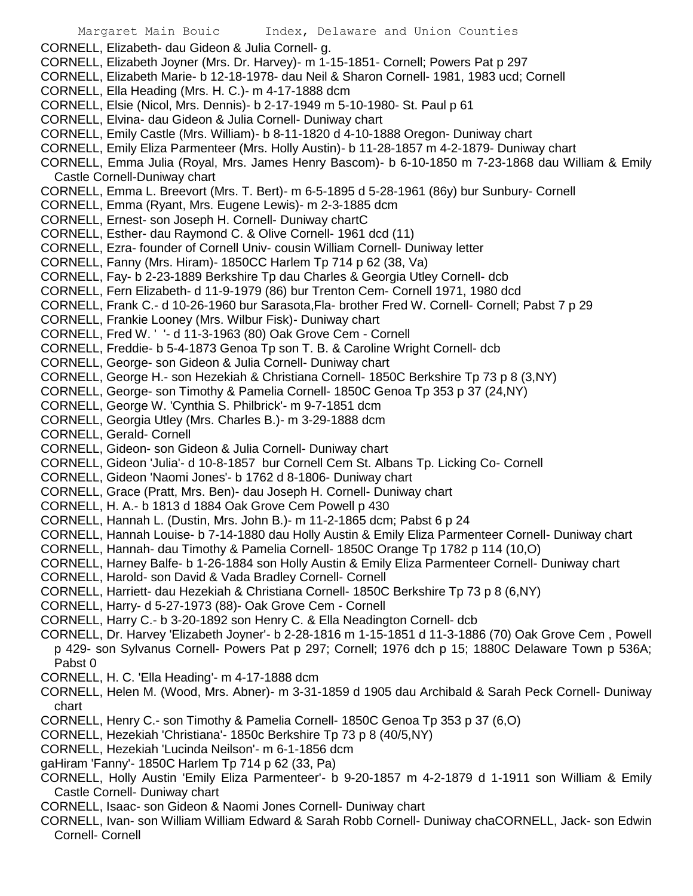CORNELL, Elizabeth- dau Gideon & Julia Cornell- g.

CORNELL, Elizabeth Joyner (Mrs. Dr. Harvey)- m 1-15-1851- Cornell; Powers Pat p 297

CORNELL, Elizabeth Marie- b 12-18-1978- dau Neil & Sharon Cornell- 1981, 1983 ucd; Cornell

CORNELL, Ella Heading (Mrs. H. C.)- m 4-17-1888 dcm

CORNELL, Elsie (Nicol, Mrs. Dennis)- b 2-17-1949 m 5-10-1980- St. Paul p 61

CORNELL, Elvina- dau Gideon & Julia Cornell- Duniway chart

CORNELL, Emily Castle (Mrs. William)- b 8-11-1820 d 4-10-1888 Oregon- Duniway chart

CORNELL, Emily Eliza Parmenteer (Mrs. Holly Austin)- b 11-28-1857 m 4-2-1879- Duniway chart

CORNELL, Emma Julia (Royal, Mrs. James Henry Bascom)- b 6-10-1850 m 7-23-1868 dau William & Emily Castle Cornell-Duniway chart

CORNELL, Emma L. Breevort (Mrs. T. Bert)- m 6-5-1895 d 5-28-1961 (86y) bur Sunbury- Cornell

CORNELL, Emma (Ryant, Mrs. Eugene Lewis)- m 2-3-1885 dcm

CORNELL, Ernest- son Joseph H. Cornell- Duniway chartC

CORNELL, Esther- dau Raymond C. & Olive Cornell- 1961 dcd (11)

CORNELL, Ezra- founder of Cornell Univ- cousin William Cornell- Duniway letter

CORNELL, Fanny (Mrs. Hiram)- 1850CC Harlem Tp 714 p 62 (38, Va)

CORNELL, Fay- b 2-23-1889 Berkshire Tp dau Charles & Georgia Utley Cornell- dcb

CORNELL, Fern Elizabeth- d 11-9-1979 (86) bur Trenton Cem- Cornell 1971, 1980 dcd

CORNELL, Frank C.- d 10-26-1960 bur Sarasota,Fla- brother Fred W. Cornell- Cornell; Pabst 7 p 29

CORNELL, Frankie Looney (Mrs. Wilbur Fisk)- Duniway chart

CORNELL, Fred W. ' '- d 11-3-1963 (80) Oak Grove Cem - Cornell

CORNELL, Freddie- b 5-4-1873 Genoa Tp son T. B. & Caroline Wright Cornell- dcb

CORNELL, George- son Gideon & Julia Cornell- Duniway chart

CORNELL, George H.- son Hezekiah & Christiana Cornell- 1850C Berkshire Tp 73 p 8 (3,NY)

CORNELL, George- son Timothy & Pamelia Cornell- 1850C Genoa Tp 353 p 37 (24,NY)

CORNELL, George W. 'Cynthia S. Philbrick'- m 9-7-1851 dcm

CORNELL, Georgia Utley (Mrs. Charles B.)- m 3-29-1888 dcm

CORNELL, Gerald- Cornell

CORNELL, Gideon- son Gideon & Julia Cornell- Duniway chart

CORNELL, Gideon 'Julia'- d 10-8-1857 bur Cornell Cem St. Albans Tp. Licking Co- Cornell

CORNELL, Gideon 'Naomi Jones'- b 1762 d 8-1806- Duniway chart

CORNELL, Grace (Pratt, Mrs. Ben)- dau Joseph H. Cornell- Duniway chart

CORNELL, H. A.- b 1813 d 1884 Oak Grove Cem Powell p 430

CORNELL, Hannah L. (Dustin, Mrs. John B.)- m 11-2-1865 dcm; Pabst 6 p 24

CORNELL, Hannah Louise- b 7-14-1880 dau Holly Austin & Emily Eliza Parmenteer Cornell- Duniway chart

CORNELL, Hannah- dau Timothy & Pamelia Cornell- 1850C Orange Tp 1782 p 114 (10,O)

CORNELL, Harney Balfe- b 1-26-1884 son Holly Austin & Emily Eliza Parmenteer Cornell- Duniway chart

CORNELL, Harold- son David & Vada Bradley Cornell- Cornell

CORNELL, Harriett- dau Hezekiah & Christiana Cornell- 1850C Berkshire Tp 73 p 8 (6,NY)

CORNELL, Harry- d 5-27-1973 (88)- Oak Grove Cem - Cornell

CORNELL, Harry C.- b 3-20-1892 son Henry C. & Ella Neadington Cornell- dcb

CORNELL, Dr. Harvey 'Elizabeth Joyner'- b 2-28-1816 m 1-15-1851 d 11-3-1886 (70) Oak Grove Cem , Powell p 429- son Sylvanus Cornell- Powers Pat p 297; Cornell; 1976 dch p 15; 1880C Delaware Town p 536A; Pabst 0

CORNELL, H. C. 'Ella Heading'- m 4-17-1888 dcm

CORNELL, Helen M. (Wood, Mrs. Abner)- m 3-31-1859 d 1905 dau Archibald & Sarah Peck Cornell- Duniway chart

CORNELL, Henry C.- son Timothy & Pamelia Cornell- 1850C Genoa Tp 353 p 37 (6,O)

CORNELL, Hezekiah 'Christiana'- 1850c Berkshire Tp 73 p 8 (40/5,NY)

CORNELL, Hezekiah 'Lucinda Neilson'- m 6-1-1856 dcm

gaHiram 'Fanny'- 1850C Harlem Tp 714 p 62 (33, Pa)

CORNELL, Holly Austin 'Emily Eliza Parmenteer'- b 9-20-1857 m 4-2-1879 d 1-1911 son William & Emily Castle Cornell- Duniway chart

CORNELL, Isaac- son Gideon & Naomi Jones Cornell- Duniway chart

CORNELL, Ivan- son William William Edward & Sarah Robb Cornell- Duniway chaCORNELL, Jack- son Edwin Cornell- Cornell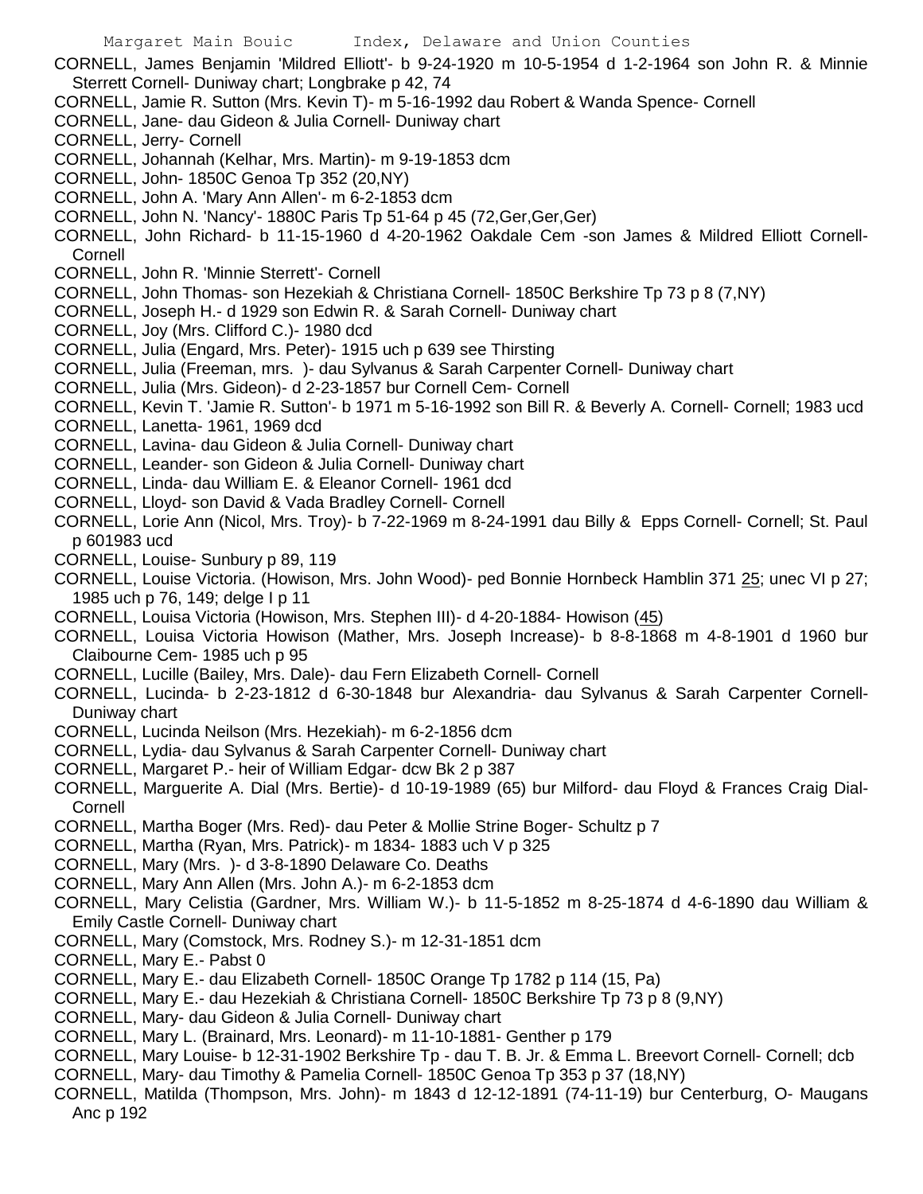CORNELL, James Benjamin 'Mildred Elliott'- b 9-24-1920 m 10-5-1954 d 1-2-1964 son John R. & Minnie Sterrett Cornell- Duniway chart; Longbrake p 42, 74

CORNELL, Jamie R. Sutton (Mrs. Kevin T)- m 5-16-1992 dau Robert & Wanda Spence- Cornell

CORNELL, Jane- dau Gideon & Julia Cornell- Duniway chart

CORNELL, Jerry- Cornell

CORNELL, Johannah (Kelhar, Mrs. Martin)- m 9-19-1853 dcm

CORNELL, John- 1850C Genoa Tp 352 (20,NY)

CORNELL, John A. 'Mary Ann Allen'- m 6-2-1853 dcm

CORNELL, John N. 'Nancy'- 1880C Paris Tp 51-64 p 45 (72,Ger,Ger,Ger)

CORNELL, John Richard- b 11-15-1960 d 4-20-1962 Oakdale Cem -son James & Mildred Elliott Cornell- Cornell

CORNELL, John R. 'Minnie Sterrett'- Cornell

CORNELL, John Thomas- son Hezekiah & Christiana Cornell- 1850C Berkshire Tp 73 p 8 (7,NY)

CORNELL, Joseph H.- d 1929 son Edwin R. & Sarah Cornell- Duniway chart

CORNELL, Joy (Mrs. Clifford C.)- 1980 dcd

CORNELL, Julia (Engard, Mrs. Peter)- 1915 uch p 639 see Thirsting

CORNELL, Julia (Freeman, mrs. )- dau Sylvanus & Sarah Carpenter Cornell- Duniway chart

CORNELL, Julia (Mrs. Gideon)- d 2-23-1857 bur Cornell Cem- Cornell

CORNELL, Kevin T. 'Jamie R. Sutton'- b 1971 m 5-16-1992 son Bill R. & Beverly A. Cornell- Cornell; 1983 ucd

CORNELL, Lanetta- 1961, 1969 dcd

CORNELL, Lavina- dau Gideon & Julia Cornell- Duniway chart

CORNELL, Leander- son Gideon & Julia Cornell- Duniway chart

CORNELL, Linda- dau William E. & Eleanor Cornell- 1961 dcd

CORNELL, Lloyd- son David & Vada Bradley Cornell- Cornell

CORNELL, Lorie Ann (Nicol, Mrs. Troy)- b 7-22-1969 m 8-24-1991 dau Billy & Epps Cornell- Cornell; St. Paul p 601983 ucd

CORNELL, Louise- Sunbury p 89, 119

CORNELL, Louise Victoria. (Howison, Mrs. John Wood)- ped Bonnie Hornbeck Hamblin 371 25; unec VI p 27; 1985 uch p 76, 149; delge I p 11

CORNELL, Louisa Victoria (Howison, Mrs. Stephen III)- d 4-20-1884- Howison (45)

CORNELL, Louisa Victoria Howison (Mather, Mrs. Joseph Increase)- b 8-8-1868 m 4-8-1901 d 1960 bur Claibourne Cem- 1985 uch p 95

CORNELL, Lucille (Bailey, Mrs. Dale)- dau Fern Elizabeth Cornell- Cornell

CORNELL, Lucinda- b 2-23-1812 d 6-30-1848 bur Alexandria- dau Sylvanus & Sarah Carpenter Cornell- Duniway chart

CORNELL, Lucinda Neilson (Mrs. Hezekiah)- m 6-2-1856 dcm

CORNELL, Lydia- dau Sylvanus & Sarah Carpenter Cornell- Duniway chart

CORNELL, Margaret P.- heir of William Edgar- dcw Bk 2 p 387

CORNELL, Marguerite A. Dial (Mrs. Bertie)- d 10-19-1989 (65) bur Milford- dau Floyd & Frances Craig Dial- Cornell

CORNELL, Martha Boger (Mrs. Red)- dau Peter & Mollie Strine Boger- Schultz p 7

CORNELL, Martha (Ryan, Mrs. Patrick)- m 1834- 1883 uch V p 325

CORNELL, Mary (Mrs. )- d 3-8-1890 Delaware Co. Deaths

CORNELL, Mary Ann Allen (Mrs. John A.)- m 6-2-1853 dcm

CORNELL, Mary Celistia (Gardner, Mrs. William W.)- b 11-5-1852 m 8-25-1874 d 4-6-1890 dau William & Emily Castle Cornell- Duniway chart

CORNELL, Mary (Comstock, Mrs. Rodney S.)- m 12-31-1851 dcm

CORNELL, Mary E.- Pabst 0

CORNELL, Mary E.- dau Elizabeth Cornell- 1850C Orange Tp 1782 p 114 (15, Pa)

CORNELL, Mary E.- dau Hezekiah & Christiana Cornell- 1850C Berkshire Tp 73 p 8 (9,NY)

CORNELL, Mary- dau Gideon & Julia Cornell- Duniway chart

CORNELL, Mary L. (Brainard, Mrs. Leonard)- m 11-10-1881- Genther p 179

CORNELL, Mary Louise- b 12-31-1902 Berkshire Tp - dau T. B. Jr. & Emma L. Breevort Cornell- Cornell; dcb

CORNELL, Mary- dau Timothy & Pamelia Cornell- 1850C Genoa Tp 353 p 37 (18,NY)

CORNELL, Matilda (Thompson, Mrs. John)- m 1843 d 12-12-1891 (74-11-19) bur Centerburg, O- Maugans Anc p 192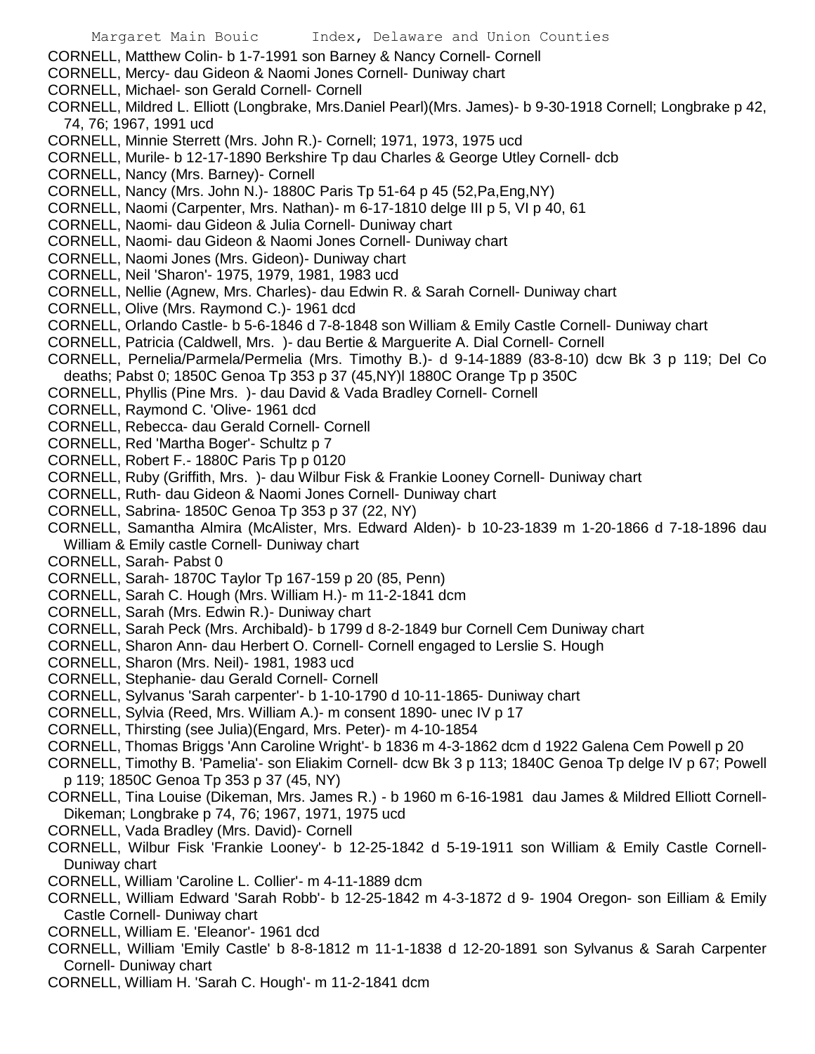CORNELL, Matthew Colin- b 1-7-1991 son Barney & Nancy Cornell- Cornell

CORNELL, Mercy- dau Gideon & Naomi Jones Cornell- Duniway chart

CORNELL, Michael- son Gerald Cornell- Cornell

CORNELL, Mildred L. Elliott (Longbrake, Mrs.Daniel Pearl)(Mrs. James)- b 9-30-1918 Cornell; Longbrake p 42, 74, 76; 1967, 1991 ucd

CORNELL, Minnie Sterrett (Mrs. John R.)- Cornell; 1971, 1973, 1975 ucd

CORNELL, Murile- b 12-17-1890 Berkshire Tp dau Charles & George Utley Cornell- dcb

CORNELL, Nancy (Mrs. Barney)- Cornell

CORNELL, Nancy (Mrs. John N.)- 1880C Paris Tp 51-64 p 45 (52,Pa,Eng,NY)

CORNELL, Naomi (Carpenter, Mrs. Nathan)- m 6-17-1810 delge III p 5, VI p 40, 61

CORNELL, Naomi- dau Gideon & Julia Cornell- Duniway chart

CORNELL, Naomi- dau Gideon & Naomi Jones Cornell- Duniway chart

CORNELL, Naomi Jones (Mrs. Gideon)- Duniway chart

CORNELL, Neil 'Sharon'- 1975, 1979, 1981, 1983 ucd

CORNELL, Nellie (Agnew, Mrs. Charles)- dau Edwin R. & Sarah Cornell- Duniway chart

CORNELL, Olive (Mrs. Raymond C.)- 1961 dcd

CORNELL, Orlando Castle- b 5-6-1846 d 7-8-1848 son William & Emily Castle Cornell- Duniway chart

CORNELL, Patricia (Caldwell, Mrs. )- dau Bertie & Marguerite A. Dial Cornell- Cornell

CORNELL, Pernelia/Parmela/Permelia (Mrs. Timothy B.)- d 9-14-1889 (83-8-10) dcw Bk 3 p 119; Del Co deaths; Pabst 0; 1850C Genoa Tp 353 p 37 (45,NY)l 1880C Orange Tp p 350C

CORNELL, Phyllis (Pine Mrs. )- dau David & Vada Bradley Cornell- Cornell

CORNELL, Raymond C. 'Olive- 1961 dcd

CORNELL, Rebecca- dau Gerald Cornell- Cornell

CORNELL, Red 'Martha Boger'- Schultz p 7

CORNELL, Robert F.- 1880C Paris Tp p 0120

CORNELL, Ruby (Griffith, Mrs. )- dau Wilbur Fisk & Frankie Looney Cornell- Duniway chart

CORNELL, Ruth- dau Gideon & Naomi Jones Cornell- Duniway chart

CORNELL, Sabrina- 1850C Genoa Tp 353 p 37 (22, NY)

CORNELL, Samantha Almira (McAlister, Mrs. Edward Alden)- b 10-23-1839 m 1-20-1866 d 7-18-1896 dau William & Emily castle Cornell- Duniway chart

CORNELL, Sarah- Pabst 0

CORNELL, Sarah- 1870C Taylor Tp 167-159 p 20 (85, Penn)

CORNELL, Sarah C. Hough (Mrs. William H.)- m 11-2-1841 dcm

CORNELL, Sarah (Mrs. Edwin R.)- Duniway chart

CORNELL, Sarah Peck (Mrs. Archibald)- b 1799 d 8-2-1849 bur Cornell Cem Duniway chart

CORNELL, Sharon Ann- dau Herbert O. Cornell- Cornell engaged to Lerslie S. Hough

CORNELL, Sharon (Mrs. Neil)- 1981, 1983 ucd

CORNELL, Stephanie- dau Gerald Cornell- Cornell

CORNELL, Sylvanus 'Sarah carpenter'- b 1-10-1790 d 10-11-1865- Duniway chart

CORNELL, Sylvia (Reed, Mrs. William A.)- m consent 1890- unec IV p 17

CORNELL, Thirsting (see Julia)(Engard, Mrs. Peter)- m 4-10-1854

CORNELL, Thomas Briggs 'Ann Caroline Wright'- b 1836 m 4-3-1862 dcm d 1922 Galena Cem Powell p 20

CORNELL, Timothy B. 'Pamelia'- son Eliakim Cornell- dcw Bk 3 p 113; 1840C Genoa Tp delge IV p 67; Powell p 119; 1850C Genoa Tp 353 p 37 (45, NY)

CORNELL, Tina Louise (Dikeman, Mrs. James R.) - b 1960 m 6-16-1981 dau James & Mildred Elliott Cornell- Dikeman; Longbrake p 74, 76; 1967, 1971, 1975 ucd

CORNELL, Vada Bradley (Mrs. David)- Cornell

CORNELL, Wilbur Fisk 'Frankie Looney'- b 12-25-1842 d 5-19-1911 son William & Emily Castle Cornell- Duniway chart

CORNELL, William 'Caroline L. Collier'- m 4-11-1889 dcm

CORNELL, William Edward 'Sarah Robb'- b 12-25-1842 m 4-3-1872 d 9- 1904 Oregon- son Eilliam & Emily Castle Cornell- Duniway chart

CORNELL, William E. 'Eleanor'- 1961 dcd

CORNELL, William 'Emily Castle' b 8-8-1812 m 11-1-1838 d 12-20-1891 son Sylvanus & Sarah Carpenter Cornell- Duniway chart

CORNELL, William H. 'Sarah C. Hough'- m 11-2-1841 dcm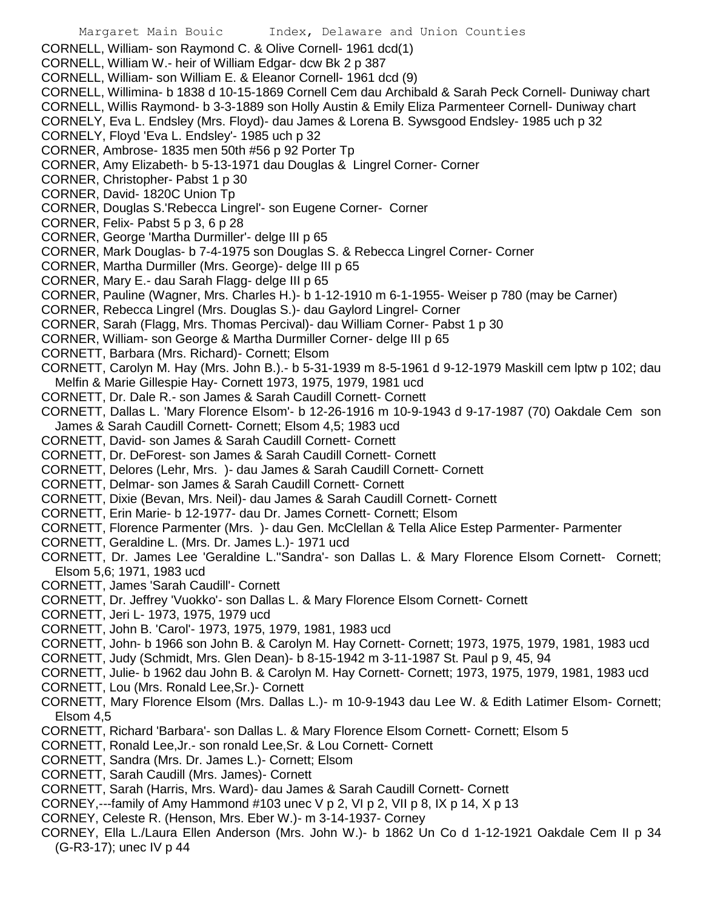CORNELL, William- son Raymond C. & Olive Cornell- 1961 dcd(1)
CORNELL, William W.- heir of William Edgar- dcw Bk 2 p 387
CORNELL, William- son William E. & Eleanor Cornell- 1961 dcd (9)
CORNELL, Willimina- b 1838 d 10-15-1869 Cornell Cem dau Archibald & Sarah Peck Cornell- Duniway chart
CORNELL, Willis Raymond- b 3-3-1889 son Holly Austin & Emily Eliza Parmenteer Cornell- Duniway chart
CORNELY, Eva L. Endsley (Mrs. Floyd)- dau James & Lorena B. Sywsgood Endsley- 1985 uch p 32
CORNELY, Floyd 'Eva L. Endsley'- 1985 uch p 32
CORNER, Ambrose- 1835 men 50th #56 p 92 Porter Tp
CORNER, Amy Elizabeth- b 5-13-1971 dau Douglas & Lingrel Corner- Corner
CORNER, Christopher- Pabst 1 p 30
CORNER, David- 1820C Union Tp
CORNER, Douglas S.'Rebecca Lingrel'- son Eugene Corner- Corner
CORNER, Felix- Pabst 5 p 3, 6 p 28
CORNER, George 'Martha Durmiller'- delge III p 65
CORNER, Mark Douglas- b 7-4-1975 son Douglas S. & Rebecca Lingrel Corner- Corner
CORNER, Martha Durmiller (Mrs. George)- delge III p 65
CORNER, Mary E.- dau Sarah Flagg- delge III p 65
CORNER, Pauline (Wagner, Mrs. Charles H.)- b 1-12-1910 m 6-1-1955- Weiser p 780 (may be Carner)
CORNER, Rebecca Lingrel (Mrs. Douglas S.)- dau Gaylord Lingrel- Corner
CORNER, Sarah (Flagg, Mrs. Thomas Percival)- dau William Corner- Pabst 1 p 30
CORNER, William- son George & Martha Durmiller Corner- delge III p 65
CORNETT, Barbara (Mrs. Richard)- Cornett; Elsom
CORNETT, Carolyn M. Hay (Mrs. John B.).- b 5-31-1939 m 8-5-1961 d 9-12-1979 Maskill cem lptw p 102; dau Melfin & Marie Gillespie Hay- Cornett 1973, 1975, 1979, 1981 ucd
CORNETT, Dr. Dale R.- son James & Sarah Caudill Cornett- Cornett
CORNETT, Dallas L. 'Mary Florence Elsom'- b 12-26-1916 m 10-9-1943 d 9-17-1987 (70) Oakdale Cem son James & Sarah Caudill Cornett- Cornett; Elsom 4,5; 1983 ucd
CORNETT, David- son James & Sarah Caudill Cornett- Cornett
CORNETT, Dr. DeForest- son James & Sarah Caudill Cornett- Cornett
CORNETT, Delores (Lehr, Mrs. )- dau James & Sarah Caudill Cornett- Cornett
CORNETT, Delmar- son James & Sarah Caudill Cornett- Cornett
CORNETT, Dixie (Bevan, Mrs. Neil)- dau James & Sarah Caudill Cornett- Cornett
CORNETT, Erin Marie- b 12-1977- dau Dr. James Cornett- Cornett; Elsom
CORNETT, Florence Parmenter (Mrs. )- dau Gen. McClellan & Tella Alice Estep Parmenter- Parmenter
CORNETT, Geraldine L. (Mrs. Dr. James L.)- 1971 ucd
CORNETT, Dr. James Lee 'Geraldine L.''Sandra'- son Dallas L. & Mary Florence Elsom Cornett- Cornett; Elsom 5,6; 1971, 1983 ucd
CORNETT, James 'Sarah Caudill'- Cornett
CORNETT, Dr. Jeffrey 'Vuokko'- son Dallas L. & Mary Florence Elsom Cornett- Cornett
CORNETT, Jeri L- 1973, 1975, 1979 ucd
CORNETT, John B. 'Carol'- 1973, 1975, 1979, 1981, 1983 ucd
CORNETT, John- b 1966 son John B. & Carolyn M. Hay Cornett- Cornett; 1973, 1975, 1979, 1981, 1983 ucd
CORNETT, Judy (Schmidt, Mrs. Glen Dean)- b 8-15-1942 m 3-11-1987 St. Paul p 9, 45, 94
CORNETT, Julie- b 1962 dau John B. & Carolyn M. Hay Cornett- Cornett; 1973, 1975, 1979, 1981, 1983 ucd
CORNETT, Lou (Mrs. Ronald Lee,Sr.)- Cornett
CORNETT, Mary Florence Elsom (Mrs. Dallas L.)- m 10-9-1943 dau Lee W. & Edith Latimer Elsom- Cornett; Elsom 4,5
CORNETT, Richard 'Barbara'- son Dallas L. & Mary Florence Elsom Cornett- Cornett; Elsom 5
CORNETT, Ronald Lee,Jr.- son ronald Lee,Sr. & Lou Cornett- Cornett
CORNETT, Sandra (Mrs. Dr. James L.)- Cornett; Elsom
CORNETT, Sarah Caudill (Mrs. James)- Cornett
CORNETT, Sarah (Harris, Mrs. Ward)- dau James & Sarah Caudill Cornett- Cornett
CORNEY,---family of Amy Hammond #103 unec V p 2, VI p 2, VII p 8, IX p 14, X p 13
CORNEY, Celeste R. (Henson, Mrs. Eber W.)- m 3-14-1937- Corney
CORNEY, Ella L./Laura Ellen Anderson (Mrs. John W.)- b 1862 Un Co d 1-12-1921 Oakdale Cem II p 34 (G-R3-17); unec IV p 44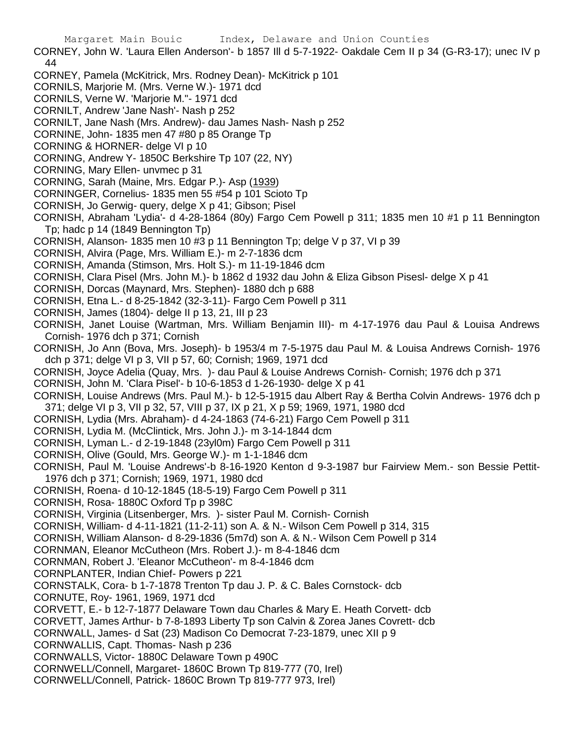CORNEY, John W. 'Laura Ellen Anderson'- b 1857 Ill d 5-7-1922- Oakdale Cem II p 34 (G-R3-17); unec IV p 44

CORNEY, Pamela (McKitrick, Mrs. Rodney Dean)- McKitrick p 101

CORNILS, Marjorie M. (Mrs. Verne W.)- 1971 dcd

CORNILS, Verne W. 'Marjorie M."- 1971 dcd

CORNILT, Andrew 'Jane Nash'- Nash p 252

CORNILT, Jane Nash (Mrs. Andrew)- dau James Nash- Nash p 252

CORNINE, John- 1835 men 47 #80 p 85 Orange Tp

CORNING & HORNER- delge VI p 10

CORNING, Andrew Y- 1850C Berkshire Tp 107 (22, NY)

CORNING, Mary Ellen- unvmec p 31

CORNING, Sarah (Maine, Mrs. Edgar P.)- Asp (1939)

CORNINGER, Cornelius- 1835 men 55 #54 p 101 Scioto Tp

CORNISH, Jo Gerwig- query, delge X p 41; Gibson; Pisel

CORNISH, Abraham 'Lydia'- d 4-28-1864 (80y) Fargo Cem Powell p 311; 1835 men 10 #1 p 11 Bennington Tp; hadc p 14 (1849 Bennington Tp)

CORNISH, Alanson- 1835 men 10 #3 p 11 Bennington Tp; delge V p 37, VI p 39

CORNISH, Alvira (Page, Mrs. William E.)- m 2-7-1836 dcm

CORNISH, Amanda (Stimson, Mrs. Holt S.)- m 11-19-1846 dcm

CORNISH, Clara Pisel (Mrs. John M.)- b 1862 d 1932 dau John & Eliza Gibson Pisesl- delge X p 41

CORNISH, Dorcas (Maynard, Mrs. Stephen)- 1880 dch p 688

CORNISH, Etna L.- d 8-25-1842 (32-3-11)- Fargo Cem Powell p 311

CORNISH, James (1804)- delge II p 13, 21, III p 23

CORNISH, Janet Louise (Wartman, Mrs. William Benjamin III)- m 4-17-1976 dau Paul & Louisa Andrews Cornish- 1976 dch p 371; Cornish

CORNISH, Jo Ann (Bova, Mrs. Joseph)- b 1953/4 m 7-5-1975 dau Paul M. & Louisa Andrews Cornish- 1976 dch p 371; delge VI p 3, VII p 57, 60; Cornish; 1969, 1971 dcd

CORNISH, Joyce Adelia (Quay, Mrs. )- dau Paul & Louise Andrews Cornish- Cornish; 1976 dch p 371

CORNISH, John M. 'Clara Pisel'- b 10-6-1853 d 1-26-1930- delge X p 41

CORNISH, Louise Andrews (Mrs. Paul M.)- b 12-5-1915 dau Albert Ray & Bertha Colvin Andrews- 1976 dch p 371; delge VI p 3, VII p 32, 57, VIII p 37, IX p 21, X p 59; 1969, 1971, 1980 dcd

CORNISH, Lydia (Mrs. Abraham)- d 4-24-1863 (74-6-21) Fargo Cem Powell p 311

CORNISH, Lydia M. (McClintick, Mrs. John J.)- m 3-14-1844 dcm

CORNISH, Lyman L.- d 2-19-1848 (23yl0m) Fargo Cem Powell p 311

CORNISH, Olive (Gould, Mrs. George W.)- m 1-1-1846 dcm

CORNISH, Paul M. 'Louise Andrews'-b 8-16-1920 Kenton d 9-3-1987 bur Fairview Mem.- son Bessie Pettit- 1976 dch p 371; Cornish; 1969, 1971, 1980 dcd

CORNISH, Roena- d 10-12-1845 (18-5-19) Fargo Cem Powell p 311

CORNISH, Rosa- 1880C Oxford Tp p 398C

CORNISH, Virginia (Litsenberger, Mrs. )- sister Paul M. Cornish- Cornish

CORNISH, William- d 4-11-1821 (11-2-11) son A. & N.- Wilson Cem Powell p 314, 315

CORNISH, William Alanson- d 8-29-1836 (5m7d) son A. & N.- Wilson Cem Powell p 314

CORNMAN, Eleanor McCutheon (Mrs. Robert J.)- m 8-4-1846 dcm

CORNMAN, Robert J. 'Eleanor McCutheon'- m 8-4-1846 dcm

CORNPLANTER, Indian Chief- Powers p 221

CORNSTALK, Cora- b 1-7-1878 Trenton Tp dau J. P. & C. Bales Cornstock- dcb

CORNUTE, Roy- 1961, 1969, 1971 dcd

CORVETT, E.- b 12-7-1877 Delaware Town dau Charles & Mary E. Heath Corvett- dcb

CORVETT, James Arthur- b 7-8-1893 Liberty Tp son Calvin & Zorea Janes Covrett- dcb

CORNWALL, James- d Sat (23) Madison Co Democrat 7-23-1879, unec XII p 9

CORNWALLIS, Capt. Thomas- Nash p 236

CORNWALLS, Victor- 1880C Delaware Town p 490C

CORNWELL/Connell, Margaret- 1860C Brown Tp 819-777 (70, Irel)

CORNWELL/Connell, Patrick- 1860C Brown Tp 819-777 973, Irel)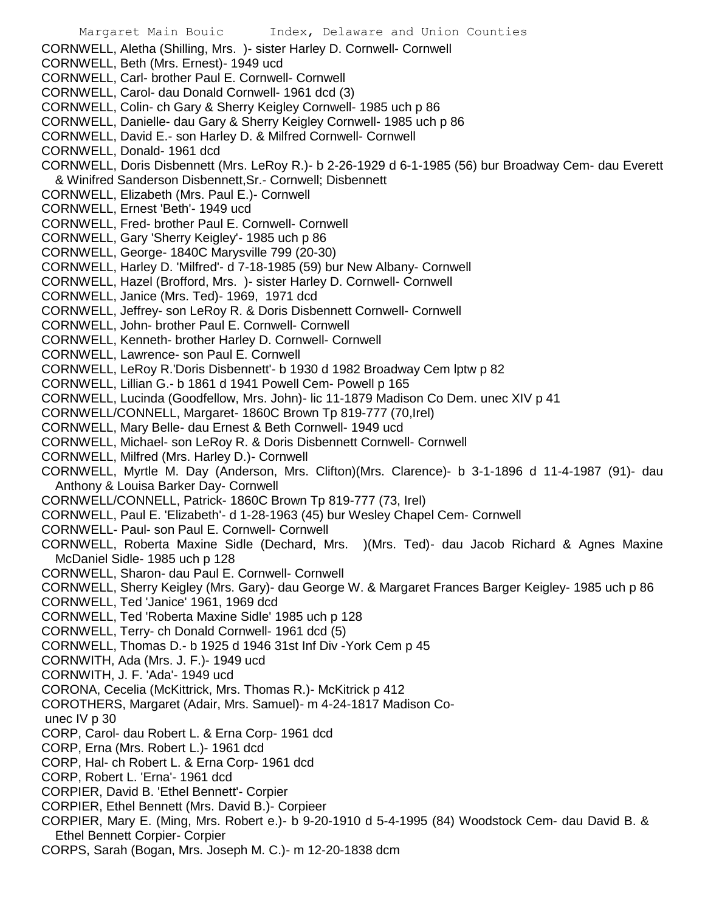CORNWELL, Aletha (Shilling, Mrs. )- sister Harley D. Cornwell- Cornwell
CORNWELL, Beth (Mrs. Ernest)- 1949 ucd
CORNWELL, Carl- brother Paul E. Cornwell- Cornwell
CORNWELL, Carol- dau Donald Cornwell- 1961 dcd (3)
CORNWELL, Colin- ch Gary & Sherry Keigley Cornwell- 1985 uch p 86
CORNWELL, Danielle- dau Gary & Sherry Keigley Cornwell- 1985 uch p 86
CORNWELL, David E.- son Harley D. & Milfred Cornwell- Cornwell
CORNWELL, Donald- 1961 dcd
CORNWELL, Doris Disbennett (Mrs. LeRoy R.)- b 2-26-1929 d 6-1-1985 (56) bur Broadway Cem- dau Everett & Winifred Sanderson Disbennett,Sr.- Cornwell; Disbennett
CORNWELL, Elizabeth (Mrs. Paul E.)- Cornwell
CORNWELL, Ernest 'Beth'- 1949 ucd
CORNWELL, Fred- brother Paul E. Cornwell- Cornwell
CORNWELL, Gary 'Sherry Keigley'- 1985 uch p 86
CORNWELL, George- 1840C Marysville 799 (20-30)
CORNWELL, Harley D. 'Milfred'- d 7-18-1985 (59) bur New Albany- Cornwell
CORNWELL, Hazel (Brofford, Mrs. )- sister Harley D. Cornwell- Cornwell
CORNWELL, Janice (Mrs. Ted)- 1969, 1971 dcd
CORNWELL, Jeffrey- son LeRoy R. & Doris Disbennett Cornwell- Cornwell
CORNWELL, John- brother Paul E. Cornwell- Cornwell
CORNWELL, Kenneth- brother Harley D. Cornwell- Cornwell
CORNWELL, Lawrence- son Paul E. Cornwell
CORNWELL, LeRoy R.'Doris Disbennett'- b 1930 d 1982 Broadway Cem lptw p 82
CORNWELL, Lillian G.- b 1861 d 1941 Powell Cem- Powell p 165
CORNWELL, Lucinda (Goodfellow, Mrs. John)- lic 11-1879 Madison Co Dem. unec XIV p 41
CORNWELL/CONNELL, Margaret- 1860C Brown Tp 819-777 (70,Irel)
CORNWELL, Mary Belle- dau Ernest & Beth Cornwell- 1949 ucd
CORNWELL, Michael- son LeRoy R. & Doris Disbennett Cornwell- Cornwell
CORNWELL, Milfred (Mrs. Harley D.)- Cornwell
CORNWELL, Myrtle M. Day (Anderson, Mrs. Clifton)(Mrs. Clarence)- b 3-1-1896 d 11-4-1987 (91)- dau Anthony & Louisa Barker Day- Cornwell
CORNWELL/CONNELL, Patrick- 1860C Brown Tp 819-777 (73, Irel)
CORNWELL, Paul E. 'Elizabeth'- d 1-28-1963 (45) bur Wesley Chapel Cem- Cornwell
CORNWELL- Paul- son Paul E. Cornwell- Cornwell
CORNWELL, Roberta Maxine Sidle (Dechard, Mrs. )(Mrs. Ted)- dau Jacob Richard & Agnes Maxine McDaniel Sidle- 1985 uch p 128
CORNWELL, Sharon- dau Paul E. Cornwell- Cornwell
CORNWELL, Sherry Keigley (Mrs. Gary)- dau George W. & Margaret Frances Barger Keigley- 1985 uch p 86
CORNWELL, Ted 'Janice' 1961, 1969 dcd
CORNWELL, Ted 'Roberta Maxine Sidle' 1985 uch p 128
CORNWELL, Terry- ch Donald Cornwell- 1961 dcd (5)
CORNWELL, Thomas D.- b 1925 d 1946 31st Inf Div -York Cem p 45
CORNWITH, Ada (Mrs. J. F.)- 1949 ucd
CORNWITH, J. F. 'Ada'- 1949 ucd
CORONA, Cecelia (McKittrick, Mrs. Thomas R.)- McKitrick p 412
COROTHERS, Margaret (Adair, Mrs. Samuel)- m 4-24-1817 Madison Co- unec IV p 30
CORP, Carol- dau Robert L. & Erna Corp- 1961 dcd
CORP, Erna (Mrs. Robert L.)- 1961 dcd
CORP, Hal- ch Robert L. & Erna Corp- 1961 dcd
CORP, Robert L. 'Erna'- 1961 dcd
CORPIER, David B. 'Ethel Bennett'- Corpier
CORPIER, Ethel Bennett (Mrs. David B.)- Corpieer
CORPIER, Mary E. (Ming, Mrs. Robert e.)- b 9-20-1910 d 5-4-1995 (84) Woodstock Cem- dau David B. & Ethel Bennett Corpier- Corpier
CORPS, Sarah (Bogan, Mrs. Joseph M. C.)- m 12-20-1838 dcm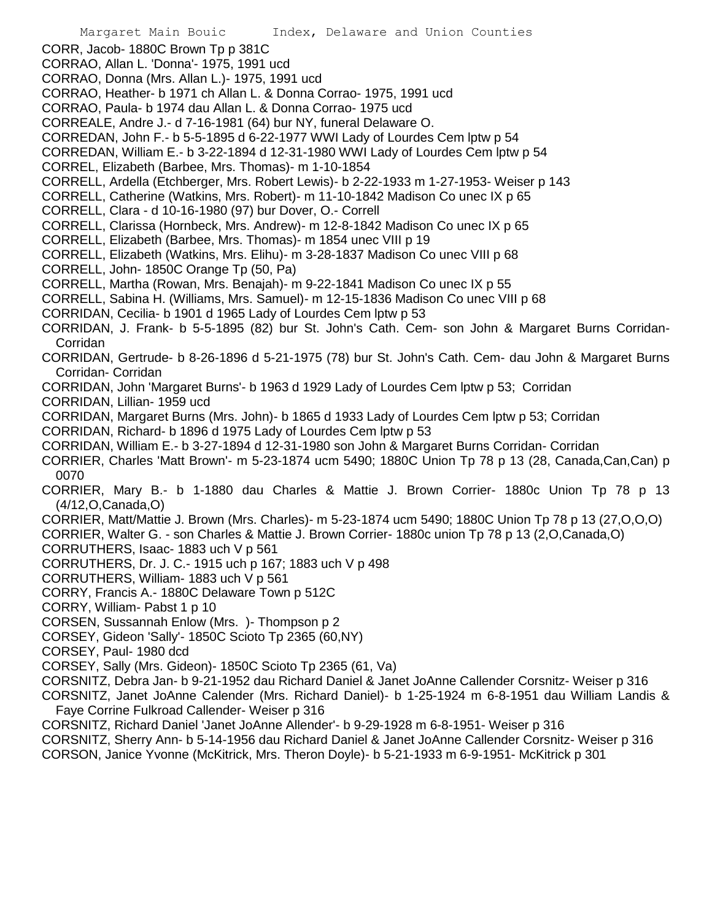CORR, Jacob- 1880C Brown Tp p 381C
CORRAO, Allan L. 'Donna'- 1975, 1991 ucd
CORRAO, Donna (Mrs. Allan L.)- 1975, 1991 ucd
CORRAO, Heather- b 1971 ch Allan L. & Donna Corrao- 1975, 1991 ucd
CORRAO, Paula- b 1974 dau Allan L. & Donna Corrao- 1975 ucd
CORREALE, Andre J.- d 7-16-1981 (64) bur NY, funeral Delaware O.
CORREDAN, John F.- b 5-5-1895 d 6-22-1977 WWI Lady of Lourdes Cem lptw p 54
CORREDAN, William E.- b 3-22-1894 d 12-31-1980 WWI Lady of Lourdes Cem lptw p 54
CORREL, Elizabeth (Barbee, Mrs. Thomas)- m 1-10-1854
CORRELL, Ardella (Etchberger, Mrs. Robert Lewis)- b 2-22-1933 m 1-27-1953- Weiser p 143
CORRELL, Catherine (Watkins, Mrs. Robert)- m 11-10-1842 Madison Co unec IX p 65
CORRELL, Clara - d 10-16-1980 (97) bur Dover, O.- Correll
CORRELL, Clarissa (Hornbeck, Mrs. Andrew)- m 12-8-1842 Madison Co unec IX p 65
CORRELL, Elizabeth (Barbee, Mrs. Thomas)- m 1854 unec VIII p 19
CORRELL, Elizabeth (Watkins, Mrs. Elihu)- m 3-28-1837 Madison Co unec VIII p 68
CORRELL, John- 1850C Orange Tp (50, Pa)
CORRELL, Martha (Rowan, Mrs. Benajah)- m 9-22-1841 Madison Co unec IX p 55
CORRELL, Sabina H. (Williams, Mrs. Samuel)- m 12-15-1836 Madison Co unec VIII p 68
CORRIDAN, Cecilia- b 1901 d 1965 Lady of Lourdes Cem lptw p 53
CORRIDAN, J. Frank- b 5-5-1895 (82) bur St. John's Cath. Cem- son John & Margaret Burns Corridan- Corridan
CORRIDAN, Gertrude- b 8-26-1896 d 5-21-1975 (78) bur St. John's Cath. Cem- dau John & Margaret Burns Corridan- Corridan
CORRIDAN, John 'Margaret Burns'- b 1963 d 1929 Lady of Lourdes Cem lptw p 53; Corridan
CORRIDAN, Lillian- 1959 ucd
CORRIDAN, Margaret Burns (Mrs. John)- b 1865 d 1933 Lady of Lourdes Cem lptw p 53; Corridan
CORRIDAN, Richard- b 1896 d 1975 Lady of Lourdes Cem lptw p 53
CORRIDAN, William E.- b 3-27-1894 d 12-31-1980 son John & Margaret Burns Corridan- Corridan
CORRIER, Charles 'Matt Brown'- m 5-23-1874 ucm 5490; 1880C Union Tp 78 p 13 (28, Canada,Can,Can) p 0070
CORRIER, Mary B.- b 1-1880 dau Charles & Mattie J. Brown Corrier- 1880c Union Tp 78 p 13 (4/12,O,Canada,O)
CORRIER, Matt/Mattie J. Brown (Mrs. Charles)- m 5-23-1874 ucm 5490; 1880C Union Tp 78 p 13 (27,O,O,O)
CORRIER, Walter G. - son Charles & Mattie J. Brown Corrier- 1880c union Tp 78 p 13 (2,O,Canada,O)
CORRUTHERS, Isaac- 1883 uch V p 561
CORRUTHERS, Dr. J. C.- 1915 uch p 167; 1883 uch V p 498
CORRUTHERS, William- 1883 uch V p 561
CORRY, Francis A.- 1880C Delaware Town p 512C
CORRY, William- Pabst 1 p 10
CORSEN, Sussannah Enlow (Mrs. )- Thompson p 2
CORSEY, Gideon 'Sally'- 1850C Scioto Tp 2365 (60,NY)
CORSEY, Paul- 1980 dcd
CORSEY, Sally (Mrs. Gideon)- 1850C Scioto Tp 2365 (61, Va)
CORSNITZ, Debra Jan- b 9-21-1952 dau Richard Daniel & Janet JoAnne Callender Corsnitz- Weiser p 316
CORSNITZ, Janet JoAnne Calender (Mrs. Richard Daniel)- b 1-25-1924 m 6-8-1951 dau William Landis & Faye Corrine Fulkroad Callender- Weiser p 316
CORSNITZ, Richard Daniel 'Janet JoAnne Allender'- b 9-29-1928 m 6-8-1951- Weiser p 316
CORSNITZ, Sherry Ann- b 5-14-1956 dau Richard Daniel & Janet JoAnne Callender Corsnitz- Weiser p 316
CORSON, Janice Yvonne (McKitrick, Mrs. Theron Doyle)- b 5-21-1933 m 6-9-1951- McKitrick p 301